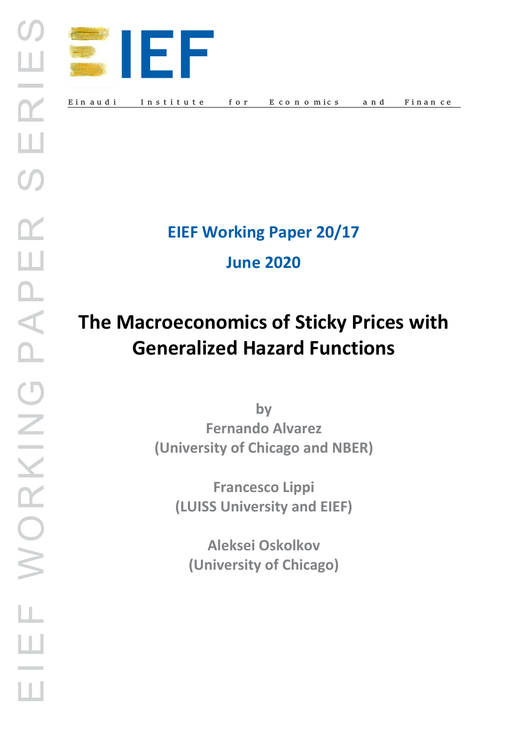EIEF

Einaudi Institute for Economics and Finance

EIEF WORKING PAPER SERIES

**EIEF Working Paper 20/17**

**June 2020**

# The Macroeconomics of Sticky Prices with Generalized Hazard Functions

by

Fernando Alvarez
(University of Chicago and NBER)

Francesco Lippi
(LUISS University and EIEF)

Aleksei Oskolkov
(University of Chicago)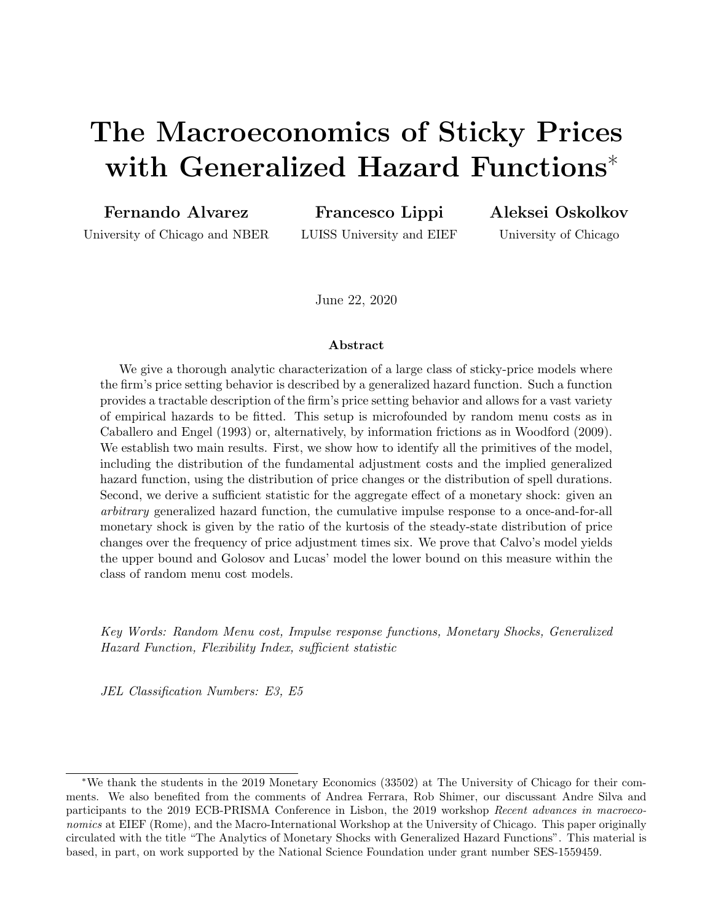# The Macroeconomics of Sticky Prices with Generalized Hazard Functions*

**Fernando Alvarez**
University of Chicago and NBER

**Francesco Lippi**
LUISS University and EIEF

**Aleksei Oskolkov**
University of Chicago

June 22, 2020

### Abstract

We give a thorough analytic characterization of a large class of sticky-price models where the firm's price setting behavior is described by a generalized hazard function. Such a function provides a tractable description of the firm's price setting behavior and allows for a vast variety of empirical hazards to be fitted. This setup is microfounded by random menu costs as in Caballero and Engel (1993) or, alternatively, by information frictions as in Woodford (2009). We establish two main results. First, we show how to identify all the primitives of the model, including the distribution of the fundamental adjustment costs and the implied generalized hazard function, using the distribution of price changes or the distribution of spell durations. Second, we derive a sufficient statistic for the aggregate effect of a monetary shock: given an *arbitrary* generalized hazard function, the cumulative impulse response to a once-and-for-all monetary shock is given by the ratio of the kurtosis of the steady-state distribution of price changes over the frequency of price adjustment times six. We prove that Calvo's model yields the upper bound and Golosov and Lucas' model the lower bound on this measure within the class of random menu cost models.

*Key Words: Random Menu cost, Impulse response functions, Monetary Shocks, Generalized Hazard Function, Flexibility Index, sufficient statistic*

*JEL Classification Numbers: E3, E5*

---

*We thank the students in the 2019 Monetary Economics (33502) at The University of Chicago for their comments. We also benefited from the comments of Andrea Ferrara, Rob Shimer, our discussant Andre Silva and participants to the 2019 ECB-PRISMA Conference in Lisbon, the 2019 workshop *Recent advances in macroeconomics* at EIEF (Rome), and the Macro-International Workshop at the University of Chicago. This paper originally circulated with the title "The Analytics of Monetary Shocks with Generalized Hazard Functions". This material is based, in part, on work supported by the National Science Foundation under grant number SES-1559459.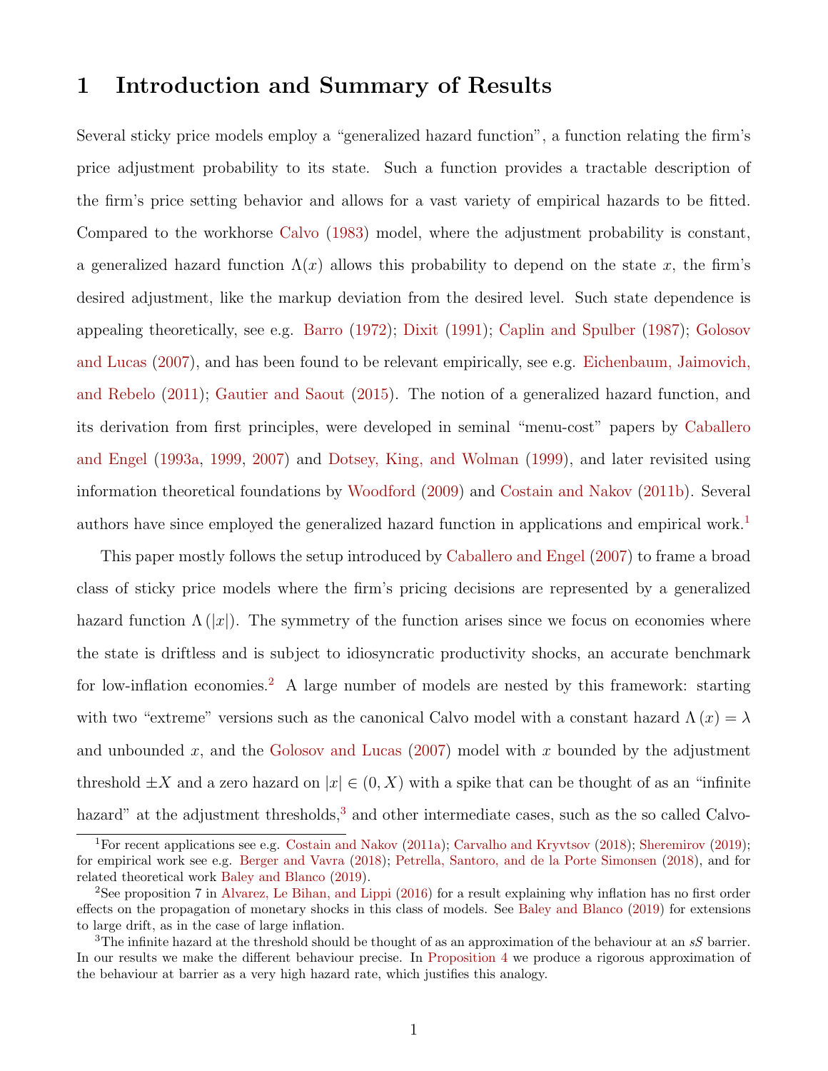# 1 Introduction and Summary of Results

Several sticky price models employ a "generalized hazard function", a function relating the firm's price adjustment probability to its state. Such a function provides a tractable description of the firm's price setting behavior and allows for a vast variety of empirical hazards to be fitted. Compared to the workhorse Calvo (1983) model, where the adjustment probability is constant, a generalized hazard function $\Lambda(x)$ allows this probability to depend on the state $x$, the firm's desired adjustment, like the markup deviation from the desired level. Such state dependence is appealing theoretically, see e.g. Barro (1972); Dixit (1991); Caplin and Spulber (1987); Golosov and Lucas (2007), and has been found to be relevant empirically, see e.g. Eichenbaum, Jaimovich, and Rebelo (2011); Gautier and Saout (2015). The notion of a generalized hazard function, and its derivation from first principles, were developed in seminal "menu-cost" papers by Caballero and Engel (1993a, 1999, 2007) and Dotsey, King, and Wolman (1999), and later revisited using information theoretical foundations by Woodford (2009) and Costain and Nakov (2011b). Several authors have since employed the generalized hazard function in applications and empirical work.[1]

This paper mostly follows the setup introduced by Caballero and Engel (2007) to frame a broad class of sticky price models where the firm's pricing decisions are represented by a generalized hazard function $\Lambda(|x|)$. The symmetry of the function arises since we focus on economies where the state is driftless and is subject to idiosyncratic productivity shocks, an accurate benchmark for low-inflation economies.[2] A large number of models are nested by this framework: starting with two "extreme" versions such as the canonical Calvo model with a constant hazard $\Lambda(x) = \lambda$ and unbounded $x$, and the Golosov and Lucas (2007) model with $x$ bounded by the adjustment threshold $\pm X$ and a zero hazard on $|x| \in (0, X)$ with a spike that can be thought of as an "infinite hazard" at the adjustment thresholds,[3] and other intermediate cases, such as the so called Calvo-

[1] For recent applications see e.g. Costain and Nakov (2011a); Carvalho and Kryvtsov (2018); Sheremirov (2019); for empirical work see e.g. Berger and Vavra (2018); Petrella, Santoro, and de la Porte Simonsen (2018), and for related theoretical work Baley and Blanco (2019).

[2] See proposition 7 in Alvarez, Le Bihan, and Lippi (2016) for a result explaining why inflation has no first order effects on the propagation of monetary shocks in this class of models. See Baley and Blanco (2019) for extensions to large drift, as in the case of large inflation.

[3] The infinite hazard at the threshold should be thought of as an approximation of the behaviour at an $sS$ barrier. In our results we make the different behaviour precise. In Proposition 4 we produce a rigorous approximation of the behaviour at barrier as a very high hazard rate, which justifies this analogy.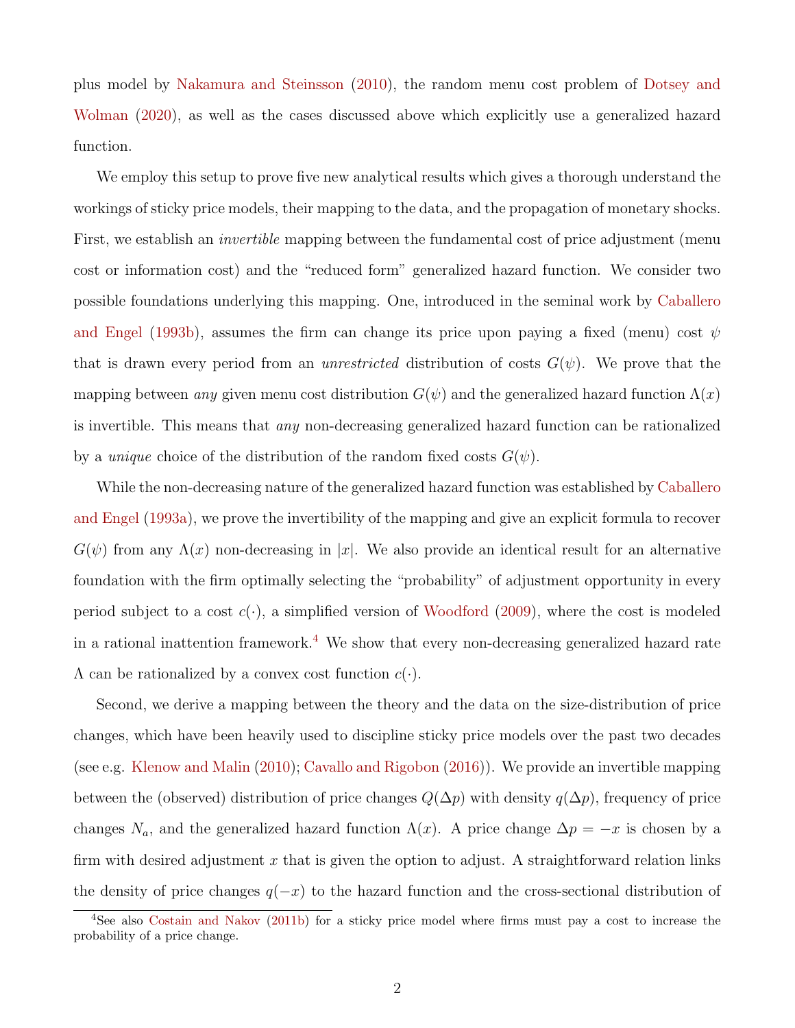plus model by Nakamura and Steinsson (2010), the random menu cost problem of Dotsey and Wolman (2020), as well as the cases discussed above which explicitly use a generalized hazard function.

We employ this setup to prove five new analytical results which gives a thorough understand the workings of sticky price models, their mapping to the data, and the propagation of monetary shocks. First, we establish an *invertible* mapping between the fundamental cost of price adjustment (menu cost or information cost) and the "reduced form" generalized hazard function. We consider two possible foundations underlying this mapping. One, introduced in the seminal work by Caballero and Engel (1993b), assumes the firm can change its price upon paying a fixed (menu) cost $\psi$ that is drawn every period from an *unrestricted* distribution of costs $G(\psi)$. We prove that the mapping between *any* given menu cost distribution $G(\psi)$ and the generalized hazard function $\Lambda(x)$ is invertible. This means that *any* non-decreasing generalized hazard function can be rationalized by a *unique* choice of the distribution of the random fixed costs $G(\psi)$.

While the non-decreasing nature of the generalized hazard function was established by Caballero and Engel (1993a), we prove the invertibility of the mapping and give an explicit formula to recover $G(\psi)$ from any $\Lambda(x)$ non-decreasing in $|x|$. We also provide an identical result for an alternative foundation with the firm optimally selecting the "probability" of adjustment opportunity in every period subject to a cost $c(\cdot)$, a simplified version of Woodford (2009), where the cost is modeled in a rational inattention framework.[4] We show that every non-decreasing generalized hazard rate $\Lambda$ can be rationalized by a convex cost function $c(\cdot)$.

Second, we derive a mapping between the theory and the data on the size-distribution of price changes, which have been heavily used to discipline sticky price models over the past two decades (see e.g. Klenow and Malin (2010); Cavallo and Rigobon (2016)). We provide an invertible mapping between the (observed) distribution of price changes $Q(\Delta p)$ with density $q(\Delta p)$, frequency of price changes $N_a$, and the generalized hazard function $\Lambda(x)$. A price change $\Delta p = -x$ is chosen by a firm with desired adjustment $x$ that is given the option to adjust. A straightforward relation links the density of price changes $q(-x)$ to the hazard function and the cross-sectional distribution of

[4] See also Costain and Nakov (2011b) for a sticky price model where firms must pay a cost to increase the probability of a price change.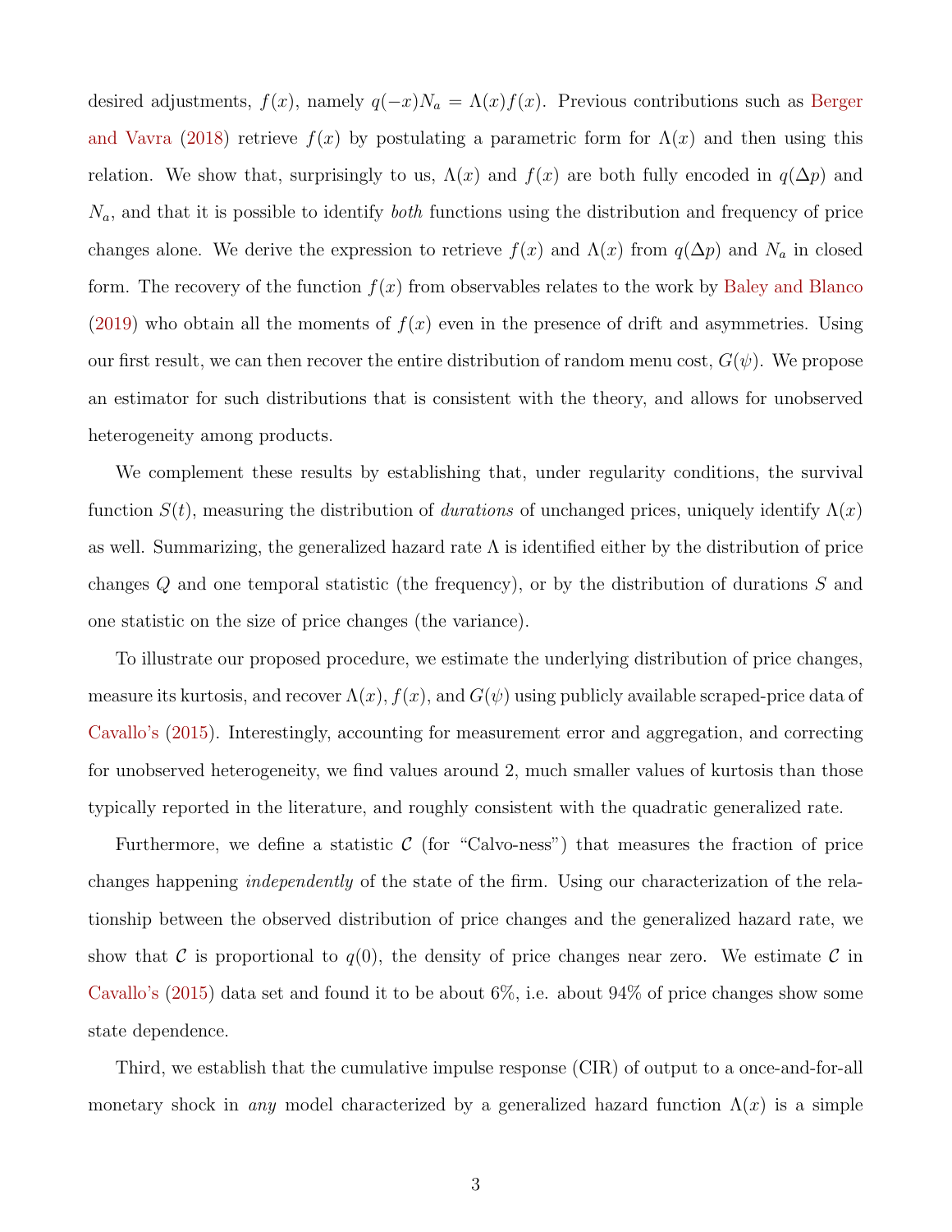desired adjustments, $f(x)$, namely $q(-x)N_a = \Lambda(x)f(x)$. Previous contributions such as Berger and Vavra (2018) retrieve $f(x)$ by postulating a parametric form for $\Lambda(x)$ and then using this relation. We show that, surprisingly to us, $\Lambda(x)$ and $f(x)$ are both fully encoded in $q(\Delta p)$ and $N_a$, and that it is possible to identify *both* functions using the distribution and frequency of price changes alone. We derive the expression to retrieve $f(x)$ and $\Lambda(x)$ from $q(\Delta p)$ and $N_a$ in closed form. The recovery of the function $f(x)$ from observables relates to the work by Baley and Blanco (2019) who obtain all the moments of $f(x)$ even in the presence of drift and asymmetries. Using our first result, we can then recover the entire distribution of random menu cost, $G(\psi)$. We propose an estimator for such distributions that is consistent with the theory, and allows for unobserved heterogeneity among products.

We complement these results by establishing that, under regularity conditions, the survival function $S(t)$, measuring the distribution of *durations* of unchanged prices, uniquely identify $\Lambda(x)$ as well. Summarizing, the generalized hazard rate $\Lambda$ is identified either by the distribution of price changes $Q$ and one temporal statistic (the frequency), or by the distribution of durations $S$ and one statistic on the size of price changes (the variance).

To illustrate our proposed procedure, we estimate the underlying distribution of price changes, measure its kurtosis, and recover $\Lambda(x)$, $f(x)$, and $G(\psi)$ using publicly available scraped-price data of Cavallo's (2015). Interestingly, accounting for measurement error and aggregation, and correcting for unobserved heterogeneity, we find values around 2, much smaller values of kurtosis than those typically reported in the literature, and roughly consistent with the quadratic generalized rate.

Furthermore, we define a statistic $\mathcal{C}$ (for "Calvo-ness") that measures the fraction of price changes happening *independently* of the state of the firm. Using our characterization of the relationship between the observed distribution of price changes and the generalized hazard rate, we show that $\mathcal{C}$ is proportional to $q(0)$, the density of price changes near zero. We estimate $\mathcal{C}$ in Cavallo's (2015) data set and found it to be about 6%, i.e. about 94% of price changes show some state dependence.

Third, we establish that the cumulative impulse response (CIR) of output to a once-and-for-all monetary shock in *any* model characterized by a generalized hazard function $\Lambda(x)$ is a simple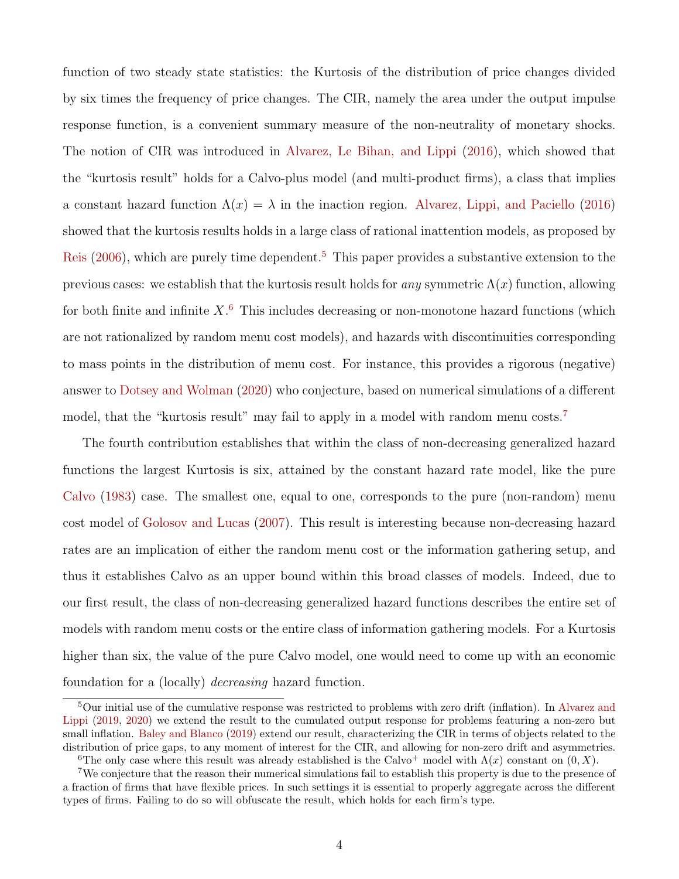function of two steady state statistics: the Kurtosis of the distribution of price changes divided by six times the frequency of price changes. The CIR, namely the area under the output impulse response function, is a convenient summary measure of the non-neutrality of monetary shocks. The notion of CIR was introduced in Alvarez, Le Bihan, and Lippi (2016), which showed that the "kurtosis result" holds for a Calvo-plus model (and multi-product firms), a class that implies a constant hazard function $\Lambda(x) = \lambda$ in the inaction region. Alvarez, Lippi, and Paciello (2016) showed that the kurtosis results holds in a large class of rational inattention models, as proposed by Reis (2006), which are purely time dependent.[5] This paper provides a substantive extension to the previous cases: we establish that the kurtosis result holds for *any* symmetric $\Lambda(x)$ function, allowing for both finite and infinite $X$.[6] This includes decreasing or non-monotone hazard functions (which are not rationalized by random menu cost models), and hazards with discontinuities corresponding to mass points in the distribution of menu cost. For instance, this provides a rigorous (negative) answer to Dotsey and Wolman (2020) who conjecture, based on numerical simulations of a different model, that the "kurtosis result" may fail to apply in a model with random menu costs.[7]

The fourth contribution establishes that within the class of non-decreasing generalized hazard functions the largest Kurtosis is six, attained by the constant hazard rate model, like the pure Calvo (1983) case. The smallest one, equal to one, corresponds to the pure (non-random) menu cost model of Golosov and Lucas (2007). This result is interesting because non-decreasing hazard rates are an implication of either the random menu cost or the information gathering setup, and thus it establishes Calvo as an upper bound within this broad classes of models. Indeed, due to our first result, the class of non-decreasing generalized hazard functions describes the entire set of models with random menu costs or the entire class of information gathering models. For a Kurtosis higher than six, the value of the pure Calvo model, one would need to come up with an economic foundation for a (locally) *decreasing* hazard function.

[5] Our initial use of the cumulative response was restricted to problems with zero drift (inflation). In Alvarez and Lippi (2019, 2020) we extend the result to the cumulated output response for problems featuring a non-zero but small inflation. Baley and Blanco (2019) extend our result, characterizing the CIR in terms of objects related to the distribution of price gaps, to any moment of interest for the CIR, and allowing for non-zero drift and asymmetries.

[6] The only case where this result was already established is the Calvo$^+$ model with $\Lambda(x)$ constant on $(0, X)$.

[7] We conjecture that the reason their numerical simulations fail to establish this property is due to the presence of a fraction of firms that have flexible prices. In such settings it is essential to properly aggregate across the different types of firms. Failing to do so will obfuscate the result, which holds for each firm's type.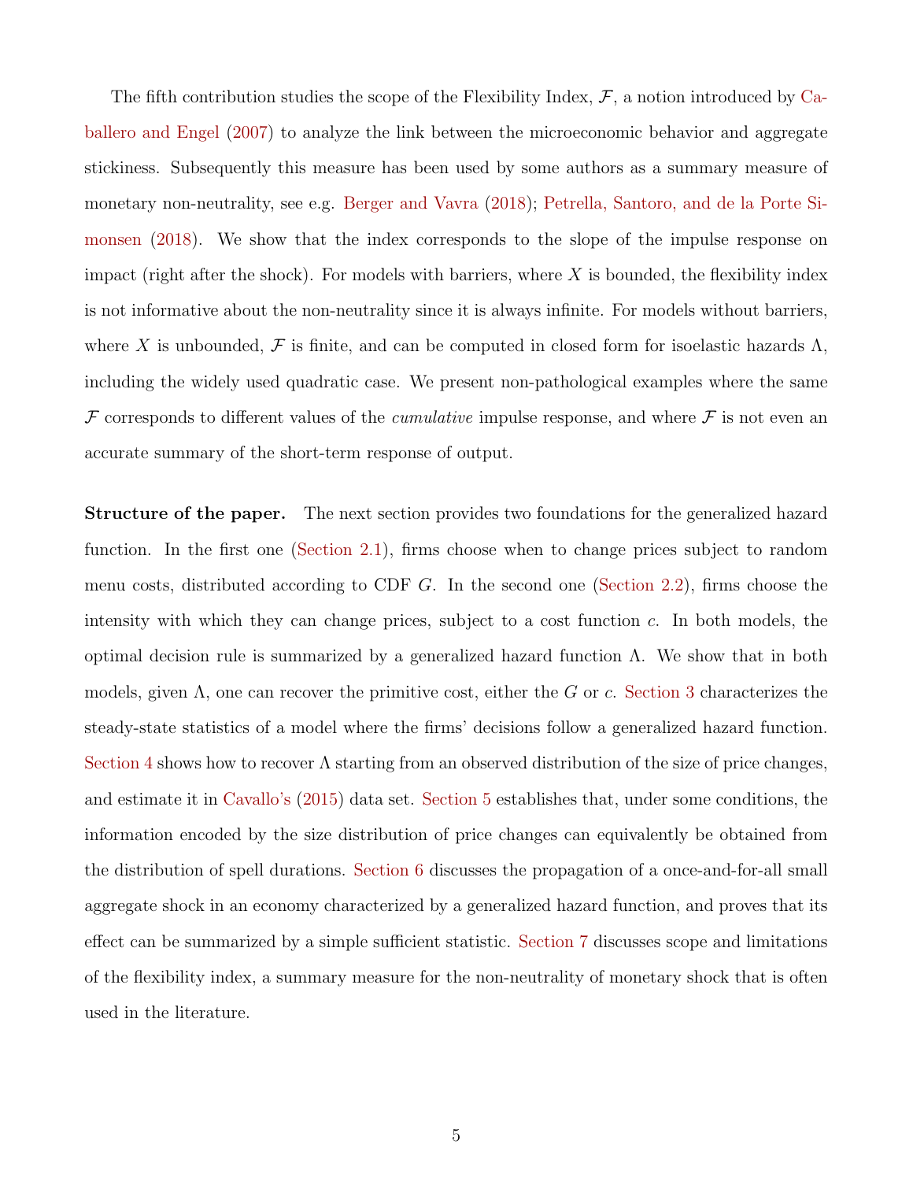The fifth contribution studies the scope of the Flexibility Index, $\mathcal{F}$, a notion introduced by Caballero and Engel (2007) to analyze the link between the microeconomic behavior and aggregate stickiness. Subsequently this measure has been used by some authors as a summary measure of monetary non-neutrality, see e.g. Berger and Vavra (2018); Petrella, Santoro, and de la Porte Simonsen (2018). We show that the index corresponds to the slope of the impulse response on impact (right after the shock). For models with barriers, where $X$ is bounded, the flexibility index is not informative about the non-neutrality since it is always infinite. For models without barriers, where $X$ is unbounded, $\mathcal{F}$ is finite, and can be computed in closed form for isoelastic hazards $\Lambda$, including the widely used quadratic case. We present non-pathological examples where the same $\mathcal{F}$ corresponds to different values of the *cumulative* impulse response, and where $\mathcal{F}$ is not even an accurate summary of the short-term response of output.

**Structure of the paper.** The next section provides two foundations for the generalized hazard function. In the first one (Section 2.1), firms choose when to change prices subject to random menu costs, distributed according to CDF $G$. In the second one (Section 2.2), firms choose the intensity with which they can change prices, subject to a cost function $c$. In both models, the optimal decision rule is summarized by a generalized hazard function $\Lambda$. We show that in both models, given $\Lambda$, one can recover the primitive cost, either the $G$ or $c$. Section 3 characterizes the steady-state statistics of a model where the firms' decisions follow a generalized hazard function. Section 4 shows how to recover $\Lambda$ starting from an observed distribution of the size of price changes, and estimate it in Cavallo's (2015) data set. Section 5 establishes that, under some conditions, the information encoded by the size distribution of price changes can equivalently be obtained from the distribution of spell durations. Section 6 discusses the propagation of a once-and-for-all small aggregate shock in an economy characterized by a generalized hazard function, and proves that its effect can be summarized by a simple sufficient statistic. Section 7 discusses scope and limitations of the flexibility index, a summary measure for the non-neutrality of monetary shock that is often used in the literature.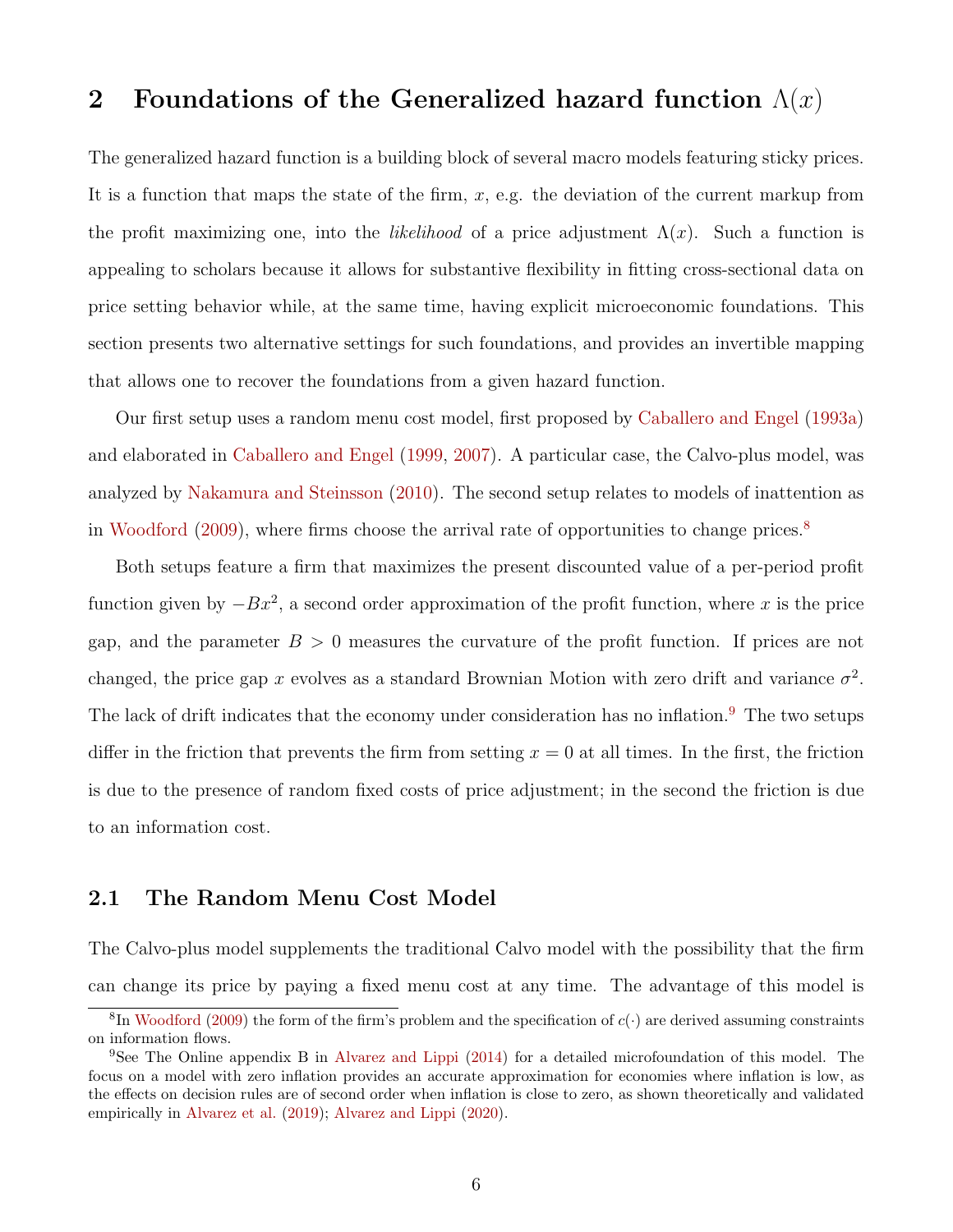## 2 Foundations of the Generalized hazard function $\Lambda(x)$

The generalized hazard function is a building block of several macro models featuring sticky prices. It is a function that maps the state of the firm, $x$, e.g. the deviation of the current markup from the profit maximizing one, into the *likelihood* of a price adjustment $\Lambda(x)$. Such a function is appealing to scholars because it allows for substantive flexibility in fitting cross-sectional data on price setting behavior while, at the same time, having explicit microeconomic foundations. This section presents two alternative settings for such foundations, and provides an invertible mapping that allows one to recover the foundations from a given hazard function.

Our first setup uses a random menu cost model, first proposed by Caballero and Engel (1993a) and elaborated in Caballero and Engel (1999, 2007). A particular case, the Calvo-plus model, was analyzed by Nakamura and Steinsson (2010). The second setup relates to models of inattention as in Woodford (2009), where firms choose the arrival rate of opportunities to change prices.[8]

Both setups feature a firm that maximizes the present discounted value of a per-period profit function given by $-Bx^2$, a second order approximation of the profit function, where $x$ is the price gap, and the parameter $B > 0$ measures the curvature of the profit function. If prices are not changed, the price gap $x$ evolves as a standard Brownian Motion with zero drift and variance $\sigma^2$. The lack of drift indicates that the economy under consideration has no inflation.[9] The two setups differ in the friction that prevents the firm from setting $x = 0$ at all times. In the first, the friction is due to the presence of random fixed costs of price adjustment; in the second the friction is due to an information cost.

### 2.1 The Random Menu Cost Model

The Calvo-plus model supplements the traditional Calvo model with the possibility that the firm can change its price by paying a fixed menu cost at any time. The advantage of this model is

[8] In Woodford (2009) the form of the firm's problem and the specification of $c(\cdot)$ are derived assuming constraints on information flows.

[9] See The Online appendix B in Alvarez and Lippi (2014) for a detailed microfoundation of this model. The focus on a model with zero inflation provides an accurate approximation for economies where inflation is low, as the effects on decision rules are of second order when inflation is close to zero, as shown theoretically and validated empirically in Alvarez et al. (2019); Alvarez and Lippi (2020).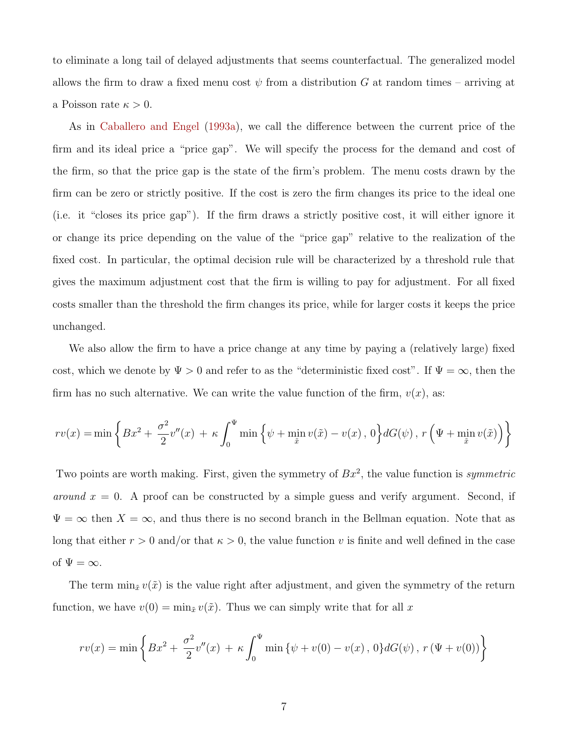to eliminate a long tail of delayed adjustments that seems counterfactual. The generalized model allows the firm to draw a fixed menu cost $\psi$ from a distribution $G$ at random times – arriving at a Poisson rate $\kappa > 0$.

As in Caballero and Engel (1993a), we call the difference between the current price of the firm and its ideal price a "price gap". We will specify the process for the demand and cost of the firm, so that the price gap is the state of the firm's problem. The menu costs drawn by the firm can be zero or strictly positive. If the cost is zero the firm changes its price to the ideal one (i.e. it "closes its price gap"). If the firm draws a strictly positive cost, it will either ignore it or change its price depending on the value of the "price gap" relative to the realization of the fixed cost. In particular, the optimal decision rule will be characterized by a threshold rule that gives the maximum adjustment cost that the firm is willing to pay for adjustment. For all fixed costs smaller than the threshold the firm changes its price, while for larger costs it keeps the price unchanged.

We also allow the firm to have a price change at any time by paying a (relatively large) fixed cost, which we denote by $\Psi > 0$ and refer to as the "deterministic fixed cost". If $\Psi = \infty$, then the firm has no such alternative. We can write the value function of the firm, $v(x)$, as:

$$rv(x) = \min \left\{ Bx^2 + \frac{\sigma^2}{2} v''(x) \, + \, \kappa \int_0^{\Psi} \min \left\{ \psi + \min_{\tilde{x}} v(\tilde{x}) - v(x) \, , \, 0 \right\} dG(\psi) \, , \, r \left( \Psi + \min_{\tilde{x}} v(\tilde{x}) \right) \right\}$$

Two points are worth making. First, given the symmetry of $Bx^2$, the value function is *symmetric around* $x = 0$. A proof can be constructed by a simple guess and verify argument. Second, if $\Psi = \infty$ then $X = \infty$, and thus there is no second branch in the Bellman equation. Note that as long that either $r > 0$ and/or that $\kappa > 0$, the value function $v$ is finite and well defined in the case of $\Psi = \infty$.

The term $\min_{\tilde{x}} v(\tilde{x})$ is the value right after adjustment, and given the symmetry of the return function, we have $v(0) = \min_{\tilde{x}} v(\tilde{x})$. Thus we can simply write that for all $x$

$$rv(x) = \min \left\{ Bx^2 + \frac{\sigma^2}{2} v''(x) \, + \, \kappa \int_0^{\Psi} \min \left\{ \psi + v(0) - v(x) \, , \, 0 \right\} dG(\psi) \, , \, r \left( \Psi + v(0) \right) \right\}$$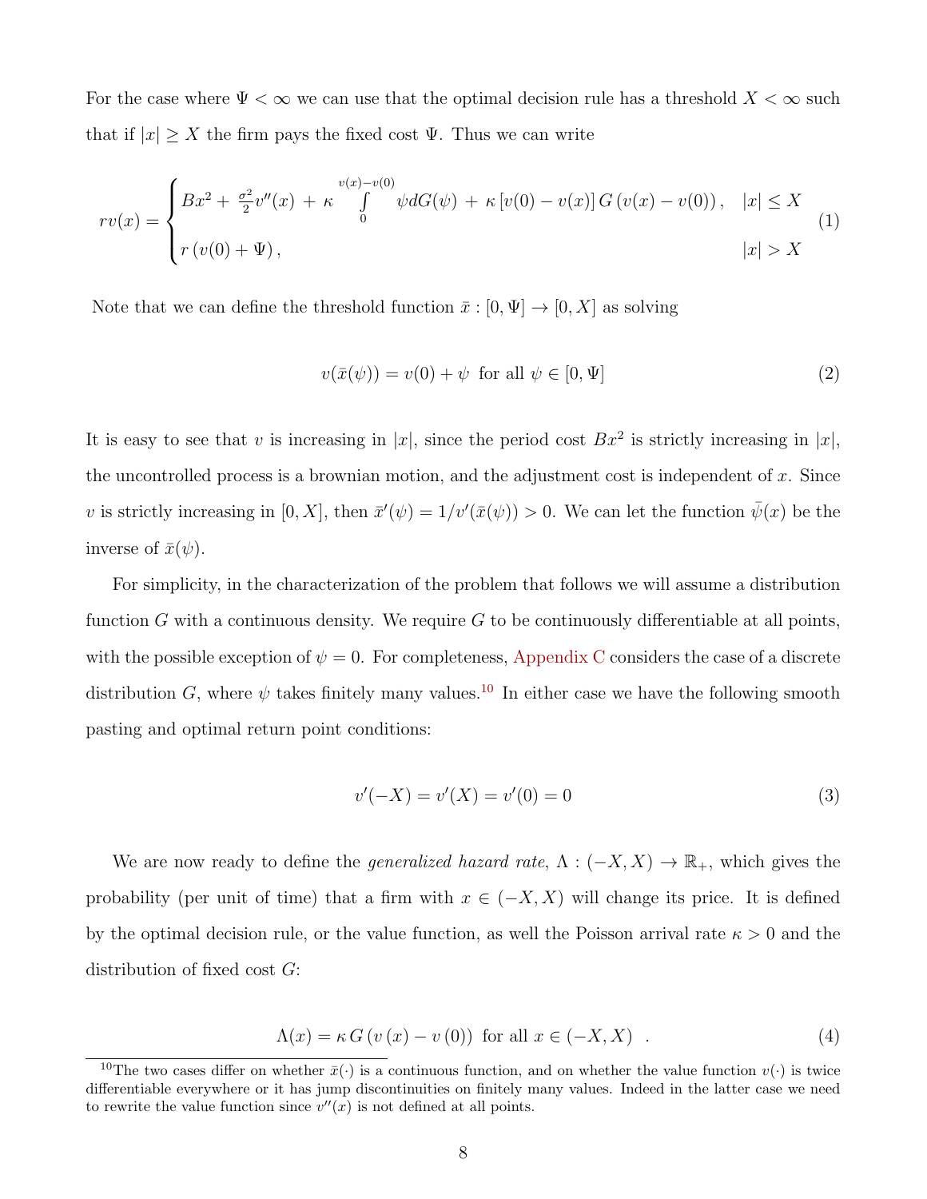For the case where $\Psi < \infty$ we can use that the optimal decision rule has a threshold $X < \infty$ such that if $|x| \geq X$ the firm pays the fixed cost $\Psi$. Thus we can write

$$
rv(x) = \begin{cases} Bx^2 + \frac{\sigma^2}{2} v''(x) + \kappa \int\limits_0^{v(x)-v(0)} \psi dG(\psi) + \kappa \left[ v(0) - v(x) \right] G\left( v(x) - v(0) \right), & |x| \leq X \\ r\left( v(0) + \Psi \right), & |x| > X \end{cases} \tag{1}
$$

Note that we can define the threshold function $\bar{x} : [0, \Psi] \to [0, X]$ as solving

$$
v(\bar{x}(\psi)) = v(0) + \psi \text{ for all } \psi \in [0, \Psi] \tag{2}
$$

It is easy to see that $v$ is increasing in $|x|$, since the period cost $Bx^2$ is strictly increasing in $|x|$, the uncontrolled process is a brownian motion, and the adjustment cost is independent of $x$. Since $v$ is strictly increasing in $[0, X]$, then $\bar{x}'(\psi) = 1/v'(\bar{x}(\psi)) > 0$. We can let the function $\bar{\psi}(x)$ be the inverse of $\bar{x}(\psi)$.

For simplicity, in the characterization of the problem that follows we will assume a distribution function $G$ with a continuous density. We require $G$ to be continuously differentiable at all points, with the possible exception of $\psi = 0$. For completeness, Appendix C considers the case of a discrete distribution $G$, where $\psi$ takes finitely many values.[10] In either case we have the following smooth pasting and optimal return point conditions:

$$
v'(-X) = v'(X) = v'(0) = 0 \tag{3}
$$

We are now ready to define the *generalized hazard rate*, $\Lambda : (-X, X) \to \mathbb{R}_+$, which gives the probability (per unit of time) that a firm with $x \in (-X, X)$ will change its price. It is defined by the optimal decision rule, or the value function, as well the Poisson arrival rate $\kappa > 0$ and the distribution of fixed cost $G$:

$$
\Lambda(x) = \kappa \, G\left( v\left( x \right) - v\left( 0 \right) \right) \text{ for all } x \in (-X, X) \quad . \tag{4}
$$

[10] The two cases differ on whether $\bar{x}(\cdot)$ is a continuous function, and on whether the value function $v(\cdot)$ is twice differentiable everywhere or it has jump discontinuities on finitely many values. Indeed in the latter case we need to rewrite the value function since $v''(x)$ is not defined at all points.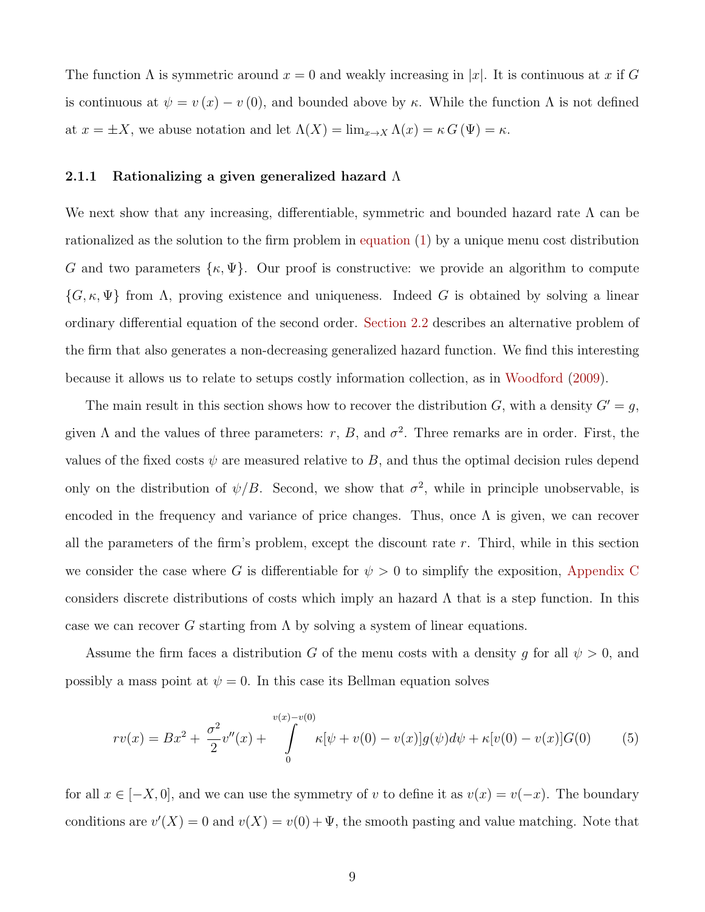The function $\Lambda$ is symmetric around $x = 0$ and weakly increasing in $|x|$. It is continuous at $x$ if $G$ is continuous at $\psi = v(x) - v(0)$, and bounded above by $\kappa$. While the function $\Lambda$ is not defined at $x = \pm X$, we abuse notation and let $\Lambda(X) = \lim_{x \to X} \Lambda(x) = \kappa \, G(\Psi) = \kappa$.

### 2.1.1 Rationalizing a given generalized hazard $\Lambda$

We next show that any increasing, differentiable, symmetric and bounded hazard rate $\Lambda$ can be rationalized as the solution to the firm problem in equation (1) by a unique menu cost distribution $G$ and two parameters $\{\kappa, \Psi\}$. Our proof is constructive: we provide an algorithm to compute $\{G, \kappa, \Psi\}$ from $\Lambda$, proving existence and uniqueness. Indeed $G$ is obtained by solving a linear ordinary differential equation of the second order. Section 2.2 describes an alternative problem of the firm that also generates a non-decreasing generalized hazard function. We find this interesting because it allows us to relate to setups costly information collection, as in Woodford (2009).

The main result in this section shows how to recover the distribution $G$, with a density $G' = g$, given $\Lambda$ and the values of three parameters: $r$, $B$, and $\sigma^2$. Three remarks are in order. First, the values of the fixed costs $\psi$ are measured relative to $B$, and thus the optimal decision rules depend only on the distribution of $\psi/B$. Second, we show that $\sigma^2$, while in principle unobservable, is encoded in the frequency and variance of price changes. Thus, once $\Lambda$ is given, we can recover all the parameters of the firm's problem, except the discount rate $r$. Third, while in this section we consider the case where $G$ is differentiable for $\psi > 0$ to simplify the exposition, Appendix C considers discrete distributions of costs which imply an hazard $\Lambda$ that is a step function. In this case we can recover $G$ starting from $\Lambda$ by solving a system of linear equations.

Assume the firm faces a distribution $G$ of the menu costs with a density $g$ for all $\psi > 0$, and possibly a mass point at $\psi = 0$. In this case its Bellman equation solves

$$
rv(x) = Bx^2 + \frac{\sigma^2}{2} v''(x) + \int_0^{v(x)-v(0)} \kappa[\psi + v(0) - v(x)] g(\psi) d\psi + \kappa[v(0) - v(x)] G(0) \tag{5}
$$

for all $x \in [-X, 0]$, and we can use the symmetry of $v$ to define it as $v(x) = v(-x)$. The boundary conditions are $v'(X) = 0$ and $v(X) = v(0) + \Psi$, the smooth pasting and value matching. Note that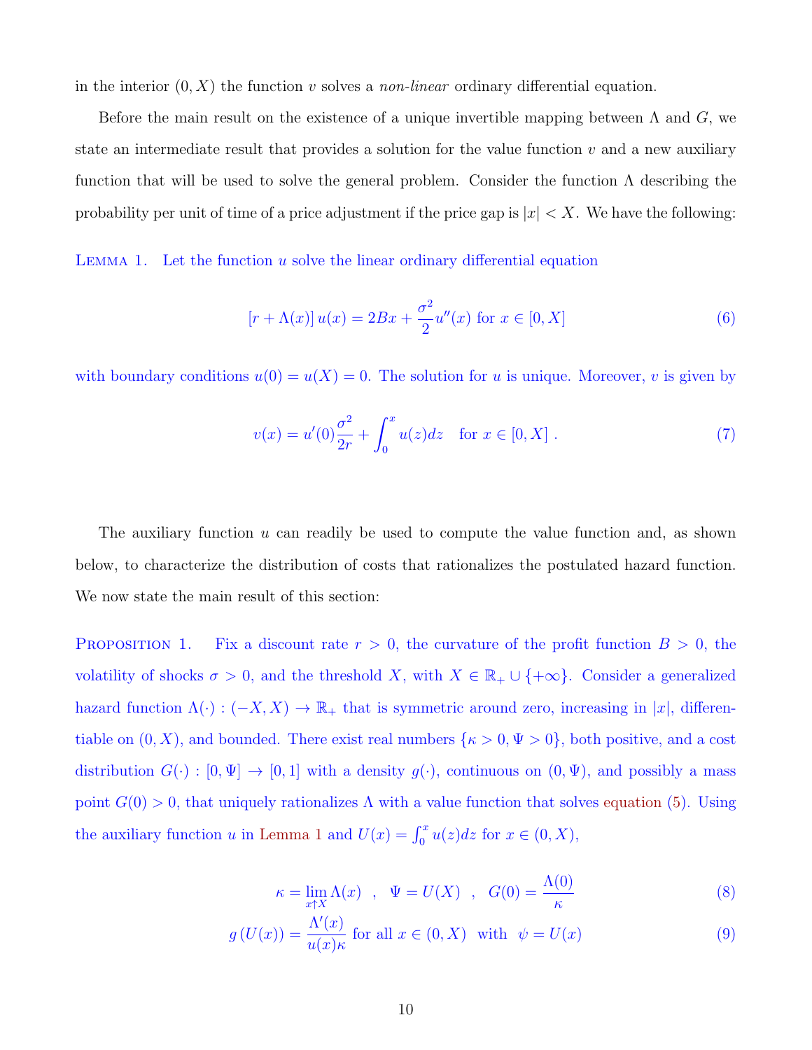in the interior $(0, X)$ the function $v$ solves a *non-linear* ordinary differential equation.

Before the main result on the existence of a unique invertible mapping between $\Lambda$ and $G$, we state an intermediate result that provides a solution for the value function $v$ and a new auxiliary function that will be used to solve the general problem. Consider the function $\Lambda$ describing the probability per unit of time of a price adjustment if the price gap is $|x| < X$. We have the following:

Lemma 1. Let the function $u$ solve the linear ordinary differential equation

$$[r + \Lambda(x)]\, u(x) = 2Bx + \frac{\sigma^2}{2} u''(x) \text{ for } x \in [0, X] \tag{6}$$

with boundary conditions $u(0) = u(X) = 0$. The solution for $u$ is unique. Moreover, $v$ is given by

$$v(x) = u'(0)\frac{\sigma^2}{2r} + \int_0^x u(z)dz \quad \text{for } x \in [0, X] \; . \tag{7}$$

The auxiliary function $u$ can readily be used to compute the value function and, as shown below, to characterize the distribution of costs that rationalizes the postulated hazard function. We now state the main result of this section:

Proposition 1. Fix a discount rate $r > 0$, the curvature of the profit function $B > 0$, the volatility of shocks $\sigma > 0$, and the threshold $X$, with $X \in \mathbb{R}_+ \cup \{+\infty\}$. Consider a generalized hazard function $\Lambda(\cdot) : (-X, X) \to \mathbb{R}_+$ that is symmetric around zero, increasing in $|x|$, differentiable on $(0, X)$, and bounded. There exist real numbers $\{\kappa > 0, \Psi > 0\}$, both positive, and a cost distribution $G(\cdot) : [0, \Psi] \to [0, 1]$ with a density $g(\cdot)$, continuous on $(0, \Psi)$, and possibly a mass point $G(0) > 0$, that uniquely rationalizes $\Lambda$ with a value function that solves equation (5). Using the auxiliary function $u$ in Lemma 1 and $U(x) = \int_0^x u(z)dz$ for $x \in (0, X)$,

$$\kappa = \lim_{x \uparrow X} \Lambda(x) \quad , \quad \Psi = U(X) \quad , \quad G(0) = \frac{\Lambda(0)}{\kappa} \tag{8}$$

$$g\left(U(x)\right) = \frac{\Lambda'(x)}{u(x)\kappa} \text{ for all } x \in (0, X) \;\; \text{with} \;\; \psi = U(x) \tag{9}$$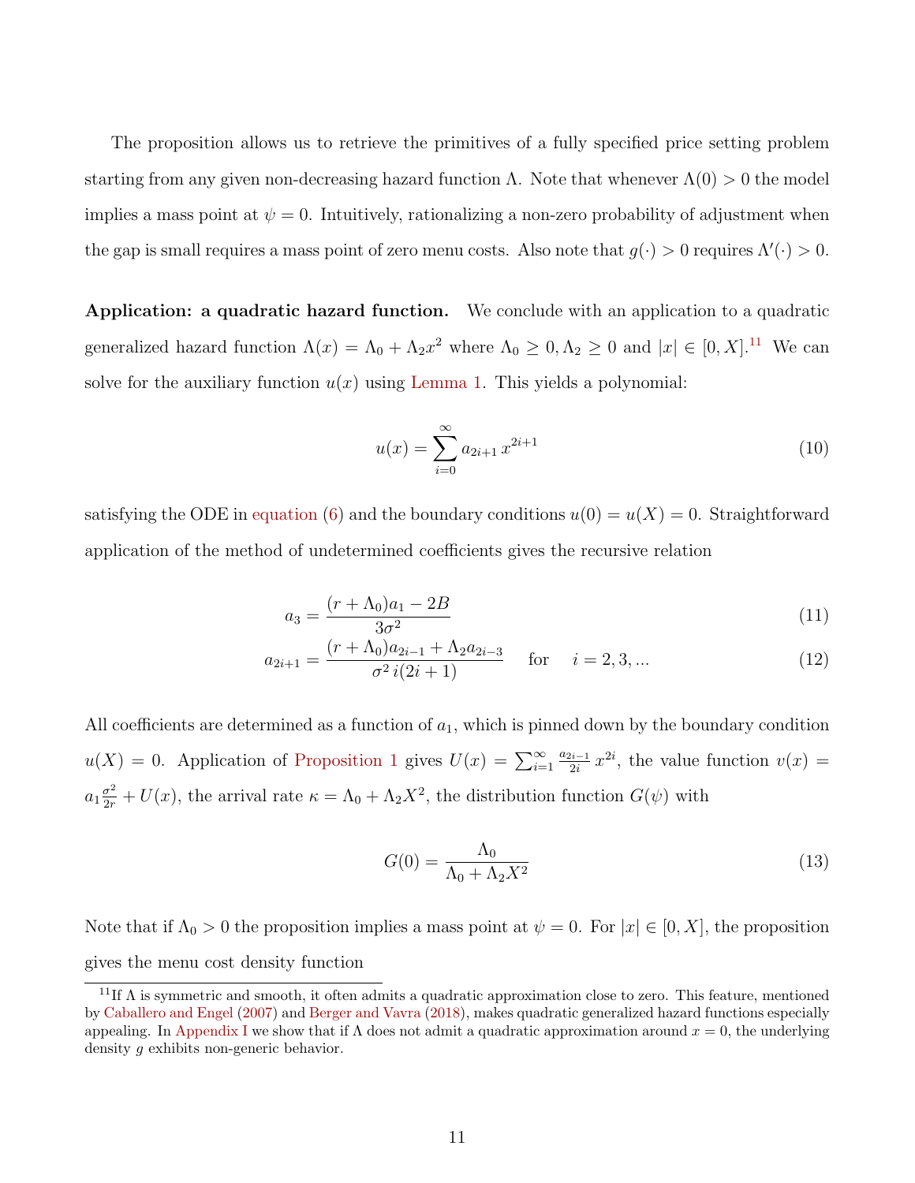The proposition allows us to retrieve the primitives of a fully specified price setting problem starting from any given non-decreasing hazard function $\Lambda$. Note that whenever $\Lambda(0) > 0$ the model implies a mass point at $\psi = 0$. Intuitively, rationalizing a non-zero probability of adjustment when the gap is small requires a mass point of zero menu costs. Also note that $g(\cdot) > 0$ requires $\Lambda'(\cdot) > 0$.

**Application: a quadratic hazard function.** We conclude with an application to a quadratic generalized hazard function $\Lambda(x) = \Lambda_0 + \Lambda_2 x^2$ where $\Lambda_0 \geq 0, \Lambda_2 \geq 0$ and $|x| \in [0, X]$.[11] We can solve for the auxiliary function $u(x)$ using Lemma 1. This yields a polynomial:

$$u(x) = \sum_{i=0}^{\infty} a_{2i+1}\, x^{2i+1} \tag{10}$$

satisfying the ODE in equation (6) and the boundary conditions $u(0) = u(X) = 0$. Straightforward application of the method of undetermined coefficients gives the recursive relation

$$a_3 = \frac{(r + \Lambda_0)a_1 - 2B}{3\sigma^2} \tag{11}$$

$$a_{2i+1} = \frac{(r + \Lambda_0)a_{2i-1} + \Lambda_2 a_{2i-3}}{\sigma^2\, i(2i+1)} \quad \text{for} \quad i = 2, 3, ... \tag{12}$$

All coefficients are determined as a function of $a_1$, which is pinned down by the boundary condition $u(X) = 0$. Application of Proposition 1 gives $U(x) = \sum_{i=1}^{\infty} \frac{a_{2i-1}}{2i}\, x^{2i}$, the value function $v(x) = a_1 \frac{\sigma^2}{2r} + U(x)$, the arrival rate $\kappa = \Lambda_0 + \Lambda_2 X^2$, the distribution function $G(\psi)$ with

$$G(0) = \frac{\Lambda_0}{\Lambda_0 + \Lambda_2 X^2} \tag{13}$$

Note that if $\Lambda_0 > 0$ the proposition implies a mass point at $\psi = 0$. For $|x| \in [0, X]$, the proposition gives the menu cost density function

[11] If $\Lambda$ is symmetric and smooth, it often admits a quadratic approximation close to zero. This feature, mentioned by Caballero and Engel (2007) and Berger and Vavra (2018), makes quadratic generalized hazard functions especially appealing. In Appendix I we show that if $\Lambda$ does not admit a quadratic approximation around $x = 0$, the underlying density $g$ exhibits non-generic behavior.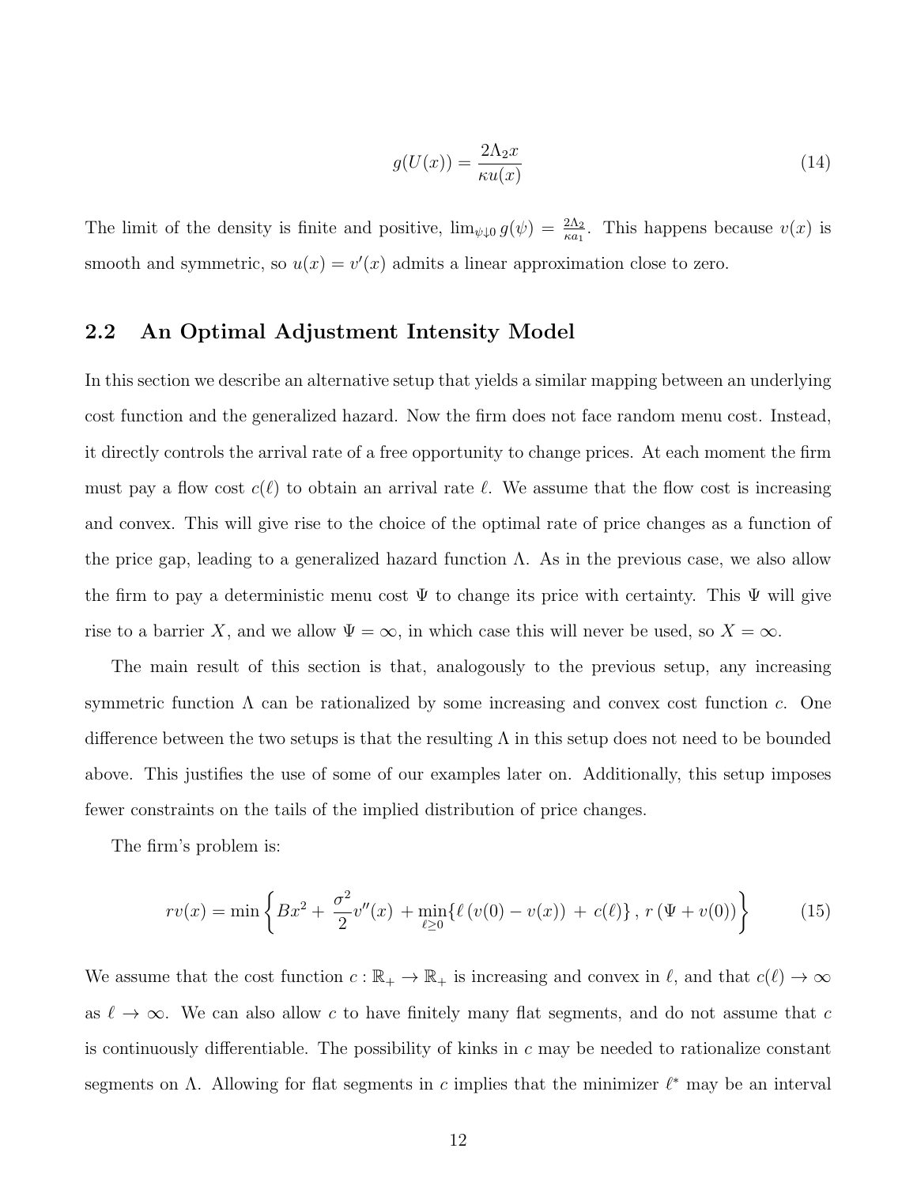$$
g(U(x)) = \frac{2\Lambda_2 x}{\kappa u(x)} \tag{14}
$$

The limit of the density is finite and positive, $\lim_{\psi \downarrow 0} g(\psi) = \frac{2\Lambda_2}{\kappa a_1}$. This happens because $v(x)$ is smooth and symmetric, so $u(x) = v'(x)$ admits a linear approximation close to zero.

## 2.2 An Optimal Adjustment Intensity Model

In this section we describe an alternative setup that yields a similar mapping between an underlying cost function and the generalized hazard. Now the firm does not face random menu cost. Instead, it directly controls the arrival rate of a free opportunity to change prices. At each moment the firm must pay a flow cost $c(\ell)$ to obtain an arrival rate $\ell$. We assume that the flow cost is increasing and convex. This will give rise to the choice of the optimal rate of price changes as a function of the price gap, leading to a generalized hazard function $\Lambda$. As in the previous case, we also allow the firm to pay a deterministic menu cost $\Psi$ to change its price with certainty. This $\Psi$ will give rise to a barrier $X$, and we allow $\Psi = \infty$, in which case this will never be used, so $X = \infty$.

The main result of this section is that, analogously to the previous setup, any increasing symmetric function $\Lambda$ can be rationalized by some increasing and convex cost function $c$. One difference between the two setups is that the resulting $\Lambda$ in this setup does not need to be bounded above. This justifies the use of some of our examples later on. Additionally, this setup imposes fewer constraints on the tails of the implied distribution of price changes.

The firm's problem is:

$$
rv(x) = \min \left\{ Bx^2 + \frac{\sigma^2}{2} v''(x) + \min_{\ell \geq 0} \{ \ell \left( v(0) - v(x) \right) + c(\ell) \}, \, r \left( \Psi + v(0) \right) \right\} \tag{15}
$$

We assume that the cost function $c : \mathbb{R}_+ \to \mathbb{R}_+$ is increasing and convex in $\ell$, and that $c(\ell) \to \infty$ as $\ell \to \infty$. We can also allow $c$ to have finitely many flat segments, and do not assume that $c$ is continuously differentiable. The possibility of kinks in $c$ may be needed to rationalize constant segments on $\Lambda$. Allowing for flat segments in $c$ implies that the minimizer $\ell^*$ may be an interval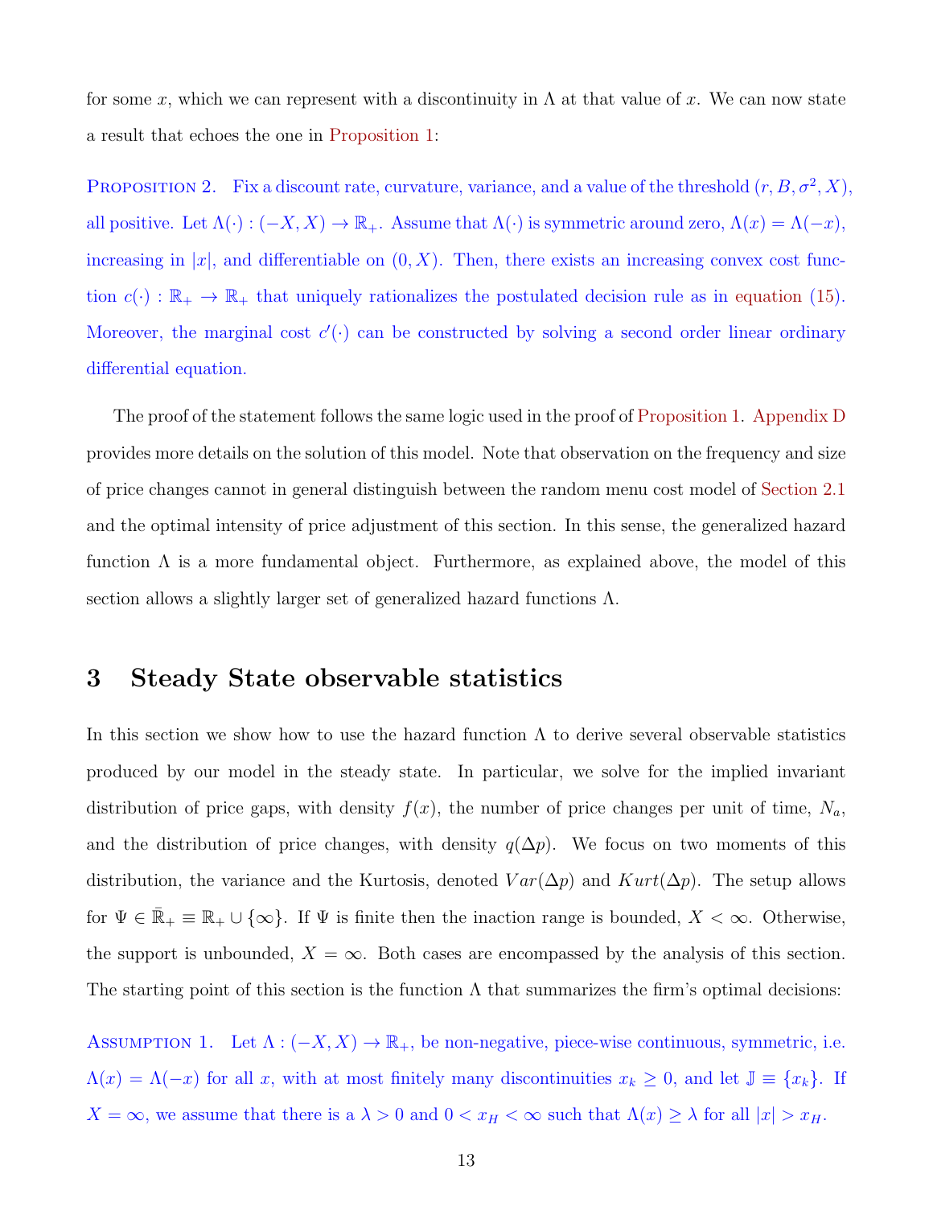for some $x$, which we can represent with a discontinuity in $\Lambda$ at that value of $x$. We can now state a result that echoes the one in Proposition 1:

Proposition 2. Fix a discount rate, curvature, variance, and a value of the threshold $(r, B, \sigma^2, X)$, all positive. Let $\Lambda(\cdot) : (-X, X) \to \mathbb{R}_+$. Assume that $\Lambda(\cdot)$ is symmetric around zero, $\Lambda(x) = \Lambda(-x)$, increasing in $|x|$, and differentiable on $(0, X)$. Then, there exists an increasing convex cost function $c(\cdot) : \mathbb{R}_+ \to \mathbb{R}_+$ that uniquely rationalizes the postulated decision rule as in equation (15). Moreover, the marginal cost $c'(\cdot)$ can be constructed by solving a second order linear ordinary differential equation.

The proof of the statement follows the same logic used in the proof of Proposition 1. Appendix D provides more details on the solution of this model. Note that observation on the frequency and size of price changes cannot in general distinguish between the random menu cost model of Section 2.1 and the optimal intensity of price adjustment of this section. In this sense, the generalized hazard function $\Lambda$ is a more fundamental object. Furthermore, as explained above, the model of this section allows a slightly larger set of generalized hazard functions $\Lambda$.

# 3 Steady State observable statistics

In this section we show how to use the hazard function $\Lambda$ to derive several observable statistics produced by our model in the steady state. In particular, we solve for the implied invariant distribution of price gaps, with density $f(x)$, the number of price changes per unit of time, $N_a$, and the distribution of price changes, with density $q(\Delta p)$. We focus on two moments of this distribution, the variance and the Kurtosis, denoted $Var(\Delta p)$ and $Kurt(\Delta p)$. The setup allows for $\Psi \in \bar{\mathbb{R}}_+ \equiv \mathbb{R}_+ \cup \{\infty\}$. If $\Psi$ is finite then the inaction range is bounded, $X < \infty$. Otherwise, the support is unbounded, $X = \infty$. Both cases are encompassed by the analysis of this section. The starting point of this section is the function $\Lambda$ that summarizes the firm's optimal decisions:

Assumption 1. Let $\Lambda : (-X, X) \to \mathbb{R}_+$, be non-negative, piece-wise continuous, symmetric, i.e. $\Lambda(x) = \Lambda(-x)$ for all $x$, with at most finitely many discontinuities $x_k \geq 0$, and let $\mathbb{J} \equiv \{x_k\}$. If $X = \infty$, we assume that there is a $\lambda > 0$ and $0 < x_H < \infty$ such that $\Lambda(x) \geq \lambda$ for all $|x| > x_H$.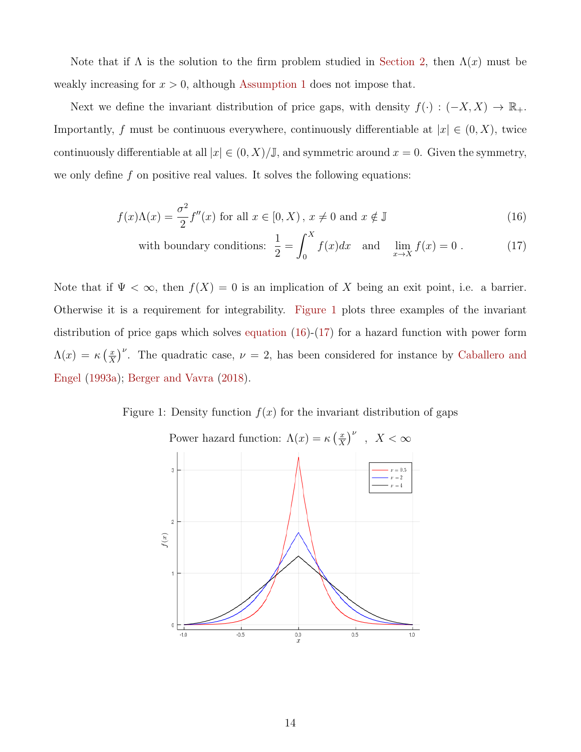Note that if $\Lambda$ is the solution to the firm problem studied in Section 2, then $\Lambda(x)$ must be weakly increasing for $x > 0$, although Assumption 1 does not impose that.

Next we define the invariant distribution of price gaps, with density $f(\cdot) : (-X, X) \to \mathbb{R}_+$. Importantly, $f$ must be continuous everywhere, continuously differentiable at $|x| \in (0, X)$, twice continuously differentiable at all $|x| \in (0, X)/\mathbb{J}$, and symmetric around $x = 0$. Given the symmetry, we only define $f$ on positive real values. It solves the following equations:

$$f(x)\Lambda(x) = \frac{\sigma^2}{2} f''(x) \text{ for all } x \in [0, X)\,,\, x \neq 0 \text{ and } x \notin \mathbb{J} \tag{16}$$

$$\text{with boundary conditions: } \frac{1}{2} = \int_0^X f(x)dx \quad \text{and} \quad \lim_{x \to X} f(x) = 0\,. \tag{17}$$

Note that if $\Psi < \infty$, then $f(X) = 0$ is an implication of $X$ being an exit point, i.e. a barrier. Otherwise it is a requirement for integrability. Figure 1 plots three examples of the invariant distribution of price gaps which solves equation (16)-(17) for a hazard function with power form $\Lambda(x) = \kappa \left(\frac{x}{X}\right)^\nu$. The quadratic case, $\nu = 2$, has been considered for instance by Caballero and Engel (1993a); Berger and Vavra (2018).

Figure 1: Density function $f(x)$ for the invariant distribution of gaps

Power hazard function: $\Lambda(x) = \kappa \left(\frac{x}{X}\right)^\nu$ , $X < \infty$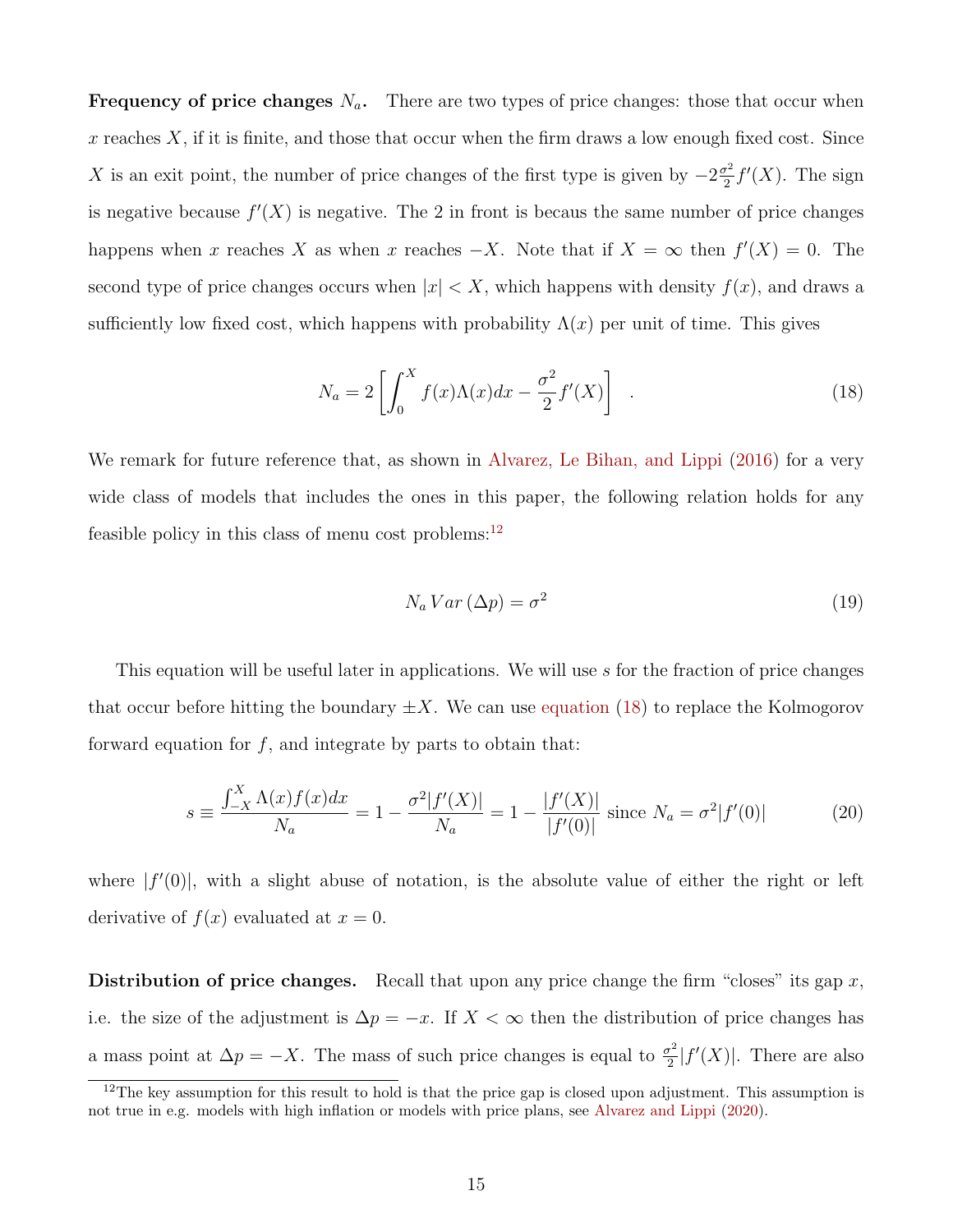**Frequency of price changes $N_a$.** There are two types of price changes: those that occur when $x$ reaches $X$, if it is finite, and those that occur when the firm draws a low enough fixed cost. Since $X$ is an exit point, the number of price changes of the first type is given by $-2\frac{\sigma^2}{2}f'(X)$. The sign is negative because $f'(X)$ is negative. The 2 in front is becaus the same number of price changes happens when $x$ reaches $X$ as when $x$ reaches $-X$. Note that if $X = \infty$ then $f'(X) = 0$. The second type of price changes occurs when $|x| < X$, which happens with density $f(x)$, and draws a sufficiently low fixed cost, which happens with probability $\Lambda(x)$ per unit of time. This gives

$$N_a = 2\left[\int_0^X f(x)\Lambda(x)dx - \frac{\sigma^2}{2}f'(X)\right] \quad . \tag{18}$$

We remark for future reference that, as shown in Alvarez, Le Bihan, and Lippi (2016) for a very wide class of models that includes the ones in this paper, the following relation holds for any feasible policy in this class of menu cost problems:[12]

$$N_a \, Var\left(\Delta p\right) = \sigma^2 \tag{19}$$

This equation will be useful later in applications. We will use $s$ for the fraction of price changes that occur before hitting the boundary $\pm X$. We can use equation (18) to replace the Kolmogorov forward equation for $f$, and integrate by parts to obtain that:

$$s \equiv \frac{\int_{-X}^{X}\Lambda(x)f(x)dx}{N_a} = 1 - \frac{\sigma^2|f'(X)|}{N_a} = 1 - \frac{|f'(X)|}{|f'(0)|} \text{ since } N_a = \sigma^2|f'(0)| \tag{20}$$

where $|f'(0)|$, with a slight abuse of notation, is the absolute value of either the right or left derivative of $f(x)$ evaluated at $x = 0$.

**Distribution of price changes.** Recall that upon any price change the firm "closes" its gap $x$, i.e. the size of the adjustment is $\Delta p = -x$. If $X < \infty$ then the distribution of price changes has a mass point at $\Delta p = -X$. The mass of such price changes is equal to $\frac{\sigma^2}{2}|f'(X)|$. There are also

[12] The key assumption for this result to hold is that the price gap is closed upon adjustment. This assumption is not true in e.g. models with high inflation or models with price plans, see Alvarez and Lippi (2020).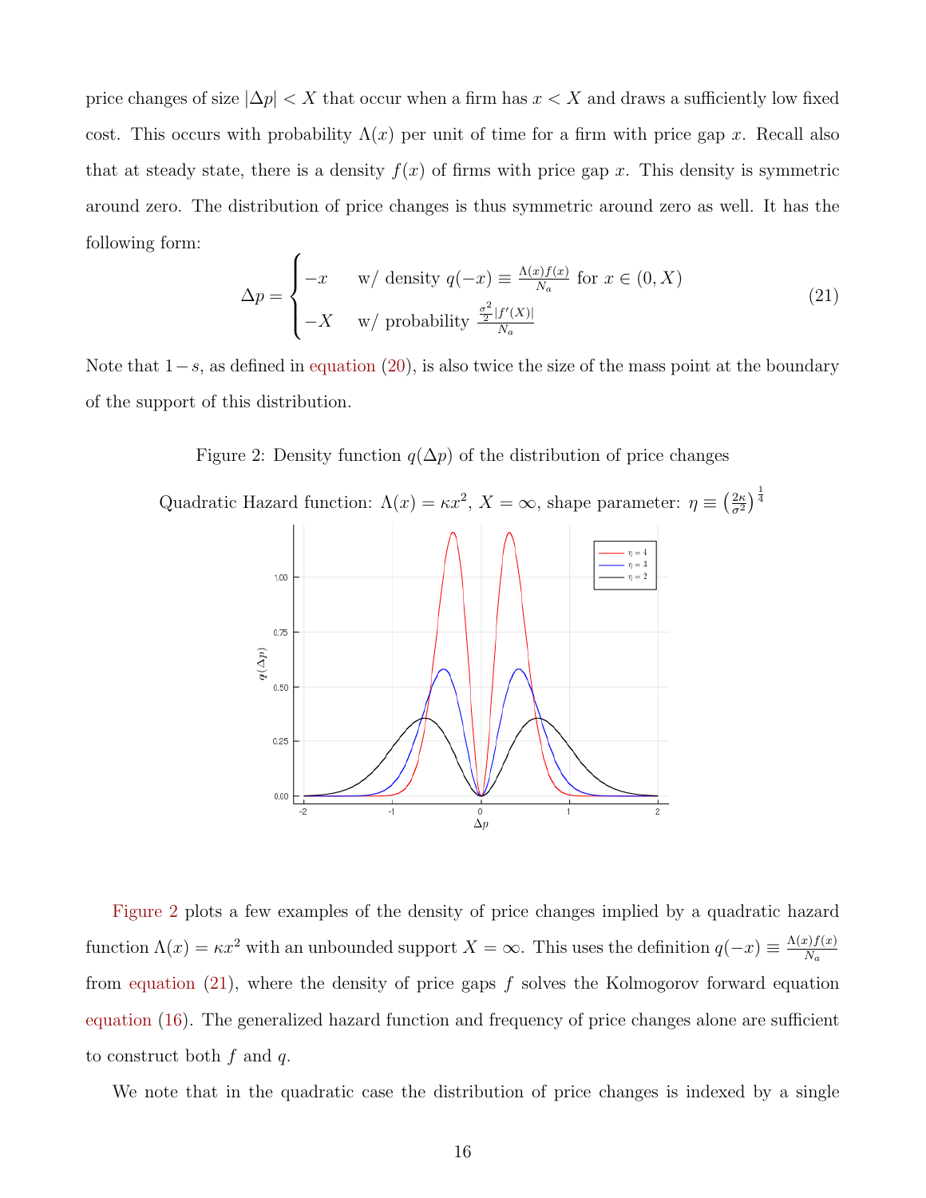price changes of size $|\Delta p| < X$ that occur when a firm has $x < X$ and draws a sufficiently low fixed cost. This occurs with probability $\Lambda(x)$ per unit of time for a firm with price gap $x$. Recall also that at steady state, there is a density $f(x)$ of firms with price gap $x$. This density is symmetric around zero. The distribution of price changes is thus symmetric around zero as well. It has the following form:

$$\Delta p = \begin{cases} -x & \text{w/ density } q(-x) \equiv \frac{\Lambda(x)f(x)}{N_a} \text{ for } x \in (0, X) \\ -X & \text{w/ probability } \frac{\frac{\sigma^2}{2}|f'(X)|}{N_a} \end{cases} \tag{21}$$

Note that $1-s$, as defined in equation (20), is also twice the size of the mass point at the boundary of the support of this distribution.

Figure 2: Density function $q(\Delta p)$ of the distribution of price changes

Quadratic Hazard function: $\Lambda(x) = \kappa x^2$, $X = \infty$, shape parameter: $\eta \equiv \left(\frac{2\kappa}{\sigma^2}\right)^{\frac{1}{4}}$

Figure 2 plots a few examples of the density of price changes implied by a quadratic hazard function $\Lambda(x) = \kappa x^2$ with an unbounded support $X = \infty$. This uses the definition $q(-x) \equiv \frac{\Lambda(x)f(x)}{N_a}$ from equation (21), where the density of price gaps $f$ solves the Kolmogorov forward equation equation (16). The generalized hazard function and frequency of price changes alone are sufficient to construct both $f$ and $q$.

We note that in the quadratic case the distribution of price changes is indexed by a single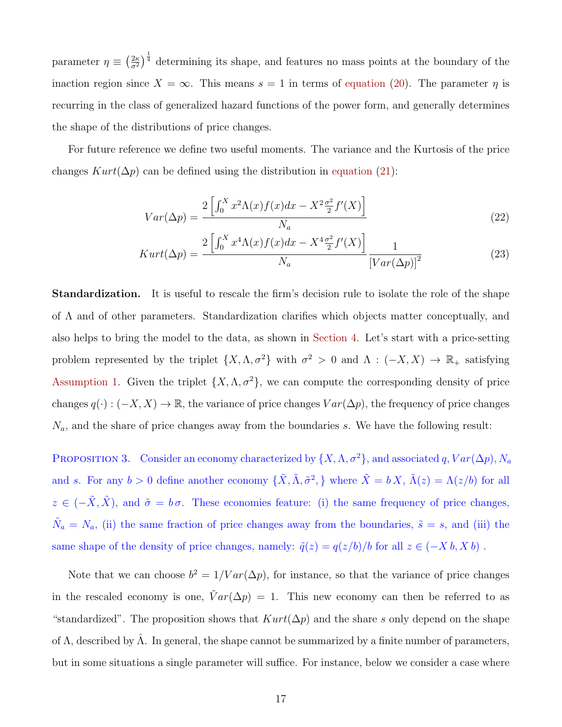parameter $\eta \equiv \left(\frac{2\kappa}{\sigma^2}\right)^{\frac{1}{4}}$ determining its shape, and features no mass points at the boundary of the inaction region since $X = \infty$. This means $s = 1$ in terms of equation (20). The parameter $\eta$ is recurring in the class of generalized hazard functions of the power form, and generally determines the shape of the distributions of price changes.

For future reference we define two useful moments. The variance and the Kurtosis of the price changes $Kurt(\Delta p)$ can be defined using the distribution in equation (21):

$$Var(\Delta p) = \frac{2\left[\int_0^X x^2 \Lambda(x) f(x) dx - X^2 \frac{\sigma^2}{2} f'(X)\right]}{N_a} \tag{22}$$

$$Kurt(\Delta p) = \frac{2\left[\int_0^X x^4 \Lambda(x) f(x) dx - X^4 \frac{\sigma^2}{2} f'(X)\right]}{N_a} \frac{1}{\left[Var(\Delta p)\right]^2} \tag{23}$$

**Standardization.** It is useful to rescale the firm's decision rule to isolate the role of the shape of $\Lambda$ and of other parameters. Standardization clarifies which objects matter conceptually, and also helps to bring the model to the data, as shown in Section 4. Let's start with a price-setting problem represented by the triplet $\{X, \Lambda, \sigma^2\}$ with $\sigma^2 > 0$ and $\Lambda : (-X, X) \to \mathbb{R}_+$ satisfying Assumption 1. Given the triplet $\{X, \Lambda, \sigma^2\}$, we can compute the corresponding density of price changes $q(\cdot) : (-X, X) \to \mathbb{R}$, the variance of price changes $Var(\Delta p)$, the frequency of price changes $N_a$, and the share of price changes away from the boundaries $s$. We have the following result:

PROPOSITION 3. Consider an economy characterized by $\{X, \Lambda, \sigma^2\}$, and associated $q, Var(\Delta p), N_a$ and $s$. For any $b > 0$ define another economy $\{\tilde{X}, \tilde{\Lambda}, \tilde{\sigma}^2,\}$ where $\tilde{X} = b\,X$, $\tilde{\Lambda}(z) = \Lambda(z/b)$ for all $z \in (-\tilde{X}, \tilde{X})$, and $\tilde{\sigma} = b\,\sigma$. These economies feature: (i) the same frequency of price changes, $\tilde{N}_a = N_a$, (ii) the same fraction of price changes away from the boundaries, $\tilde{s} = s$, and (iii) the same shape of the density of price changes, namely: $\tilde{q}(z) = q(z/b)/b$ for all $z \in (-X\,b, X\,b)$ .

Note that we can choose $b^2 = 1/Var(\Delta p)$, for instance, so that the variance of price changes in the rescaled economy is one, $\tilde{V}ar(\Delta p) = 1$. This new economy can then be referred to as "standardized". The proposition shows that $Kurt(\Delta p)$ and the share $s$ only depend on the shape of $\Lambda$, described by $\hat{\Lambda}$. In general, the shape cannot be summarized by a finite number of parameters, but in some situations a single parameter will suffice. For instance, below we consider a case where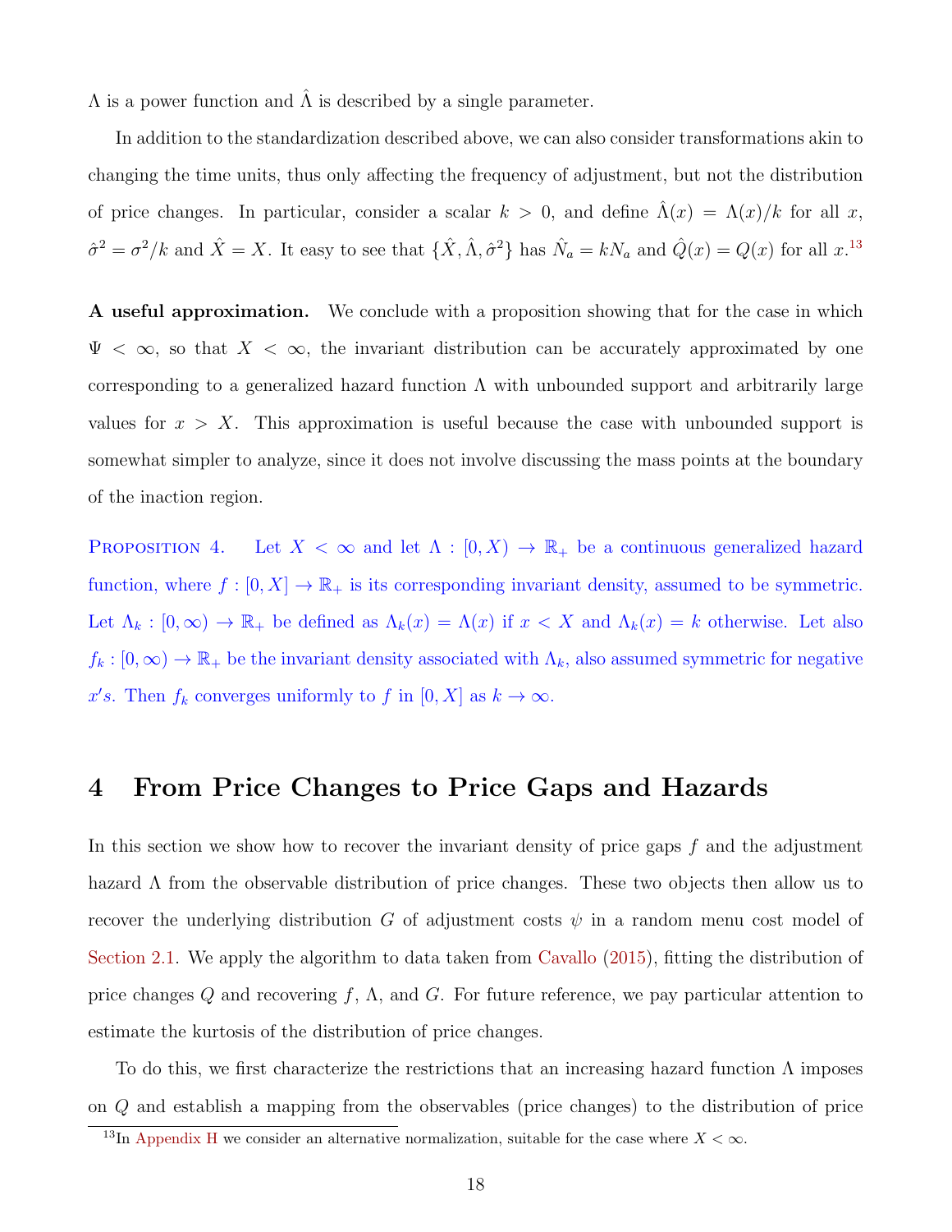$\Lambda$ is a power function and $\hat{\Lambda}$ is described by a single parameter.

In addition to the standardization described above, we can also consider transformations akin to changing the time units, thus only affecting the frequency of adjustment, but not the distribution of price changes. In particular, consider a scalar $k > 0$, and define $\hat{\Lambda}(x) = \Lambda(x)/k$ for all $x$, $\hat{\sigma}^2 = \sigma^2/k$ and $\hat{X} = X$. It easy to see that $\{\hat{X}, \hat{\Lambda}, \hat{\sigma}^2\}$ has $\hat{N}_a = kN_a$ and $\hat{Q}(x) = Q(x)$ for all $x$.[13]

**A useful approximation.** We conclude with a proposition showing that for the case in which $\Psi < \infty$, so that $X < \infty$, the invariant distribution can be accurately approximated by one corresponding to a generalized hazard function $\Lambda$ with unbounded support and arbitrarily large values for $x > X$. This approximation is useful because the case with unbounded support is somewhat simpler to analyze, since it does not involve discussing the mass points at the boundary of the inaction region.

Proposition 4. Let $X < \infty$ and let $\Lambda : [0, X) \to \mathbb{R}_+$ be a continuous generalized hazard function, where $f : [0, X] \to \mathbb{R}_+$ is its corresponding invariant density, assumed to be symmetric. Let $\Lambda_k : [0, \infty) \to \mathbb{R}_+$ be defined as $\Lambda_k(x) = \Lambda(x)$ if $x < X$ and $\Lambda_k(x) = k$ otherwise. Let also $f_k : [0, \infty) \to \mathbb{R}_+$ be the invariant density associated with $\Lambda_k$, also assumed symmetric for negative $x$'s. Then $f_k$ converges uniformly to $f$ in $[0, X]$ as $k \to \infty$.

# 4 From Price Changes to Price Gaps and Hazards

In this section we show how to recover the invariant density of price gaps $f$ and the adjustment hazard $\Lambda$ from the observable distribution of price changes. These two objects then allow us to recover the underlying distribution $G$ of adjustment costs $\psi$ in a random menu cost model of Section 2.1. We apply the algorithm to data taken from Cavallo (2015), fitting the distribution of price changes $Q$ and recovering $f$, $\Lambda$, and $G$. For future reference, we pay particular attention to estimate the kurtosis of the distribution of price changes.

To do this, we first characterize the restrictions that an increasing hazard function $\Lambda$ imposes on $Q$ and establish a mapping from the observables (price changes) to the distribution of price

[13] In Appendix H we consider an alternative normalization, suitable for the case where $X < \infty$.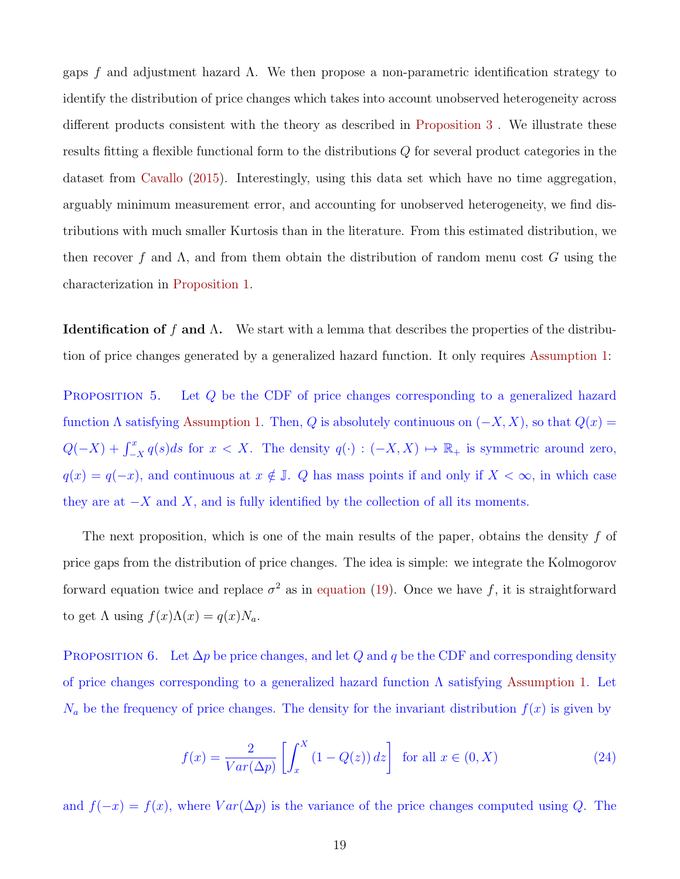gaps $f$ and adjustment hazard $\Lambda$. We then propose a non-parametric identification strategy to identify the distribution of price changes which takes into account unobserved heterogeneity across different products consistent with the theory as described in Proposition 3 . We illustrate these results fitting a flexible functional form to the distributions $Q$ for several product categories in the dataset from Cavallo (2015). Interestingly, using this data set which have no time aggregation, arguably minimum measurement error, and accounting for unobserved heterogeneity, we find distributions with much smaller Kurtosis than in the literature. From this estimated distribution, we then recover $f$ and $\Lambda$, and from them obtain the distribution of random menu cost $G$ using the characterization in Proposition 1.

**Identification of $f$ and $\Lambda$.** We start with a lemma that describes the properties of the distribution of price changes generated by a generalized hazard function. It only requires Assumption 1:

Proposition 5. Let $Q$ be the CDF of price changes corresponding to a generalized hazard function $\Lambda$ satisfying Assumption 1. Then, $Q$ is absolutely continuous on $(-X, X)$, so that $Q(x) = Q(-X) + \int_{-X}^{x} q(s)ds$ for $x < X$. The density $q(\cdot) : (-X, X) \mapsto \mathbb{R}_+$ is symmetric around zero, $q(x) = q(-x)$, and continuous at $x \notin \mathbb{J}$. $Q$ has mass points if and only if $X < \infty$, in which case they are at $-X$ and $X$, and is fully identified by the collection of all its moments.

The next proposition, which is one of the main results of the paper, obtains the density $f$ of price gaps from the distribution of price changes. The idea is simple: we integrate the Kolmogorov forward equation twice and replace $\sigma^2$ as in equation (19). Once we have $f$, it is straightforward to get $\Lambda$ using $f(x)\Lambda(x) = q(x)N_a$.

Proposition 6. Let $\Delta p$ be price changes, and let $Q$ and $q$ be the CDF and corresponding density of price changes corresponding to a generalized hazard function $\Lambda$ satisfying Assumption 1. Let $N_a$ be the frequency of price changes. The density for the invariant distribution $f(x)$ is given by

$$f(x) = \frac{2}{Var(\Delta p)} \left[ \int_{x}^{X} (1 - Q(z))\, dz \right] \text{ for all } x \in (0, X) \tag{24}$$

and $f(-x) = f(x)$, where $Var(\Delta p)$ is the variance of the price changes computed using $Q$. The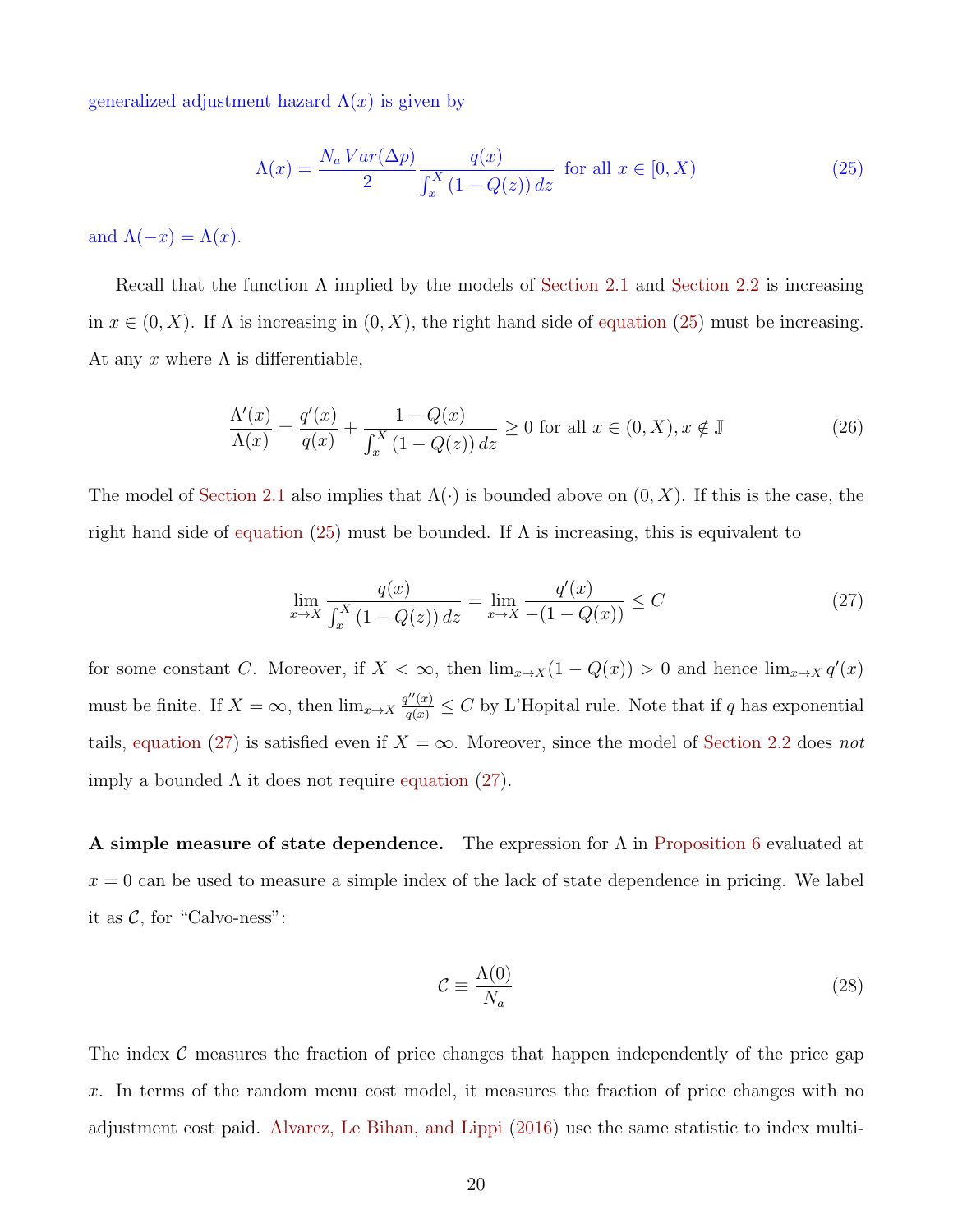generalized adjustment hazard $\Lambda(x)$ is given by

$$\Lambda(x) = \frac{N_a \, Var(\Delta p)}{2} \frac{q(x)}{\int_x^X (1 - Q(z)) \, dz} \text{ for all } x \in [0, X) \tag{25}$$

and $\Lambda(-x) = \Lambda(x)$.

Recall that the function $\Lambda$ implied by the models of Section 2.1 and Section 2.2 is increasing in $x \in (0, X)$. If $\Lambda$ is increasing in $(0, X)$, the right hand side of equation (25) must be increasing. At any $x$ where $\Lambda$ is differentiable,

$$\frac{\Lambda'(x)}{\Lambda(x)} = \frac{q'(x)}{q(x)} + \frac{1 - Q(x)}{\int_x^X (1 - Q(z)) \, dz} \geq 0 \text{ for all } x \in (0, X), x \notin \mathbb{J} \tag{26}$$

The model of Section 2.1 also implies that $\Lambda(\cdot)$ is bounded above on $(0, X)$. If this is the case, the right hand side of equation (25) must be bounded. If $\Lambda$ is increasing, this is equivalent to

$$\lim_{x \to X} \frac{q(x)}{\int_x^X (1 - Q(z)) \, dz} = \lim_{x \to X} \frac{q'(x)}{-(1 - Q(x))} \leq C \tag{27}$$

for some constant $C$. Moreover, if $X < \infty$, then $\lim_{x \to X}(1 - Q(x)) > 0$ and hence $\lim_{x \to X} q'(x)$ must be finite. If $X = \infty$, then $\lim_{x \to X} \frac{q''(x)}{q(x)} \leq C$ by L'Hopital rule. Note that if $q$ has exponential tails, equation (27) is satisfied even if $X = \infty$. Moreover, since the model of Section 2.2 does *not* imply a bounded $\Lambda$ it does not require equation (27).

**A simple measure of state dependence.** The expression for $\Lambda$ in Proposition 6 evaluated at $x = 0$ can be used to measure a simple index of the lack of state dependence in pricing. We label it as $\mathcal{C}$, for "Calvo-ness":

$$\mathcal{C} \equiv \frac{\Lambda(0)}{N_a} \tag{28}$$

The index $\mathcal{C}$ measures the fraction of price changes that happen independently of the price gap $x$. In terms of the random menu cost model, it measures the fraction of price changes with no adjustment cost paid. Alvarez, Le Bihan, and Lippi (2016) use the same statistic to index multi-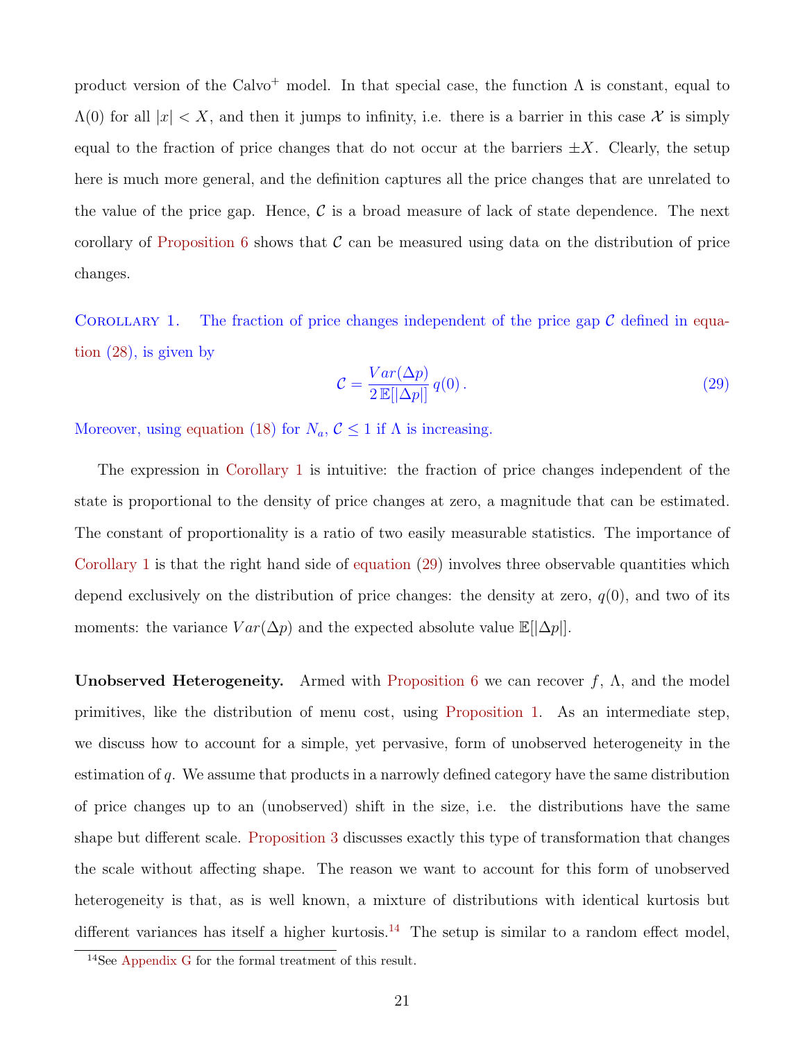product version of the Calvo$^+$ model. In that special case, the function $\Lambda$ is constant, equal to $\Lambda(0)$ for all $|x| < X$, and then it jumps to infinity, i.e. there is a barrier in this case $\mathcal{X}$ is simply equal to the fraction of price changes that do not occur at the barriers $\pm X$. Clearly, the setup here is much more general, and the definition captures all the price changes that are unrelated to the value of the price gap. Hence, $\mathcal{C}$ is a broad measure of lack of state dependence. The next corollary of Proposition 6 shows that $\mathcal{C}$ can be measured using data on the distribution of price changes.

Corollary 1. The fraction of price changes independent of the price gap $\mathcal{C}$ defined in equation (28), is given by

$$\mathcal{C} = \frac{Var(\Delta p)}{2\,\mathbb{E}[|\Delta p|]}\, q(0)\,. \tag{29}$$

Moreover, using equation (18) for $N_a$, $\mathcal{C} \leq 1$ if $\Lambda$ is increasing.

The expression in Corollary 1 is intuitive: the fraction of price changes independent of the state is proportional to the density of price changes at zero, a magnitude that can be estimated. The constant of proportionality is a ratio of two easily measurable statistics. The importance of Corollary 1 is that the right hand side of equation (29) involves three observable quantities which depend exclusively on the distribution of price changes: the density at zero, $q(0)$, and two of its moments: the variance $Var(\Delta p)$ and the expected absolute value $\mathbb{E}[|\Delta p|]$.

**Unobserved Heterogeneity.** Armed with Proposition 6 we can recover $f$, $\Lambda$, and the model primitives, like the distribution of menu cost, using Proposition 1. As an intermediate step, we discuss how to account for a simple, yet pervasive, form of unobserved heterogeneity in the estimation of $q$. We assume that products in a narrowly defined category have the same distribution of price changes up to an (unobserved) shift in the size, i.e. the distributions have the same shape but different scale. Proposition 3 discusses exactly this type of transformation that changes the scale without affecting shape. The reason we want to account for this form of unobserved heterogeneity is that, as is well known, a mixture of distributions with identical kurtosis but different variances has itself a higher kurtosis.[14] The setup is similar to a random effect model,

[14] See Appendix G for the formal treatment of this result.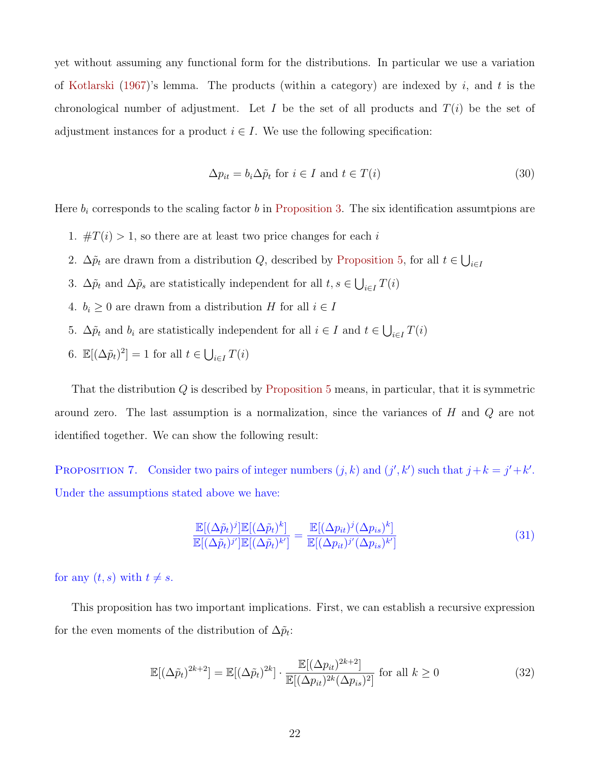yet without assuming any functional form for the distributions. In particular we use a variation of Kotlarski (1967)'s lemma. The products (within a category) are indexed by $i$, and $t$ is the chronological number of adjustment. Let $I$ be the set of all products and $T(i)$ be the set of adjustment instances for a product $i \in I$. We use the following specification:

$$\Delta p_{it} = b_i \Delta \tilde{p}_t \text{ for } i \in I \text{ and } t \in T(i) \tag{30}$$

Here $b_i$ corresponds to the scaling factor $b$ in Proposition 3. The six identification assumtpions are

1. $\#T(i) > 1$, so there are at least two price changes for each $i$
2. $\Delta \tilde{p}_t$ are drawn from a distribution $Q$, described by Proposition 5, for all $t \in \bigcup_{i \in I}$
3. $\Delta \tilde{p}_t$ and $\Delta \tilde{p}_s$ are statistically independent for all $t, s \in \bigcup_{i \in I} T(i)$
4. $b_i \geq 0$ are drawn from a distribution $H$ for all $i \in I$
5. $\Delta \tilde{p}_t$ and $b_i$ are statistically independent for all $i \in I$ and $t \in \bigcup_{i \in I} T(i)$
6. $\mathbb{E}[(\Delta \tilde{p}_t)^2] = 1$ for all $t \in \bigcup_{i \in I} T(i)$

That the distribution $Q$ is described by Proposition 5 means, in particular, that it is symmetric around zero. The last assumption is a normalization, since the variances of $H$ and $Q$ are not identified together. We can show the following result:

Proposition 7. Consider two pairs of integer numbers $(j, k)$ and $(j', k')$ such that $j + k = j' + k'$. Under the assumptions stated above we have:

$$\frac{\mathbb{E}[(\Delta \tilde{p}_t)^j] \mathbb{E}[(\Delta \tilde{p}_t)^k]}{\mathbb{E}[(\Delta \tilde{p}_t)^{j'}] \mathbb{E}[(\Delta \tilde{p}_t)^{k'}]} = \frac{\mathbb{E}[(\Delta p_{it})^j (\Delta p_{is})^k]}{\mathbb{E}[(\Delta p_{it})^{j'} (\Delta p_{is})^{k'}]} \tag{31}$$

for any $(t, s)$ with $t \neq s$.

This proposition has two important implications. First, we can establish a recursive expression for the even moments of the distribution of $\Delta \tilde{p}_t$:

$$\mathbb{E}[(\Delta \tilde{p}_t)^{2k+2}] = \mathbb{E}[(\Delta \tilde{p}_t)^{2k}] \cdot \frac{\mathbb{E}[(\Delta p_{it})^{2k+2}]}{\mathbb{E}[(\Delta p_{it})^{2k} (\Delta p_{is})^2]} \text{ for all } k \geq 0 \tag{32}$$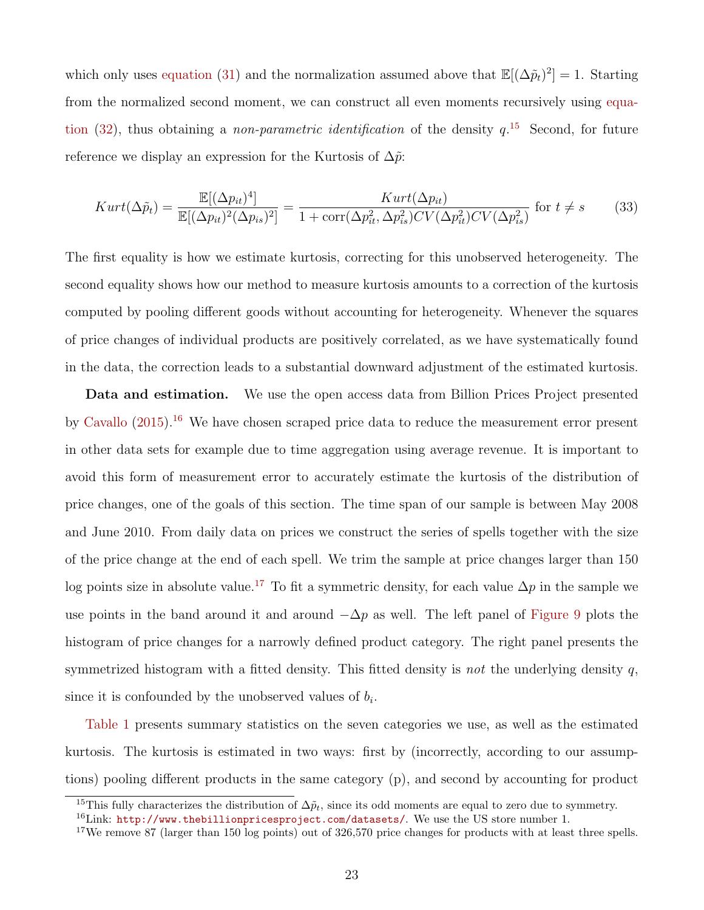which only uses equation (31) and the normalization assumed above that $\mathbb{E}[(\Delta\tilde{p}_t)^2] = 1$. Starting from the normalized second moment, we can construct all even moments recursively using equation (32), thus obtaining a *non-parametric identification* of the density $q$.[15] Second, for future reference we display an expression for the Kurtosis of $\Delta\tilde{p}$:

$$Kurt(\Delta\tilde{p}_t) = \frac{\mathbb{E}[(\Delta p_{it})^4]}{\mathbb{E}[(\Delta p_{it})^2(\Delta p_{is})^2]} = \frac{Kurt(\Delta p_{it})}{1 + \text{corr}(\Delta p_{it}^2, \Delta p_{is}^2)CV(\Delta p_{it}^2)CV(\Delta p_{is}^2)} \text{ for } t \neq s \tag{33}$$

The first equality is how we estimate kurtosis, correcting for this unobserved heterogeneity. The second equality shows how our method to measure kurtosis amounts to a correction of the kurtosis computed by pooling different goods without accounting for heterogeneity. Whenever the squares of price changes of individual products are positively correlated, as we have systematically found in the data, the correction leads to a substantial downward adjustment of the estimated kurtosis.

**Data and estimation.** We use the open access data from Billion Prices Project presented by Cavallo (2015).[16] We have chosen scraped price data to reduce the measurement error present in other data sets for example due to time aggregation using average revenue. It is important to avoid this form of measurement error to accurately estimate the kurtosis of the distribution of price changes, one of the goals of this section. The time span of our sample is between May 2008 and June 2010. From daily data on prices we construct the series of spells together with the size of the price change at the end of each spell. We trim the sample at price changes larger than 150 log points size in absolute value.[17] To fit a symmetric density, for each value $\Delta p$ in the sample we use points in the band around it and around $-\Delta p$ as well. The left panel of Figure 9 plots the histogram of price changes for a narrowly defined product category. The right panel presents the symmetrized histogram with a fitted density. This fitted density is *not* the underlying density $q$, since it is confounded by the unobserved values of $b_i$.

Table 1 presents summary statistics on the seven categories we use, as well as the estimated kurtosis. The kurtosis is estimated in two ways: first by (incorrectly, according to our assumptions) pooling different products in the same category (p), and second by accounting for product

[15] This fully characterizes the distribution of $\Delta\tilde{p}_t$, since its odd moments are equal to zero due to symmetry.

[16] Link: http://www.thebillionpricesproject.com/datasets/. We use the US store number 1.

[17] We remove 87 (larger than 150 log points) out of 326,570 price changes for products with at least three spells.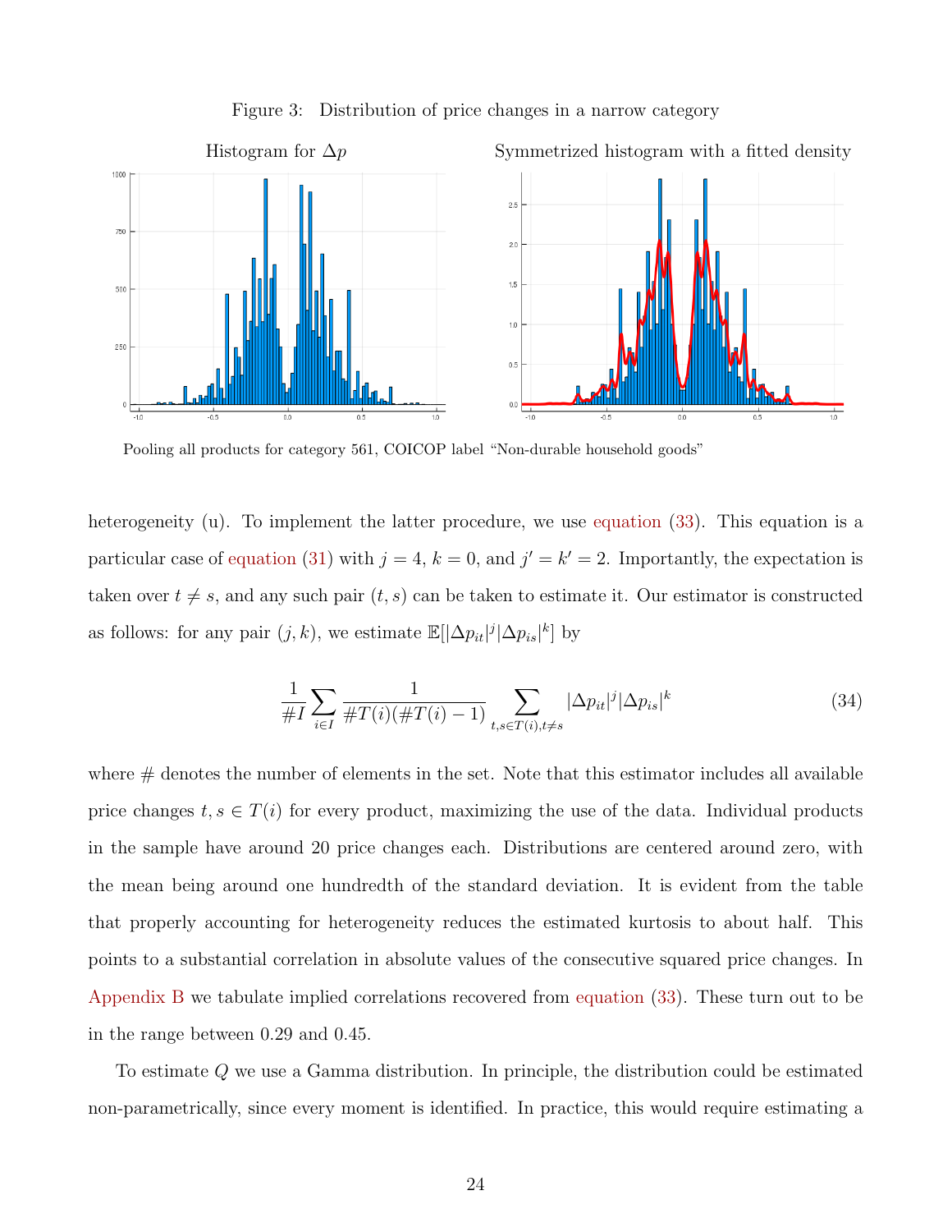Figure 3: Distribution of price changes in a narrow category

Histogram for $\Delta p$ — Symmetrized histogram with a fitted density

Pooling all products for category 561, COICOP label "Non-durable household goods"

heterogeneity (u). To implement the latter procedure, we use equation (33). This equation is a particular case of equation (31) with $j = 4$, $k = 0$, and $j' = k' = 2$. Importantly, the expectation is taken over $t \neq s$, and any such pair $(t, s)$ can be taken to estimate it. Our estimator is constructed as follows: for any pair $(j, k)$, we estimate $\mathbb{E}[|\Delta p_{it}|^j |\Delta p_{is}|^k]$ by

$$\frac{1}{\#I} \sum_{i \in I} \frac{1}{\#T(i)(\#T(i) - 1)} \sum_{t,s \in T(i), t \neq s} |\Delta p_{it}|^j |\Delta p_{is}|^k \tag{34}$$

where # denotes the number of elements in the set. Note that this estimator includes all available price changes $t, s \in T(i)$ for every product, maximizing the use of the data. Individual products in the sample have around 20 price changes each. Distributions are centered around zero, with the mean being around one hundredth of the standard deviation. It is evident from the table that properly accounting for heterogeneity reduces the estimated kurtosis to about half. This points to a substantial correlation in absolute values of the consecutive squared price changes. In Appendix B we tabulate implied correlations recovered from equation (33). These turn out to be in the range between 0.29 and 0.45.

To estimate $Q$ we use a Gamma distribution. In principle, the distribution could be estimated non-parametrically, since every moment is identified. In practice, this would require estimating a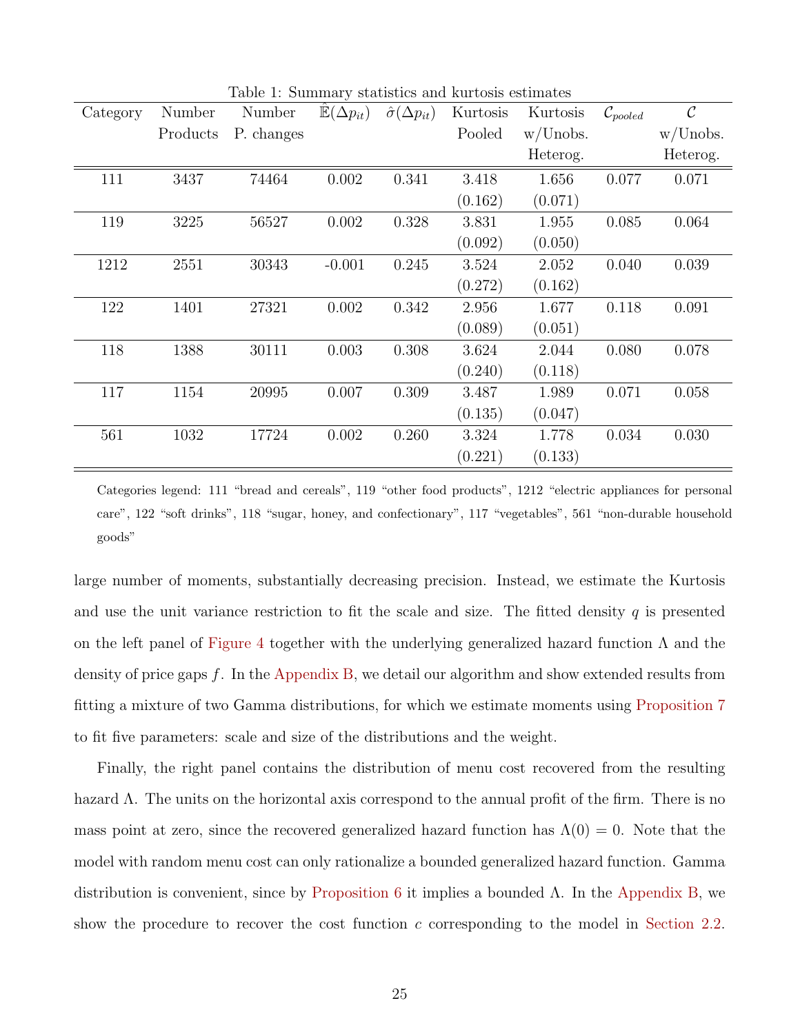Table 1: Summary statistics and kurtosis estimates

| Category | Number Products | Number P. changes | $\hat{\mathbb{E}}(\Delta p_{it})$ | $\hat{\sigma}(\Delta p_{it})$ | Kurtosis Pooled | Kurtosis w/Unobs. Heterog. | $\mathcal{C}_{pooled}$ | $\mathcal{C}$ w/Unobs. Heterog. |
|---|---|---|---|---|---|---|---|---|
| 111 | 3437 | 74464 | 0.002 | 0.341 | 3.418 | 1.656 | 0.077 | 0.071 |
| | | | | | (0.162) | (0.071) | | |
| 119 | 3225 | 56527 | 0.002 | 0.328 | 3.831 | 1.955 | 0.085 | 0.064 |
| | | | | | (0.092) | (0.050) | | |
| 1212 | 2551 | 30343 | -0.001 | 0.245 | 3.524 | 2.052 | 0.040 | 0.039 |
| | | | | | (0.272) | (0.162) | | |
| 122 | 1401 | 27321 | 0.002 | 0.342 | 2.956 | 1.677 | 0.118 | 0.091 |
| | | | | | (0.089) | (0.051) | | |
| 118 | 1388 | 30111 | 0.003 | 0.308 | 3.624 | 2.044 | 0.080 | 0.078 |
| | | | | | (0.240) | (0.118) | | |
| 117 | 1154 | 20995 | 0.007 | 0.309 | 3.487 | 1.989 | 0.071 | 0.058 |
| | | | | | (0.135) | (0.047) | | |
| 561 | 1032 | 17724 | 0.002 | 0.260 | 3.324 | 1.778 | 0.034 | 0.030 |
| | | | | | (0.221) | (0.133) | | |

Categories legend: 111 "bread and cereals", 119 "other food products", 1212 "electric appliances for personal care", 122 "soft drinks", 118 "sugar, honey, and confectionary", 117 "vegetables", 561 "non-durable household goods"

large number of moments, substantially decreasing precision. Instead, we estimate the Kurtosis and use the unit variance restriction to fit the scale and size. The fitted density $q$ is presented on the left panel of Figure 4 together with the underlying generalized hazard function $\Lambda$ and the density of price gaps $f$. In the Appendix B, we detail our algorithm and show extended results from fitting a mixture of two Gamma distributions, for which we estimate moments using Proposition 7 to fit five parameters: scale and size of the distributions and the weight.

Finally, the right panel contains the distribution of menu cost recovered from the resulting hazard $\Lambda$. The units on the horizontal axis correspond to the annual profit of the firm. There is no mass point at zero, since the recovered generalized hazard function has $\Lambda(0) = 0$. Note that the model with random menu cost can only rationalize a bounded generalized hazard function. Gamma distribution is convenient, since by Proposition 6 it implies a bounded $\Lambda$. In the Appendix B, we show the procedure to recover the cost function $c$ corresponding to the model in Section 2.2.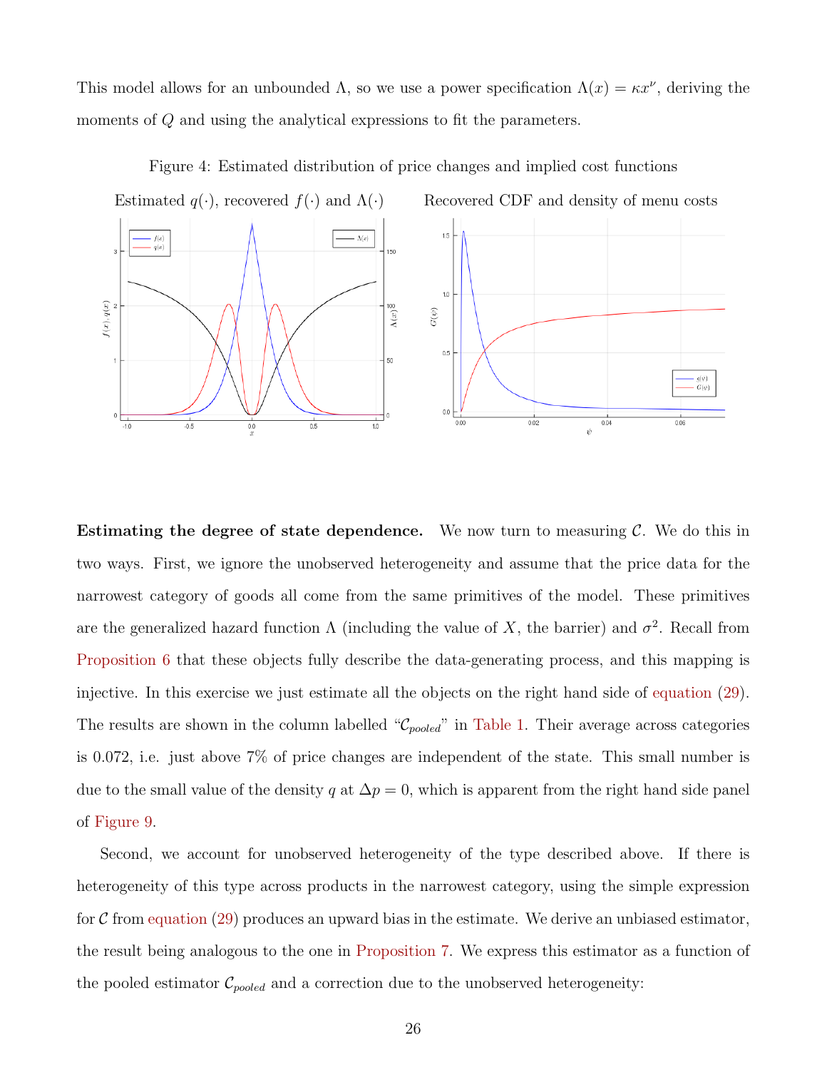This model allows for an unbounded $\Lambda$, so we use a power specification $\Lambda(x) = \kappa x^{\nu}$, deriving the moments of $Q$ and using the analytical expressions to fit the parameters.

Figure 4: Estimated distribution of price changes and implied cost functions

Estimated $q(\cdot)$, recovered $f(\cdot)$ and $\Lambda(\cdot)$ — Recovered CDF and density of menu costs

**Estimating the degree of state dependence.** We now turn to measuring $\mathcal{C}$. We do this in two ways. First, we ignore the unobserved heterogeneity and assume that the price data for the narrowest category of goods all come from the same primitives of the model. These primitives are the generalized hazard function $\Lambda$ (including the value of $X$, the barrier) and $\sigma^2$. Recall from Proposition 6 that these objects fully describe the data-generating process, and this mapping is injective. In this exercise we just estimate all the objects on the right hand side of equation (29). The results are shown in the column labelled "$\mathcal{C}_{pooled}$" in Table 1. Their average across categories is 0.072, i.e. just above 7% of price changes are independent of the state. This small number is due to the small value of the density $q$ at $\Delta p = 0$, which is apparent from the right hand side panel of Figure 9.

Second, we account for unobserved heterogeneity of the type described above. If there is heterogeneity of this type across products in the narrowest category, using the simple expression for $\mathcal{C}$ from equation (29) produces an upward bias in the estimate. We derive an unbiased estimator, the result being analogous to the one in Proposition 7. We express this estimator as a function of the pooled estimator $\mathcal{C}_{pooled}$ and a correction due to the unobserved heterogeneity: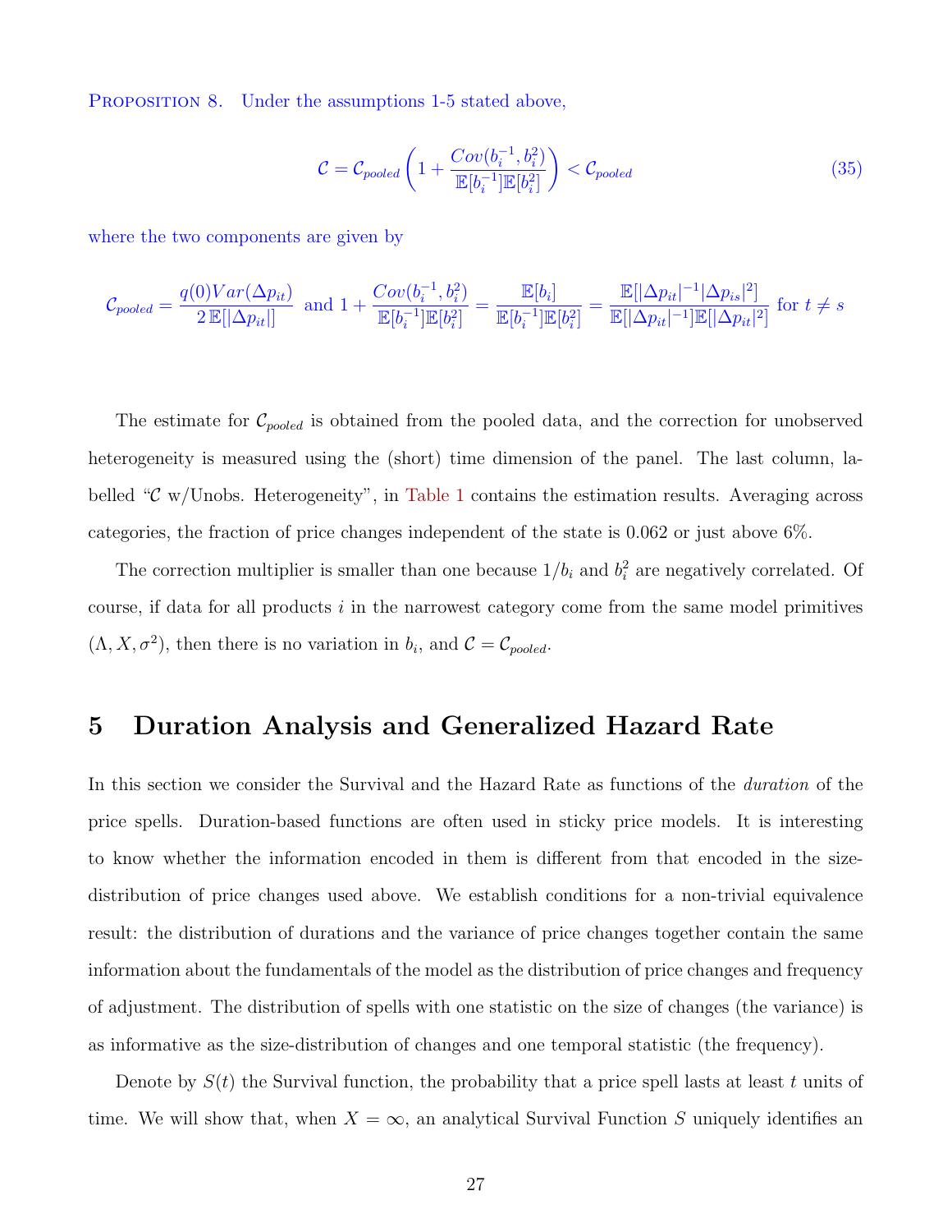Proposition 8. Under the assumptions 1-5 stated above,

$$
\mathcal{C} = \mathcal{C}_{pooled} \left( 1 + \frac{Cov(b_i^{-1}, b_i^2)}{\mathbb{E}[b_i^{-1}]\mathbb{E}[b_i^2]} \right) < \mathcal{C}_{pooled} \tag{35}
$$

where the two components are given by

$$
\mathcal{C}_{pooled} = \frac{q(0)Var(\Delta p_{it})}{2\,\mathbb{E}[|\Delta p_{it}|]} \text{ and } 1 + \frac{Cov(b_i^{-1}, b_i^2)}{\mathbb{E}[b_i^{-1}]\mathbb{E}[b_i^2]} = \frac{\mathbb{E}[b_i]}{\mathbb{E}[b_i^{-1}]\mathbb{E}[b_i^2]} = \frac{\mathbb{E}[|\Delta p_{it}|^{-1}|\Delta p_{is}|^2]}{\mathbb{E}[|\Delta p_{it}|^{-1}]\mathbb{E}[|\Delta p_{it}|^2]} \text{ for } t \neq s
$$

The estimate for $\mathcal{C}_{pooled}$ is obtained from the pooled data, and the correction for unobserved heterogeneity is measured using the (short) time dimension of the panel. The last column, labelled "$\mathcal{C}$ w/Unobs. Heterogeneity", in Table 1 contains the estimation results. Averaging across categories, the fraction of price changes independent of the state is 0.062 or just above 6%.

The correction multiplier is smaller than one because $1/b_i$ and $b_i^2$ are negatively correlated. Of course, if data for all products $i$ in the narrowest category come from the same model primitives $(\Lambda, X, \sigma^2)$, then there is no variation in $b_i$, and $\mathcal{C} = \mathcal{C}_{pooled}$.

# 5 Duration Analysis and Generalized Hazard Rate

In this section we consider the Survival and the Hazard Rate as functions of the *duration* of the price spells. Duration-based functions are often used in sticky price models. It is interesting to know whether the information encoded in them is different from that encoded in the size-distribution of price changes used above. We establish conditions for a non-trivial equivalence result: the distribution of durations and the variance of price changes together contain the same information about the fundamentals of the model as the distribution of price changes and frequency of adjustment. The distribution of spells with one statistic on the size of changes (the variance) is as informative as the size-distribution of changes and one temporal statistic (the frequency).

Denote by $S(t)$ the Survival function, the probability that a price spell lasts at least $t$ units of time. We will show that, when $X = \infty$, an analytical Survival Function $S$ uniquely identifies an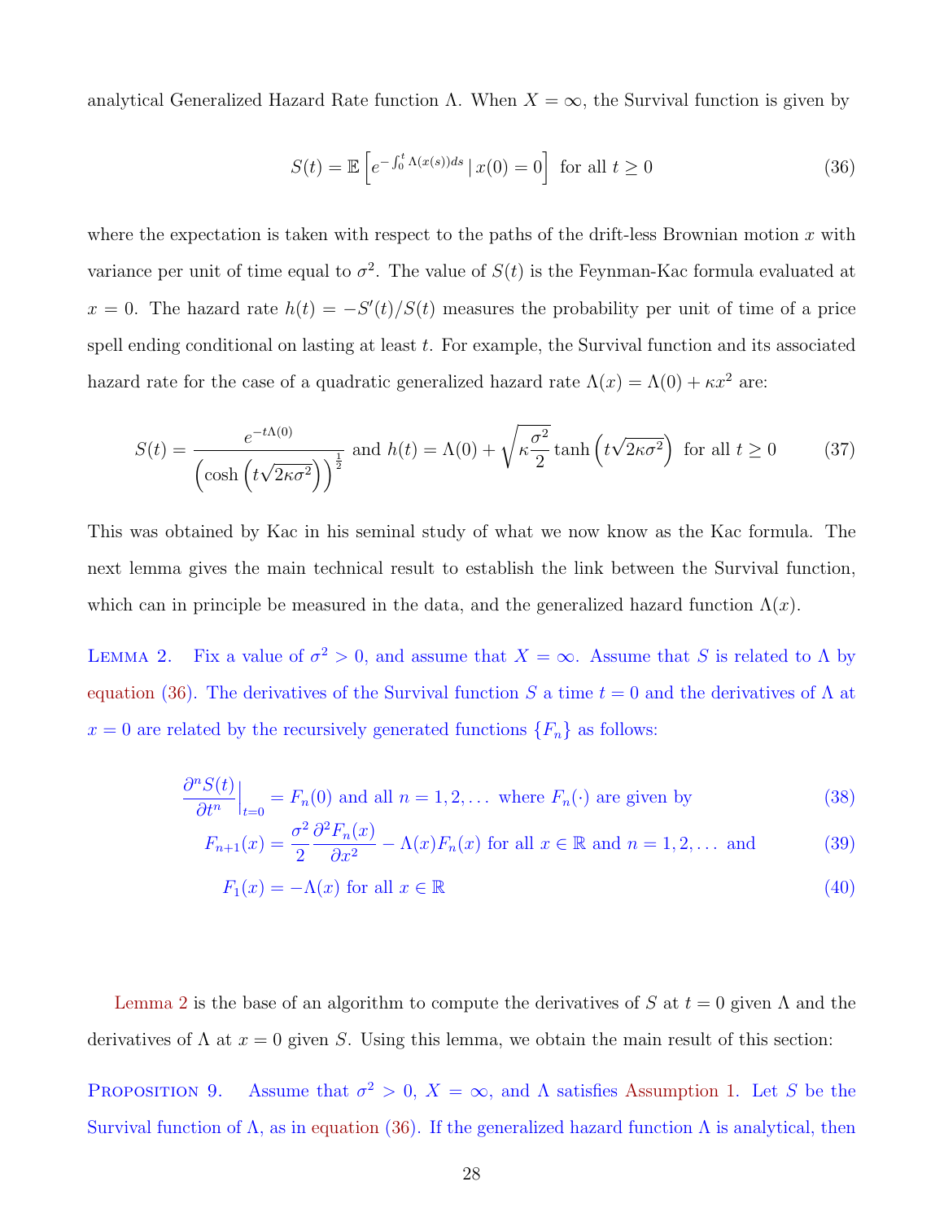analytical Generalized Hazard Rate function $\Lambda$. When $X = \infty$, the Survival function is given by

$$
S(t) = \mathbb{E}\left[ e^{-\int_0^t \Lambda(x(s))ds} \,|\, x(0) = 0 \right] \text{ for all } t \geq 0 \tag{36}
$$

where the expectation is taken with respect to the paths of the drift-less Brownian motion $x$ with variance per unit of time equal to $\sigma^2$. The value of $S(t)$ is the Feynman-Kac formula evaluated at $x = 0$. The hazard rate $h(t) = -S'(t)/S(t)$ measures the probability per unit of time of a price spell ending conditional on lasting at least $t$. For example, the Survival function and its associated hazard rate for the case of a quadratic generalized hazard rate $\Lambda(x) = \Lambda(0) + \kappa x^2$ are:

$$
S(t) = \frac{e^{-t\Lambda(0)}}{\left(\cosh\left(t\sqrt{2\kappa\sigma^2}\right)\right)^{\frac{1}{2}}} \text{ and } h(t) = \Lambda(0) + \sqrt{\kappa\frac{\sigma^2}{2}} \tanh\left(t\sqrt{2\kappa\sigma^2}\right) \text{ for all } t \geq 0 \tag{37}
$$

This was obtained by Kac in his seminal study of what we now know as the Kac formula. The next lemma gives the main technical result to establish the link between the Survival function, which can in principle be measured in the data, and the generalized hazard function $\Lambda(x)$.

**Lemma 2.** Fix a value of $\sigma^2 > 0$, and assume that $X = \infty$. Assume that $S$ is related to $\Lambda$ by equation (36). The derivatives of the Survival function $S$ a time $t = 0$ and the derivatives of $\Lambda$ at $x = 0$ are related by the recursively generated functions $\{F_n\}$ as follows:

$$
\frac{\partial^n S(t)}{\partial t^n}\Big|_{t=0} = F_n(0) \text{ and all } n = 1, 2, \ldots \text{ where } F_n(\cdot) \text{ are given by} \tag{38}
$$

$$
F_{n+1}(x) = \frac{\sigma^2}{2}\frac{\partial^2 F_n(x)}{\partial x^2} - \Lambda(x)F_n(x) \text{ for all } x \in \mathbb{R} \text{ and } n = 1, 2, \ldots \text{ and} \tag{39}
$$

$$
F_1(x) = -\Lambda(x) \text{ for all } x \in \mathbb{R} \tag{40}
$$

Lemma 2 is the base of an algorithm to compute the derivatives of $S$ at $t = 0$ given $\Lambda$ and the derivatives of $\Lambda$ at $x = 0$ given $S$. Using this lemma, we obtain the main result of this section:

**Proposition 9.** Assume that $\sigma^2 > 0$, $X = \infty$, and $\Lambda$ satisfies Assumption 1. Let $S$ be the Survival function of $\Lambda$, as in equation (36). If the generalized hazard function $\Lambda$ is analytical, then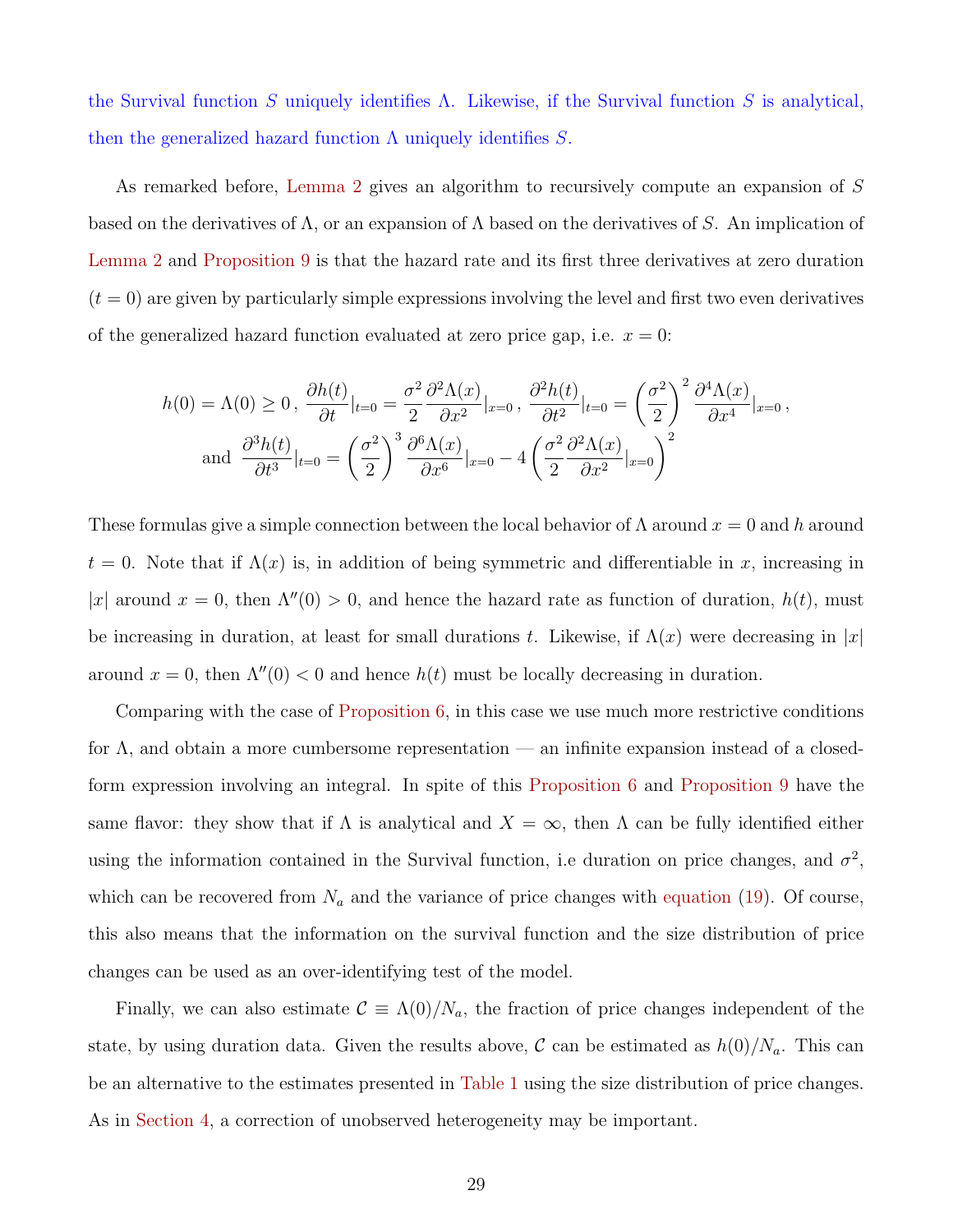the Survival function $S$ uniquely identifies $\Lambda$. Likewise, if the Survival function $S$ is analytical, then the generalized hazard function $\Lambda$ uniquely identifies $S$.

As remarked before, Lemma 2 gives an algorithm to recursively compute an expansion of $S$ based on the derivatives of $\Lambda$, or an expansion of $\Lambda$ based on the derivatives of $S$. An implication of Lemma 2 and Proposition 9 is that the hazard rate and its first three derivatives at zero duration ($t = 0$) are given by particularly simple expressions involving the level and first two even derivatives of the generalized hazard function evaluated at zero price gap, i.e. $x = 0$:

$$
h(0) = \Lambda(0) \geq 0 \, , \; \frac{\partial h(t)}{\partial t}|_{t=0} = \frac{\sigma^2}{2} \frac{\partial^2 \Lambda(x)}{\partial x^2}|_{x=0} \, , \; \frac{\partial^2 h(t)}{\partial t^2}|_{t=0} = \left(\frac{\sigma^2}{2}\right)^2 \frac{\partial^4 \Lambda(x)}{\partial x^4}|_{x=0} \, ,
$$
$$
\text{and} \; \frac{\partial^3 h(t)}{\partial t^3}|_{t=0} = \left(\frac{\sigma^2}{2}\right)^3 \frac{\partial^6 \Lambda(x)}{\partial x^6}|_{x=0} - 4 \left(\frac{\sigma^2}{2} \frac{\partial^2 \Lambda(x)}{\partial x^2}|_{x=0}\right)^2
$$

These formulas give a simple connection between the local behavior of $\Lambda$ around $x = 0$ and $h$ around $t = 0$. Note that if $\Lambda(x)$ is, in addition of being symmetric and differentiable in $x$, increasing in $|x|$ around $x = 0$, then $\Lambda''(0) > 0$, and hence the hazard rate as function of duration, $h(t)$, must be increasing in duration, at least for small durations $t$. Likewise, if $\Lambda(x)$ were decreasing in $|x|$ around $x = 0$, then $\Lambda''(0) < 0$ and hence $h(t)$ must be locally decreasing in duration.

Comparing with the case of Proposition 6, in this case we use much more restrictive conditions for $\Lambda$, and obtain a more cumbersome representation — an infinite expansion instead of a closed-form expression involving an integral. In spite of this Proposition 6 and Proposition 9 have the same flavor: they show that if $\Lambda$ is analytical and $X = \infty$, then $\Lambda$ can be fully identified either using the information contained in the Survival function, i.e duration on price changes, and $\sigma^2$, which can be recovered from $N_a$ and the variance of price changes with equation (19). Of course, this also means that the information on the survival function and the size distribution of price changes can be used as an over-identifying test of the model.

Finally, we can also estimate $\mathcal{C} \equiv \Lambda(0)/N_a$, the fraction of price changes independent of the state, by using duration data. Given the results above, $\mathcal{C}$ can be estimated as $h(0)/N_a$. This can be an alternative to the estimates presented in Table 1 using the size distribution of price changes. As in Section 4, a correction of unobserved heterogeneity may be important.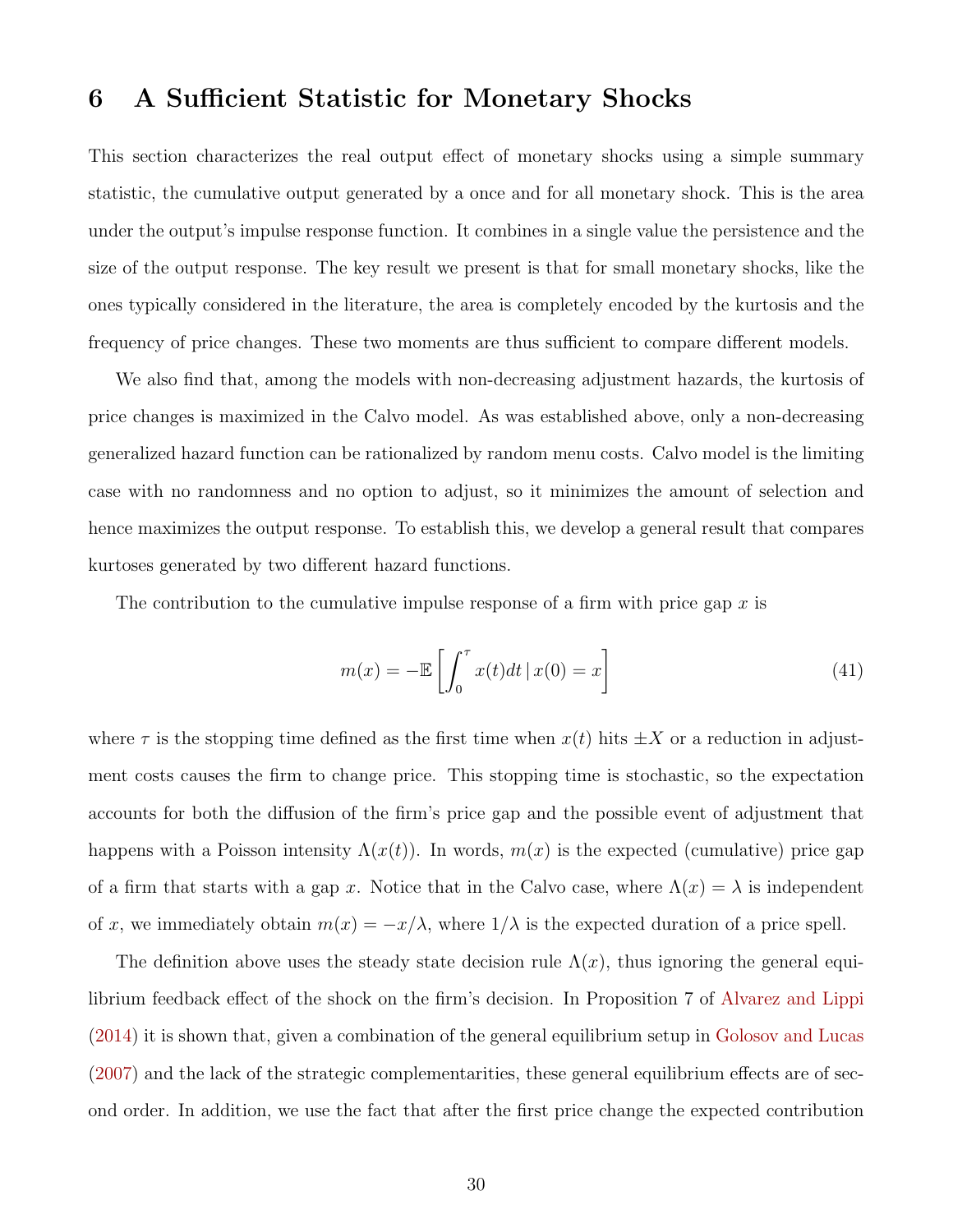## 6 A Sufficient Statistic for Monetary Shocks

This section characterizes the real output effect of monetary shocks using a simple summary statistic, the cumulative output generated by a once and for all monetary shock. This is the area under the output's impulse response function. It combines in a single value the persistence and the size of the output response. The key result we present is that for small monetary shocks, like the ones typically considered in the literature, the area is completely encoded by the kurtosis and the frequency of price changes. These two moments are thus sufficient to compare different models.

We also find that, among the models with non-decreasing adjustment hazards, the kurtosis of price changes is maximized in the Calvo model. As was established above, only a non-decreasing generalized hazard function can be rationalized by random menu costs. Calvo model is the limiting case with no randomness and no option to adjust, so it minimizes the amount of selection and hence maximizes the output response. To establish this, we develop a general result that compares kurtoses generated by two different hazard functions.

The contribution to the cumulative impulse response of a firm with price gap $x$ is

$$m(x) = -\mathbb{E}\left[\int_0^\tau x(t)dt \,|\, x(0) = x\right] \tag{41}$$

where $\tau$ is the stopping time defined as the first time when $x(t)$ hits $\pm X$ or a reduction in adjustment costs causes the firm to change price. This stopping time is stochastic, so the expectation accounts for both the diffusion of the firm's price gap and the possible event of adjustment that happens with a Poisson intensity $\Lambda(x(t))$. In words, $m(x)$ is the expected (cumulative) price gap of a firm that starts with a gap $x$. Notice that in the Calvo case, where $\Lambda(x) = \lambda$ is independent of $x$, we immediately obtain $m(x) = -x/\lambda$, where $1/\lambda$ is the expected duration of a price spell.

The definition above uses the steady state decision rule $\Lambda(x)$, thus ignoring the general equilibrium feedback effect of the shock on the firm's decision. In Proposition 7 of Alvarez and Lippi (2014) it is shown that, given a combination of the general equilibrium setup in Golosov and Lucas (2007) and the lack of the strategic complementarities, these general equilibrium effects are of second order. In addition, we use the fact that after the first price change the expected contribution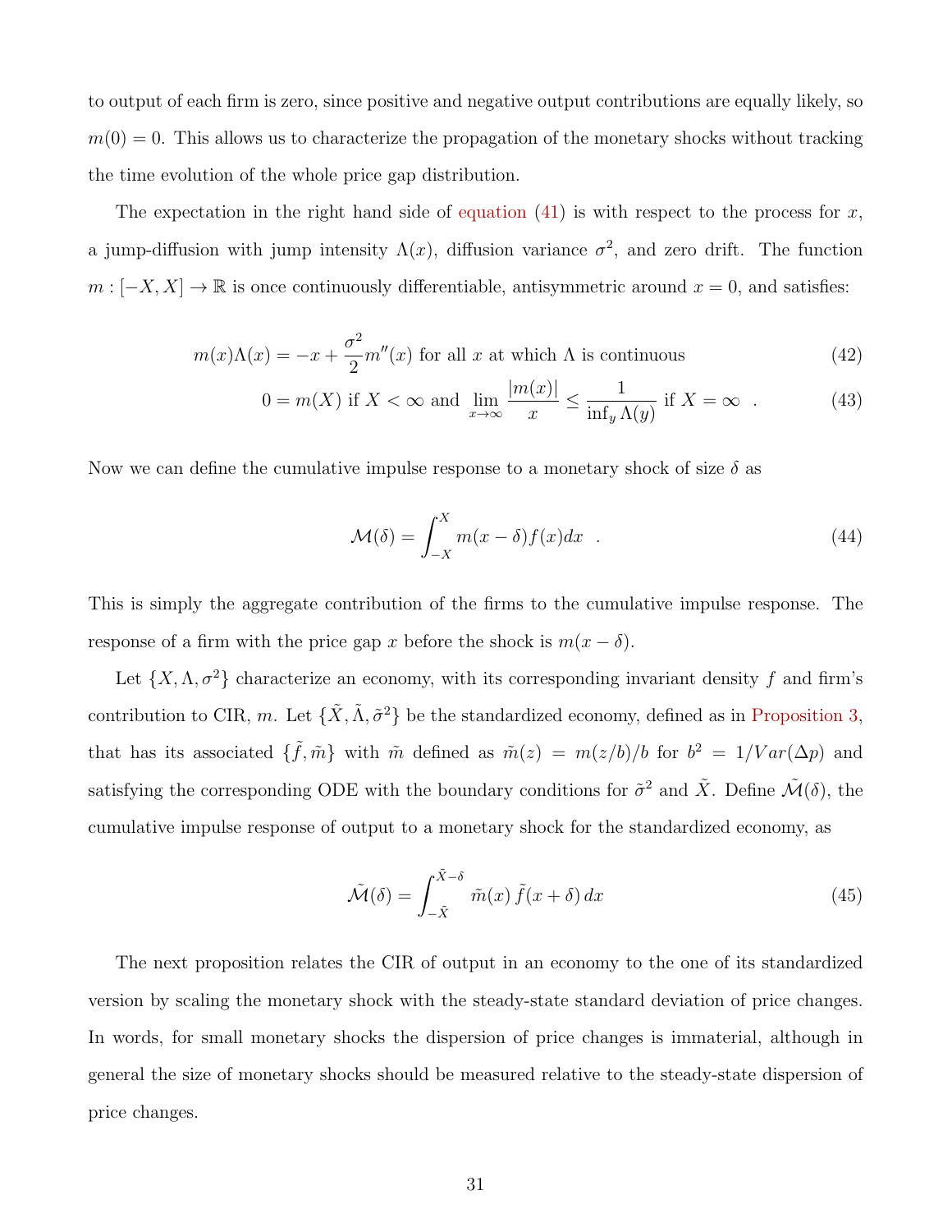to output of each firm is zero, since positive and negative output contributions are equally likely, so $m(0) = 0$. This allows us to characterize the propagation of the monetary shocks without tracking the time evolution of the whole price gap distribution.

The expectation in the right hand side of equation (41) is with respect to the process for $x$, a jump-diffusion with jump intensity $\Lambda(x)$, diffusion variance $\sigma^2$, and zero drift. The function $m : [-X, X] \to \mathbb{R}$ is once continuously differentiable, antisymmetric around $x = 0$, and satisfies:

$$m(x)\Lambda(x) = -x + \frac{\sigma^2}{2} m''(x) \text{ for all } x \text{ at which } \Lambda \text{ is continuous} \tag{42}$$

$$0 = m(X) \text{ if } X < \infty \text{ and } \lim_{x \to \infty} \frac{|m(x)|}{x} \leq \frac{1}{\inf_y \Lambda(y)} \text{ if } X = \infty \quad . \tag{43}$$

Now we can define the cumulative impulse response to a monetary shock of size $\delta$ as

$$\mathcal{M}(\delta) = \int_{-X}^{X} m(x - \delta) f(x) dx \quad . \tag{44}$$

This is simply the aggregate contribution of the firms to the cumulative impulse response. The response of a firm with the price gap $x$ before the shock is $m(x - \delta)$.

Let $\{X, \Lambda, \sigma^2\}$ characterize an economy, with its corresponding invariant density $f$ and firm's contribution to CIR, $m$. Let $\{\tilde{X}, \tilde{\Lambda}, \tilde{\sigma}^2\}$ be the standardized economy, defined as in Proposition 3, that has its associated $\{\tilde{f}, \tilde{m}\}$ with $\tilde{m}$ defined as $\tilde{m}(z) = m(z/b)/b$ for $b^2 = 1/Var(\Delta p)$ and satisfying the corresponding ODE with the boundary conditions for $\tilde{\sigma}^2$ and $\tilde{X}$. Define $\tilde{\mathcal{M}}(\delta)$, the cumulative impulse response of output to a monetary shock for the standardized economy, as

$$\tilde{\mathcal{M}}(\delta) = \int_{-\tilde{X}}^{\tilde{X} - \delta} \tilde{m}(x) \, \tilde{f}(x + \delta) \, dx \tag{45}$$

The next proposition relates the CIR of output in an economy to the one of its standardized version by scaling the monetary shock with the steady-state standard deviation of price changes. In words, for small monetary shocks the dispersion of price changes is immaterial, although in general the size of monetary shocks should be measured relative to the steady-state dispersion of price changes.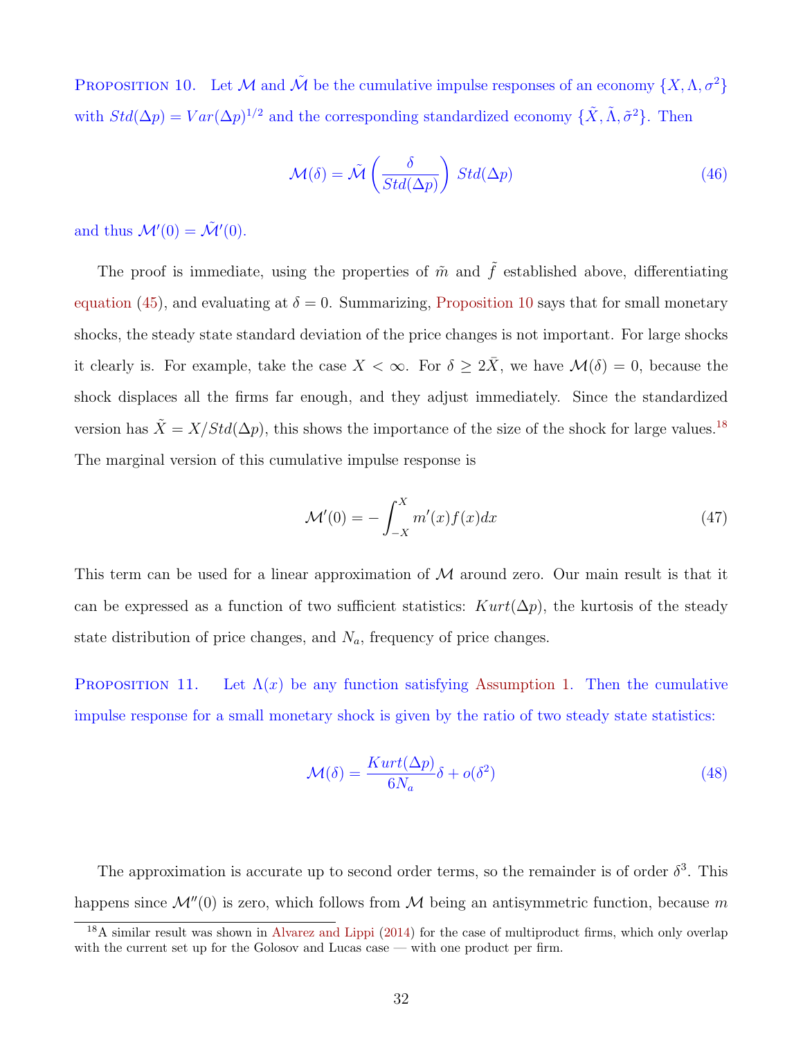**Proposition 10.** Let $\mathcal{M}$ and $\tilde{\mathcal{M}}$ be the cumulative impulse responses of an economy $\{X, \Lambda, \sigma^2\}$ with $Std(\Delta p) = Var(\Delta p)^{1/2}$ and the corresponding standardized economy $\{\tilde{X}, \tilde{\Lambda}, \tilde{\sigma}^2\}$. Then

$$\mathcal{M}(\delta) = \tilde{\mathcal{M}}\left(\frac{\delta}{Std(\Delta p)}\right) Std(\Delta p) \tag{46}$$

and thus $\mathcal{M}'(0) = \tilde{\mathcal{M}}'(0)$.

The proof is immediate, using the properties of $\tilde{m}$ and $\tilde{f}$ established above, differentiating equation (45), and evaluating at $\delta = 0$. Summarizing, Proposition 10 says that for small monetary shocks, the steady state standard deviation of the price changes is not important. For large shocks it clearly is. For example, take the case $X < \infty$. For $\delta \geq 2\bar{X}$, we have $\mathcal{M}(\delta) = 0$, because the shock displaces all the firms far enough, and they adjust immediately. Since the standardized version has $\tilde{X} = X/Std(\Delta p)$, this shows the importance of the size of the shock for large values.[18] The marginal version of this cumulative impulse response is

$$\mathcal{M}'(0) = -\int_{-X}^{X} m'(x) f(x) dx \tag{47}$$

This term can be used for a linear approximation of $\mathcal{M}$ around zero. Our main result is that it can be expressed as a function of two sufficient statistics: $Kurt(\Delta p)$, the kurtosis of the steady state distribution of price changes, and $N_a$, frequency of price changes.

**Proposition 11.** Let $\Lambda(x)$ be any function satisfying Assumption 1. Then the cumulative impulse response for a small monetary shock is given by the ratio of two steady state statistics:

$$\mathcal{M}(\delta) = \frac{Kurt(\Delta p)}{6N_a}\delta + o(\delta^2) \tag{48}$$

The approximation is accurate up to second order terms, so the remainder is of order $\delta^3$. This happens since $\mathcal{M}''(0)$ is zero, which follows from $\mathcal{M}$ being an antisymmetric function, because $m$

[18] A similar result was shown in Alvarez and Lippi (2014) for the case of multiproduct firms, which only overlap with the current set up for the Golosov and Lucas case — with one product per firm.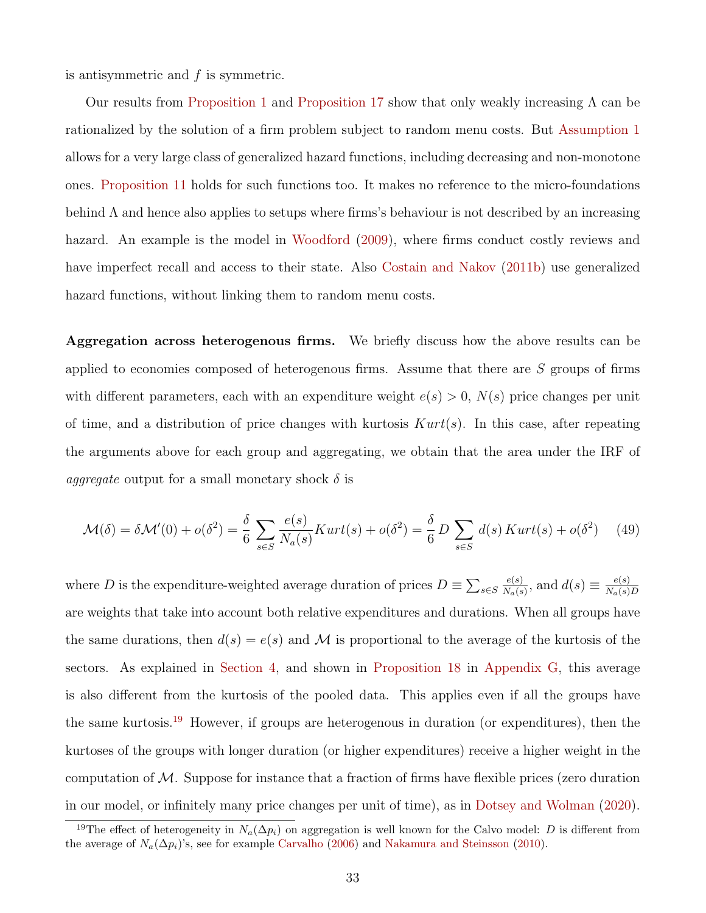is antisymmetric and $f$ is symmetric.

Our results from Proposition 1 and Proposition 17 show that only weakly increasing $\Lambda$ can be rationalized by the solution of a firm problem subject to random menu costs. But Assumption 1 allows for a very large class of generalized hazard functions, including decreasing and non-monotone ones. Proposition 11 holds for such functions too. It makes no reference to the micro-foundations behind $\Lambda$ and hence also applies to setups where firms's behaviour is not described by an increasing hazard. An example is the model in Woodford (2009), where firms conduct costly reviews and have imperfect recall and access to their state. Also Costain and Nakov (2011b) use generalized hazard functions, without linking them to random menu costs.

**Aggregation across heterogenous firms.** We briefly discuss how the above results can be applied to economies composed of heterogenous firms. Assume that there are $S$ groups of firms with different parameters, each with an expenditure weight $e(s) > 0$, $N(s)$ price changes per unit of time, and a distribution of price changes with kurtosis $Kurt(s)$. In this case, after repeating the arguments above for each group and aggregating, we obtain that the area under the IRF of *aggregate* output for a small monetary shock $\delta$ is

$$\mathcal{M}(\delta) = \delta \mathcal{M}'(0) + o(\delta^2) = \frac{\delta}{6} \sum_{s \in S} \frac{e(s)}{N_a(s)} Kurt(s) + o(\delta^2) = \frac{\delta}{6}\, D \sum_{s \in S} d(s)\, Kurt(s) + o(\delta^2) \tag{49}$$

where $D$ is the expenditure-weighted average duration of prices $D \equiv \sum_{s \in S} \frac{e(s)}{N_a(s)}$, and $d(s) \equiv \frac{e(s)}{N_a(s) D}$ are weights that take into account both relative expenditures and durations. When all groups have the same durations, then $d(s) = e(s)$ and $\mathcal{M}$ is proportional to the average of the kurtosis of the sectors. As explained in Section 4, and shown in Proposition 18 in Appendix G, this average is also different from the kurtosis of the pooled data. This applies even if all the groups have the same kurtosis.[19] However, if groups are heterogenous in duration (or expenditures), then the kurtoses of the groups with longer duration (or higher expenditures) receive a higher weight in the computation of $\mathcal{M}$. Suppose for instance that a fraction of firms have flexible prices (zero duration in our model, or infinitely many price changes per unit of time), as in Dotsey and Wolman (2020).

[19] The effect of heterogeneity in $N_a(\Delta p_i)$ on aggregation is well known for the Calvo model: $D$ is different from the average of $N_a(\Delta p_i)$'s, see for example Carvalho (2006) and Nakamura and Steinsson (2010).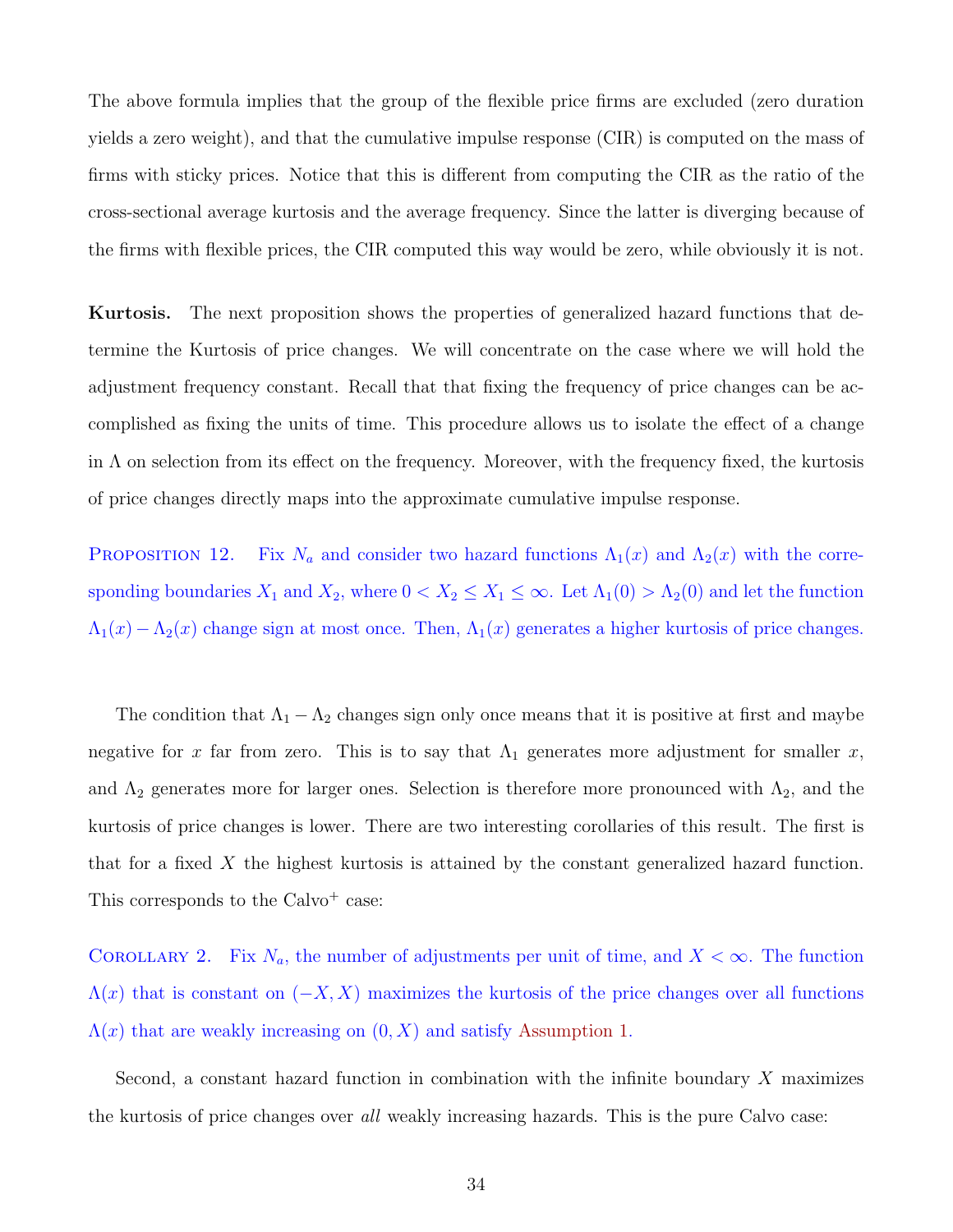The above formula implies that the group of the flexible price firms are excluded (zero duration yields a zero weight), and that the cumulative impulse response (CIR) is computed on the mass of firms with sticky prices. Notice that this is different from computing the CIR as the ratio of the cross-sectional average kurtosis and the average frequency. Since the latter is diverging because of the firms with flexible prices, the CIR computed this way would be zero, while obviously it is not.

**Kurtosis.** The next proposition shows the properties of generalized hazard functions that determine the Kurtosis of price changes. We will concentrate on the case where we will hold the adjustment frequency constant. Recall that that fixing the frequency of price changes can be accomplished as fixing the units of time. This procedure allows us to isolate the effect of a change in $\Lambda$ on selection from its effect on the frequency. Moreover, with the frequency fixed, the kurtosis of price changes directly maps into the approximate cumulative impulse response.

Proposition 12. Fix $N_a$ and consider two hazard functions $\Lambda_1(x)$ and $\Lambda_2(x)$ with the corresponding boundaries $X_1$ and $X_2$, where $0 < X_2 \leq X_1 \leq \infty$. Let $\Lambda_1(0) > \Lambda_2(0)$ and let the function $\Lambda_1(x) - \Lambda_2(x)$ change sign at most once. Then, $\Lambda_1(x)$ generates a higher kurtosis of price changes.

The condition that $\Lambda_1 - \Lambda_2$ changes sign only once means that it is positive at first and maybe negative for $x$ far from zero. This is to say that $\Lambda_1$ generates more adjustment for smaller $x$, and $\Lambda_2$ generates more for larger ones. Selection is therefore more pronounced with $\Lambda_2$, and the kurtosis of price changes is lower. There are two interesting corollaries of this result. The first is that for a fixed $X$ the highest kurtosis is attained by the constant generalized hazard function. This corresponds to the Calvo$^+$ case:

Corollary 2. Fix $N_a$, the number of adjustments per unit of time, and $X < \infty$. The function $\Lambda(x)$ that is constant on $(-X, X)$ maximizes the kurtosis of the price changes over all functions $\Lambda(x)$ that are weakly increasing on $(0, X)$ and satisfy Assumption 1.

Second, a constant hazard function in combination with the infinite boundary $X$ maximizes the kurtosis of price changes over *all* weakly increasing hazards. This is the pure Calvo case: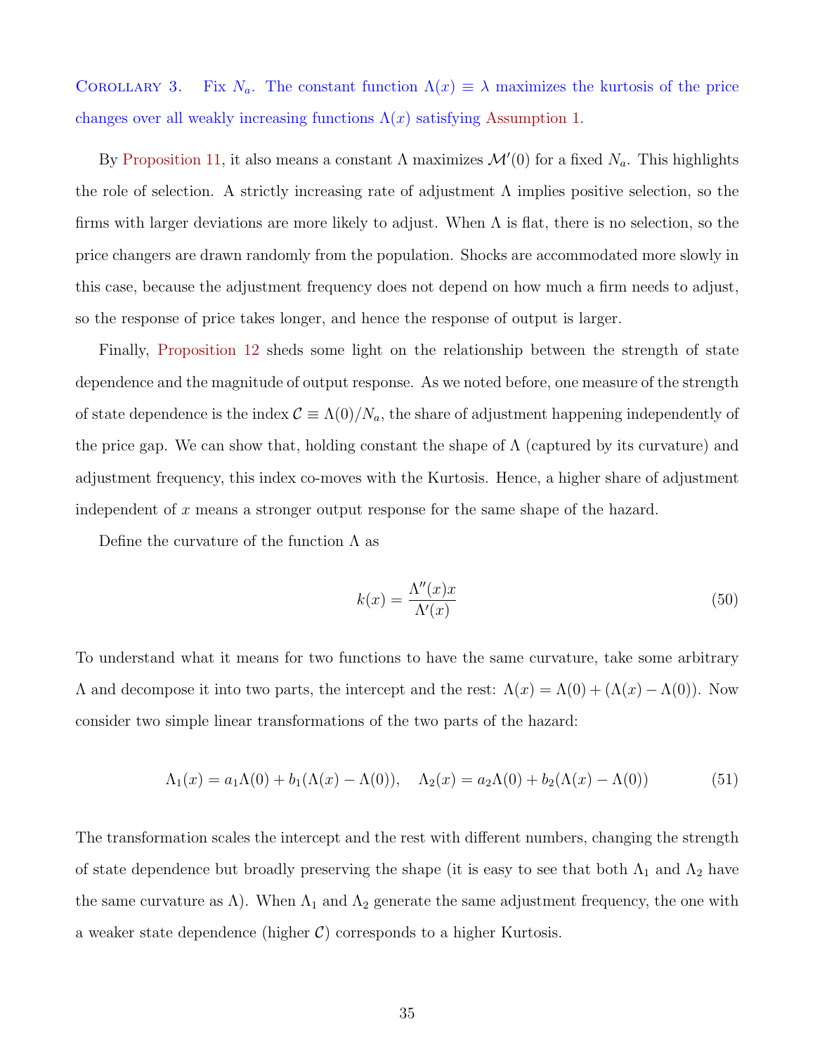Corollary 3. Fix $N_a$. The constant function $\Lambda(x) \equiv \lambda$ maximizes the kurtosis of the price changes over all weakly increasing functions $\Lambda(x)$ satisfying Assumption 1.

By Proposition 11, it also means a constant $\Lambda$ maximizes $\mathcal{M}'(0)$ for a fixed $N_a$. This highlights the role of selection. A strictly increasing rate of adjustment $\Lambda$ implies positive selection, so the firms with larger deviations are more likely to adjust. When $\Lambda$ is flat, there is no selection, so the price changers are drawn randomly from the population. Shocks are accommodated more slowly in this case, because the adjustment frequency does not depend on how much a firm needs to adjust, so the response of price takes longer, and hence the response of output is larger.

Finally, Proposition 12 sheds some light on the relationship between the strength of state dependence and the magnitude of output response. As we noted before, one measure of the strength of state dependence is the index $\mathcal{C} \equiv \Lambda(0)/N_a$, the share of adjustment happening independently of the price gap. We can show that, holding constant the shape of $\Lambda$ (captured by its curvature) and adjustment frequency, this index co-moves with the Kurtosis. Hence, a higher share of adjustment independent of $x$ means a stronger output response for the same shape of the hazard.

Define the curvature of the function $\Lambda$ as

$$k(x) = \frac{\Lambda''(x)x}{\Lambda'(x)} \tag{50}$$

To understand what it means for two functions to have the same curvature, take some arbitrary $\Lambda$ and decompose it into two parts, the intercept and the rest: $\Lambda(x) = \Lambda(0) + (\Lambda(x) - \Lambda(0))$. Now consider two simple linear transformations of the two parts of the hazard:

$$\Lambda_1(x) = a_1\Lambda(0) + b_1(\Lambda(x) - \Lambda(0)), \quad \Lambda_2(x) = a_2\Lambda(0) + b_2(\Lambda(x) - \Lambda(0)) \tag{51}$$

The transformation scales the intercept and the rest with different numbers, changing the strength of state dependence but broadly preserving the shape (it is easy to see that both $\Lambda_1$ and $\Lambda_2$ have the same curvature as $\Lambda$). When $\Lambda_1$ and $\Lambda_2$ generate the same adjustment frequency, the one with a weaker state dependence (higher $\mathcal{C}$) corresponds to a higher Kurtosis.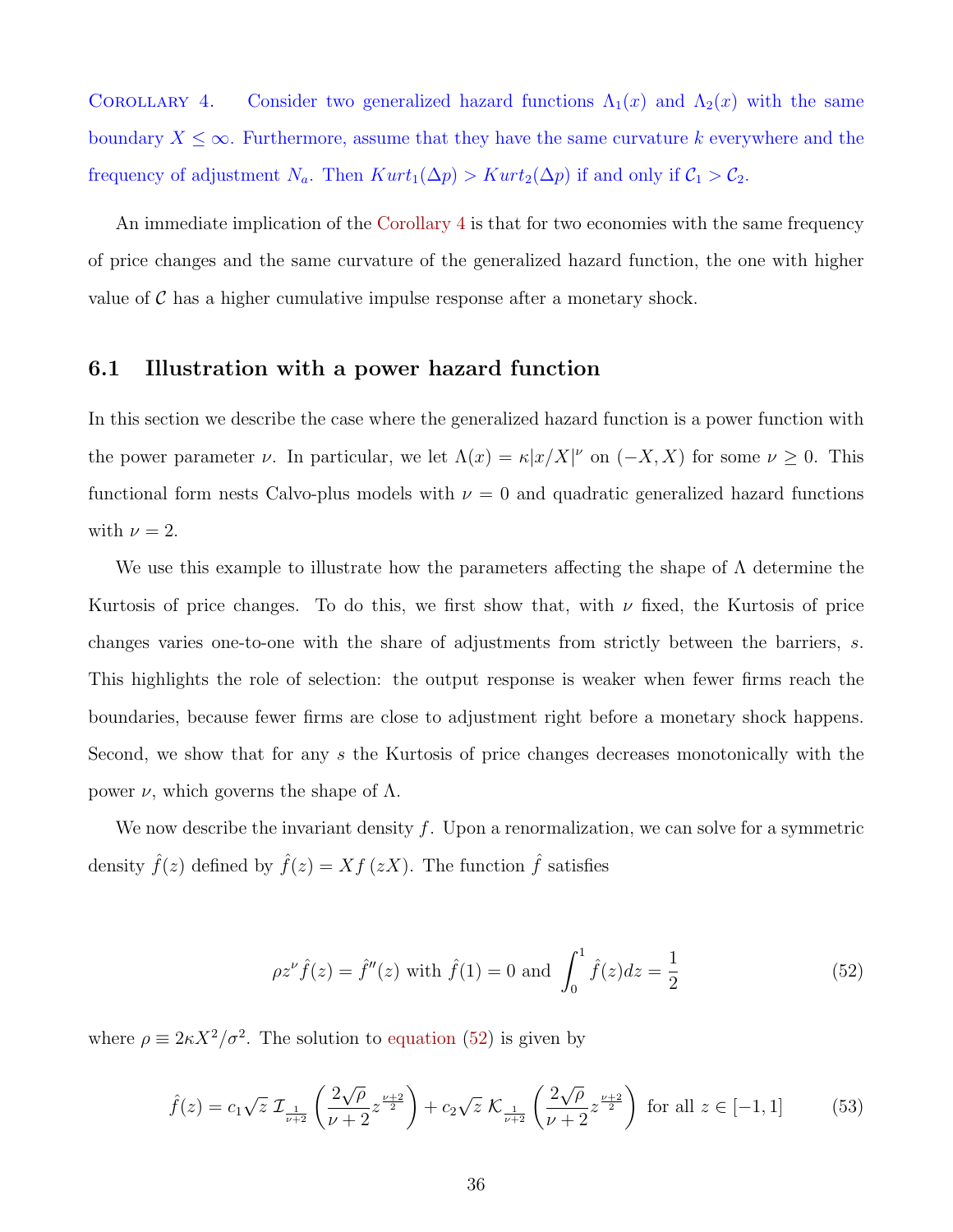Corollary 4. Consider two generalized hazard functions $\Lambda_1(x)$ and $\Lambda_2(x)$ with the same boundary $X \leq \infty$. Furthermore, assume that they have the same curvature $k$ everywhere and the frequency of adjustment $N_a$. Then $Kurt_1(\Delta p) > Kurt_2(\Delta p)$ if and only if $\mathcal{C}_1 > \mathcal{C}_2$.

An immediate implication of the Corollary 4 is that for two economies with the same frequency of price changes and the same curvature of the generalized hazard function, the one with higher value of $\mathcal{C}$ has a higher cumulative impulse response after a monetary shock.

## 6.1 Illustration with a power hazard function

In this section we describe the case where the generalized hazard function is a power function with the power parameter $\nu$. In particular, we let $\Lambda(x) = \kappa |x/X|^{\nu}$ on $(-X, X)$ for some $\nu \geq 0$. This functional form nests Calvo-plus models with $\nu = 0$ and quadratic generalized hazard functions with $\nu = 2$.

We use this example to illustrate how the parameters affecting the shape of $\Lambda$ determine the Kurtosis of price changes. To do this, we first show that, with $\nu$ fixed, the Kurtosis of price changes varies one-to-one with the share of adjustments from strictly between the barriers, $s$. This highlights the role of selection: the output response is weaker when fewer firms reach the boundaries, because fewer firms are close to adjustment right before a monetary shock happens. Second, we show that for any $s$ the Kurtosis of price changes decreases monotonically with the power $\nu$, which governs the shape of $\Lambda$.

We now describe the invariant density $f$. Upon a renormalization, we can solve for a symmetric density $\hat{f}(z)$ defined by $\hat{f}(z) = X f(zX)$. The function $\hat{f}$ satisfies

$$\rho z^{\nu} \hat{f}(z) = \hat{f}''(z) \text{ with } \hat{f}(1) = 0 \text{ and } \int_0^1 \hat{f}(z) dz = \frac{1}{2} \tag{52}$$

where $\rho \equiv 2\kappa X^2/\sigma^2$. The solution to equation (52) is given by

$$\hat{f}(z) = c_1 \sqrt{z}\, \mathcal{I}_{\frac{1}{\nu+2}} \left( \frac{2\sqrt{\rho}}{\nu+2} z^{\frac{\nu+2}{2}} \right) + c_2 \sqrt{z}\, \mathcal{K}_{\frac{1}{\nu+2}} \left( \frac{2\sqrt{\rho}}{\nu+2} z^{\frac{\nu+2}{2}} \right) \text{ for all } z \in [-1, 1] \tag{53}$$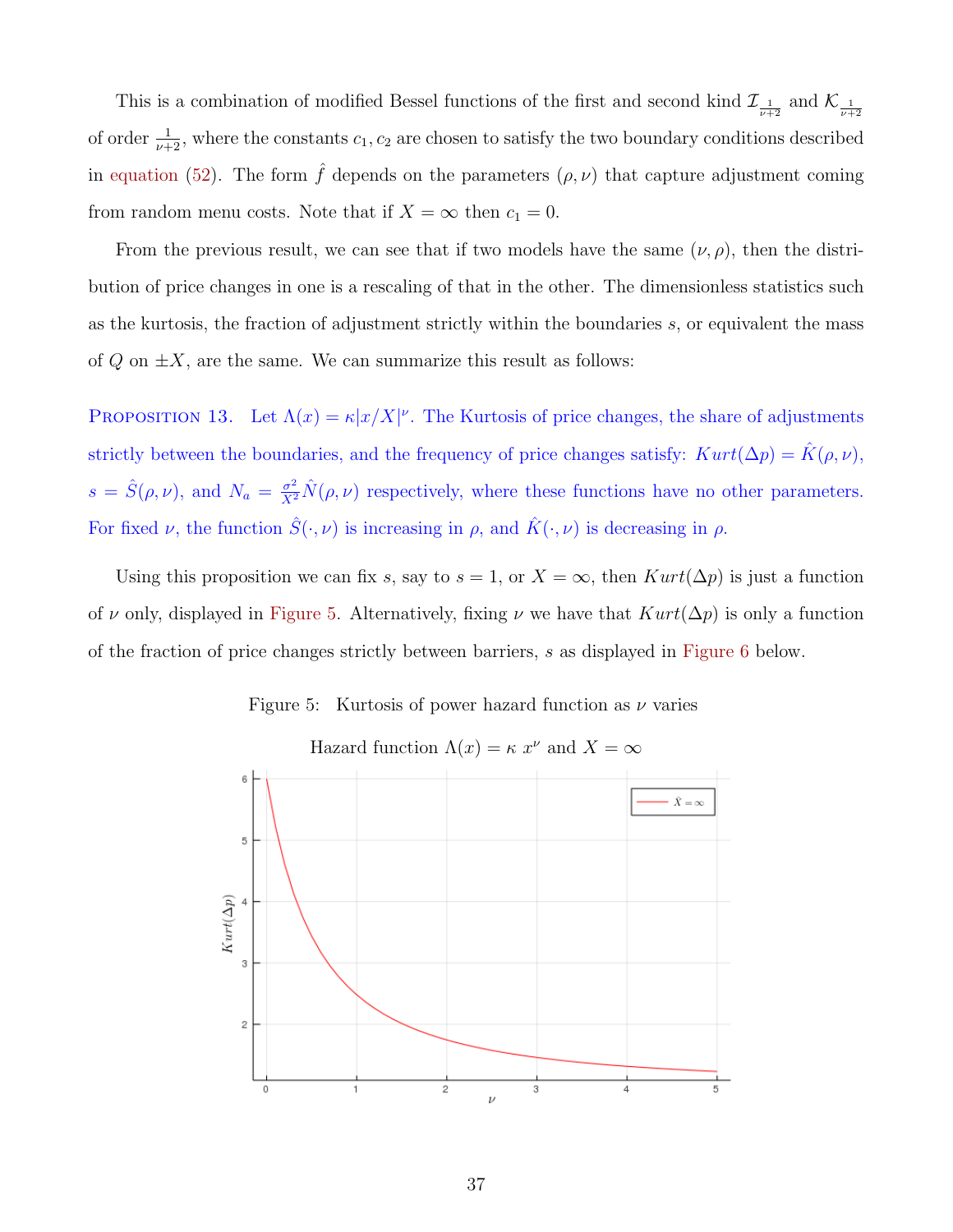This is a combination of modified Bessel functions of the first and second kind $\mathcal{I}_{\frac{1}{\nu+2}}$ and $\mathcal{K}_{\frac{1}{\nu+2}}$ of order $\frac{1}{\nu+2}$, where the constants $c_1, c_2$ are chosen to satisfy the two boundary conditions described in equation (52). The form $\hat{f}$ depends on the parameters $(\rho, \nu)$ that capture adjustment coming from random menu costs. Note that if $X = \infty$ then $c_1 = 0$.

From the previous result, we can see that if two models have the same $(\nu, \rho)$, then the distribution of price changes in one is a rescaling of that in the other. The dimensionless statistics such as the kurtosis, the fraction of adjustment strictly within the boundaries $s$, or equivalent the mass of $Q$ on $\pm X$, are the same. We can summarize this result as follows:

**Proposition 13.** Let $\Lambda(x) = \kappa |x/X|^{\nu}$. The Kurtosis of price changes, the share of adjustments strictly between the boundaries, and the frequency of price changes satisfy: $Kurt(\Delta p) = \hat{K}(\rho, \nu)$, $s = \hat{S}(\rho, \nu)$, and $N_a = \frac{\sigma^2}{X^2} \hat{N}(\rho, \nu)$ respectively, where these functions have no other parameters. For fixed $\nu$, the function $\hat{S}(\cdot, \nu)$ is increasing in $\rho$, and $\hat{K}(\cdot, \nu)$ is decreasing in $\rho$.

Using this proposition we can fix $s$, say to $s = 1$, or $X = \infty$, then $Kurt(\Delta p)$ is just a function of $\nu$ only, displayed in Figure 5. Alternatively, fixing $\nu$ we have that $Kurt(\Delta p)$ is only a function of the fraction of price changes strictly between barriers, $s$ as displayed in Figure 6 below.

Figure 5: Kurtosis of power hazard function as $\nu$ varies

Hazard function $\Lambda(x) = \kappa \ x^{\nu}$ and $X = \infty$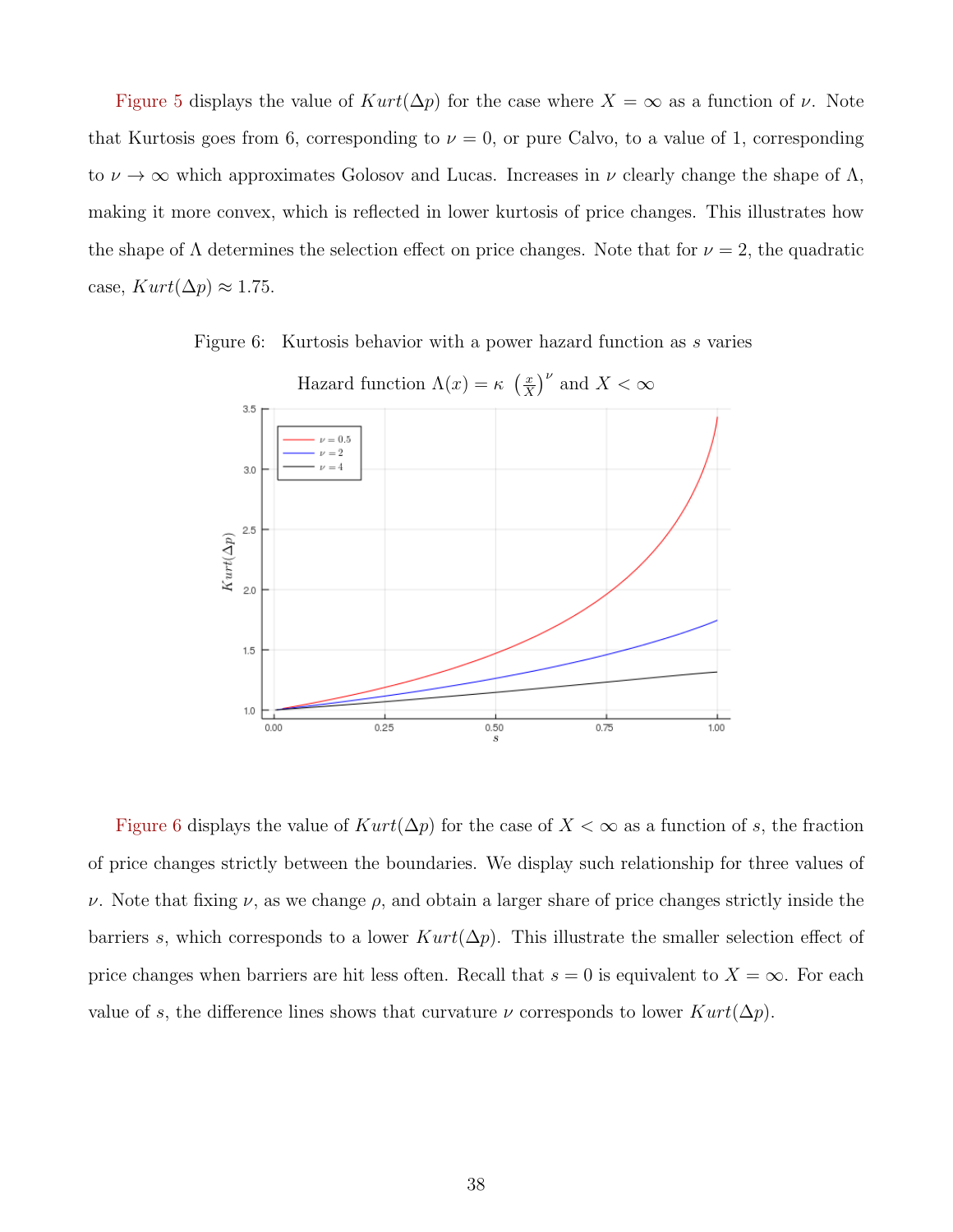Figure 5 displays the value of $Kurt(\Delta p)$ for the case where $X = \infty$ as a function of $\nu$. Note that Kurtosis goes from 6, corresponding to $\nu = 0$, or pure Calvo, to a value of 1, corresponding to $\nu \to \infty$ which approximates Golosov and Lucas. Increases in $\nu$ clearly change the shape of $\Lambda$, making it more convex, which is reflected in lower kurtosis of price changes. This illustrates how the shape of $\Lambda$ determines the selection effect on price changes. Note that for $\nu = 2$, the quadratic case, $Kurt(\Delta p) \approx 1.75$.

Figure 6: Kurtosis behavior with a power hazard function as $s$ varies

Hazard function $\Lambda(x) = \kappa \left(\frac{x}{X}\right)^{\nu}$ and $X < \infty$

Figure 6 displays the value of $Kurt(\Delta p)$ for the case of $X < \infty$ as a function of $s$, the fraction of price changes strictly between the boundaries. We display such relationship for three values of $\nu$. Note that fixing $\nu$, as we change $\rho$, and obtain a larger share of price changes strictly inside the barriers $s$, which corresponds to a lower $Kurt(\Delta p)$. This illustrate the smaller selection effect of price changes when barriers are hit less often. Recall that $s = 0$ is equivalent to $X = \infty$. For each value of $s$, the difference lines shows that curvature $\nu$ corresponds to lower $Kurt(\Delta p)$.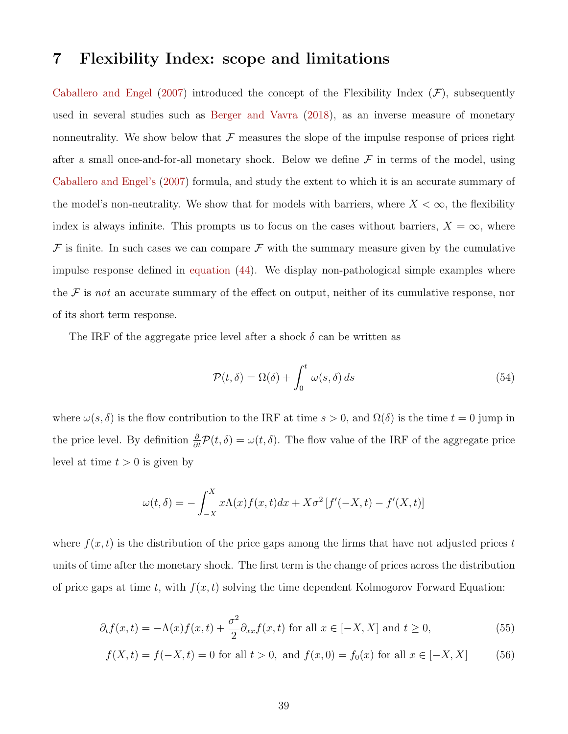# 7 Flexibility Index: scope and limitations

Caballero and Engel (2007) introduced the concept of the Flexibility Index ($\mathcal{F}$), subsequently used in several studies such as Berger and Vavra (2018), as an inverse measure of monetary nonneutrality. We show below that $\mathcal{F}$ measures the slope of the impulse response of prices right after a small once-and-for-all monetary shock. Below we define $\mathcal{F}$ in terms of the model, using Caballero and Engel's (2007) formula, and study the extent to which it is an accurate summary of the model's non-neutrality. We show that for models with barriers, where $X < \infty$, the flexibility index is always infinite. This prompts us to focus on the cases without barriers, $X = \infty$, where $\mathcal{F}$ is finite. In such cases we can compare $\mathcal{F}$ with the summary measure given by the cumulative impulse response defined in equation (44). We display non-pathological simple examples where the $\mathcal{F}$ is *not* an accurate summary of the effect on output, neither of its cumulative response, nor of its short term response.

The IRF of the aggregate price level after a shock $\delta$ can be written as

$$\mathcal{P}(t, \delta) = \Omega(\delta) + \int_0^t \omega(s, \delta)\, ds \tag{54}$$

where $\omega(s, \delta)$ is the flow contribution to the IRF at time $s > 0$, and $\Omega(\delta)$ is the time $t = 0$ jump in the price level. By definition $\frac{\partial}{\partial t}\mathcal{P}(t, \delta) = \omega(t, \delta)$. The flow value of the IRF of the aggregate price level at time $t > 0$ is given by

$$\omega(t, \delta) = -\int_{-X}^{X} x \Lambda(x) f(x,t) dx + X\sigma^2 \left[ f'(-X,t) - f'(X,t) \right]$$

where $f(x,t)$ is the distribution of the price gaps among the firms that have not adjusted prices $t$ units of time after the monetary shock. The first term is the change of prices across the distribution of price gaps at time $t$, with $f(x,t)$ solving the time dependent Kolmogorov Forward Equation:

$$\partial_t f(x,t) = -\Lambda(x) f(x,t) + \frac{\sigma^2}{2} \partial_{xx} f(x,t) \text{ for all } x \in [-X, X] \text{ and } t \geq 0, \tag{55}$$

$$f(X,t) = f(-X,t) = 0 \text{ for all } t > 0, \text{ and } f(x,0) = f_0(x) \text{ for all } x \in [-X, X] \tag{56}$$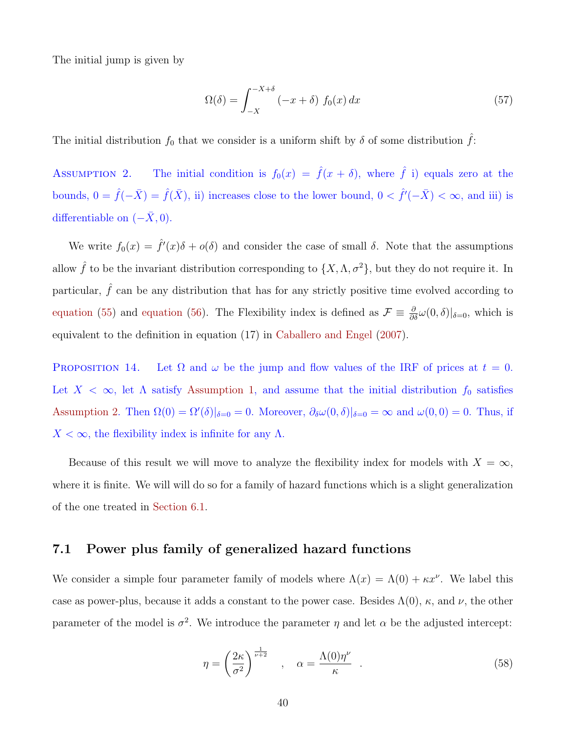The initial jump is given by

$$\Omega(\delta) = \int_{-X}^{-X+\delta} (-x + \delta)\ f_0(x)\, dx \tag{57}$$

The initial distribution $f_0$ that we consider is a uniform shift by $\delta$ of some distribution $\hat{f}$:

Assumption 2. The initial condition is $f_0(x) = \hat{f}(x + \delta)$, where $\hat{f}$ i) equals zero at the bounds, $0 = \hat{f}(-\bar{X}) = \hat{f}(\bar{X})$, ii) increases close to the lower bound, $0 < \hat{f}'(-\bar{X}) < \infty$, and iii) is differentiable on $(-\bar{X}, 0)$.

We write $f_0(x) = \hat{f}'(x)\delta + o(\delta)$ and consider the case of small $\delta$. Note that the assumptions allow $\hat{f}$ to be the invariant distribution corresponding to $\{X, \Lambda, \sigma^2\}$, but they do not require it. In particular, $\hat{f}$ can be any distribution that has for any strictly positive time evolved according to equation (55) and equation (56). The Flexibility index is defined as $\mathcal{F} \equiv \frac{\partial}{\partial \delta}\omega(0, \delta)|_{\delta=0}$, which is equivalent to the definition in equation (17) in Caballero and Engel (2007).

Proposition 14. Let $\Omega$ and $\omega$ be the jump and flow values of the IRF of prices at $t = 0$. Let $X < \infty$, let $\Lambda$ satisfy Assumption 1, and assume that the initial distribution $f_0$ satisfies Assumption 2. Then $\Omega(0) = \Omega'(\delta)|_{\delta=0} = 0$. Moreover, $\partial_\delta \omega(0, \delta)|_{\delta=0} = \infty$ and $\omega(0, 0) = 0$. Thus, if $X < \infty$, the flexibility index is infinite for any $\Lambda$.

Because of this result we will move to analyze the flexibility index for models with $X = \infty$, where it is finite. We will will do so for a family of hazard functions which is a slight generalization of the one treated in Section 6.1.

## 7.1 Power plus family of generalized hazard functions

We consider a simple four parameter family of models where $\Lambda(x) = \Lambda(0) + \kappa x^\nu$. We label this case as power-plus, because it adds a constant to the power case. Besides $\Lambda(0)$, $\kappa$, and $\nu$, the other parameter of the model is $\sigma^2$. We introduce the parameter $\eta$ and let $\alpha$ be the adjusted intercept:

$$\eta = \left(\frac{2\kappa}{\sigma^2}\right)^{\frac{1}{\nu+2}} \quad , \quad \alpha = \frac{\Lambda(0)\eta^\nu}{\kappa} \quad . \tag{58}$$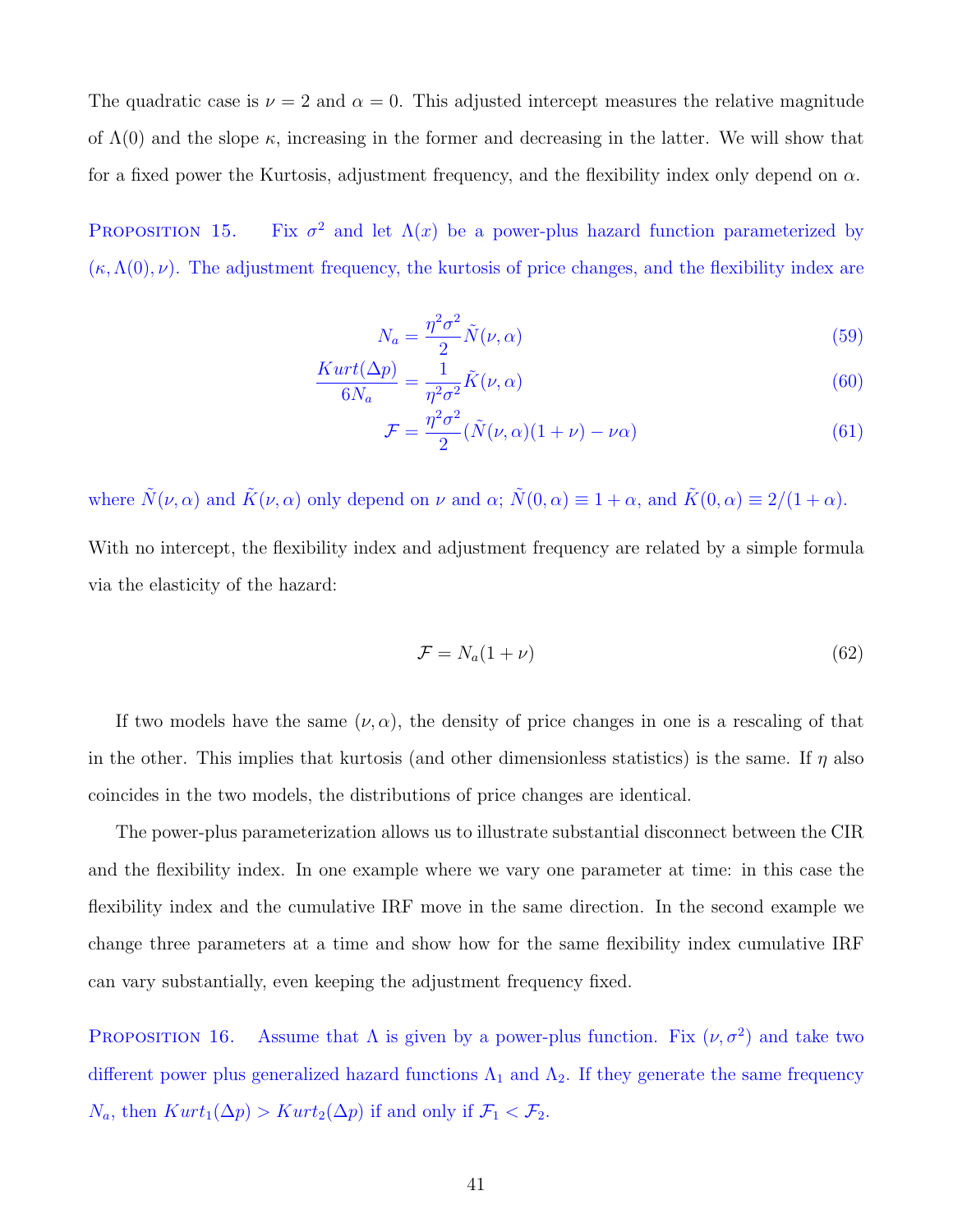The quadratic case is $\nu = 2$ and $\alpha = 0$. This adjusted intercept measures the relative magnitude of $\Lambda(0)$ and the slope $\kappa$, increasing in the former and decreasing in the latter. We will show that for a fixed power the Kurtosis, adjustment frequency, and the flexibility index only depend on $\alpha$.

**Proposition 15.** Fix $\sigma^2$ and let $\Lambda(x)$ be a power-plus hazard function parameterized by $(\kappa, \Lambda(0), \nu)$. The adjustment frequency, the kurtosis of price changes, and the flexibility index are

$$N_a = \frac{\eta^2 \sigma^2}{2} \tilde{N}(\nu, \alpha) \tag{59}$$

$$\frac{Kurt(\Delta p)}{6 N_a} = \frac{1}{\eta^2 \sigma^2} \tilde{K}(\nu, \alpha) \tag{60}$$

$$\mathcal{F} = \frac{\eta^2 \sigma^2}{2} (\tilde{N}(\nu, \alpha)(1 + \nu) - \nu \alpha) \tag{61}$$

where $\tilde{N}(\nu, \alpha)$ and $\tilde{K}(\nu, \alpha)$ only depend on $\nu$ and $\alpha$; $\tilde{N}(0, \alpha) \equiv 1 + \alpha$, and $\tilde{K}(0, \alpha) \equiv 2/(1 + \alpha)$.

With no intercept, the flexibility index and adjustment frequency are related by a simple formula via the elasticity of the hazard:

$$\mathcal{F} = N_a(1 + \nu) \tag{62}$$

If two models have the same $(\nu, \alpha)$, the density of price changes in one is a rescaling of that in the other. This implies that kurtosis (and other dimensionless statistics) is the same. If $\eta$ also coincides in the two models, the distributions of price changes are identical.

The power-plus parameterization allows us to illustrate substantial disconnect between the CIR and the flexibility index. In one example where we vary one parameter at time: in this case the flexibility index and the cumulative IRF move in the same direction. In the second example we change three parameters at a time and show how for the same flexibility index cumulative IRF can vary substantially, even keeping the adjustment frequency fixed.

**Proposition 16.** Assume that $\Lambda$ is given by a power-plus function. Fix $(\nu, \sigma^2)$ and take two different power plus generalized hazard functions $\Lambda_1$ and $\Lambda_2$. If they generate the same frequency $N_a$, then $Kurt_1(\Delta p) > Kurt_2(\Delta p)$ if and only if $\mathcal{F}_1 < \mathcal{F}_2$.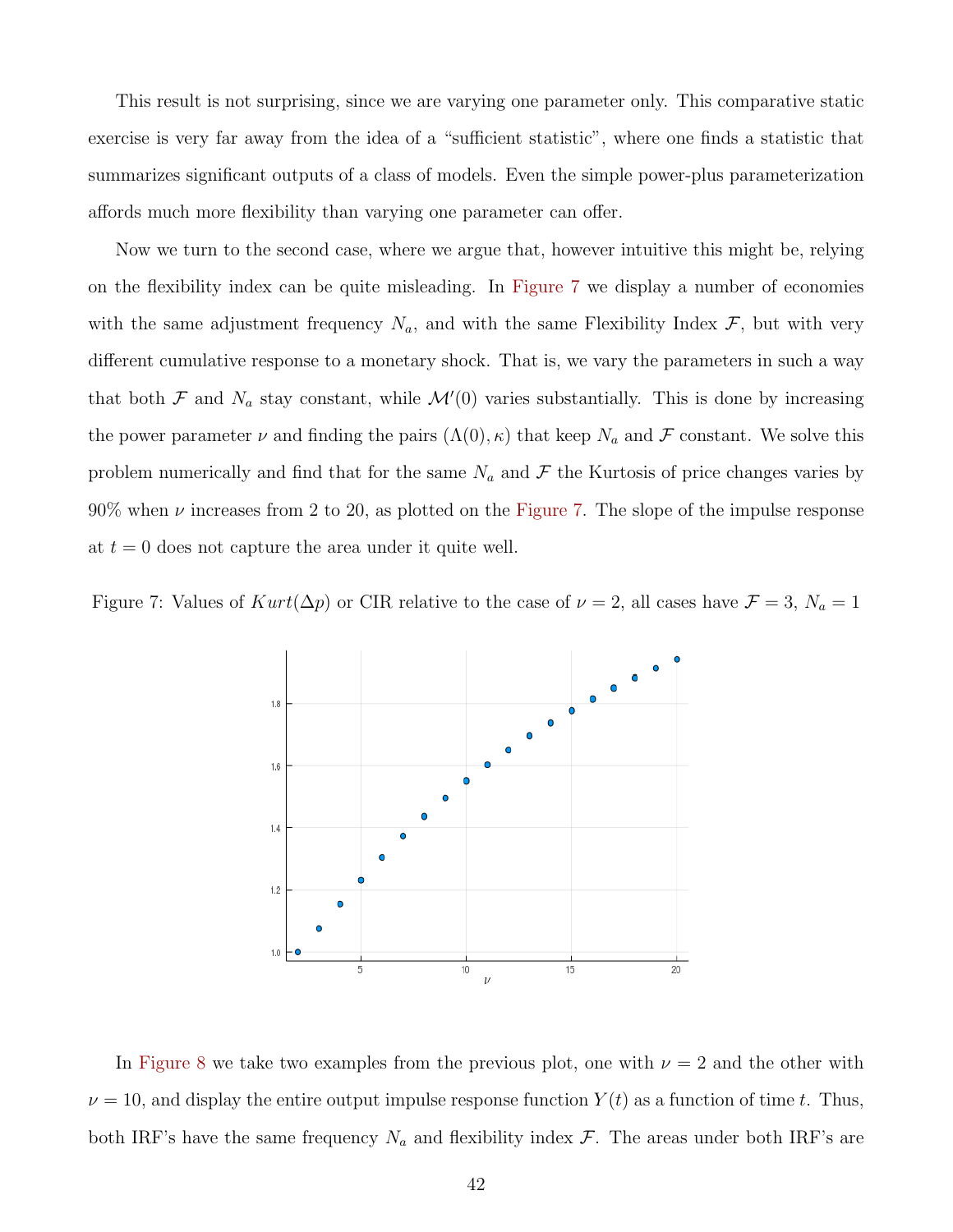This result is not surprising, since we are varying one parameter only. This comparative static exercise is very far away from the idea of a "sufficient statistic", where one finds a statistic that summarizes significant outputs of a class of models. Even the simple power-plus parameterization affords much more flexibility than varying one parameter can offer.

Now we turn to the second case, where we argue that, however intuitive this might be, relying on the flexibility index can be quite misleading. In Figure 7 we display a number of economies with the same adjustment frequency $N_a$, and with the same Flexibility Index $\mathcal{F}$, but with very different cumulative response to a monetary shock. That is, we vary the parameters in such a way that both $\mathcal{F}$ and $N_a$ stay constant, while $\mathcal{M}'(0)$ varies substantially. This is done by increasing the power parameter $\nu$ and finding the pairs $(\Lambda(0), \kappa)$ that keep $N_a$ and $\mathcal{F}$ constant. We solve this problem numerically and find that for the same $N_a$ and $\mathcal{F}$ the Kurtosis of price changes varies by 90% when $\nu$ increases from 2 to 20, as plotted on the Figure 7. The slope of the impulse response at $t = 0$ does not capture the area under it quite well.

Figure 7: Values of $Kurt(\Delta p)$ or CIR relative to the case of $\nu = 2$, all cases have $\mathcal{F} = 3$, $N_a = 1$

In Figure 8 we take two examples from the previous plot, one with $\nu = 2$ and the other with $\nu = 10$, and display the entire output impulse response function $Y(t)$ as a function of time $t$. Thus, both IRF's have the same frequency $N_a$ and flexibility index $\mathcal{F}$. The areas under both IRF's are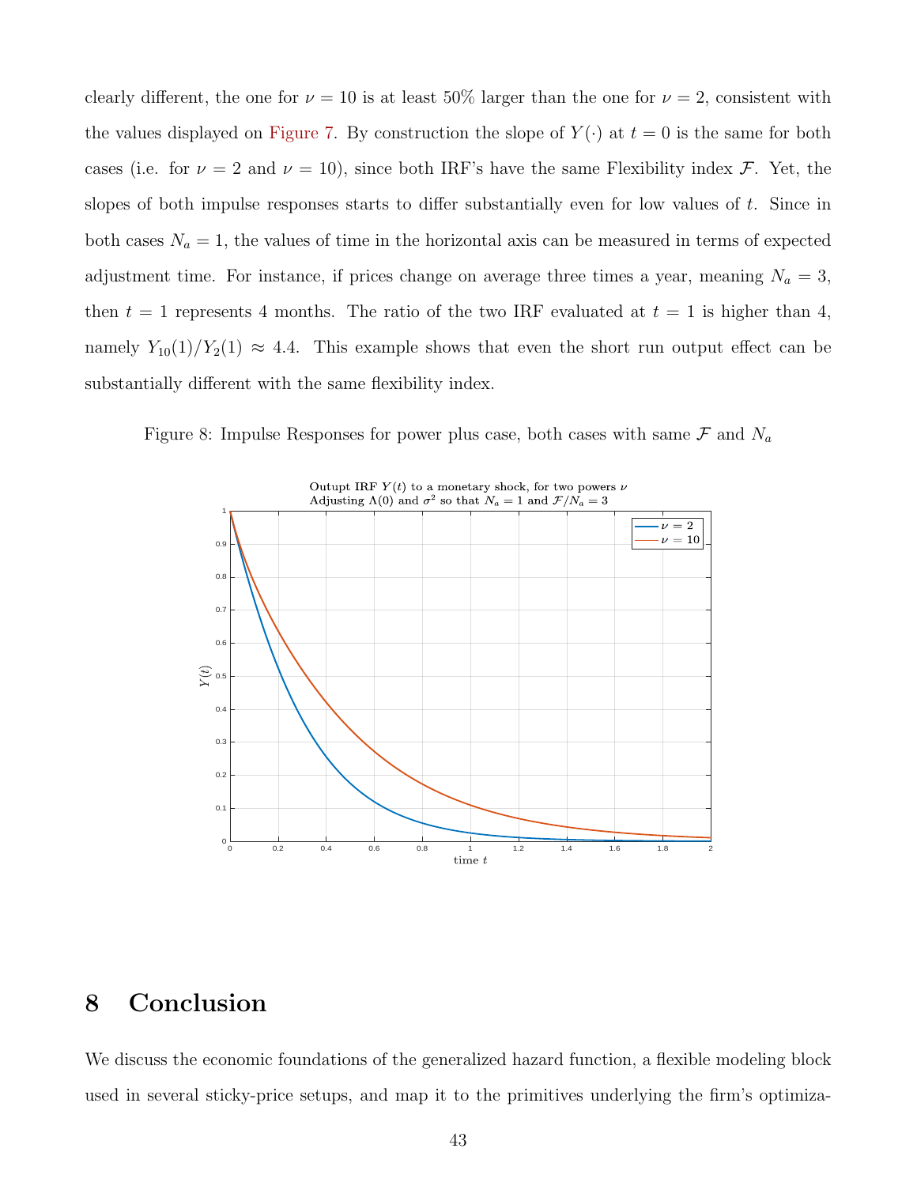clearly different, the one for $\nu = 10$ is at least 50% larger than the one for $\nu = 2$, consistent with the values displayed on Figure 7. By construction the slope of $Y(\cdot)$ at $t = 0$ is the same for both cases (i.e. for $\nu = 2$ and $\nu = 10$), since both IRF's have the same Flexibility index $\mathcal{F}$. Yet, the slopes of both impulse responses starts to differ substantially even for low values of $t$. Since in both cases $N_a = 1$, the values of time in the horizontal axis can be measured in terms of expected adjustment time. For instance, if prices change on average three times a year, meaning $N_a = 3$, then $t = 1$ represents 4 months. The ratio of the two IRF evaluated at $t = 1$ is higher than 4, namely $Y_{10}(1)/Y_2(1) \approx 4.4$. This example shows that even the short run output effect can be substantially different with the same flexibility index.

Figure 8: Impulse Responses for power plus case, both cases with same $\mathcal{F}$ and $N_a$

# 8 Conclusion

We discuss the economic foundations of the generalized hazard function, a flexible modeling block used in several sticky-price setups, and map it to the primitives underlying the firm's optimiza-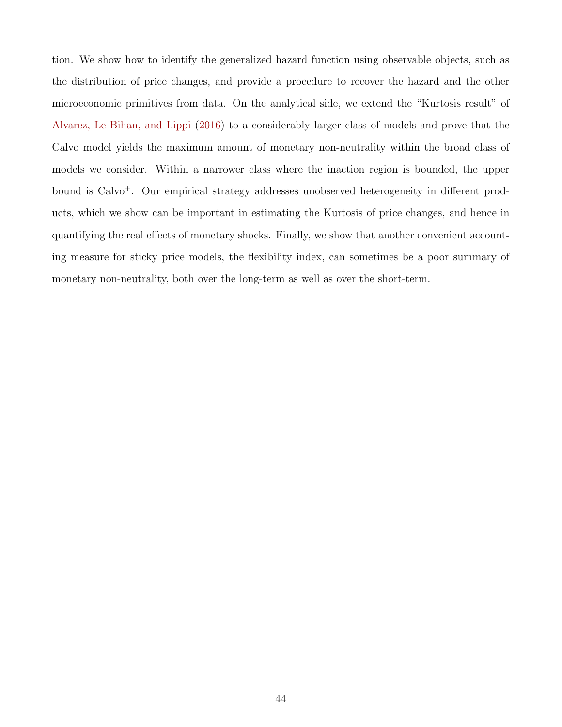tion. We show how to identify the generalized hazard function using observable objects, such as the distribution of price changes, and provide a procedure to recover the hazard and the other microeconomic primitives from data. On the analytical side, we extend the "Kurtosis result" of Alvarez, Le Bihan, and Lippi (2016) to a considerably larger class of models and prove that the Calvo model yields the maximum amount of monetary non-neutrality within the broad class of models we consider. Within a narrower class where the inaction region is bounded, the upper bound is Calvo$^+$. Our empirical strategy addresses unobserved heterogeneity in different products, which we show can be important in estimating the Kurtosis of price changes, and hence in quantifying the real effects of monetary shocks. Finally, we show that another convenient accounting measure for sticky price models, the flexibility index, can sometimes be a poor summary of monetary non-neutrality, both over the long-term as well as over the short-term.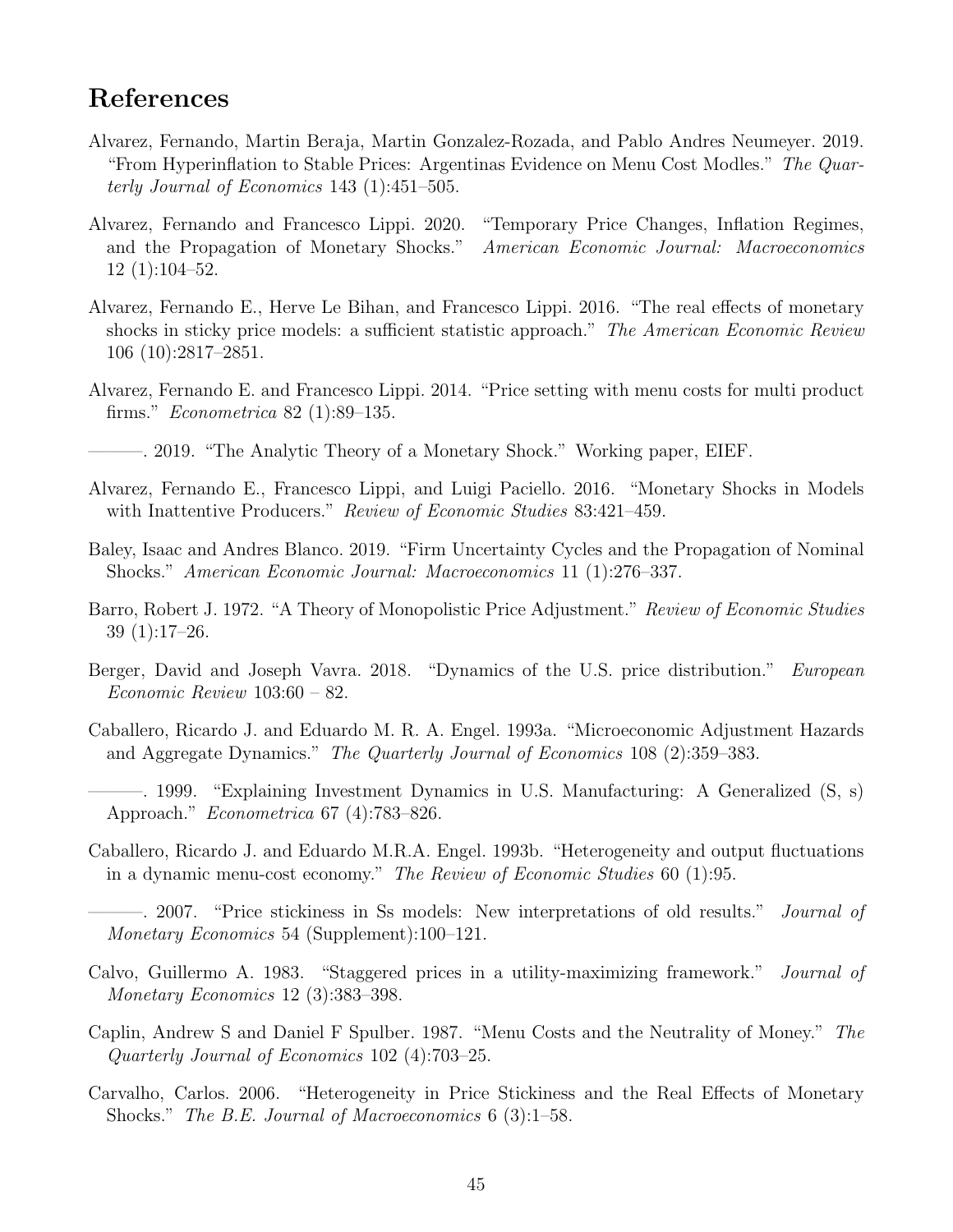## References

Alvarez, Fernando, Martin Beraja, Martin Gonzalez-Rozada, and Pablo Andres Neumeyer. 2019. "From Hyperinflation to Stable Prices: Argentinas Evidence on Menu Cost Modles." *The Quarterly Journal of Economics* 143 (1):451–505.

Alvarez, Fernando and Francesco Lippi. 2020. "Temporary Price Changes, Inflation Regimes, and the Propagation of Monetary Shocks." *American Economic Journal: Macroeconomics* 12 (1):104–52.

Alvarez, Fernando E., Herve Le Bihan, and Francesco Lippi. 2016. "The real effects of monetary shocks in sticky price models: a sufficient statistic approach." *The American Economic Review* 106 (10):2817–2851.

Alvarez, Fernando E. and Francesco Lippi. 2014. "Price setting with menu costs for multi product firms." *Econometrica* 82 (1):89–135.

———. 2019. "The Analytic Theory of a Monetary Shock." Working paper, EIEF.

Alvarez, Fernando E., Francesco Lippi, and Luigi Paciello. 2016. "Monetary Shocks in Models with Inattentive Producers." *Review of Economic Studies* 83:421–459.

Baley, Isaac and Andres Blanco. 2019. "Firm Uncertainty Cycles and the Propagation of Nominal Shocks." *American Economic Journal: Macroeconomics* 11 (1):276–337.

Barro, Robert J. 1972. "A Theory of Monopolistic Price Adjustment." *Review of Economic Studies* 39 (1):17–26.

Berger, David and Joseph Vavra. 2018. "Dynamics of the U.S. price distribution." *European Economic Review* 103:60 – 82.

Caballero, Ricardo J. and Eduardo M. R. A. Engel. 1993a. "Microeconomic Adjustment Hazards and Aggregate Dynamics." *The Quarterly Journal of Economics* 108 (2):359–383.

———. 1999. "Explaining Investment Dynamics in U.S. Manufacturing: A Generalized (S, s) Approach." *Econometrica* 67 (4):783–826.

Caballero, Ricardo J. and Eduardo M.R.A. Engel. 1993b. "Heterogeneity and output fluctuations in a dynamic menu-cost economy." *The Review of Economic Studies* 60 (1):95.

———. 2007. "Price stickiness in Ss models: New interpretations of old results." *Journal of Monetary Economics* 54 (Supplement):100–121.

Calvo, Guillermo A. 1983. "Staggered prices in a utility-maximizing framework." *Journal of Monetary Economics* 12 (3):383–398.

Caplin, Andrew S and Daniel F Spulber. 1987. "Menu Costs and the Neutrality of Money." *The Quarterly Journal of Economics* 102 (4):703–25.

Carvalho, Carlos. 2006. "Heterogeneity in Price Stickiness and the Real Effects of Monetary Shocks." *The B.E. Journal of Macroeconomics* 6 (3):1–58.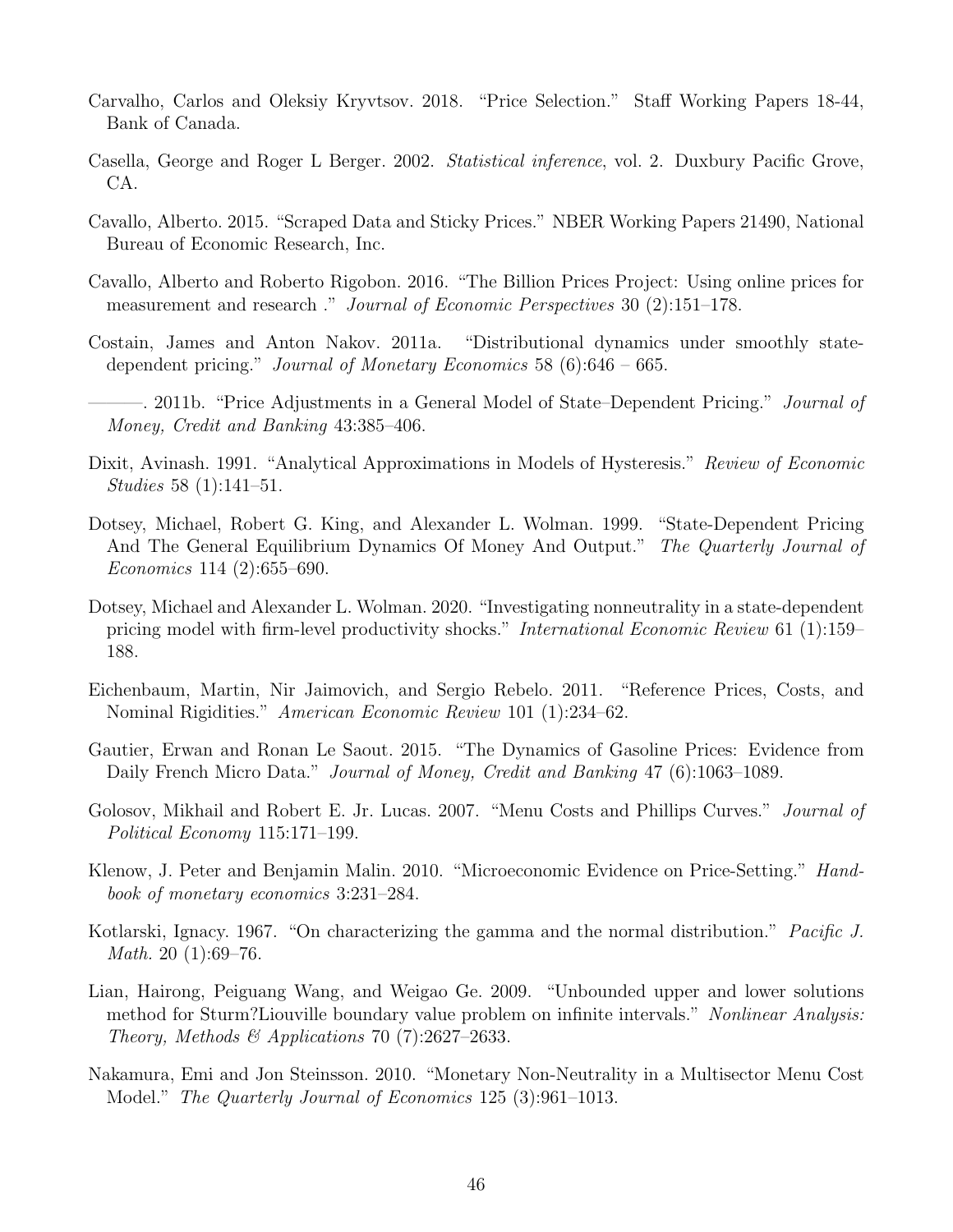Carvalho, Carlos and Oleksiy Kryvtsov. 2018. "Price Selection." Staff Working Papers 18-44, Bank of Canada.

Casella, George and Roger L Berger. 2002. *Statistical inference*, vol. 2. Duxbury Pacific Grove, CA.

Cavallo, Alberto. 2015. "Scraped Data and Sticky Prices." NBER Working Papers 21490, National Bureau of Economic Research, Inc.

Cavallo, Alberto and Roberto Rigobon. 2016. "The Billion Prices Project: Using online prices for measurement and research ." *Journal of Economic Perspectives* 30 (2):151–178.

Costain, James and Anton Nakov. 2011a. "Distributional dynamics under smoothly state-dependent pricing." *Journal of Monetary Economics* 58 (6):646 – 665.

———. 2011b. "Price Adjustments in a General Model of State–Dependent Pricing." *Journal of Money, Credit and Banking* 43:385–406.

Dixit, Avinash. 1991. "Analytical Approximations in Models of Hysteresis." *Review of Economic Studies* 58 (1):141–51.

Dotsey, Michael, Robert G. King, and Alexander L. Wolman. 1999. "State-Dependent Pricing And The General Equilibrium Dynamics Of Money And Output." *The Quarterly Journal of Economics* 114 (2):655–690.

Dotsey, Michael and Alexander L. Wolman. 2020. "Investigating nonneutrality in a state-dependent pricing model with firm-level productivity shocks." *International Economic Review* 61 (1):159–188.

Eichenbaum, Martin, Nir Jaimovich, and Sergio Rebelo. 2011. "Reference Prices, Costs, and Nominal Rigidities." *American Economic Review* 101 (1):234–62.

Gautier, Erwan and Ronan Le Saout. 2015. "The Dynamics of Gasoline Prices: Evidence from Daily French Micro Data." *Journal of Money, Credit and Banking* 47 (6):1063–1089.

Golosov, Mikhail and Robert E. Jr. Lucas. 2007. "Menu Costs and Phillips Curves." *Journal of Political Economy* 115:171–199.

Klenow, J. Peter and Benjamin Malin. 2010. "Microeconomic Evidence on Price-Setting." *Handbook of monetary economics* 3:231–284.

Kotlarski, Ignacy. 1967. "On characterizing the gamma and the normal distribution." *Pacific J. Math.* 20 (1):69–76.

Lian, Hairong, Peiguang Wang, and Weigao Ge. 2009. "Unbounded upper and lower solutions method for Sturm?Liouville boundary value problem on infinite intervals." *Nonlinear Analysis: Theory, Methods & Applications* 70 (7):2627–2633.

Nakamura, Emi and Jon Steinsson. 2010. "Monetary Non-Neutrality in a Multisector Menu Cost Model." *The Quarterly Journal of Economics* 125 (3):961–1013.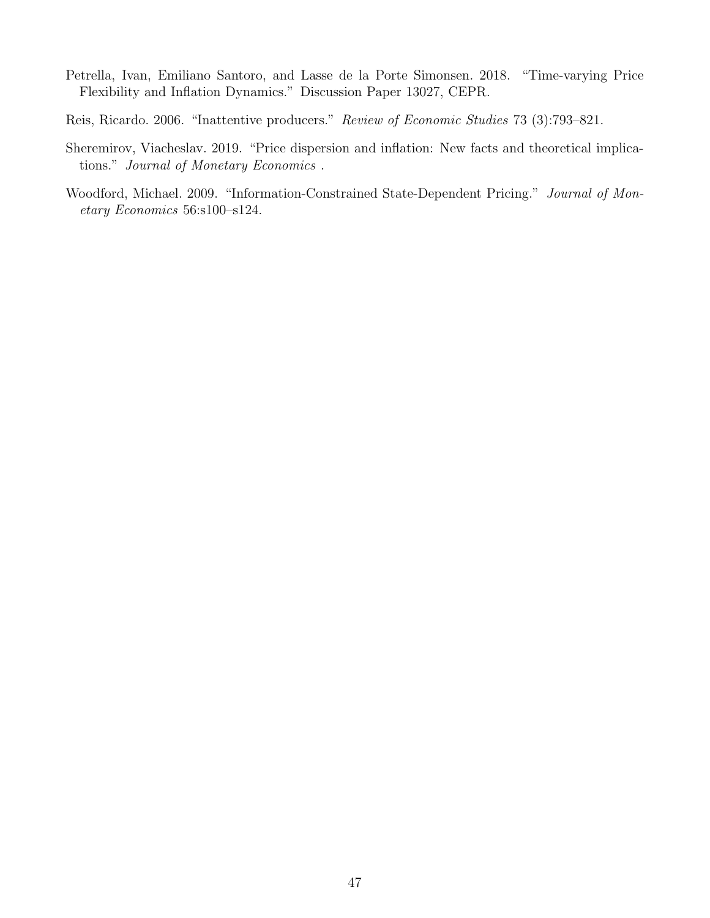Petrella, Ivan, Emiliano Santoro, and Lasse de la Porte Simonsen. 2018. "Time-varying Price Flexibility and Inflation Dynamics." Discussion Paper 13027, CEPR.

Reis, Ricardo. 2006. "Inattentive producers." *Review of Economic Studies* 73 (3):793–821.

Sheremirov, Viacheslav. 2019. "Price dispersion and inflation: New facts and theoretical implications." *Journal of Monetary Economics* .

Woodford, Michael. 2009. "Information-Constrained State-Dependent Pricing." *Journal of Monetary Economics* 56:s100–s124.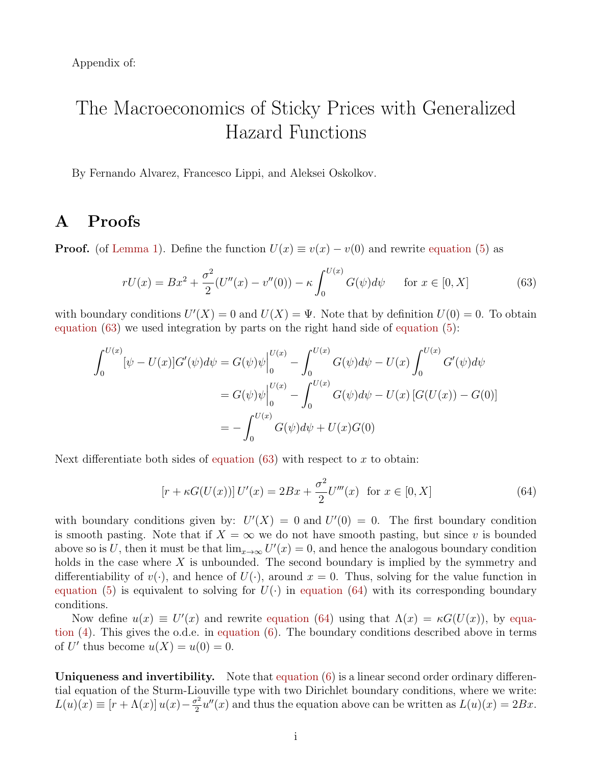Appendix of:

# The Macroeconomics of Sticky Prices with Generalized Hazard Functions

By Fernando Alvarez, Francesco Lippi, and Aleksei Oskolkov.

## A Proofs

**Proof.** (of Lemma 1). Define the function $U(x) \equiv v(x) - v(0)$ and rewrite equation (5) as

$$rU(x) = Bx^2 + \frac{\sigma^2}{2}(U''(x) - v''(0)) - \kappa \int_0^{U(x)} G(\psi)d\psi \qquad \text{for } x \in [0, X] \tag{63}$$

with boundary conditions $U'(X) = 0$ and $U(X) = \Psi$. Note that by definition $U(0) = 0$. To obtain equation (63) we used integration by parts on the right hand side of equation (5):

$$\begin{aligned}
\int_0^{U(x)} [\psi - U(x)]G'(\psi)d\psi &= G(\psi)\psi\Big|_0^{U(x)} - \int_0^{U(x)} G(\psi)d\psi - U(x)\int_0^{U(x)} G'(\psi)d\psi \\
&= G(\psi)\psi\Big|_0^{U(x)} - \int_0^{U(x)} G(\psi)d\psi - U(x)\left[G(U(x)) - G(0)\right] \\
&= -\int_0^{U(x)} G(\psi)d\psi + U(x)G(0)
\end{aligned}$$

Next differentiate both sides of equation (63) with respect to $x$ to obtain:

$$\left[r + \kappa G(U(x))\right] U'(x) = 2Bx + \frac{\sigma^2}{2} U'''(x) \;\; \text{for } x \in [0, X] \tag{64}$$

with boundary conditions given by: $U'(X) = 0$ and $U'(0) = 0$. The first boundary condition is smooth pasting. Note that if $X = \infty$ we do not have smooth pasting, but since $v$ is bounded above so is $U$, then it must be that $\lim_{x\to\infty} U'(x) = 0$, and hence the analogous boundary condition holds in the case where $X$ is unbounded. The second boundary is implied by the symmetry and differentiability of $v(\cdot)$, and hence of $U(\cdot)$, around $x = 0$. Thus, solving for the value function in equation (5) is equivalent to solving for $U(\cdot)$ in equation (64) with its corresponding boundary conditions.

Now define $u(x) \equiv U'(x)$ and rewrite equation (64) using that $\Lambda(x) = \kappa G(U(x))$, by equation (4). This gives the o.d.e. in equation (6). The boundary conditions described above in terms of $U'$ thus become $u(X) = u(0) = 0$.

**Uniqueness and invertibility.** Note that equation (6) is a linear second order ordinary differential equation of the Sturm-Liouville type with two Dirichlet boundary conditions, where we write: $L(u)(x) \equiv \left[r + \Lambda(x)\right] u(x) - \frac{\sigma^2}{2} u''(x)$ and thus the equation above can be written as $L(u)(x) = 2Bx$.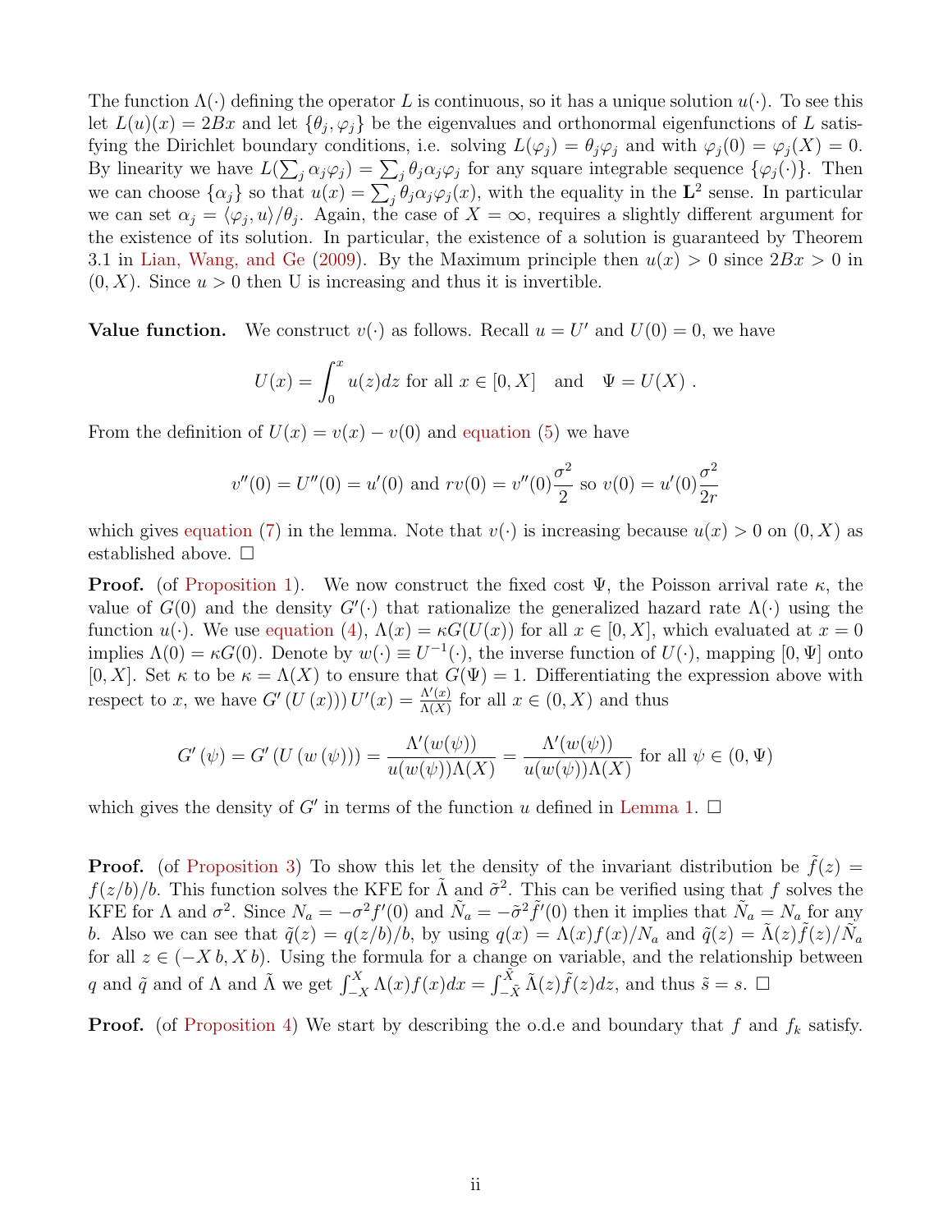The function $\Lambda(\cdot)$ defining the operator $L$ is continuous, so it has a unique solution $u(\cdot)$. To see this let $L(u)(x) = 2Bx$ and let $\{\theta_j, \varphi_j\}$ be the eigenvalues and orthonormal eigenfunctions of $L$ satisfying the Dirichlet boundary conditions, i.e. solving $L(\varphi_j) = \theta_j \varphi_j$ and with $\varphi_j(0) = \varphi_j(X) = 0$. By linearity we have $L(\sum_j \alpha_j \varphi_j) = \sum_j \theta_j \alpha_j \varphi_j$ for any square integrable sequence $\{\varphi_j(\cdot)\}$. Then we can choose $\{\alpha_j\}$ so that $u(x) = \sum_j \theta_j \alpha_j \varphi_j(x)$, with the equality in the $\mathbf{L}^2$ sense. In particular we can set $\alpha_j = \langle \varphi_j, u \rangle / \theta_j$. Again, the case of $X = \infty$, requires a slightly different argument for the existence of its solution. In particular, the existence of a solution is guaranteed by Theorem 3.1 in Lian, Wang, and Ge (2009). By the Maximum principle then $u(x) > 0$ since $2Bx > 0$ in $(0, X)$. Since $u > 0$ then U is increasing and thus it is invertible.

**Value function.** We construct $v(\cdot)$ as follows. Recall $u = U'$ and $U(0) = 0$, we have

$$U(x) = \int_0^x u(z)dz \text{ for all } x \in [0, X] \quad \text{and} \quad \Psi = U(X) .$$

From the definition of $U(x) = v(x) - v(0)$ and equation (5) we have

$$v''(0) = U''(0) = u'(0) \text{ and } rv(0) = v''(0)\frac{\sigma^2}{2} \text{ so } v(0) = u'(0)\frac{\sigma^2}{2r}$$

which gives equation (7) in the lemma. Note that $v(\cdot)$ is increasing because $u(x) > 0$ on $(0, X)$ as established above. $\square$

**Proof.** (of Proposition 1). We now construct the fixed cost $\Psi$, the Poisson arrival rate $\kappa$, the value of $G(0)$ and the density $G'(\cdot)$ that rationalize the generalized hazard rate $\Lambda(\cdot)$ using the function $u(\cdot)$. We use equation (4), $\Lambda(x) = \kappa G(U(x))$ for all $x \in [0, X]$, which evaluated at $x = 0$ implies $\Lambda(0) = \kappa G(0)$. Denote by $w(\cdot) \equiv U^{-1}(\cdot)$, the inverse function of $U(\cdot)$, mapping $[0, \Psi]$ onto $[0, X]$. Set $\kappa$ to be $\kappa = \Lambda(X)$ to ensure that $G(\Psi) = 1$. Differentiating the expression above with respect to $x$, we have $G'(U(x))\, U'(x) = \frac{\Lambda'(x)}{\Lambda(X)}$ for all $x \in (0, X)$ and thus

$$G'(\psi) = G'(U(w(\psi))) = \frac{\Lambda'(w(\psi))}{u(w(\psi))\Lambda(X)} = \frac{\Lambda'(w(\psi))}{u(w(\psi))\Lambda(X)} \text{ for all } \psi \in (0, \Psi)$$

which gives the density of $G'$ in terms of the function $u$ defined in Lemma 1. $\square$

**Proof.** (of Proposition 3) To show this let the density of the invariant distribution be $\tilde{f}(z) = f(z/b)/b$. This function solves the KFE for $\tilde{\Lambda}$ and $\tilde{\sigma}^2$. This can be verified using that $f$ solves the KFE for $\Lambda$ and $\sigma^2$. Since $N_a = -\sigma^2 f'(0)$ and $\tilde{N}_a = -\tilde{\sigma}^2 \tilde{f}'(0)$ then it implies that $\tilde{N}_a = N_a$ for any $b$. Also we can see that $\tilde{q}(z) = q(z/b)/b$, by using $q(x) = \Lambda(x)f(x)/N_a$ and $\tilde{q}(z) = \tilde{\Lambda}(z)\tilde{f}(z)/\tilde{N}_a$ for all $z \in (-X\,b, X\,b)$. Using the formula for a change on variable, and the relationship between $q$ and $\tilde{q}$ and of $\Lambda$ and $\tilde{\Lambda}$ we get $\int_{-X}^{X} \Lambda(x)f(x)dx = \int_{-\tilde{X}}^{\tilde{X}} \tilde{\Lambda}(z)\tilde{f}(z)dz$, and thus $\tilde{s} = s$. $\square$

**Proof.** (of Proposition 4) We start by describing the o.d.e and boundary that $f$ and $f_k$ satisfy.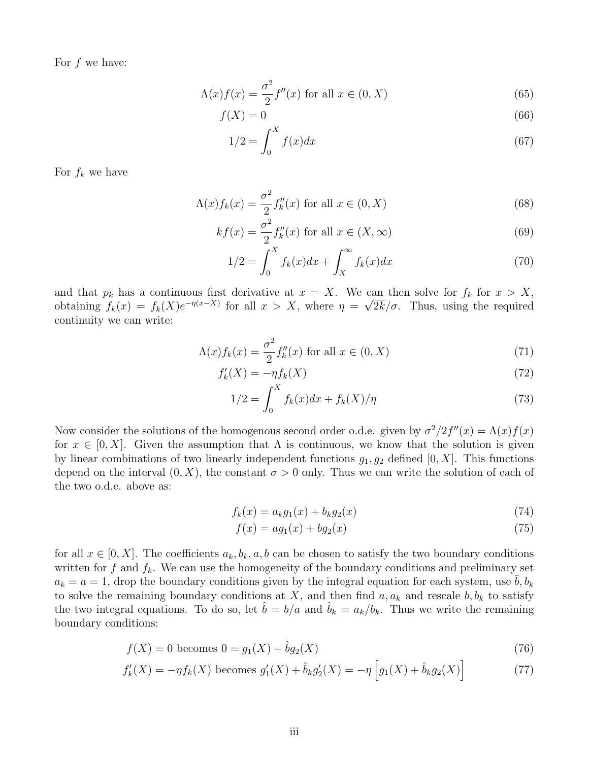For $f$ we have:

$$\Lambda(x)f(x) = \frac{\sigma^2}{2} f''(x) \text{ for all } x \in (0, X) \tag{65}$$

$$f(X) = 0 \tag{66}$$

$$1/2 = \int_0^X f(x)dx \tag{67}$$

For $f_k$ we have

$$\Lambda(x)f_k(x) = \frac{\sigma^2}{2} f_k''(x) \text{ for all } x \in (0, X) \tag{68}$$

$$kf(x) = \frac{\sigma^2}{2} f_k''(x) \text{ for all } x \in (X, \infty) \tag{69}$$

$$1/2 = \int_0^X f_k(x)dx + \int_X^\infty f_k(x)dx \tag{70}$$

and that $p_k$ has a continuous first derivative at $x = X$. We can then solve for $f_k$ for $x > X$, obtaining $f_k(x) = f_k(X)e^{-\eta(x-X)}$ for all $x > X$, where $\eta = \sqrt{2k}/\sigma$. Thus, using the required continuity we can write:

$$\Lambda(x)f_k(x) = \frac{\sigma^2}{2} f_k''(x) \text{ for all } x \in (0, X) \tag{71}$$

$$f_k'(X) = -\eta f_k(X) \tag{72}$$

$$1/2 = \int_0^X f_k(x)dx + f_k(X)/\eta \tag{73}$$

Now consider the solutions of the homogenous second order o.d.e. given by $\sigma^2/2f''(x) = \Lambda(x)f(x)$ for $x \in [0, X]$. Given the assumption that $\Lambda$ is continuous, we know that the solution is given by linear combinations of two linearly independent functions $g_1, g_2$ defined $[0, X]$. This functions depend on the interval $(0, X)$, the constant $\sigma > 0$ only. Thus we can write the solution of each of the two o.d.e. above as:

$$f_k(x) = a_k g_1(x) + b_k g_2(x) \tag{74}$$

$$f(x) = ag_1(x) + bg_2(x) \tag{75}$$

for all $x \in [0, X]$. The coefficients $a_k, b_k, a, b$ can be chosen to satisfy the two boundary conditions written for $f$ and $f_k$. We can use the homogeneity of the boundary conditions and preliminary set $a_k = a = 1$, drop the boundary conditions given by the integral equation for each system, use $\bar{b}, b_k$ to solve the remaining boundary conditions at $X$, and then find $a, a_k$ and rescale $b, b_k$ to satisfy the two integral equations. To do so, let $\hat{b} = b/a$ and $\hat{b}_k = a_k/b_k$. Thus we write the remaining boundary conditions:

$$f(X) = 0 \text{ becomes } 0 = g_1(X) + \hat{b}g_2(X) \tag{76}$$

$$f_k'(X) = -\eta f_k(X) \text{ becomes } g_1'(X) + \hat{b}_k g_2'(X) = -\eta \left[ g_1(X) + \hat{b}_k g_2(X) \right] \tag{77}$$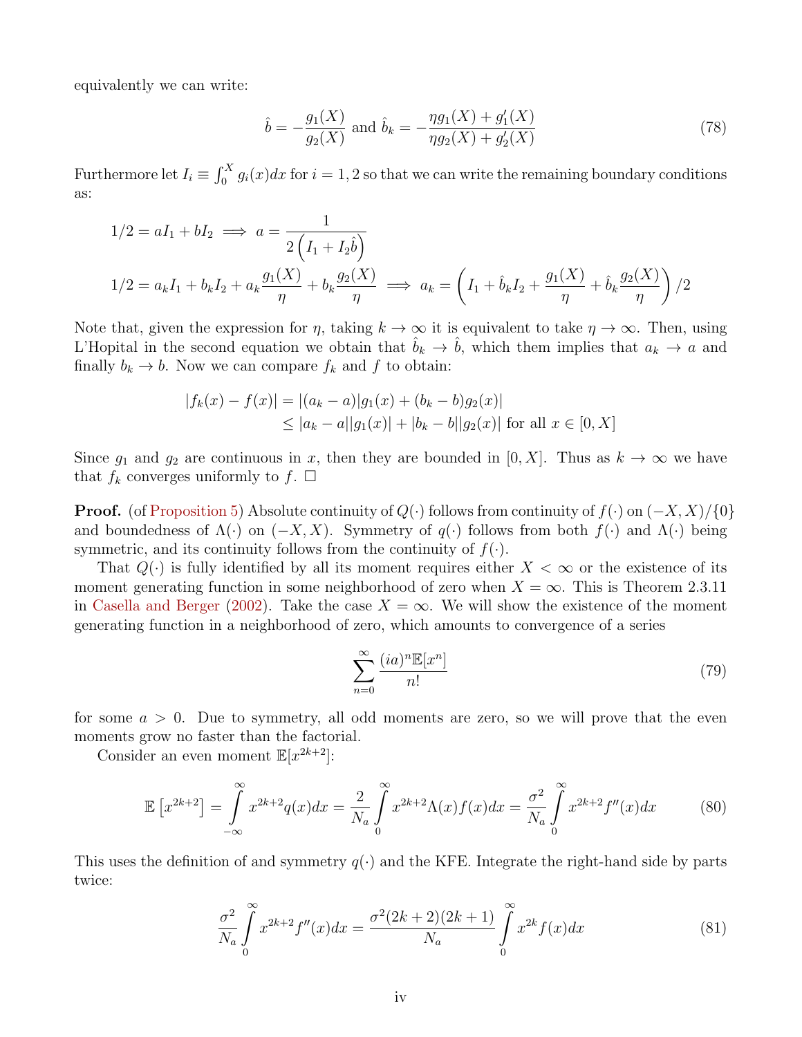equivalently we can write:

$$\hat{b} = -\frac{g_1(X)}{g_2(X)} \text{ and } \hat{b}_k = -\frac{\eta g_1(X) + g_1'(X)}{\eta g_2(X) + g_2'(X)} \tag{78}$$

Furthermore let $I_i \equiv \int_0^X g_i(x)dx$ for $i = 1, 2$ so that we can write the remaining boundary conditions as:

$$1/2 = aI_1 + bI_2 \implies a = \frac{1}{2\left(I_1 + I_2\hat{b}\right)}$$

$$1/2 = a_kI_1 + b_kI_2 + a_k\frac{g_1(X)}{\eta} + b_k\frac{g_2(X)}{\eta} \implies a_k = \left(I_1 + \hat{b}_kI_2 + \frac{g_1(X)}{\eta} + \hat{b}_k\frac{g_2(X)}{\eta}\right)/2$$

Note that, given the expression for $\eta$, taking $k \to \infty$ it is equivalent to take $\eta \to \infty$. Then, using L'Hopital in the second equation we obtain that $\hat{b}_k \to \hat{b}$, which them implies that $a_k \to a$ and finally $b_k \to b$. Now we can compare $f_k$ and $f$ to obtain:

$$\begin{aligned}|f_k(x) - f(x)| &= |(a_k - a)|g_1(x) + (b_k - b)g_2(x)| \\ &\leq |a_k - a||g_1(x)| + |b_k - b||g_2(x)| \text{ for all } x \in [0, X]\end{aligned}$$

Since $g_1$ and $g_2$ are continuous in $x$, then they are bounded in $[0, X]$. Thus as $k \to \infty$ we have that $f_k$ converges uniformly to $f$. $\square$

**Proof.** (of Proposition 5) Absolute continuity of $Q(\cdot)$ follows from continuity of $f(\cdot)$ on $(-X, X)/\{0\}$ and boundedness of $\Lambda(\cdot)$ on $(-X, X)$. Symmetry of $q(\cdot)$ follows from both $f(\cdot)$ and $\Lambda(\cdot)$ being symmetric, and its continuity follows from the continuity of $f(\cdot)$.

That $Q(\cdot)$ is fully identified by all its moment requires either $X < \infty$ or the existence of its moment generating function in some neighborhood of zero when $X = \infty$. This is Theorem 2.3.11 in Casella and Berger (2002). Take the case $X = \infty$. We will show the existence of the moment generating function in a neighborhood of zero, which amounts to convergence of a series

$$\sum_{n=0}^{\infty} \frac{(ia)^n \mathbb{E}[x^n]}{n!} \tag{79}$$

for some $a > 0$. Due to symmetry, all odd moments are zero, so we will prove that the even moments grow no faster than the factorial.

Consider an even moment $\mathbb{E}[x^{2k+2}]$:

$$\mathbb{E}\left[x^{2k+2}\right] = \int_{-\infty}^{\infty} x^{2k+2}q(x)dx = \frac{2}{N_a}\int_0^{\infty} x^{2k+2}\Lambda(x)f(x)dx = \frac{\sigma^2}{N_a}\int_0^{\infty} x^{2k+2}f''(x)dx \tag{80}$$

This uses the definition of and symmetry $q(\cdot)$ and the KFE. Integrate the right-hand side by parts twice:

$$\frac{\sigma^2}{N_a}\int_0^{\infty} x^{2k+2}f''(x)dx = \frac{\sigma^2(2k+2)(2k+1)}{N_a}\int_0^{\infty} x^{2k}f(x)dx \tag{81}$$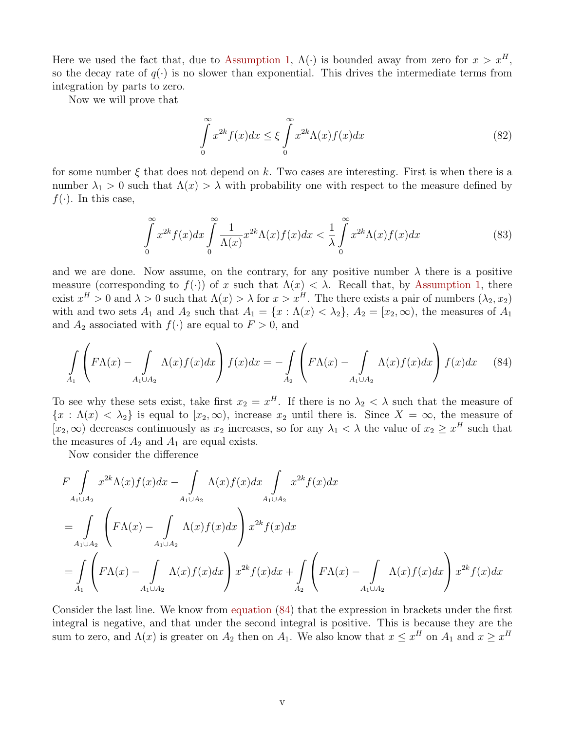Here we used the fact that, due to Assumption 1, $\Lambda(\cdot)$ is bounded away from zero for $x > x^H$, so the decay rate of $q(\cdot)$ is no slower than exponential. This drives the intermediate terms from integration by parts to zero.

Now we will prove that

$$\int_0^\infty x^{2k} f(x)dx \leq \xi \int_0^\infty x^{2k}\Lambda(x)f(x)dx \tag{82}$$

for some number $\xi$ that does not depend on $k$. Two cases are interesting. First is when there is a number $\lambda_1 > 0$ such that $\Lambda(x) > \lambda$ with probability one with respect to the measure defined by $f(\cdot)$. In this case,

$$\int_0^\infty x^{2k} f(x)dx \int_0^\infty \frac{1}{\Lambda(x)} x^{2k}\Lambda(x)f(x)dx < \frac{1}{\lambda}\int_0^\infty x^{2k}\Lambda(x)f(x)dx \tag{83}$$

and we are done. Now assume, on the contrary, for any positive number $\lambda$ there is a positive measure (corresponding to $f(\cdot)$) of $x$ such that $\Lambda(x) < \lambda$. Recall that, by Assumption 1, there exist $x^H > 0$ and $\lambda > 0$ such that $\Lambda(x) > \lambda$ for $x > x^H$. The there exists a pair of numbers $(\lambda_2, x_2)$ with and two sets $A_1$ and $A_2$ such that $A_1 = \{x : \Lambda(x) < \lambda_2\}$, $A_2 = [x_2, \infty)$, the measures of $A_1$ and $A_2$ associated with $f(\cdot)$ are equal to $F > 0$, and

$$\int_{A_1} \left( F\Lambda(x) - \int_{A_1\cup A_2} \Lambda(x)f(x)dx \right) f(x)dx = -\int_{A_2} \left( F\Lambda(x) - \int_{A_1\cup A_2} \Lambda(x)f(x)dx \right) f(x)dx \tag{84}$$

To see why these sets exist, take first $x_2 = x^H$. If there is no $\lambda_2 < \lambda$ such that the measure of $\{x : \Lambda(x) < \lambda_2\}$ is equal to $[x_2, \infty)$, increase $x_2$ until there is. Since $X = \infty$, the measure of $[x_2, \infty)$ decreases continuously as $x_2$ increases, so for any $\lambda_1 < \lambda$ the value of $x_2 \geq x^H$ such that the measures of $A_2$ and $A_1$ are equal exists.

Now consider the difference

$$\begin{aligned}
&F \int_{A_1\cup A_2} x^{2k}\Lambda(x)f(x)dx - \int_{A_1\cup A_2} \Lambda(x)f(x)dx \int_{A_1\cup A_2} x^{2k}f(x)dx \\
&= \int_{A_1\cup A_2} \left( F\Lambda(x) - \int_{A_1\cup A_2} \Lambda(x)f(x)dx \right) x^{2k}f(x)dx \\
&= \int_{A_1} \left( F\Lambda(x) - \int_{A_1\cup A_2} \Lambda(x)f(x)dx \right) x^{2k}f(x)dx + \int_{A_2} \left( F\Lambda(x) - \int_{A_1\cup A_2} \Lambda(x)f(x)dx \right) x^{2k}f(x)dx
\end{aligned}$$

Consider the last line. We know from equation (84) that the expression in brackets under the first integral is negative, and that under the second integral is positive. This is because they are the sum to zero, and $\Lambda(x)$ is greater on $A_2$ then on $A_1$. We also know that $x \leq x^H$ on $A_1$ and $x \geq x^H$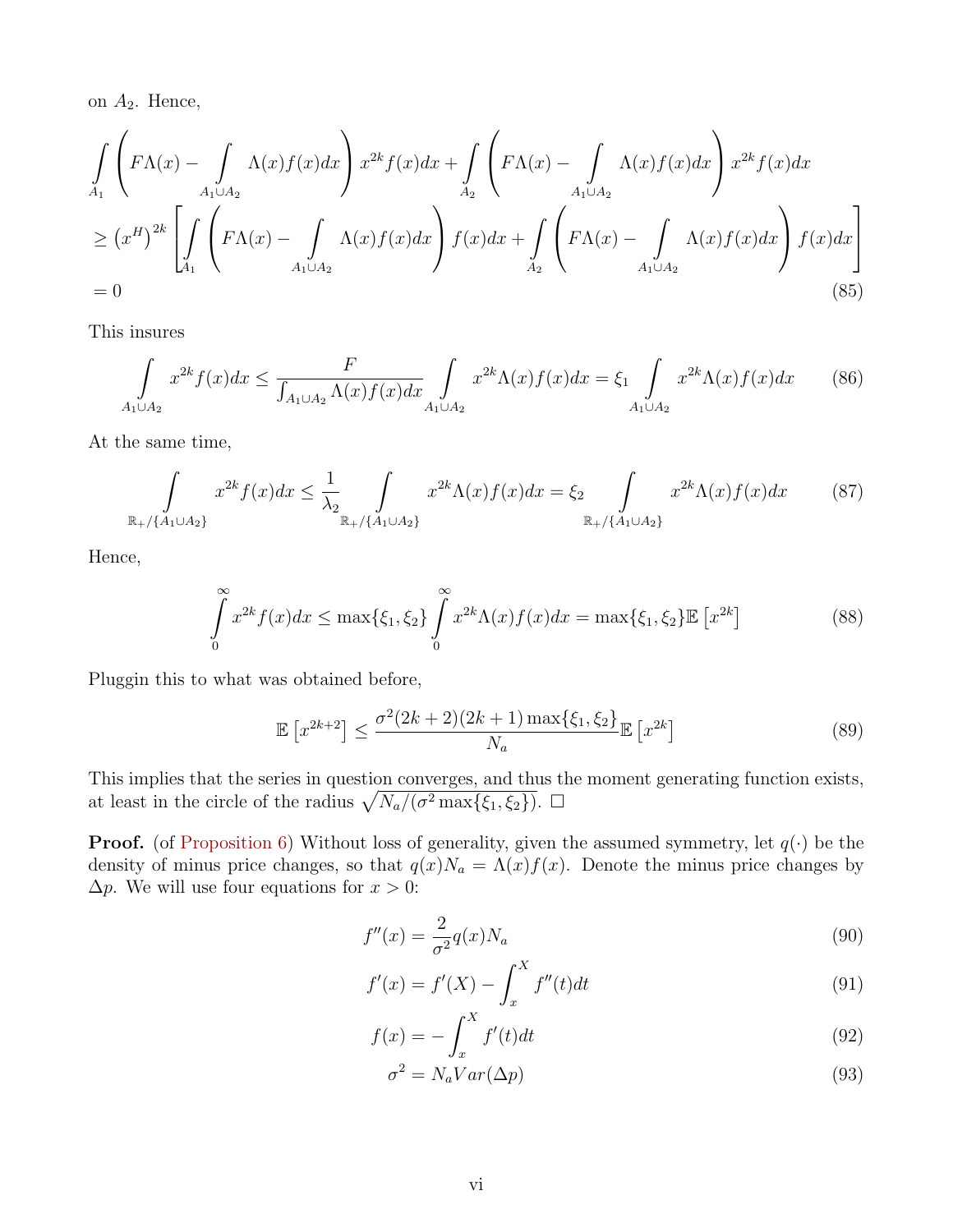on $A_2$. Hence,

$$\begin{aligned}
&\int\limits_{A_1} \left( F\Lambda(x) - \int\limits_{A_1 \cup A_2} \Lambda(x) f(x) dx \right) x^{2k} f(x) dx + \int\limits_{A_2} \left( F\Lambda(x) - \int\limits_{A_1 \cup A_2} \Lambda(x) f(x) dx \right) x^{2k} f(x) dx \\
&\geq \left(x^H\right)^{2k} \left[ \int\limits_{A_1} \left( F\Lambda(x) - \int\limits_{A_1 \cup A_2} \Lambda(x) f(x) dx \right) f(x) dx + \int\limits_{A_2} \left( F\Lambda(x) - \int\limits_{A_1 \cup A_2} \Lambda(x) f(x) dx \right) f(x) dx \right] \\
&= 0
\end{aligned} \tag{85}$$

This insures

$$\int\limits_{A_1 \cup A_2} x^{2k} f(x) dx \leq \frac{F}{\int_{A_1 \cup A_2} \Lambda(x) f(x) dx} \int\limits_{A_1 \cup A_2} x^{2k} \Lambda(x) f(x) dx = \xi_1 \int\limits_{A_1 \cup A_2} x^{2k} \Lambda(x) f(x) dx \tag{86}$$

At the same time,

$$\int\limits_{\mathbb{R}_+ / \{A_1 \cup A_2\}} x^{2k} f(x) dx \leq \frac{1}{\lambda_2} \int\limits_{\mathbb{R}_+ / \{A_1 \cup A_2\}} x^{2k} \Lambda(x) f(x) dx = \xi_2 \int\limits_{\mathbb{R}_+ / \{A_1 \cup A_2\}} x^{2k} \Lambda(x) f(x) dx \tag{87}$$

Hence,

$$\int\limits_0^\infty x^{2k} f(x) dx \leq \max\{\xi_1, \xi_2\} \int\limits_0^\infty x^{2k} \Lambda(x) f(x) dx = \max\{\xi_1, \xi_2\} \mathbb{E}\left[x^{2k}\right] \tag{88}$$

Pluggin this to what was obtained before,

$$\mathbb{E}\left[x^{2k+2}\right] \leq \frac{\sigma^2 (2k+2)(2k+1) \max\{\xi_1, \xi_2\}}{N_a} \mathbb{E}\left[x^{2k}\right] \tag{89}$$

This implies that the series in question converges, and thus the moment generating function exists, at least in the circle of the radius $\sqrt{N_a / (\sigma^2 \max\{\xi_1, \xi_2\})}$. $\square$

**Proof.** (of Proposition 6) Without loss of generality, given the assumed symmetry, let $q(\cdot)$ be the density of minus price changes, so that $q(x) N_a = \Lambda(x) f(x)$. Denote the minus price changes by $\Delta p$. We will use four equations for $x > 0$:

$$f''(x) = \frac{2}{\sigma^2} q(x) N_a \tag{90}$$

$$f'(x) = f'(X) - \int_x^X f''(t) dt \tag{91}$$

$$f(x) = -\int_x^X f'(t) dt \tag{92}$$

$$\sigma^2 = N_a Var(\Delta p) \tag{93}$$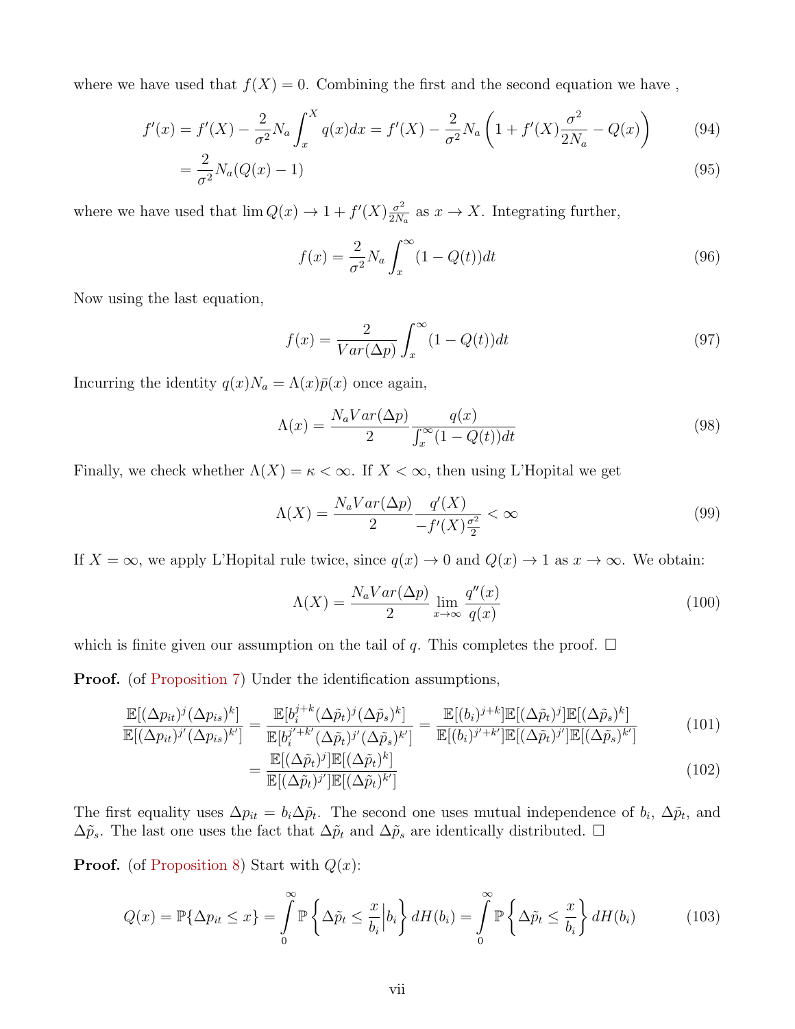where we have used that $f(X) = 0$. Combining the first and the second equation we have ,

$$f'(x) = f'(X) - \frac{2}{\sigma^2} N_a \int_x^X q(x)dx = f'(X) - \frac{2}{\sigma^2} N_a \left(1 + f'(X)\frac{\sigma^2}{2N_a} - Q(x)\right) \tag{94}$$

$$= \frac{2}{\sigma^2} N_a (Q(x) - 1) \tag{95}$$

where we have used that $\lim Q(x) \to 1 + f'(X)\frac{\sigma^2}{2N_a}$ as $x \to X$. Integrating further,

$$f(x) = \frac{2}{\sigma^2} N_a \int_x^\infty (1 - Q(t))dt \tag{96}$$

Now using the last equation,

$$f(x) = \frac{2}{Var(\Delta p)} \int_x^\infty (1 - Q(t))dt \tag{97}$$

Incurring the identity $q(x)N_a = \Lambda(x)\bar{p}(x)$ once again,

$$\Lambda(x) = \frac{N_a Var(\Delta p)}{2} \frac{q(x)}{\int_x^\infty (1 - Q(t))dt} \tag{98}$$

Finally, we check whether $\Lambda(X) = \kappa < \infty$. If $X < \infty$, then using L'Hopital we get

$$\Lambda(X) = \frac{N_a Var(\Delta p)}{2} \frac{q'(X)}{-f'(X)\frac{\sigma^2}{2}} < \infty \tag{99}$$

If $X = \infty$, we apply L'Hopital rule twice, since $q(x) \to 0$ and $Q(x) \to 1$ as $x \to \infty$. We obtain:

$$\Lambda(X) = \frac{N_a Var(\Delta p)}{2} \lim_{x \to \infty} \frac{q''(x)}{q(x)} \tag{100}$$

which is finite given our assumption on the tail of $q$. This completes the proof. □

**Proof.** (of Proposition 7) Under the identification assumptions,

$$\frac{\mathbb{E}[(\Delta p_{it})^j (\Delta p_{is})^k]}{\mathbb{E}[(\Delta p_{it})^{j'} (\Delta p_{is})^{k'}]} = \frac{\mathbb{E}[b_i^{j+k} (\Delta \tilde{p}_t)^j (\Delta \tilde{p}_s)^k]}{\mathbb{E}[b_i^{j'+k'} (\Delta \tilde{p}_t)^{j'} (\Delta \tilde{p}_s)^{k'}]} = \frac{\mathbb{E}[(b_i)^{j+k}]\mathbb{E}[(\Delta \tilde{p}_t)^j]\mathbb{E}[(\Delta \tilde{p}_s)^k]}{\mathbb{E}[(b_i)^{j'+k'}]\mathbb{E}[(\Delta \tilde{p}_t)^{j'}]\mathbb{E}[(\Delta \tilde{p}_s)^{k'}]} \tag{101}$$

$$= \frac{\mathbb{E}[(\Delta \tilde{p}_t)^j]\mathbb{E}[(\Delta \tilde{p}_t)^k]}{\mathbb{E}[(\Delta \tilde{p}_t)^{j'}]\mathbb{E}[(\Delta \tilde{p}_t)^{k'}]} \tag{102}$$

The first equality uses $\Delta p_{it} = b_i \Delta \tilde{p}_t$. The second one uses mutual independence of $b_i$, $\Delta \tilde{p}_t$, and $\Delta \tilde{p}_s$. The last one uses the fact that $\Delta \tilde{p}_t$ and $\Delta \tilde{p}_s$ are identically distributed. □

**Proof.** (of Proposition 8) Start with $Q(x)$:

$$Q(x) = \mathbb{P}\{\Delta p_{it} \leq x\} = \int_0^\infty \mathbb{P}\left\{\Delta \tilde{p}_t \leq \frac{x}{b_i} \Big| b_i\right\} dH(b_i) = \int_0^\infty \mathbb{P}\left\{\Delta \tilde{p}_t \leq \frac{x}{b_i}\right\} dH(b_i) \tag{103}$$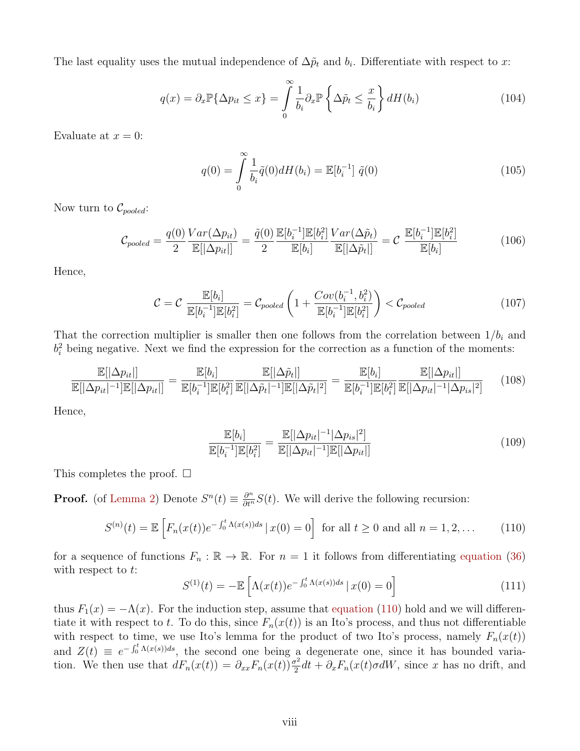The last equality uses the mutual independence of $\Delta\tilde{p}_t$ and $b_i$. Differentiate with respect to $x$:

$$q(x) = \partial_x \mathbb{P}\{\Delta p_{it} \leq x\} = \int_0^\infty \frac{1}{b_i} \partial_x \mathbb{P}\left\{\Delta\tilde{p}_t \leq \frac{x}{b_i}\right\} dH(b_i) \tag{104}$$

Evaluate at $x = 0$:

$$q(0) = \int_0^\infty \frac{1}{b_i} \tilde{q}(0) dH(b_i) = \mathbb{E}[b_i^{-1}]\ \tilde{q}(0) \tag{105}$$

Now turn to $\mathcal{C}_{pooled}$:

$$\mathcal{C}_{pooled} = \frac{q(0)}{2} \frac{Var(\Delta p_{it})}{\mathbb{E}[|\Delta p_{it}|]} = \frac{\tilde{q}(0)}{2} \frac{\mathbb{E}[b_i^{-1}]\mathbb{E}[b_i^2]}{\mathbb{E}[b_i]} \frac{Var(\Delta\tilde{p}_t)}{\mathbb{E}[|\Delta\tilde{p}_t|]} = \mathcal{C}\ \frac{\mathbb{E}[b_i^{-1}]\mathbb{E}[b_i^2]}{\mathbb{E}[b_i]} \tag{106}$$

Hence,

$$\mathcal{C} = \mathcal{C}\ \frac{\mathbb{E}[b_i]}{\mathbb{E}[b_i^{-1}]\mathbb{E}[b_i^2]} = \mathcal{C}_{pooled}\left(1 + \frac{Cov(b_i^{-1}, b_i^2)}{\mathbb{E}[b_i^{-1}]\mathbb{E}[b_i^2]}\right) < \mathcal{C}_{pooled} \tag{107}$$

That the correction multiplier is smaller then one follows from the correlation between $1/b_i$ and $b_i^2$ being negative. Next we find the expression for the correction as a function of the moments:

$$\frac{\mathbb{E}[|\Delta p_{it}|]}{\mathbb{E}[|\Delta p_{it}|^{-1}]\mathbb{E}[|\Delta p_{it}|]} = \frac{\mathbb{E}[b_i]}{\mathbb{E}[b_i^{-1}]\mathbb{E}[b_i^2]} \frac{\mathbb{E}[|\Delta\tilde{p}_t|]}{\mathbb{E}[|\Delta\tilde{p}_t|^{-1}]\mathbb{E}[|\Delta\tilde{p}_t|^2]} = \frac{\mathbb{E}[b_i]}{\mathbb{E}[b_i^{-1}]\mathbb{E}[b_i^2]} \frac{\mathbb{E}[|\Delta p_{it}|]}{\mathbb{E}[|\Delta p_{it}|^{-1}|\Delta p_{is}|^2]} \tag{108}$$

Hence,

$$\frac{\mathbb{E}[b_i]}{\mathbb{E}[b_i^{-1}]\mathbb{E}[b_i^2]} = \frac{\mathbb{E}[|\Delta p_{it}|^{-1}|\Delta p_{is}|^2]}{\mathbb{E}[|\Delta p_{it}|^{-1}]\mathbb{E}[|\Delta p_{it}|]} \tag{109}$$

This completes the proof. □

**Proof.** (of Lemma 2) Denote $S^n(t) \equiv \frac{\partial^n}{\partial t^n} S(t)$. We will derive the following recursion:

$$S^{(n)}(t) = \mathbb{E}\left[F_n(x(t)) e^{-\int_0^t \Lambda(x(s))ds} \,|\, x(0) = 0\right] \text{ for all } t \geq 0 \text{ and all } n = 1, 2, \ldots \tag{110}$$

for a sequence of functions $F_n : \mathbb{R} \to \mathbb{R}$. For $n = 1$ it follows from differentiating equation (36) with respect to $t$:

$$S^{(1)}(t) = -\mathbb{E}\left[\Lambda(x(t)) e^{-\int_0^t \Lambda(x(s))ds} \,|\, x(0) = 0\right] \tag{111}$$

thus $F_1(x) = -\Lambda(x)$. For the induction step, assume that equation (110) hold and we will differentiate it with respect to $t$. To do this, since $F_n(x(t))$ is an Ito's process, and thus not differentiable with respect to time, we use Ito's lemma for the product of two Ito's process, namely $F_n(x(t))$ and $Z(t) \equiv e^{-\int_0^t \Lambda(x(s))ds}$, the second one being a degenerate one, since it has bounded variation. We then use that $dF_n(x(t)) = \partial_{xx} F_n(x(t)) \frac{\sigma^2}{2} dt + \partial_x F_n(x(t)\sigma dW$, since $x$ has no drift, and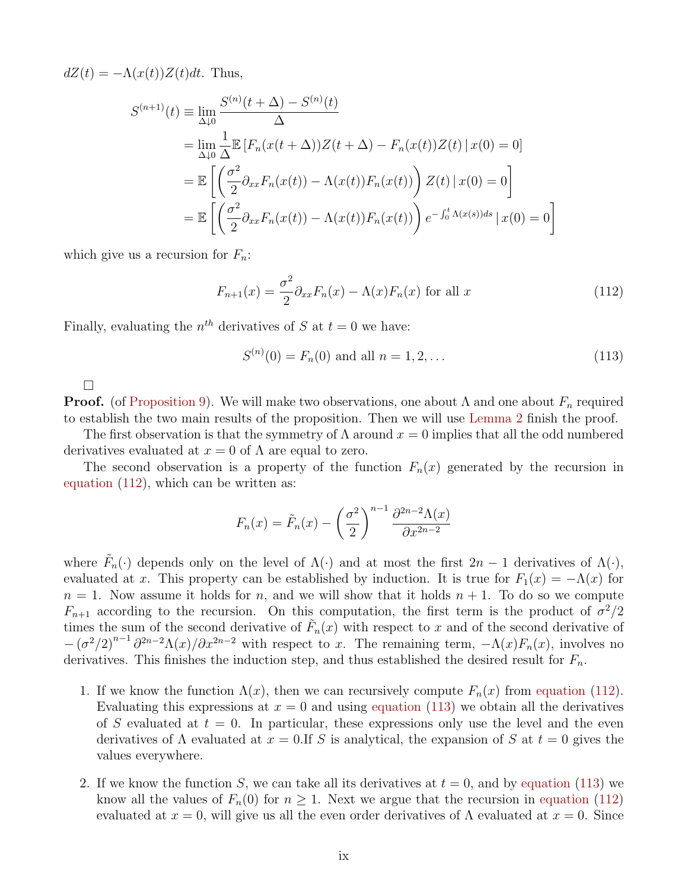$dZ(t) = -\Lambda(x(t))Z(t)dt$. Thus,

$$
\begin{aligned}
S^{(n+1)}(t) &\equiv \lim_{\Delta \downarrow 0} \frac{S^{(n)}(t+\Delta) - S^{(n)}(t)}{\Delta} \\
&= \lim_{\Delta \downarrow 0} \frac{1}{\Delta} \mathbb{E}\left[F_n(x(t+\Delta))Z(t+\Delta) - F_n(x(t))Z(t) \,|\, x(0) = 0\right] \\
&= \mathbb{E}\left[\left(\frac{\sigma^2}{2}\partial_{xx}F_n(x(t)) - \Lambda(x(t))F_n(x(t))\right)Z(t) \,|\, x(0) = 0\right] \\
&= \mathbb{E}\left[\left(\frac{\sigma^2}{2}\partial_{xx}F_n(x(t)) - \Lambda(x(t))F_n(x(t))\right)e^{-\int_0^t \Lambda(x(s))ds} \,|\, x(0) = 0\right]
\end{aligned}
$$

which give us a recursion for $F_n$:

$$
F_{n+1}(x) = \frac{\sigma^2}{2}\partial_{xx}F_n(x) - \Lambda(x)F_n(x) \text{ for all } x \tag{112}
$$

Finally, evaluating the $n^{th}$ derivatives of $S$ at $t=0$ we have:

$$
S^{(n)}(0) = F_n(0) \text{ and all } n = 1, 2, \ldots \tag{113}
$$

□

**Proof.** (of Proposition 9). We will make two observations, one about $\Lambda$ and one about $F_n$ required to establish the two main results of the proposition. Then we will use Lemma 2 finish the proof.

The first observation is that the symmetry of $\Lambda$ around $x=0$ implies that all the odd numbered derivatives evaluated at $x=0$ of $\Lambda$ are equal to zero.

The second observation is a property of the function $F_n(x)$ generated by the recursion in equation (112), which can be written as:

$$
F_n(x) = \tilde{F}_n(x) - \left(\frac{\sigma^2}{2}\right)^{n-1} \frac{\partial^{2n-2}\Lambda(x)}{\partial x^{2n-2}}
$$

where $\tilde{F}_n(\cdot)$ depends only on the level of $\Lambda(\cdot)$ and at most the first $2n-1$ derivatives of $\Lambda(\cdot)$, evaluated at $x$. This property can be established by induction. It is true for $F_1(x) = -\Lambda(x)$ for $n=1$. Now assume it holds for $n$, and we will show that it holds $n+1$. To do so we compute $F_{n+1}$ according to the recursion. On this computation, the first term is the product of $\sigma^2/2$ times the sum of the second derivative of $\tilde{F}_n(x)$ with respect to $x$ and of the second derivative of $-\left(\sigma^2/2\right)^{n-1}\partial^{2n-2}\Lambda(x)/\partial x^{2n-2}$ with respect to $x$. The remaining term, $-\Lambda(x)F_n(x)$, involves no derivatives. This finishes the induction step, and thus established the desired result for $F_n$.

1. If we know the function $\Lambda(x)$, then we can recursively compute $F_n(x)$ from equation (112). Evaluating this expressions at $x=0$ and using equation (113) we obtain all the derivatives of $S$ evaluated at $t=0$. In particular, these expressions only use the level and the even derivatives of $\Lambda$ evaluated at $x=0$.If $S$ is analytical, the expansion of $S$ at $t=0$ gives the values everywhere.

2. If we know the function $S$, we can take all its derivatives at $t=0$, and by equation (113) we know all the values of $F_n(0)$ for $n \geq 1$. Next we argue that the recursion in equation (112) evaluated at $x=0$, will give us all the even order derivatives of $\Lambda$ evaluated at $x=0$. Since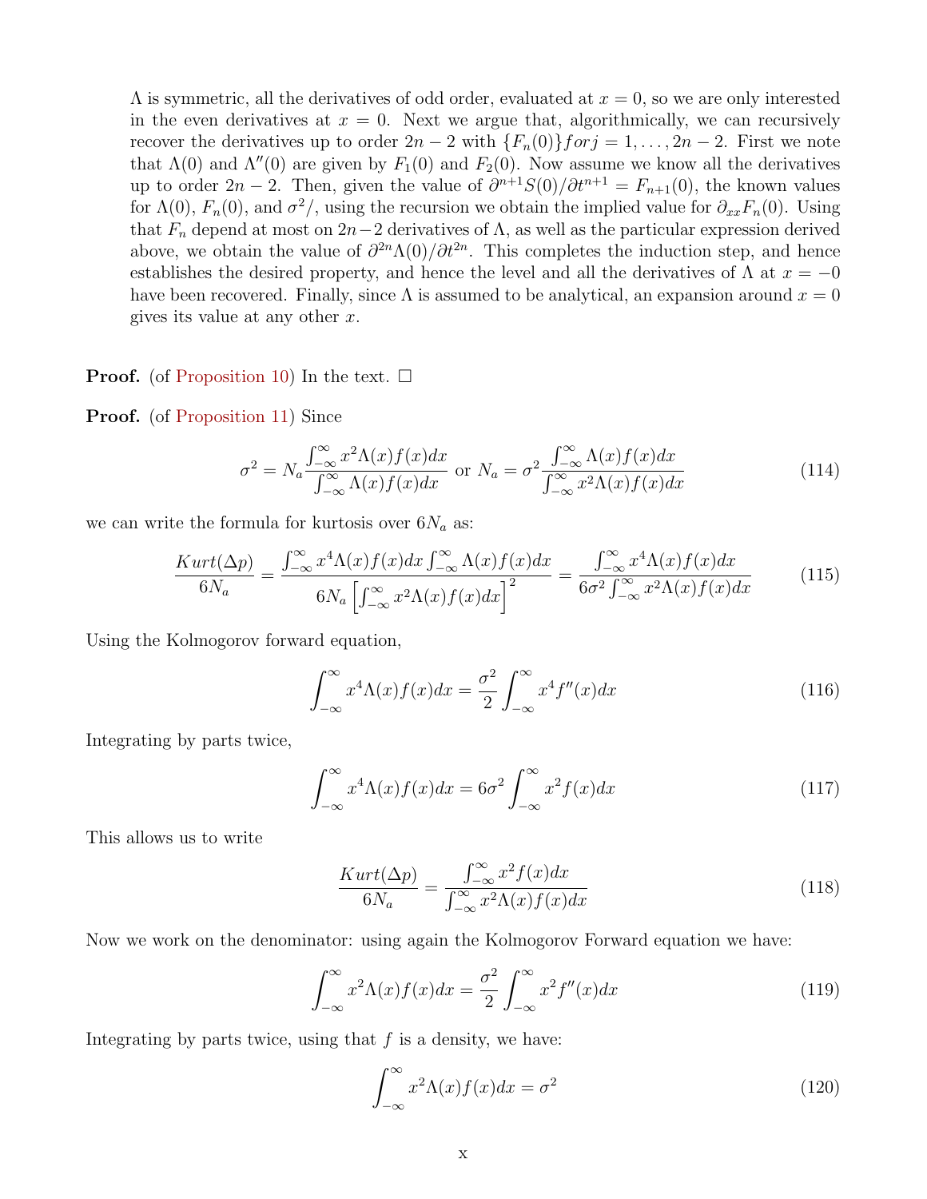$\Lambda$ is symmetric, all the derivatives of odd order, evaluated at $x = 0$, so we are only interested in the even derivatives at $x = 0$. Next we argue that, algorithmically, we can recursively recover the derivatives up to order $2n-2$ with $\{F_n(0)\} for j = 1, \ldots, 2n-2$. First we note that $\Lambda(0)$ and $\Lambda''(0)$ are given by $F_1(0)$ and $F_2(0)$. Now assume we know all the derivatives up to order $2n-2$. Then, given the value of $\partial^{n+1}S(0)/\partial t^{n+1} = F_{n+1}(0)$, the known values for $\Lambda(0)$, $F_n(0)$, and $\sigma^2/$, using the recursion we obtain the implied value for $\partial_{xx}F_n(0)$. Using that $F_n$ depend at most on $2n-2$ derivatives of $\Lambda$, as well as the particular expression derived above, we obtain the value of $\partial^{2n}\Lambda(0)/\partial t^{2n}$. This completes the induction step, and hence establishes the desired property, and hence the level and all the derivatives of $\Lambda$ at $x = -0$ have been recovered. Finally, since $\Lambda$ is assumed to be analytical, an expansion around $x = 0$ gives its value at any other $x$.

**Proof.** (of Proposition 10) In the text. □

**Proof.** (of Proposition 11) Since

$$\sigma^2 = N_a \frac{\int_{-\infty}^{\infty} x^2 \Lambda(x) f(x) dx}{\int_{-\infty}^{\infty} \Lambda(x) f(x) dx} \text{ or } N_a = \sigma^2 \frac{\int_{-\infty}^{\infty} \Lambda(x) f(x) dx}{\int_{-\infty}^{\infty} x^2 \Lambda(x) f(x) dx} \tag{114}$$

we can write the formula for kurtosis over $6N_a$ as:

$$\frac{Kurt(\Delta p)}{6N_a} = \frac{\int_{-\infty}^{\infty} x^4 \Lambda(x) f(x) dx \int_{-\infty}^{\infty} \Lambda(x) f(x) dx}{6N_a \left[\int_{-\infty}^{\infty} x^2 \Lambda(x) f(x) dx\right]^2} = \frac{\int_{-\infty}^{\infty} x^4 \Lambda(x) f(x) dx}{6\sigma^2 \int_{-\infty}^{\infty} x^2 \Lambda(x) f(x) dx} \tag{115}$$

Using the Kolmogorov forward equation,

$$\int_{-\infty}^{\infty} x^4 \Lambda(x) f(x) dx = \frac{\sigma^2}{2} \int_{-\infty}^{\infty} x^4 f''(x) dx \tag{116}$$

Integrating by parts twice,

$$\int_{-\infty}^{\infty} x^4 \Lambda(x) f(x) dx = 6\sigma^2 \int_{-\infty}^{\infty} x^2 f(x) dx \tag{117}$$

This allows us to write

$$\frac{Kurt(\Delta p)}{6N_a} = \frac{\int_{-\infty}^{\infty} x^2 f(x) dx}{\int_{-\infty}^{\infty} x^2 \Lambda(x) f(x) dx} \tag{118}$$

Now we work on the denominator: using again the Kolmogorov Forward equation we have:

$$\int_{-\infty}^{\infty} x^2 \Lambda(x) f(x) dx = \frac{\sigma^2}{2} \int_{-\infty}^{\infty} x^2 f''(x) dx \tag{119}$$

Integrating by parts twice, using that $f$ is a density, we have:

$$\int_{-\infty}^{\infty} x^2 \Lambda(x) f(x) dx = \sigma^2 \tag{120}$$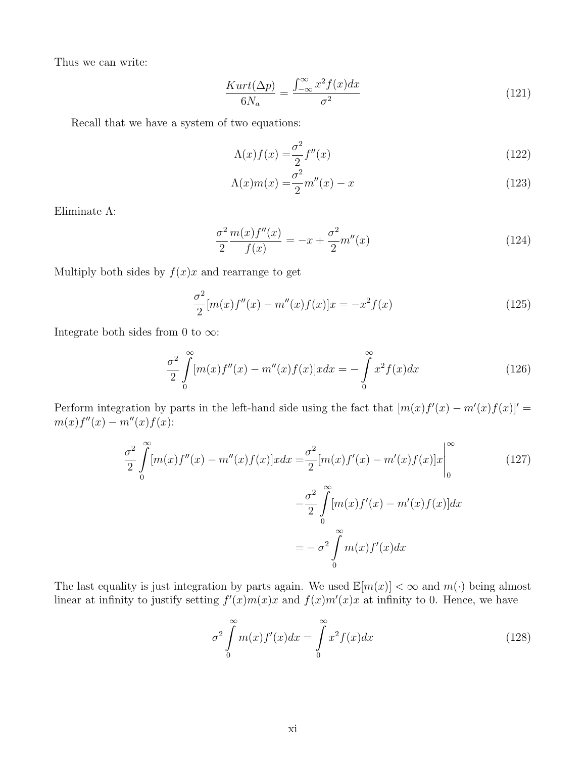Thus we can write:

$$\frac{Kurt(\Delta p)}{6N_a} = \frac{\int_{-\infty}^{\infty} x^2 f(x)dx}{\sigma^2} \tag{121}$$

Recall that we have a system of two equations:

$$\Lambda(x)f(x) = \frac{\sigma^2}{2} f''(x) \tag{122}$$

$$\Lambda(x)m(x) = \frac{\sigma^2}{2} m''(x) - x \tag{123}$$

Eliminate $\Lambda$:

$$\frac{\sigma^2}{2}\frac{m(x)f''(x)}{f(x)} = -x + \frac{\sigma^2}{2} m''(x) \tag{124}$$

Multiply both sides by $f(x)x$ and rearrange to get

$$\frac{\sigma^2}{2}[m(x)f''(x) - m''(x)f(x)]x = -x^2 f(x) \tag{125}$$

Integrate both sides from 0 to $\infty$:

$$\frac{\sigma^2}{2}\int_0^{\infty}[m(x)f''(x) - m''(x)f(x)]xdx = -\int_0^{\infty} x^2 f(x)dx \tag{126}$$

Perform integration by parts in the left-hand side using the fact that $[m(x)f'(x) - m'(x)f(x)]' = m(x)f''(x) - m''(x)f(x)$:

$$\begin{aligned}\frac{\sigma^2}{2}\int_0^{\infty}[m(x)f''(x) - m''(x)f(x)]xdx =& \frac{\sigma^2}{2}[m(x)f'(x) - m'(x)f(x)]x\Big|_0^{\infty} \\ &- \frac{\sigma^2}{2}\int_0^{\infty}[m(x)f'(x) - m'(x)f(x)]dx \\ =& -\sigma^2\int_0^{\infty} m(x)f'(x)dx\end{aligned} \tag{127}$$

The last equality is just integration by parts again. We used $\mathbb{E}[m(x)] < \infty$ and $m(\cdot)$ being almost linear at infinity to justify setting $f'(x)m(x)x$ and $f(x)m'(x)x$ at infinity to 0. Hence, we have

$$\sigma^2\int_0^{\infty} m(x)f'(x)dx = \int_0^{\infty} x^2 f(x)dx \tag{128}$$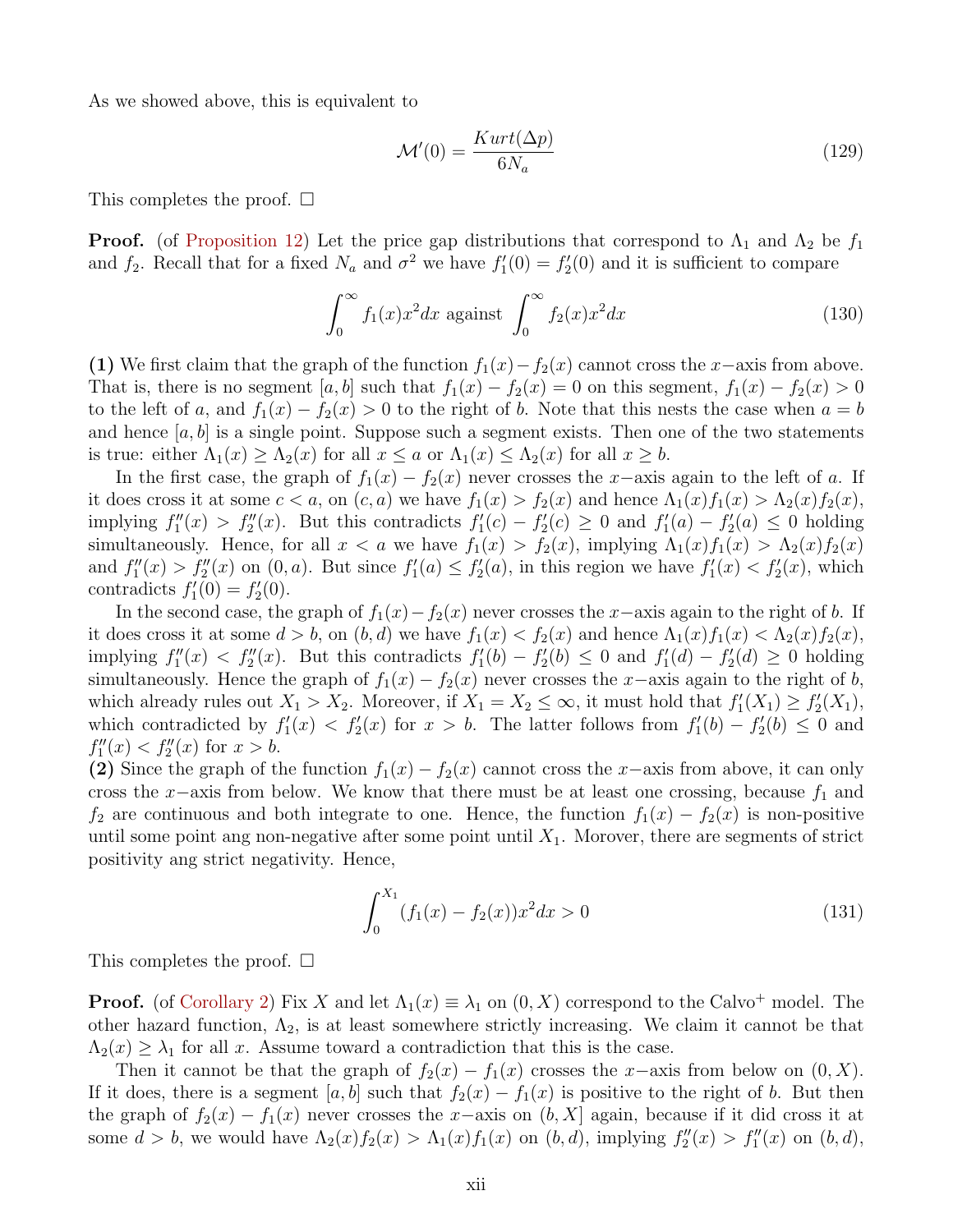As we showed above, this is equivalent to

$$\mathcal{M}'(0) = \frac{Kurt(\Delta p)}{6N_a} \tag{129}$$

This completes the proof. □

**Proof.** (of Proposition 12) Let the price gap distributions that correspond to $\Lambda_1$ and $\Lambda_2$ be $f_1$ and $f_2$. Recall that for a fixed $N_a$ and $\sigma^2$ we have $f_1'(0) = f_2'(0)$ and it is sufficient to compare

$$\int_0^\infty f_1(x)x^2 dx \text{ against } \int_0^\infty f_2(x)x^2 dx \tag{130}$$

**(1)** We first claim that the graph of the function $f_1(x) - f_2(x)$ cannot cross the $x-$axis from above. That is, there is no segment $[a, b]$ such that $f_1(x) - f_2(x) = 0$ on this segment, $f_1(x) - f_2(x) > 0$ to the left of $a$, and $f_1(x) - f_2(x) > 0$ to the right of $b$. Note that this nests the case when $a = b$ and hence $[a, b]$ is a single point. Suppose such a segment exists. Then one of the two statements is true: either $\Lambda_1(x) \geq \Lambda_2(x)$ for all $x \leq a$ or $\Lambda_1(x) \leq \Lambda_2(x)$ for all $x \geq b$.

In the first case, the graph of $f_1(x) - f_2(x)$ never crosses the $x-$axis again to the left of $a$. If it does cross it at some $c < a$, on $(c, a)$ we have $f_1(x) > f_2(x)$ and hence $\Lambda_1(x)f_1(x) > \Lambda_2(x)f_2(x)$, implying $f_1''(x) > f_2''(x)$. But this contradicts $f_1'(c) - f_2'(c) \geq 0$ and $f_1'(a) - f_2'(a) \leq 0$ holding simultaneously. Hence, for all $x < a$ we have $f_1(x) > f_2(x)$, implying $\Lambda_1(x)f_1(x) > \Lambda_2(x)f_2(x)$ and $f_1''(x) > f_2''(x)$ on $(0, a)$. But since $f_1'(a) \leq f_2'(a)$, in this region we have $f_1'(x) < f_2'(x)$, which contradicts $f_1'(0) = f_2'(0)$.

In the second case, the graph of $f_1(x) - f_2(x)$ never crosses the $x-$axis again to the right of $b$. If it does cross it at some $d > b$, on $(b, d)$ we have $f_1(x) < f_2(x)$ and hence $\Lambda_1(x)f_1(x) < \Lambda_2(x)f_2(x)$, implying $f_1''(x) < f_2''(x)$. But this contradicts $f_1'(b) - f_2'(b) \leq 0$ and $f_1'(d) - f_2'(d) \geq 0$ holding simultaneously. Hence the graph of $f_1(x) - f_2(x)$ never crosses the $x-$axis again to the right of $b$, which already rules out $X_1 > X_2$. Moreover, if $X_1 = X_2 \leq \infty$, it must hold that $f_1'(X_1) \geq f_2'(X_1)$, which contradicted by $f_1'(x) < f_2'(x)$ for $x > b$. The latter follows from $f_1'(b) - f_2'(b) \leq 0$ and $f_1''(x) < f_2''(x)$ for $x > b$.

**(2)** Since the graph of the function $f_1(x) - f_2(x)$ cannot cross the $x-$axis from above, it can only cross the $x-$axis from below. We know that there must be at least one crossing, because $f_1$ and $f_2$ are continuous and both integrate to one. Hence, the function $f_1(x) - f_2(x)$ is non-positive until some point ang non-negative after some point until $X_1$. Morover, there are segments of strict positivity ang strict negativity. Hence,

$$\int_0^{X_1} (f_1(x) - f_2(x))x^2 dx > 0 \tag{131}$$

This completes the proof. □

**Proof.** (of Corollary 2) Fix $X$ and let $\Lambda_1(x) \equiv \lambda_1$ on $(0, X)$ correspond to the Calvo$^+$ model. The other hazard function, $\Lambda_2$, is at least somewhere strictly increasing. We claim it cannot be that $\Lambda_2(x) \geq \lambda_1$ for all $x$. Assume toward a contradiction that this is the case.

Then it cannot be that the graph of $f_2(x) - f_1(x)$ crosses the $x-$axis from below on $(0, X)$. If it does, there is a segment $[a, b]$ such that $f_2(x) - f_1(x)$ is positive to the right of $b$. But then the graph of $f_2(x) - f_1(x)$ never crosses the $x-$axis on $(b, X]$ again, because if it did cross it at some $d > b$, we would have $\Lambda_2(x)f_2(x) > \Lambda_1(x)f_1(x)$ on $(b, d)$, implying $f_2''(x) > f_1''(x)$ on $(b, d)$,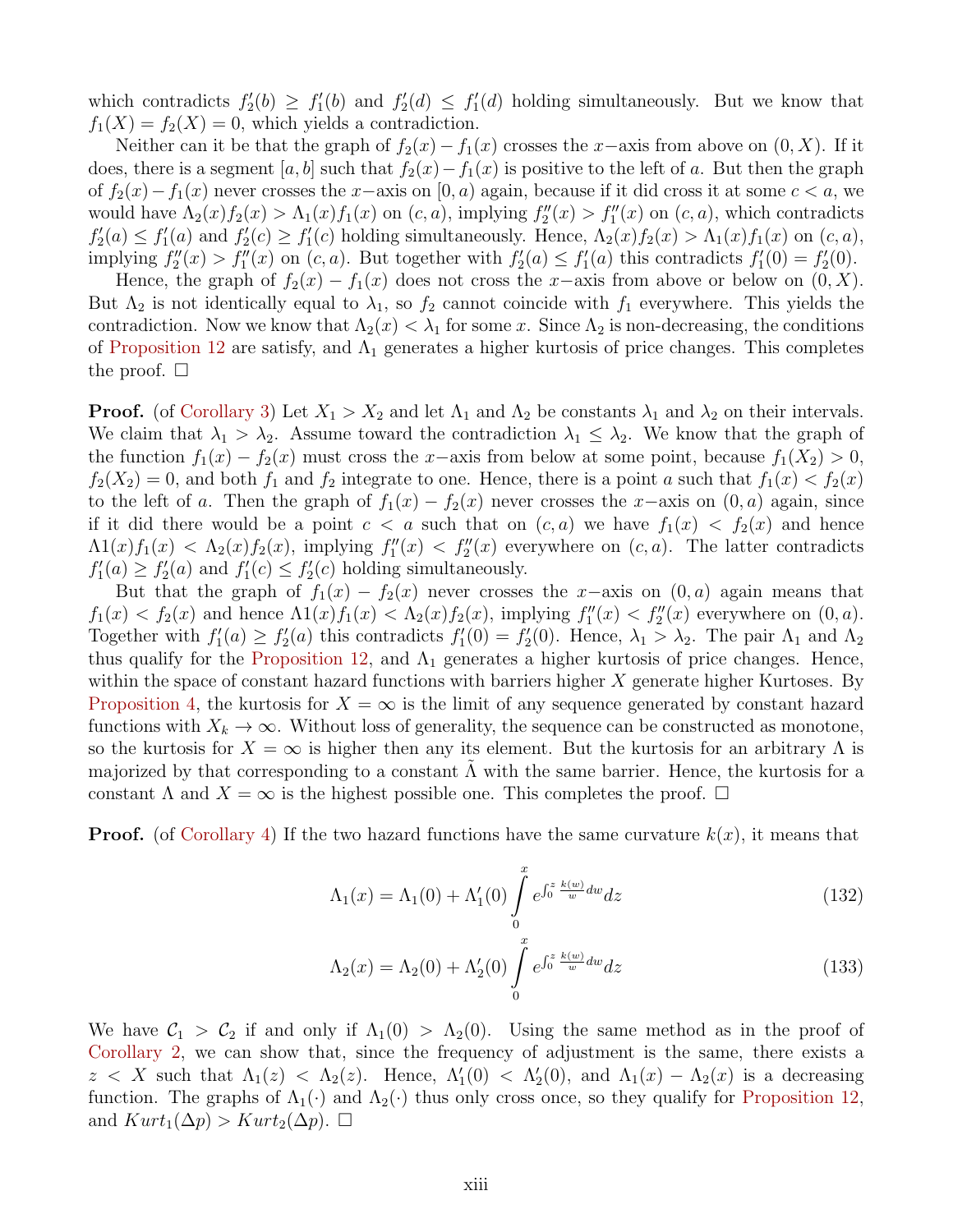which contradicts $f_2'(b) \geq f_1'(b)$ and $f_2'(d) \leq f_1'(d)$ holding simultaneously. But we know that $f_1(X) = f_2(X) = 0$, which yields a contradiction.

Neither can it be that the graph of $f_2(x) - f_1(x)$ crosses the $x-$axis from above on $(0, X)$. If it does, there is a segment $[a, b]$ such that $f_2(x) - f_1(x)$ is positive to the left of $a$. But then the graph of $f_2(x) - f_1(x)$ never crosses the $x-$axis on $[0, a)$ again, because if it did cross it at some $c < a$, we would have $\Lambda_2(x)f_2(x) > \Lambda_1(x)f_1(x)$ on $(c, a)$, implying $f_2''(x) > f_1''(x)$ on $(c, a)$, which contradicts $f_2'(a) \leq f_1'(a)$ and $f_2'(c) \geq f_1'(c)$ holding simultaneously. Hence, $\Lambda_2(x)f_2(x) > \Lambda_1(x)f_1(x)$ on $(c, a)$, implying $f_2''(x) > f_1''(x)$ on $(c, a)$. But together with $f_2'(a) \leq f_1'(a)$ this contradicts $f_1'(0) = f_2'(0)$.

Hence, the graph of $f_2(x) - f_1(x)$ does not cross the $x-$axis from above or below on $(0, X)$. But $\Lambda_2$ is not identically equal to $\lambda_1$, so $f_2$ cannot coincide with $f_1$ everywhere. This yields the contradiction. Now we know that $\Lambda_2(x) < \lambda_1$ for some $x$. Since $\Lambda_2$ is non-decreasing, the conditions of Proposition 12 are satisfy, and $\Lambda_1$ generates a higher kurtosis of price changes. This completes the proof. □

**Proof.** (of Corollary 3) Let $X_1 > X_2$ and let $\Lambda_1$ and $\Lambda_2$ be constants $\lambda_1$ and $\lambda_2$ on their intervals. We claim that $\lambda_1 > \lambda_2$. Assume toward the contradiction $\lambda_1 \leq \lambda_2$. We know that the graph of the function $f_1(x) - f_2(x)$ must cross the $x-$axis from below at some point, because $f_1(X_2) > 0$, $f_2(X_2) = 0$, and both $f_1$ and $f_2$ integrate to one. Hence, there is a point $a$ such that $f_1(x) < f_2(x)$ to the left of $a$. Then the graph of $f_1(x) - f_2(x)$ never crosses the $x-$axis on $(0, a)$ again, since if it did there would be a point $c < a$ such that on $(c, a)$ we have $f_1(x) < f_2(x)$ and hence $\Lambda1(x)f_1(x) < \Lambda_2(x)f_2(x)$, implying $f_1''(x) < f_2''(x)$ everywhere on $(c, a)$. The latter contradicts $f_1'(a) \geq f_2'(a)$ and $f_1'(c) \leq f_2'(c)$ holding simultaneously.

But that the graph of $f_1(x) - f_2(x)$ never crosses the $x-$axis on $(0, a)$ again means that $f_1(x) < f_2(x)$ and hence $\Lambda1(x)f_1(x) < \Lambda_2(x)f_2(x)$, implying $f_1''(x) < f_2''(x)$ everywhere on $(0, a)$. Together with $f_1'(a) \geq f_2'(a)$ this contradicts $f_1'(0) = f_2'(0)$. Hence, $\lambda_1 > \lambda_2$. The pair $\Lambda_1$ and $\Lambda_2$ thus qualify for the Proposition 12, and $\Lambda_1$ generates a higher kurtosis of price changes. Hence, within the space of constant hazard functions with barriers higher $X$ generate higher Kurtoses. By Proposition 4, the kurtosis for $X = \infty$ is the limit of any sequence generated by constant hazard functions with $X_k \to \infty$. Without loss of generality, the sequence can be constructed as monotone, so the kurtosis for $X = \infty$ is higher then any its element. But the kurtosis for an arbitrary $\Lambda$ is majorized by that corresponding to a constant $\tilde{\Lambda}$ with the same barrier. Hence, the kurtosis for a constant $\Lambda$ and $X = \infty$ is the highest possible one. This completes the proof. □

**Proof.** (of Corollary 4) If the two hazard functions have the same curvature $k(x)$, it means that

$$\Lambda_1(x) = \Lambda_1(0) + \Lambda_1'(0) \int_0^x e^{\int_0^z \frac{k(w)}{w} dw} dz \tag{132}$$

$$\Lambda_2(x) = \Lambda_2(0) + \Lambda_2'(0) \int_0^x e^{\int_0^z \frac{k(w)}{w} dw} dz \tag{133}$$

We have $\mathcal{C}_1 > \mathcal{C}_2$ if and only if $\Lambda_1(0) > \Lambda_2(0)$. Using the same method as in the proof of Corollary 2, we can show that, since the frequency of adjustment is the same, there exists a $z < X$ such that $\Lambda_1(z) < \Lambda_2(z)$. Hence, $\Lambda_1'(0) < \Lambda_2'(0)$, and $\Lambda_1(x) - \Lambda_2(x)$ is a decreasing function. The graphs of $\Lambda_1(\cdot)$ and $\Lambda_2(\cdot)$ thus only cross once, so they qualify for Proposition 12, and $Kurt_1(\Delta p) > Kurt_2(\Delta p)$. □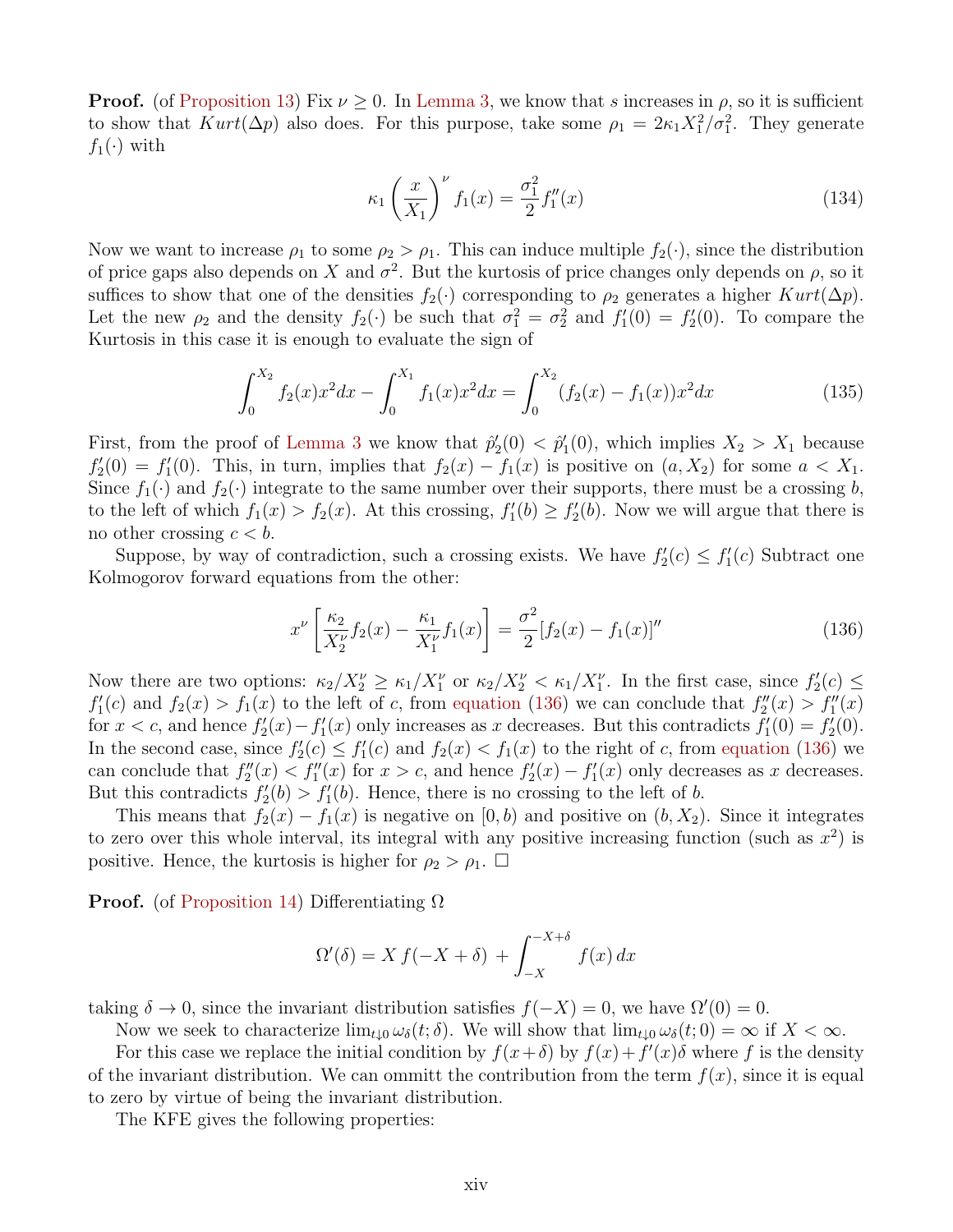**Proof.** (of Proposition 13) Fix $\nu \geq 0$. In Lemma 3, we know that $s$ increases in $\rho$, so it is sufficient to show that $Kurt(\Delta p)$ also does. For this purpose, take some $\rho_1 = 2\kappa_1 X_1^2/\sigma_1^2$. They generate $f_1(\cdot)$ with

$$\kappa_1 \left(\frac{x}{X_1}\right)^\nu f_1(x) = \frac{\sigma_1^2}{2} f_1''(x) \tag{134}$$

Now we want to increase $\rho_1$ to some $\rho_2 > \rho_1$. This can induce multiple $f_2(\cdot)$, since the distribution of price gaps also depends on $X$ and $\sigma^2$. But the kurtosis of price changes only depends on $\rho$, so it suffices to show that one of the densities $f_2(\cdot)$ corresponding to $\rho_2$ generates a higher $Kurt(\Delta p)$. Let the new $\rho_2$ and the density $f_2(\cdot)$ be such that $\sigma_1^2 = \sigma_2^2$ and $f_1'(0) = f_2'(0)$. To compare the Kurtosis in this case it is enough to evaluate the sign of

$$\int_0^{X_2} f_2(x)x^2 dx - \int_0^{X_1} f_1(x)x^2 dx = \int_0^{X_2} (f_2(x) - f_1(x))x^2 dx \tag{135}$$

First, from the proof of Lemma 3 we know that $\hat{p}_2'(0) < \hat{p}_1'(0)$, which implies $X_2 > X_1$ because $f_2'(0) = f_1'(0)$. This, in turn, implies that $f_2(x) - f_1(x)$ is positive on $(a, X_2)$ for some $a < X_1$. Since $f_1(\cdot)$ and $f_2(\cdot)$ integrate to the same number over their supports, there must be a crossing $b$, to the left of which $f_1(x) > f_2(x)$. At this crossing, $f_1'(b) \geq f_2'(b)$. Now we will argue that there is no other crossing $c < b$.

Suppose, by way of contradiction, such a crossing exists. We have $f_2'(c) \leq f_1'(c)$ Subtract one Kolmogorov forward equations from the other:

$$x^\nu \left[\frac{\kappa_2}{X_2^\nu} f_2(x) - \frac{\kappa_1}{X_1^\nu} f_1(x)\right] = \frac{\sigma^2}{2}[f_2(x) - f_1(x)]'' \tag{136}$$

Now there are two options: $\kappa_2/X_2^\nu \geq \kappa_1/X_1^\nu$ or $\kappa_2/X_2^\nu < \kappa_1/X_1^\nu$. In the first case, since $f_2'(c) \leq f_1'(c)$ and $f_2(x) > f_1(x)$ to the left of $c$, from equation (136) we can conclude that $f_2''(x) > f_1''(x)$ for $x < c$, and hence $f_2'(x) - f_1'(x)$ only increases as $x$ decreases. But this contradicts $f_1'(0) = f_2'(0)$. In the second case, since $f_2'(c) \leq f_1'(c)$ and $f_2(x) < f_1(x)$ to the right of $c$, from equation (136) we can conclude that $f_2''(x) < f_1''(x)$ for $x > c$, and hence $f_2'(x) - f_1'(x)$ only decreases as $x$ decreases. But this contradicts $f_2'(b) > f_1'(b)$. Hence, there is no crossing to the left of $b$.

This means that $f_2(x) - f_1(x)$ is negative on $[0, b)$ and positive on $(b, X_2)$. Since it integrates to zero over this whole interval, its integral with any positive increasing function (such as $x^2$) is positive. Hence, the kurtosis is higher for $\rho_2 > \rho_1$. $\square$

**Proof.** (of Proposition 14) Differentiating $\Omega$

$$\Omega'(\delta) = X\, f(-X + \delta) \,+ \int_{-X}^{-X+\delta} f(x)\, dx$$

taking $\delta \to 0$, since the invariant distribution satisfies $f(-X) = 0$, we have $\Omega'(0) = 0$.

Now we seek to characterize $\lim_{t \downarrow 0} \omega_\delta(t; \delta)$. We will show that $\lim_{t \downarrow 0} \omega_\delta(t; 0) = \infty$ if $X < \infty$.

For this case we replace the initial condition by $f(x + \delta)$ by $f(x) + f'(x)\delta$ where $f$ is the density of the invariant distribution. We can ommitt the contribution from the term $f(x)$, since it is equal to zero by virtue of being the invariant distribution.

The KFE gives the following properties: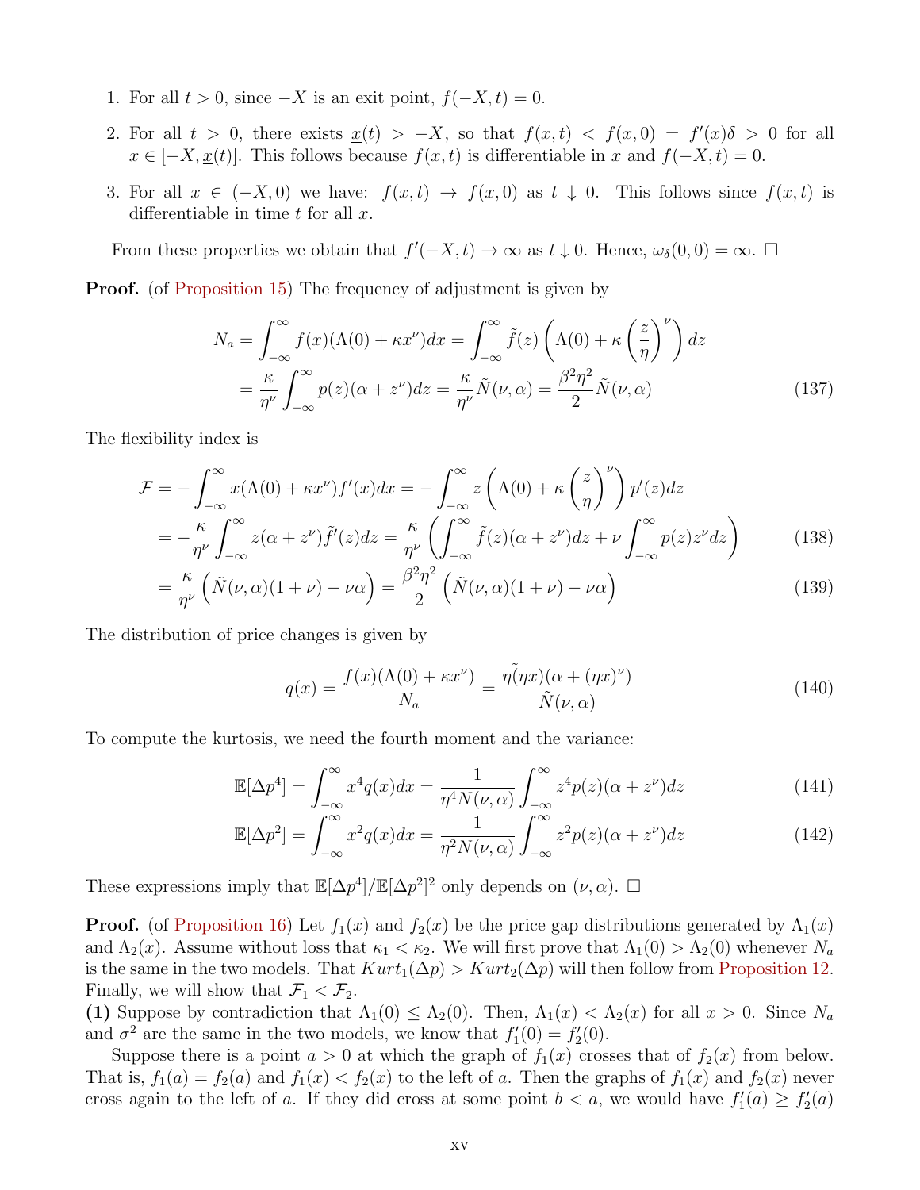1. For all $t > 0$, since $-X$ is an exit point, $f(-X, t) = 0$.

2. For all $t > 0$, there exists $\underline{x}(t) > -X$, so that $f(x, t) < f(x, 0) = f'(x)\delta > 0$ for all $x \in [-X, \underline{x}(t)]$. This follows because $f(x, t)$ is differentiable in $x$ and $f(-X, t) = 0$.

3. For all $x \in (-X, 0)$ we have: $f(x, t) \to f(x, 0)$ as $t \downarrow 0$. This follows since $f(x, t)$ is differentiable in time $t$ for all $x$.

From these properties we obtain that $f'(-X, t) \to \infty$ as $t \downarrow 0$. Hence, $\omega_\delta(0, 0) = \infty$. □

**Proof.** (of Proposition 15) The frequency of adjustment is given by

$$
\begin{aligned}
N_a &= \int_{-\infty}^{\infty} f(x)(\Lambda(0) + \kappa x^\nu)dx = \int_{-\infty}^{\infty} \tilde{f}(z)\left(\Lambda(0) + \kappa\left(\frac{z}{\eta}\right)^\nu\right)dz \\
&= \frac{\kappa}{\eta^\nu}\int_{-\infty}^{\infty} p(z)(\alpha + z^\nu)dz = \frac{\kappa}{\eta^\nu}\tilde{N}(\nu, \alpha) = \frac{\beta^2\eta^2}{2}\tilde{N}(\nu, \alpha) \qquad (137)
\end{aligned}
$$

The flexibility index is

$$
\begin{aligned}
\mathcal{F} &= -\int_{-\infty}^{\infty} x(\Lambda(0) + \kappa x^\nu)f'(x)dx = -\int_{-\infty}^{\infty} z\left(\Lambda(0) + \kappa\left(\frac{z}{\eta}\right)^\nu\right)p'(z)dz \\
&= -\frac{\kappa}{\eta^\nu}\int_{-\infty}^{\infty} z(\alpha + z^\nu)\tilde{f}'(z)dz = \frac{\kappa}{\eta^\nu}\left(\int_{-\infty}^{\infty}\tilde{f}(z)(\alpha + z^\nu)dz + \nu\int_{-\infty}^{\infty} p(z)z^\nu dz\right) \qquad (138) \\
&= \frac{\kappa}{\eta^\nu}\left(\tilde{N}(\nu, \alpha)(1 + \nu) - \nu\alpha\right) = \frac{\beta^2\eta^2}{2}\left(\tilde{N}(\nu, \alpha)(1 + \nu) - \nu\alpha\right) \qquad (139)
\end{aligned}
$$

The distribution of price changes is given by

$$
q(x) = \frac{f(x)(\Lambda(0) + \kappa x^\nu)}{N_a} = \frac{\eta\tilde{(\eta x)}(\alpha + (\eta x)^\nu)}{\tilde{N}(\nu, \alpha)} \qquad (140)
$$

To compute the kurtosis, we need the fourth moment and the variance:

$$
\begin{aligned}
\mathbb{E}[\Delta p^4] &= \int_{-\infty}^{\infty} x^4 q(x)dx = \frac{1}{\eta^4 N(\nu, \alpha)}\int_{-\infty}^{\infty} z^4 p(z)(\alpha + z^\nu)dz \qquad (141) \\
\mathbb{E}[\Delta p^2] &= \int_{-\infty}^{\infty} x^2 q(x)dx = \frac{1}{\eta^2 N(\nu, \alpha)}\int_{-\infty}^{\infty} z^2 p(z)(\alpha + z^\nu)dz \qquad (142)
\end{aligned}
$$

These expressions imply that $\mathbb{E}[\Delta p^4]/\mathbb{E}[\Delta p^2]^2$ only depends on $(\nu, \alpha)$. □

**Proof.** (of Proposition 16) Let $f_1(x)$ and $f_2(x)$ be the price gap distributions generated by $\Lambda_1(x)$ and $\Lambda_2(x)$. Assume without loss that $\kappa_1 < \kappa_2$. We will first prove that $\Lambda_1(0) > \Lambda_2(0)$ whenever $N_a$ is the same in the two models. That $Kurt_1(\Delta p) > Kurt_2(\Delta p)$ will then follow from Proposition 12. Finally, we will show that $\mathcal{F}_1 < \mathcal{F}_2$.

**(1)** Suppose by contradiction that $\Lambda_1(0) \leq \Lambda_2(0)$. Then, $\Lambda_1(x) < \Lambda_2(x)$ for all $x > 0$. Since $N_a$ and $\sigma^2$ are the same in the two models, we know that $f_1'(0) = f_2'(0)$.

Suppose there is a point $a > 0$ at which the graph of $f_1(x)$ crosses that of $f_2(x)$ from below. That is, $f_1(a) = f_2(a)$ and $f_1(x) < f_2(x)$ to the left of $a$. Then the graphs of $f_1(x)$ and $f_2(x)$ never cross again to the left of $a$. If they did cross at some point $b < a$, we would have $f_1'(a) \geq f_2'(a)$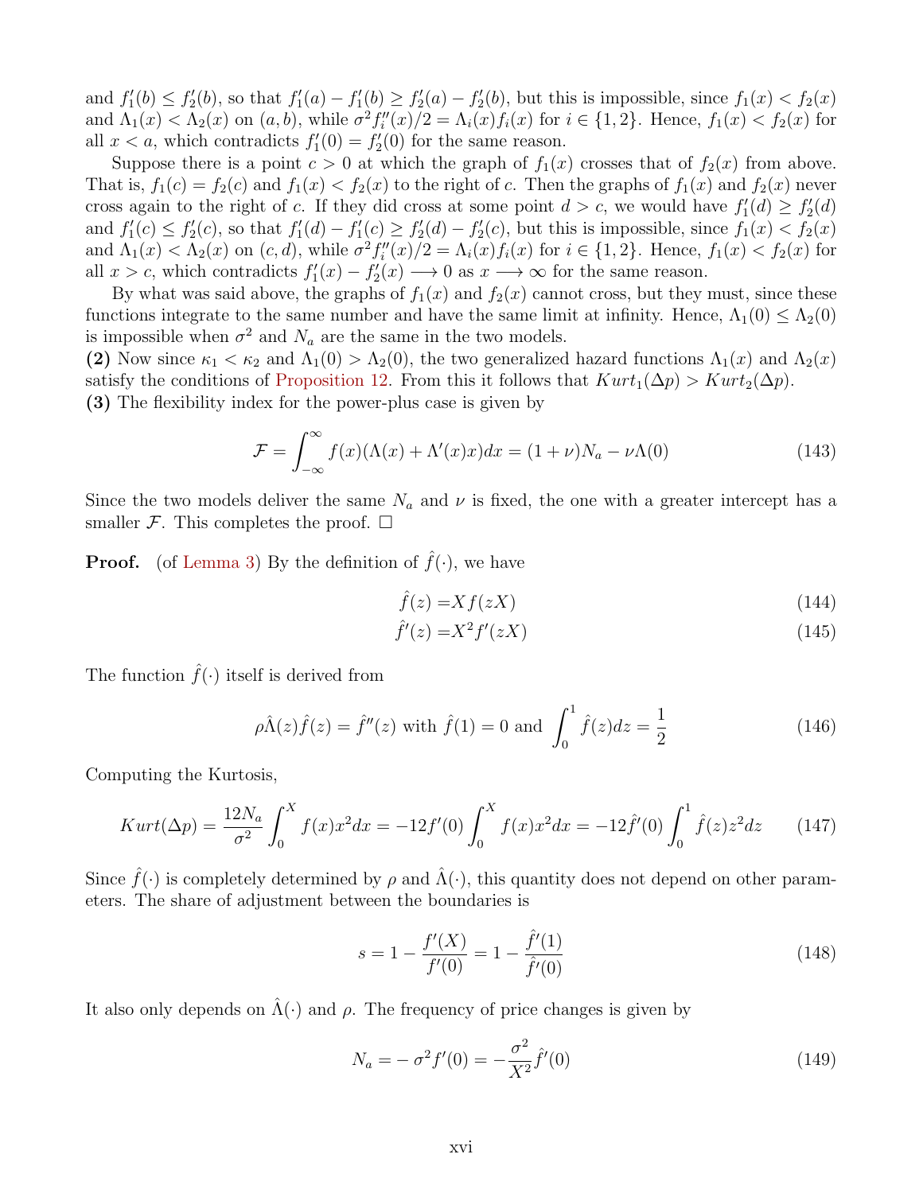and $f_1'(b) \leq f_2'(b)$, so that $f_1'(a) - f_1'(b) \geq f_2'(a) - f_2'(b)$, but this is impossible, since $f_1(x) < f_2(x)$ and $\Lambda_1(x) < \Lambda_2(x)$ on $(a, b)$, while $\sigma^2 f_i''(x)/2 = \Lambda_i(x) f_i(x)$ for $i \in \{1, 2\}$. Hence, $f_1(x) < f_2(x)$ for all $x < a$, which contradicts $f_1'(0) = f_2'(0)$ for the same reason.

Suppose there is a point $c > 0$ at which the graph of $f_1(x)$ crosses that of $f_2(x)$ from above. That is, $f_1(c) = f_2(c)$ and $f_1(x) < f_2(x)$ to the right of $c$. Then the graphs of $f_1(x)$ and $f_2(x)$ never cross again to the right of $c$. If they did cross at some point $d > c$, we would have $f_1'(d) \geq f_2'(d)$ and $f_1'(c) \leq f_2'(c)$, so that $f_1'(d) - f_1'(c) \geq f_2'(d) - f_2'(c)$, but this is impossible, since $f_1(x) < f_2(x)$ and $\Lambda_1(x) < \Lambda_2(x)$ on $(c, d)$, while $\sigma^2 f_i''(x)/2 = \Lambda_i(x) f_i(x)$ for $i \in \{1, 2\}$. Hence, $f_1(x) < f_2(x)$ for all $x > c$, which contradicts $f_1'(x) - f_2'(x) \longrightarrow 0$ as $x \longrightarrow \infty$ for the same reason.

By what was said above, the graphs of $f_1(x)$ and $f_2(x)$ cannot cross, but they must, since these functions integrate to the same number and have the same limit at infinity. Hence, $\Lambda_1(0) \leq \Lambda_2(0)$ is impossible when $\sigma^2$ and $N_a$ are the same in the two models.

**(2)** Now since $\kappa_1 < \kappa_2$ and $\Lambda_1(0) > \Lambda_2(0)$, the two generalized hazard functions $\Lambda_1(x)$ and $\Lambda_2(x)$ satisfy the conditions of Proposition 12. From this it follows that $Kurt_1(\Delta p) > Kurt_2(\Delta p)$.

**(3)** The flexibility index for the power-plus case is given by

$$\mathcal{F} = \int_{-\infty}^{\infty} f(x)(\Lambda(x) + \Lambda'(x)x)dx = (1 + \nu)N_a - \nu\Lambda(0) \tag{143}$$

Since the two models deliver the same $N_a$ and $\nu$ is fixed, the one with a greater intercept has a smaller $\mathcal{F}$. This completes the proof. $\square$

**Proof.** (of Lemma 3) By the definition of $\hat{f}(\cdot)$, we have

$$\hat{f}(z) = X f(zX) \tag{144}$$

$$\hat{f}'(z) = X^2 f'(zX) \tag{145}$$

The function $\hat{f}(\cdot)$ itself is derived from

$$\rho\hat{\Lambda}(z)\hat{f}(z) = \hat{f}''(z) \text{ with } \hat{f}(1) = 0 \text{ and } \int_0^1 \hat{f}(z)dz = \frac{1}{2} \tag{146}$$

Computing the Kurtosis,

$$Kurt(\Delta p) = \frac{12N_a}{\sigma^2}\int_0^X f(x)x^2 dx = -12f'(0)\int_0^X f(x)x^2 dx = -12\hat{f}'(0)\int_0^1 \hat{f}(z)z^2 dz \tag{147}$$

Since $\hat{f}(\cdot)$ is completely determined by $\rho$ and $\hat{\Lambda}(\cdot)$, this quantity does not depend on other parameters. The share of adjustment between the boundaries is

$$s = 1 - \frac{f'(X)}{f'(0)} = 1 - \frac{\hat{f}'(1)}{\hat{f}'(0)} \tag{148}$$

It also only depends on $\hat{\Lambda}(\cdot)$ and $\rho$. The frequency of price changes is given by

$$N_a = -\sigma^2 f'(0) = -\frac{\sigma^2}{X^2}\hat{f}'(0) \tag{149}$$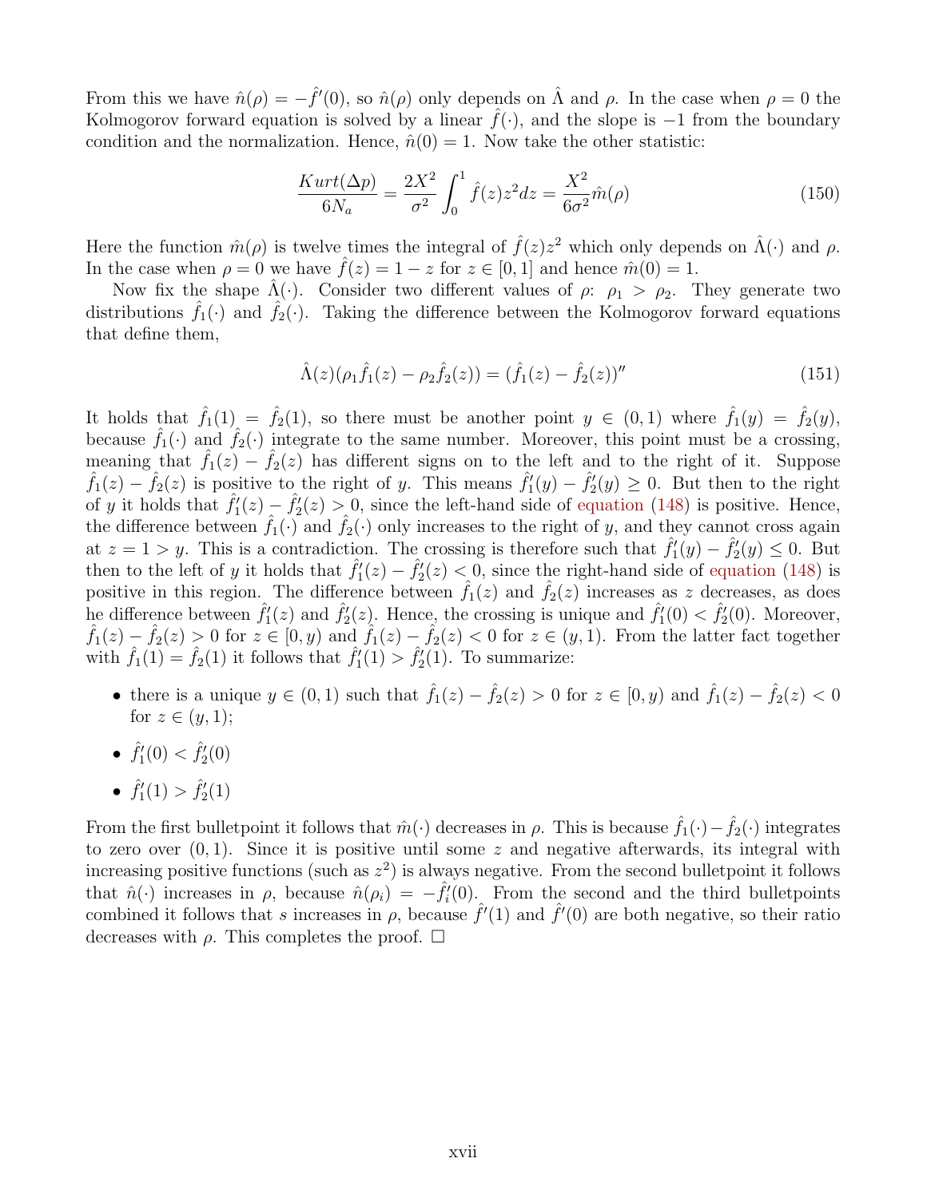From this we have $\hat{n}(\rho) = -\hat{f}'(0)$, so $\hat{n}(\rho)$ only depends on $\hat{\Lambda}$ and $\rho$. In the case when $\rho = 0$ the Kolmogorov forward equation is solved by a linear $\hat{f}(\cdot)$, and the slope is $-1$ from the boundary condition and the normalization. Hence, $\hat{n}(0) = 1$. Now take the other statistic:

$$\frac{Kurt(\Delta p)}{6N_a} = \frac{2X^2}{\sigma^2}\int_0^1 \hat{f}(z)z^2 dz = \frac{X^2}{6\sigma^2}\hat{m}(\rho) \tag{150}$$

Here the function $\hat{m}(\rho)$ is twelve times the integral of $\hat{f}(z)z^2$ which only depends on $\hat{\Lambda}(\cdot)$ and $\rho$. In the case when $\rho = 0$ we have $\hat{f}(z) = 1 - z$ for $z \in [0, 1]$ and hence $\hat{m}(0) = 1$.

Now fix the shape $\hat{\Lambda}(\cdot)$. Consider two different values of $\rho$: $\rho_1 > \rho_2$. They generate two distributions $\hat{f}_1(\cdot)$ and $\hat{f}_2(\cdot)$. Taking the difference between the Kolmogorov forward equations that define them,

$$\hat{\Lambda}(z)(\rho_1 \hat{f}_1(z) - \rho_2 \hat{f}_2(z)) = (\hat{f}_1(z) - \hat{f}_2(z))'' \tag{151}$$

It holds that $\hat{f}_1(1) = \hat{f}_2(1)$, so there must be another point $y \in (0, 1)$ where $\hat{f}_1(y) = \hat{f}_2(y)$, because $\hat{f}_1(\cdot)$ and $\hat{f}_2(\cdot)$ integrate to the same number. Moreover, this point must be a crossing, meaning that $\hat{f}_1(z) - \hat{f}_2(z)$ has different signs on to the left and to the right of it. Suppose $\hat{f}_1(z) - \hat{f}_2(z)$ is positive to the right of $y$. This means $\hat{f}_1'(y) - \hat{f}_2'(y) \geq 0$. But then to the right of $y$ it holds that $\hat{f}_1'(z) - \hat{f}_2'(z) > 0$, since the left-hand side of equation (148) is positive. Hence, the difference between $\hat{f}_1(\cdot)$ and $\hat{f}_2(\cdot)$ only increases to the right of $y$, and they cannot cross again at $z = 1 > y$. This is a contradiction. The crossing is therefore such that $\hat{f}_1'(y) - \hat{f}_2'(y) \leq 0$. But then to the left of $y$ it holds that $\hat{f}_1'(z) - \hat{f}_2'(z) < 0$, since the right-hand side of equation (148) is positive in this region. The difference between $\hat{f}_1(z)$ and $\hat{f}_2(z)$ increases as $z$ decreases, as does he difference between $\hat{f}_1'(z)$ and $\hat{f}_2'(z)$. Hence, the crossing is unique and $\hat{f}_1'(0) < \hat{f}_2'(0)$. Moreover, $\hat{f}_1(z) - \hat{f}_2(z) > 0$ for $z \in [0, y)$ and $\hat{f}_1(z) - \hat{f}_2(z) < 0$ for $z \in (y, 1)$. From the latter fact together with $\hat{f}_1(1) = \hat{f}_2(1)$ it follows that $\hat{f}_1'(1) > \hat{f}_2'(1)$. To summarize:

- there is a unique $y \in (0, 1)$ such that $\hat{f}_1(z) - \hat{f}_2(z) > 0$ for $z \in [0, y)$ and $\hat{f}_1(z) - \hat{f}_2(z) < 0$ for $z \in (y, 1)$;
- $\hat{f}_1'(0) < \hat{f}_2'(0)$
- $\hat{f}_1'(1) > \hat{f}_2'(1)$

From the first bulletpoint it follows that $\hat{m}(\cdot)$ decreases in $\rho$. This is because $\hat{f}_1(\cdot) - \hat{f}_2(\cdot)$ integrates to zero over $(0, 1)$. Since it is positive until some $z$ and negative afterwards, its integral with increasing positive functions (such as $z^2$) is always negative. From the second bulletpoint it follows that $\hat{n}(\cdot)$ increases in $\rho$, because $\hat{n}(\rho_i) = -\hat{f}_i'(0)$. From the second and the third bulletpoints combined it follows that $s$ increases in $\rho$, because $\hat{f}'(1)$ and $\hat{f}'(0)$ are both negative, so their ratio decreases with $\rho$. This completes the proof. □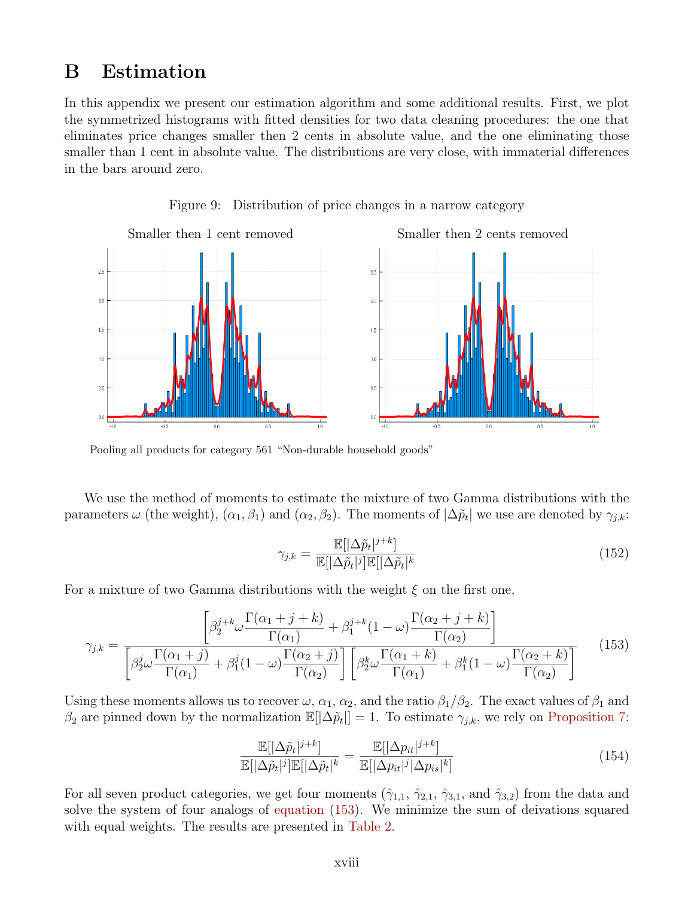# B Estimation

In this appendix we present our estimation algorithm and some additional results. First, we plot the symmetrized histograms with fitted densities for two data cleaning procedures: the one that eliminates price changes smaller then 2 cents in absolute value, and the one eliminating those smaller than 1 cent in absolute value. The distributions are very close, with immaterial differences in the bars around zero.

Figure 9: Distribution of price changes in a narrow category

Smaller then 1 cent removed | Smaller then 2 cents removed

Pooling all products for category 561 "Non-durable household goods"

We use the method of moments to estimate the mixture of two Gamma distributions with the parameters $\omega$ (the weight), $(\alpha_1, \beta_1)$ and $(\alpha_2, \beta_2)$. The moments of $|\Delta\tilde{p}_t|$ we use are denoted by $\gamma_{j,k}$:

$$\gamma_{j,k} = \frac{\mathbb{E}[|\Delta\tilde{p}_t|^{j+k}]}{\mathbb{E}[|\Delta\tilde{p}_t|^{j}]\mathbb{E}[|\Delta\tilde{p}_t|^{k}} \tag{152}$$

For a mixture of two Gamma distributions with the weight $\xi$ on the first one,

$$\gamma_{j,k} = \frac{\left[\beta_2^{j+k}\omega\frac{\Gamma(\alpha_1+j+k)}{\Gamma(\alpha_1)} + \beta_1^{j+k}(1-\omega)\frac{\Gamma(\alpha_2+j+k)}{\Gamma(\alpha_2)}\right]}{\left[\beta_2^{j}\omega\frac{\Gamma(\alpha_1+j)}{\Gamma(\alpha_1)} + \beta_1^{j}(1-\omega)\frac{\Gamma(\alpha_2+j)}{\Gamma(\alpha_2)}\right]\left[\beta_2^{k}\omega\frac{\Gamma(\alpha_1+k)}{\Gamma(\alpha_1)} + \beta_1^{k}(1-\omega)\frac{\Gamma(\alpha_2+k)}{\Gamma(\alpha_2)}\right]} \tag{153}$$

Using these moments allows us to recover $\omega$, $\alpha_1$, $\alpha_2$, and the ratio $\beta_1/\beta_2$. The exact values of $\beta_1$ and $\beta_2$ are pinned down by the normalization $\mathbb{E}[|\Delta\tilde{p}_t|] = 1$. To estimate $\gamma_{j,k}$, we rely on Proposition 7:

$$\frac{\mathbb{E}[|\Delta\tilde{p}_t|^{j+k}]}{\mathbb{E}[|\Delta\tilde{p}_t|^{j}]\mathbb{E}[|\Delta\tilde{p}_t|^{k}} = \frac{\mathbb{E}[|\Delta p_{it}|^{j+k}]}{\mathbb{E}[|\Delta p_{it}|^{j}|\Delta p_{is}|^{k}]} \tag{154}$$

For all seven product categories, we get four moments ($\hat{\gamma}_{1,1}$, $\hat{\gamma}_{2,1}$, $\hat{\gamma}_{3,1}$, and $\hat{\gamma}_{3,2}$) from the data and solve the system of four analogs of equation (153). We minimize the sum of deivations squared with equal weights. The results are presented in Table 2.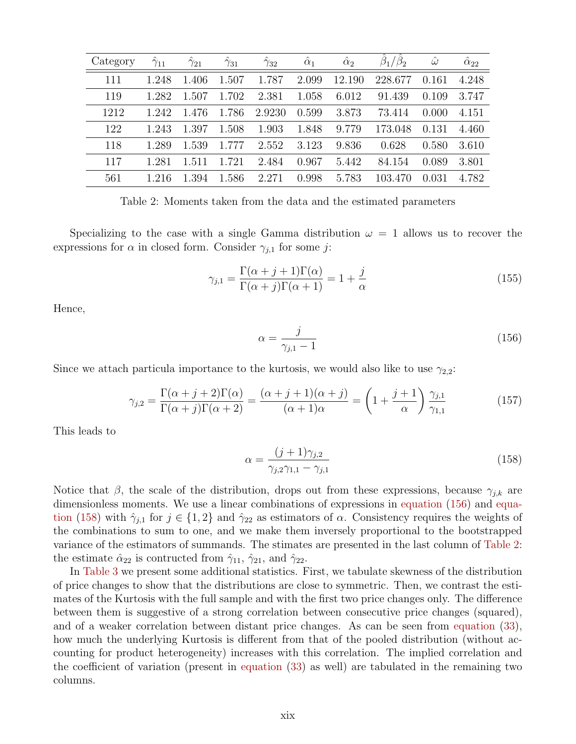| Category | $\hat{\gamma}_{11}$ | $\hat{\gamma}_{21}$ | $\hat{\gamma}_{31}$ | $\hat{\gamma}_{32}$ | $\hat{\alpha}_1$ | $\hat{\alpha}_2$ | $\hat{\beta}_1/\hat{\beta}_2$ | $\hat{\omega}$ | $\hat{\alpha}_{22}$ |
|---|---|---|---|---|---|---|---|---|---|
| 111 | 1.248 | 1.406 | 1.507 | 1.787 | 2.099 | 12.190 | 228.677 | 0.161 | 4.248 |
| 119 | 1.282 | 1.507 | 1.702 | 2.381 | 1.058 | 6.012 | 91.439 | 0.109 | 3.747 |
| 1212 | 1.242 | 1.476 | 1.786 | 2.9230 | 0.599 | 3.873 | 73.414 | 0.000 | 4.151 |
| 122 | 1.243 | 1.397 | 1.508 | 1.903 | 1.848 | 9.779 | 173.048 | 0.131 | 4.460 |
| 118 | 1.289 | 1.539 | 1.777 | 2.552 | 3.123 | 9.836 | 0.628 | 0.580 | 3.610 |
| 117 | 1.281 | 1.511 | 1.721 | 2.484 | 0.967 | 5.442 | 84.154 | 0.089 | 3.801 |
| 561 | 1.216 | 1.394 | 1.586 | 2.271 | 0.998 | 5.783 | 103.470 | 0.031 | 4.782 |

Table 2: Moments taken from the data and the estimated parameters

Specializing to the case with a single Gamma distribution $\omega = 1$ allows us to recover the expressions for $\alpha$ in closed form. Consider $\gamma_{j,1}$ for some $j$:

$$\gamma_{j,1} = \frac{\Gamma(\alpha + j + 1)\Gamma(\alpha)}{\Gamma(\alpha + j)\Gamma(\alpha + 1)} = 1 + \frac{j}{\alpha} \tag{155}$$

Hence,

$$\alpha = \frac{j}{\gamma_{j,1} - 1} \tag{156}$$

Since we attach particula importance to the kurtosis, we would also like to use $\gamma_{2,2}$:

$$\gamma_{j,2} = \frac{\Gamma(\alpha + j + 2)\Gamma(\alpha)}{\Gamma(\alpha + j)\Gamma(\alpha + 2)} = \frac{(\alpha + j + 1)(\alpha + j)}{(\alpha + 1)\alpha} = \left(1 + \frac{j+1}{\alpha}\right)\frac{\gamma_{j,1}}{\gamma_{1,1}} \tag{157}$$

This leads to

$$\alpha = \frac{(j+1)\gamma_{j,2}}{\gamma_{j,2}\gamma_{1,1} - \gamma_{j,1}} \tag{158}$$

Notice that $\beta$, the scale of the distribution, drops out from these expressions, because $\gamma_{j,k}$ are dimensionless moments. We use a linear combinations of expressions in equation (156) and equation (158) with $\hat{\gamma}_{j,1}$ for $j \in \{1, 2\}$ and $\hat{\gamma}_{22}$ as estimators of $\alpha$. Consistency requires the weights of the combinations to sum to one, and we make them inversely proportional to the bootstrapped variance of the estimators of summands. The stimates are presented in the last column of Table 2: the estimate $\hat{\alpha}_{22}$ is contructed from $\hat{\gamma}_{11}$, $\hat{\gamma}_{21}$, and $\hat{\gamma}_{22}$.

In Table 3 we present some additional statistics. First, we tabulate skewness of the distribution of price changes to show that the distributions are close to symmetric. Then, we contrast the estimates of the Kurtosis with the full sample and with the first two price changes only. The difference between them is suggestive of a strong correlation between consecutive price changes (squared), and of a weaker correlation between distant price changes. As can be seen from equation (33), how much the underlying Kurtosis is different from that of the pooled distribution (without accounting for product heterogeneity) increases with this correlation. The implied correlation and the coefficient of variation (present in equation (33) as well) are tabulated in the remaining two columns.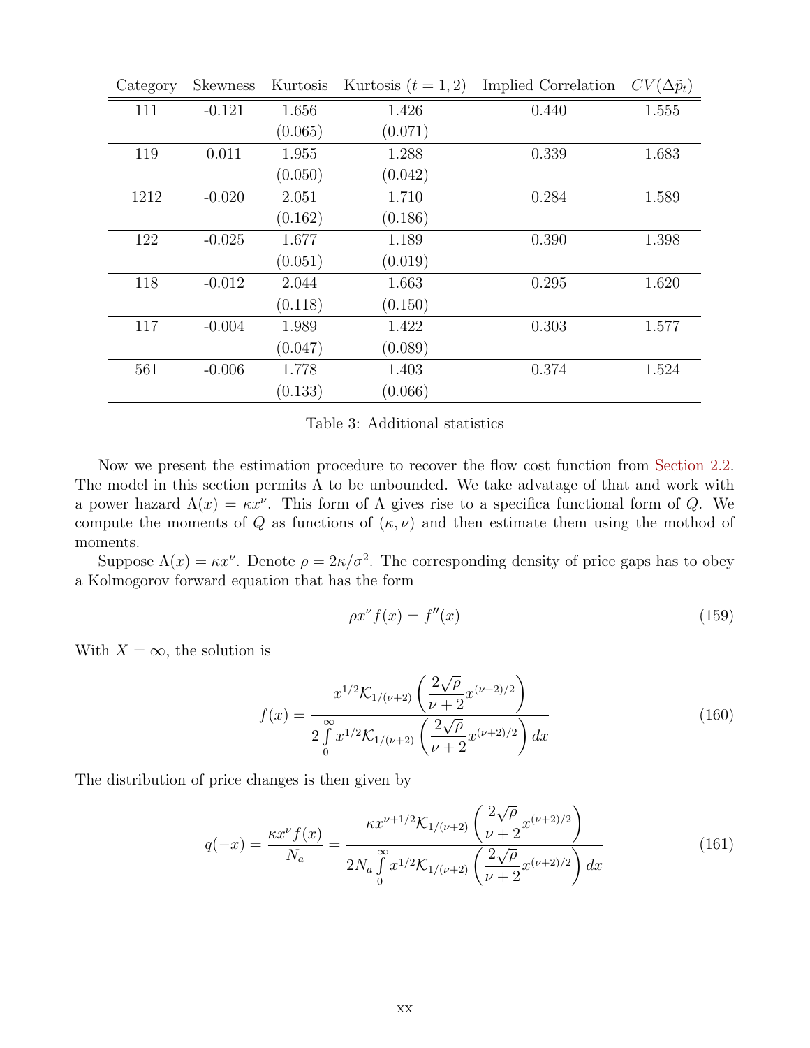| Category | Skewness | Kurtosis | Kurtosis ($t = 1, 2$) | Implied Correlation | $CV(\Delta\tilde{p}_t)$ |
|---|---|---|---|---|---|
| 111 | -0.121 | 1.656 | 1.426 | 0.440 | 1.555 |
| | | (0.065) | (0.071) | | |
| 119 | 0.011 | 1.955 | 1.288 | 0.339 | 1.683 |
| | | (0.050) | (0.042) | | |
| 1212 | -0.020 | 2.051 | 1.710 | 0.284 | 1.589 |
| | | (0.162) | (0.186) | | |
| 122 | -0.025 | 1.677 | 1.189 | 0.390 | 1.398 |
| | | (0.051) | (0.019) | | |
| 118 | -0.012 | 2.044 | 1.663 | 0.295 | 1.620 |
| | | (0.118) | (0.150) | | |
| 117 | -0.004 | 1.989 | 1.422 | 0.303 | 1.577 |
| | | (0.047) | (0.089) | | |
| 561 | -0.006 | 1.778 | 1.403 | 0.374 | 1.524 |
| | | (0.133) | (0.066) | | |

Table 3: Additional statistics

Now we present the estimation procedure to recover the flow cost function from Section 2.2. The model in this section permits $\Lambda$ to be unbounded. We take advatage of that and work with a power hazard $\Lambda(x) = \kappa x^{\nu}$. This form of $\Lambda$ gives rise to a specifica functional form of $Q$. We compute the moments of $Q$ as functions of $(\kappa, \nu)$ and then estimate them using the mothod of moments.

Suppose $\Lambda(x) = \kappa x^{\nu}$. Denote $\rho = 2\kappa/\sigma^2$. The corresponding density of price gaps has to obey a Kolmogorov forward equation that has the form

$$\rho x^{\nu} f(x) = f''(x) \tag{159}$$

With $X = \infty$, the solution is

$$f(x) = \frac{x^{1/2}\mathcal{K}_{1/(\nu+2)}\left(\dfrac{2\sqrt{\rho}}{\nu+2}x^{(\nu+2)/2}\right)}{2\int\limits_0^\infty x^{1/2}\mathcal{K}_{1/(\nu+2)}\left(\dfrac{2\sqrt{\rho}}{\nu+2}x^{(\nu+2)/2}\right)dx} \tag{160}$$

The distribution of price changes is then given by

$$q(-x) = \frac{\kappa x^{\nu} f(x)}{N_a} = \frac{\kappa x^{\nu+1/2}\mathcal{K}_{1/(\nu+2)}\left(\dfrac{2\sqrt{\rho}}{\nu+2}x^{(\nu+2)/2}\right)}{2N_a\int\limits_0^\infty x^{1/2}\mathcal{K}_{1/(\nu+2)}\left(\dfrac{2\sqrt{\rho}}{\nu+2}x^{(\nu+2)/2}\right)dx} \tag{161}$$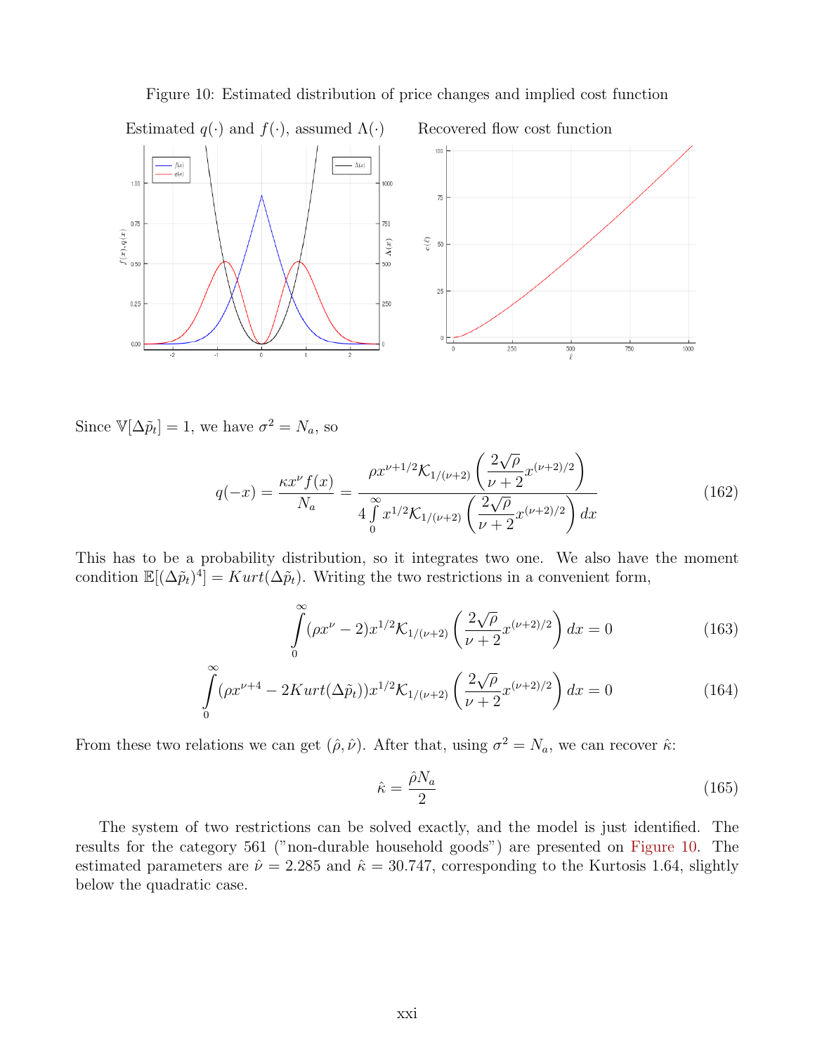Figure 10: Estimated distribution of price changes and implied cost function

Estimated $q(\cdot)$ and $f(\cdot)$, assumed $\Lambda(\cdot)$ Recovered flow cost function

Since $\mathbb{V}[\Delta\tilde{p}_t] = 1$, we have $\sigma^2 = N_a$, so

$$q(-x) = \frac{\kappa x^{\nu} f(x)}{N_a} = \frac{\rho x^{\nu+1/2}\mathcal{K}_{1/(\nu+2)}\left(\dfrac{2\sqrt{\rho}}{\nu+2}x^{(\nu+2)/2}\right)}{4\int\limits_0^{\infty} x^{1/2}\mathcal{K}_{1/(\nu+2)}\left(\dfrac{2\sqrt{\rho}}{\nu+2}x^{(\nu+2)/2}\right)dx} \tag{162}$$

This has to be a probability distribution, so it integrates two one. We also have the moment condition $\mathbb{E}[(\Delta\tilde{p}_t)^4] = Kurt(\Delta\tilde{p}_t)$. Writing the two restrictions in a convenient form,

$$\int\limits_0^{\infty}(\rho x^{\nu} - 2)x^{1/2}\mathcal{K}_{1/(\nu+2)}\left(\frac{2\sqrt{\rho}}{\nu+2}x^{(\nu+2)/2}\right)dx = 0 \tag{163}$$

$$\int\limits_0^{\infty}(\rho x^{\nu+4} - 2Kurt(\Delta\tilde{p}_t))x^{1/2}\mathcal{K}_{1/(\nu+2)}\left(\frac{2\sqrt{\rho}}{\nu+2}x^{(\nu+2)/2}\right)dx = 0 \tag{164}$$

From these two relations we can get $(\hat{\rho}, \hat{\nu})$. After that, using $\sigma^2 = N_a$, we can recover $\hat{\kappa}$:

$$\hat{\kappa} = \frac{\hat{\rho}N_a}{2} \tag{165}$$

The system of two restrictions can be solved exactly, and the model is just identified. The results for the category 561 ("non-durable household goods") are presented on Figure 10. The estimated parameters are $\hat{\nu} = 2.285$ and $\hat{\kappa} = 30.747$, corresponding to the Kurtosis 1.64, slightly below the quadratic case.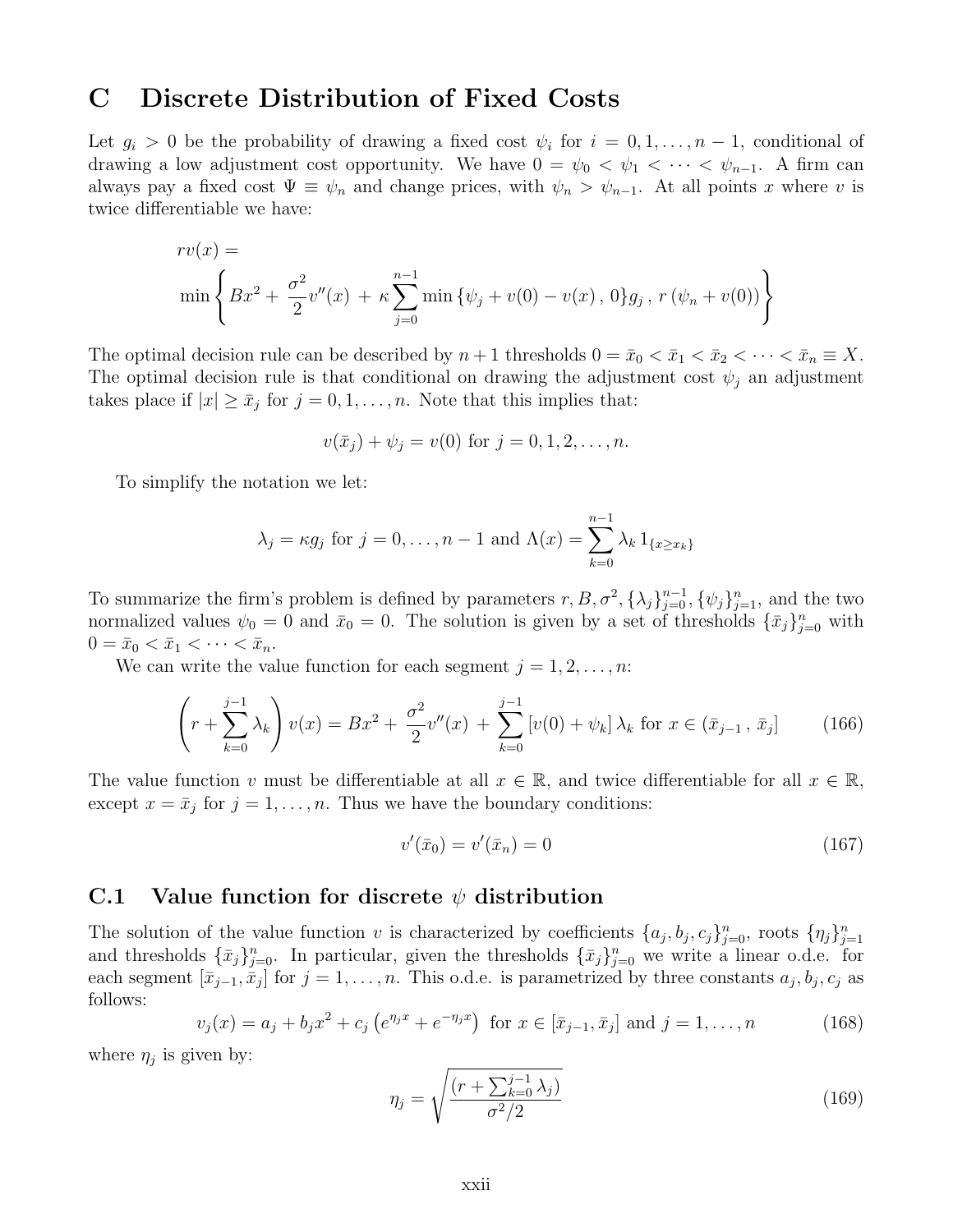# C Discrete Distribution of Fixed Costs

Let $g_i > 0$ be the probability of drawing a fixed cost $\psi_i$ for $i = 0, 1, \ldots, n-1$, conditional of drawing a low adjustment cost opportunity. We have $0 = \psi_0 < \psi_1 < \cdots < \psi_{n-1}$. A firm can always pay a fixed cost $\Psi \equiv \psi_n$ and change prices, with $\psi_n > \psi_{n-1}$. At all points $x$ where $v$ is twice differentiable we have:

$$
rv(x) = \\
\min \left\{ Bx^2 + \frac{\sigma^2}{2} v''(x) \, + \, \kappa \sum_{j=0}^{n-1} \min \{ \psi_j + v(0) - v(x) \, , \, 0 \} g_j \, , \, r\left(\psi_n + v(0)\right) \right\}
$$

The optimal decision rule can be described by $n+1$ thresholds $0 = \bar{x}_0 < \bar{x}_1 < \bar{x}_2 < \cdots < \bar{x}_n \equiv X$. The optimal decision rule is that conditional on drawing the adjustment cost $\psi_j$ an adjustment takes place if $|x| \geq \bar{x}_j$ for $j = 0, 1, \ldots, n$. Note that this implies that:

$$
v(\bar{x}_j) + \psi_j = v(0) \text{ for } j = 0, 1, 2, \ldots, n.
$$

To simplify the notation we let:

$$
\lambda_j = \kappa g_j \text{ for } j = 0, \ldots, n-1 \text{ and } \Lambda(x) = \sum_{k=0}^{n-1} \lambda_k \, 1_{\{x \geq x_k\}}
$$

To summarize the firm's problem is defined by parameters $r, B, \sigma^2, \{\lambda_j\}_{j=0}^{n-1}, \{\psi_j\}_{j=1}^{n}$, and the two normalized values $\psi_0 = 0$ and $\bar{x}_0 = 0$. The solution is given by a set of thresholds $\{\bar{x}_j\}_{j=0}^{n}$ with $0 = \bar{x}_0 < \bar{x}_1 < \cdots < \bar{x}_n$.

We can write the value function for each segment $j = 1, 2, \ldots, n$:

$$
\left( r + \sum_{k=0}^{j-1} \lambda_k \right) v(x) = Bx^2 + \frac{\sigma^2}{2} v''(x) \, + \, \sum_{k=0}^{j-1} \left[ v(0) + \psi_k \right] \lambda_k \text{ for } x \in (\bar{x}_{j-1} \, , \, \bar{x}_j] \tag{166}
$$

The value function $v$ must be differentiable at all $x \in \mathbb{R}$, and twice differentiable for all $x \in \mathbb{R}$, except $x = \bar{x}_j$ for $j = 1, \ldots, n$. Thus we have the boundary conditions:

$$
v'(\bar{x}_0) = v'(\bar{x}_n) = 0 \tag{167}
$$

## C.1 Value function for discrete $\psi$ distribution

The solution of the value function $v$ is characterized by coefficients $\{a_j, b_j, c_j\}_{j=0}^{n}$, roots $\{\eta_j\}_{j=1}^{n}$ and thresholds $\{\bar{x}_j\}_{j=0}^{n}$. In particular, given the thresholds $\{\bar{x}_j\}_{j=0}^{n}$ we write a linear o.d.e. for each segment $[\bar{x}_{j-1}, \bar{x}_j]$ for $j = 1, \ldots, n$. This o.d.e. is parametrized by three constants $a_j, b_j, c_j$ as follows:

$$
v_j(x) = a_j + b_j x^2 + c_j \left( e^{\eta_j x} + e^{-\eta_j x} \right) \text{ for } x \in [\bar{x}_{j-1}, \bar{x}_j] \text{ and } j = 1, \ldots, n \tag{168}
$$

where $\eta_j$ is given by:

$$
\eta_j = \sqrt{\frac{\left(r + \sum_{k=0}^{j-1} \lambda_j\right)}{\sigma^2/2}} \tag{169}
$$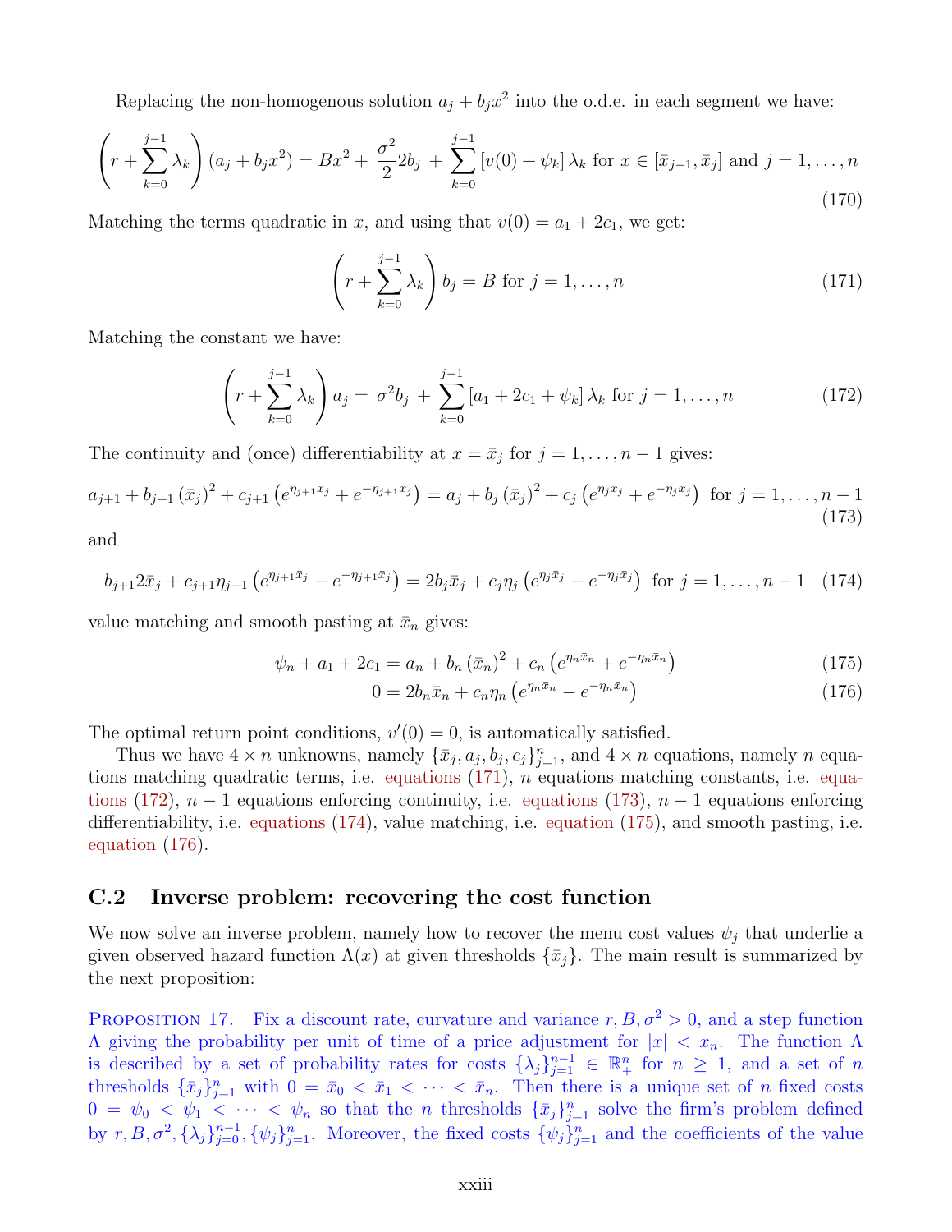Replacing the non-homogenous solution $a_j + b_j x^2$ into the o.d.e. in each segment we have:

$$\left(r + \sum_{k=0}^{j-1} \lambda_k\right)(a_j + b_j x^2) = Bx^2 + \frac{\sigma^2}{2} 2b_j + \sum_{k=0}^{j-1} [v(0) + \psi_k] \lambda_k \text{ for } x \in [\bar{x}_{j-1}, \bar{x}_j] \text{ and } j = 1, \ldots, n \tag{170}$$

Matching the terms quadratic in $x$, and using that $v(0) = a_1 + 2c_1$, we get:

$$\left(r + \sum_{k=0}^{j-1} \lambda_k\right) b_j = B \text{ for } j = 1, \ldots, n \tag{171}$$

Matching the constant we have:

$$\left(r + \sum_{k=0}^{j-1} \lambda_k\right) a_j = \sigma^2 b_j + \sum_{k=0}^{j-1} [a_1 + 2c_1 + \psi_k] \lambda_k \text{ for } j = 1, \ldots, n \tag{172}$$

The continuity and (once) differentiability at $x = \bar{x}_j$ for $j = 1, \ldots, n-1$ gives:

$$a_{j+1} + b_{j+1} (\bar{x}_j)^2 + c_{j+1} \left(e^{\eta_{j+1}\bar{x}_j} + e^{-\eta_{j+1}\bar{x}_j}\right) = a_j + b_j (\bar{x}_j)^2 + c_j \left(e^{\eta_j \bar{x}_j} + e^{-\eta_j \bar{x}_j}\right) \text{ for } j = 1, \ldots, n-1 \tag{173}$$

and

$$b_{j+1} 2\bar{x}_j + c_{j+1}\eta_{j+1} \left(e^{\eta_{j+1}\bar{x}_j} - e^{-\eta_{j+1}\bar{x}_j}\right) = 2b_j \bar{x}_j + c_j \eta_j \left(e^{\eta_j \bar{x}_j} - e^{-\eta_j \bar{x}_j}\right) \text{ for } j = 1, \ldots, n-1 \tag{174}$$

value matching and smooth pasting at $\bar{x}_n$ gives:

$$\psi_n + a_1 + 2c_1 = a_n + b_n (\bar{x}_n)^2 + c_n \left(e^{\eta_n \bar{x}_n} + e^{-\eta_n \bar{x}_n}\right) \tag{175}$$

$$0 = 2b_n \bar{x}_n + c_n \eta_n \left(e^{\eta_n \bar{x}_n} - e^{-\eta_n \bar{x}_n}\right) \tag{176}$$

The optimal return point conditions, $v'(0) = 0$, is automatically satisfied.

Thus we have $4 \times n$ unknowns, namely $\{\bar{x}_j, a_j, b_j, c_j\}_{j=1}^n$, and $4 \times n$ equations, namely $n$ equations matching quadratic terms, i.e. equations (171), $n$ equations matching constants, i.e. equations (172), $n-1$ equations enforcing continuity, i.e. equations (173), $n-1$ equations enforcing differentiability, i.e. equations (174), value matching, i.e. equation (175), and smooth pasting, i.e. equation (176).

## C.2 Inverse problem: recovering the cost function

We now solve an inverse problem, namely how to recover the menu cost values $\psi_j$ that underlie a given observed hazard function $\Lambda(x)$ at given thresholds $\{\bar{x}_j\}$. The main result is summarized by the next proposition:

Proposition 17. *Fix a discount rate, curvature and variance $r, B, \sigma^2 > 0$, and a step function $\Lambda$ giving the probability per unit of time of a price adjustment for $|x| < x_n$. The function $\Lambda$ is described by a set of probability rates for costs $\{\lambda_j\}_{j=1}^{n-1} \in \mathbb{R}_+^n$ for $n \geq 1$, and a set of $n$ thresholds $\{\bar{x}_j\}_{j=1}^n$ with $0 = \bar{x}_0 < \bar{x}_1 < \cdots < \bar{x}_n$. Then there is a unique set of $n$ fixed costs $0 = \psi_0 < \psi_1 < \cdots < \psi_n$ so that the $n$ thresholds $\{\bar{x}_j\}_{j=1}^n$ solve the firm's problem defined by $r, B, \sigma^2, \{\lambda_j\}_{j=0}^{n-1}, \{\psi_j\}_{j=1}^n$. Moreover, the fixed costs $\{\psi_j\}_{j=1}^n$ and the coefficients of the value*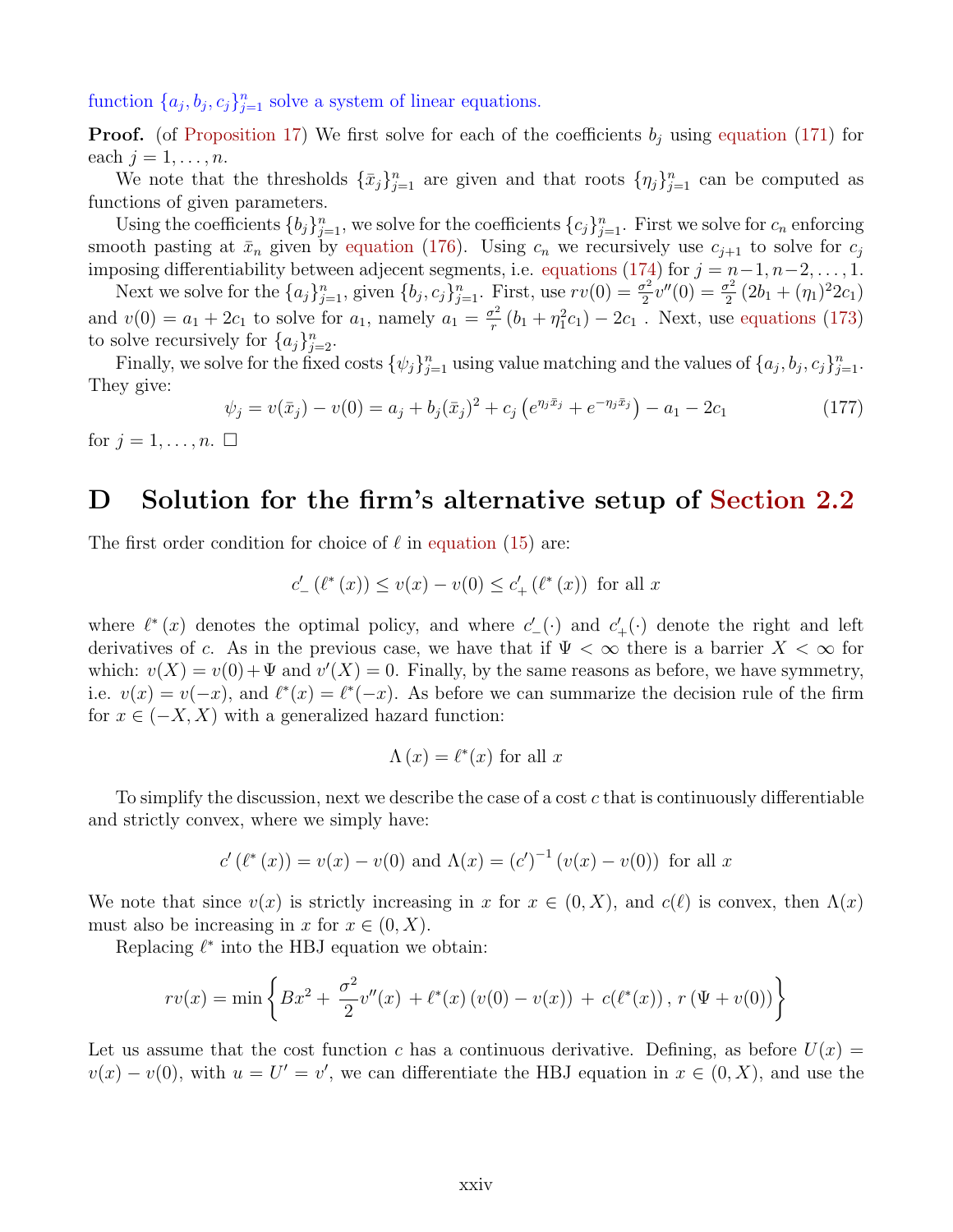function $\{a_j, b_j, c_j\}_{j=1}^n$ solve a system of linear equations.

**Proof.** (of Proposition 17) We first solve for each of the coefficients $b_j$ using equation (171) for each $j = 1, \ldots, n$.

We note that the thresholds $\{\bar{x}_j\}_{j=1}^n$ are given and that roots $\{\eta_j\}_{j=1}^n$ can be computed as functions of given parameters.

Using the coefficients $\{b_j\}_{j=1}^n$, we solve for the coefficients $\{c_j\}_{j=1}^n$. First we solve for $c_n$ enforcing smooth pasting at $\bar{x}_n$ given by equation (176). Using $c_n$ we recursively use $c_{j+1}$ to solve for $c_j$ imposing differentiability between adjecent segments, i.e. equations (174) for $j = n-1, n-2, \ldots, 1$.

Next we solve for the $\{a_j\}_{j=1}^n$, given $\{b_j, c_j\}_{j=1}^n$. First, use $rv(0) = \frac{\sigma^2}{2} v''(0) = \frac{\sigma^2}{2}\left(2b_1 + (\eta_1)^2 2c_1\right)$ and $v(0) = a_1 + 2c_1$ to solve for $a_1$, namely $a_1 = \frac{\sigma^2}{r}\left(b_1 + \eta_1^2 c_1\right) - 2c_1$ . Next, use equations (173) to solve recursively for $\{a_j\}_{j=2}^n$.

Finally, we solve for the fixed costs $\{\psi_j\}_{j=1}^n$ using value matching and the values of $\{a_j, b_j, c_j\}_{j=1}^n$. They give:

$$\psi_j = v(\bar{x}_j) - v(0) = a_j + b_j(\bar{x}_j)^2 + c_j\left(e^{\eta_j \bar{x}_j} + e^{-\eta_j \bar{x}_j}\right) - a_1 - 2c_1 \tag{177}$$

for $j = 1, \ldots, n$. □

# D Solution for the firm's alternative setup of Section 2.2

The first order condition for choice of $\ell$ in equation (15) are:

$$c'_-\left(\ell^*(x)\right) \leq v(x) - v(0) \leq c'_+\left(\ell^*(x)\right) \text{ for all } x$$

where $\ell^*(x)$ denotes the optimal policy, and where $c'_-(\cdot)$ and $c'_+(\cdot)$ denote the right and left derivatives of $c$. As in the previous case, we have that if $\Psi < \infty$ there is a barrier $X < \infty$ for which: $v(X) = v(0) + \Psi$ and $v'(X) = 0$. Finally, by the same reasons as before, we have symmetry, i.e. $v(x) = v(-x)$, and $\ell^*(x) = \ell^*(-x)$. As before we can summarize the decision rule of the firm for $x \in (-X, X)$ with a generalized hazard function:

$$\Lambda(x) = \ell^*(x) \text{ for all } x$$

To simplify the discussion, next we describe the case of a cost $c$ that is continuously differentiable and strictly convex, where we simply have:

$$c'\left(\ell^*(x)\right) = v(x) - v(0) \text{ and } \Lambda(x) = \left(c'\right)^{-1}\left(v(x) - v(0)\right) \text{ for all } x$$

We note that since $v(x)$ is strictly increasing in $x$ for $x \in (0, X)$, and $c(\ell)$ is convex, then $\Lambda(x)$ must also be increasing in $x$ for $x \in (0, X)$.

Replacing $\ell^*$ into the HBJ equation we obtain:

$$rv(x) = \min\left\{Bx^2 + \frac{\sigma^2}{2}v''(x) + \ell^*(x)\left(v(0) - v(x)\right) + c(\ell^*(x)),\, r\left(\Psi + v(0)\right)\right\}$$

Let us assume that the cost function $c$ has a continuous derivative. Defining, as before $U(x) = v(x) - v(0)$, with $u = U' = v'$, we can differentiate the HBJ equation in $x \in (0, X)$, and use the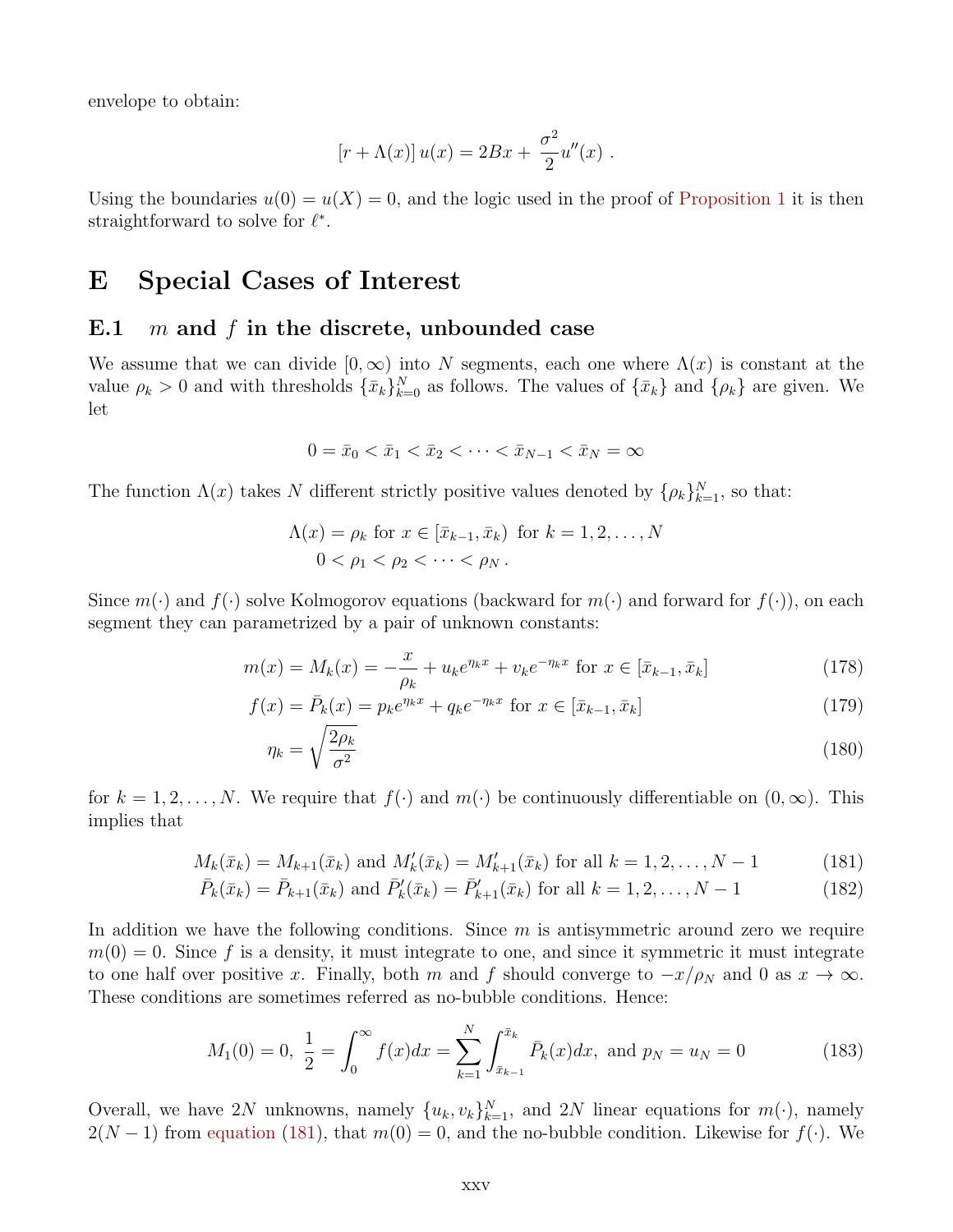envelope to obtain:

$$[r + \Lambda(x)]\, u(x) = 2Bx + \frac{\sigma^2}{2} u''(x)\ .$$

Using the boundaries $u(0) = u(X) = 0$, and the logic used in the proof of Proposition 1 it is then straightforward to solve for $\ell^*$.

# E Special Cases of Interest

## E.1 $m$ and $f$ in the discrete, unbounded case

We assume that we can divide $[0, \infty)$ into $N$ segments, each one where $\Lambda(x)$ is constant at the value $\rho_k > 0$ and with thresholds $\{\bar{x}_k\}_{k=0}^N$ as follows. The values of $\{\bar{x}_k\}$ and $\{\rho_k\}$ are given. We let

$$0 = \bar{x}_0 < \bar{x}_1 < \bar{x}_2 < \cdots < \bar{x}_{N-1} < \bar{x}_N = \infty$$

The function $\Lambda(x)$ takes $N$ different strictly positive values denoted by $\{\rho_k\}_{k=1}^N$, so that:

$$\Lambda(x) = \rho_k \text{ for } x \in [\bar{x}_{k-1}, \bar{x}_k) \text{ for } k = 1, 2, \ldots, N$$
$$0 < \rho_1 < \rho_2 < \cdots < \rho_N\ .$$

Since $m(\cdot)$ and $f(\cdot)$ solve Kolmogorov equations (backward for $m(\cdot)$ and forward for $f(\cdot)$), on each segment they can parametrized by a pair of unknown constants:

$$m(x) = M_k(x) = -\frac{x}{\rho_k} + u_k e^{\eta_k x} + v_k e^{-\eta_k x} \text{ for } x \in [\bar{x}_{k-1}, \bar{x}_k] \tag{178}$$

$$f(x) = \bar{P}_k(x) = p_k e^{\eta_k x} + q_k e^{-\eta_k x} \text{ for } x \in [\bar{x}_{k-1}, \bar{x}_k] \tag{179}$$

$$\eta_k = \sqrt{\frac{2\rho_k}{\sigma^2}} \tag{180}$$

for $k = 1, 2, \ldots, N$. We require that $f(\cdot)$ and $m(\cdot)$ be continuously differentiable on $(0, \infty)$. This implies that

$$M_k(\bar{x}_k) = M_{k+1}(\bar{x}_k) \text{ and } M'_k(\bar{x}_k) = M'_{k+1}(\bar{x}_k) \text{ for all } k = 1, 2, \ldots, N-1 \tag{181}$$

$$\bar{P}_k(\bar{x}_k) = \bar{P}_{k+1}(\bar{x}_k) \text{ and } \bar{P}'_k(\bar{x}_k) = \bar{P}'_{k+1}(\bar{x}_k) \text{ for all } k = 1, 2, \ldots, N-1 \tag{182}$$

In addition we have the following conditions. Since $m$ is antisymmetric around zero we require $m(0) = 0$. Since $f$ is a density, it must integrate to one, and since it symmetric it must integrate to one half over positive $x$. Finally, both $m$ and $f$ should converge to $-x/\rho_N$ and $0$ as $x \to \infty$. These conditions are sometimes referred as no-bubble conditions. Hence:

$$M_1(0) = 0,\ \frac{1}{2} = \int_0^\infty f(x)dx = \sum_{k=1}^N \int_{\bar{x}_{k-1}}^{\bar{x}_k} \bar{P}_k(x)dx, \text{ and } p_N = u_N = 0 \tag{183}$$

Overall, we have $2N$ unknowns, namely $\{u_k, v_k\}_{k=1}^N$, and $2N$ linear equations for $m(\cdot)$, namely $2(N-1)$ from equation (181), that $m(0) = 0$, and the no-bubble condition. Likewise for $f(\cdot)$. We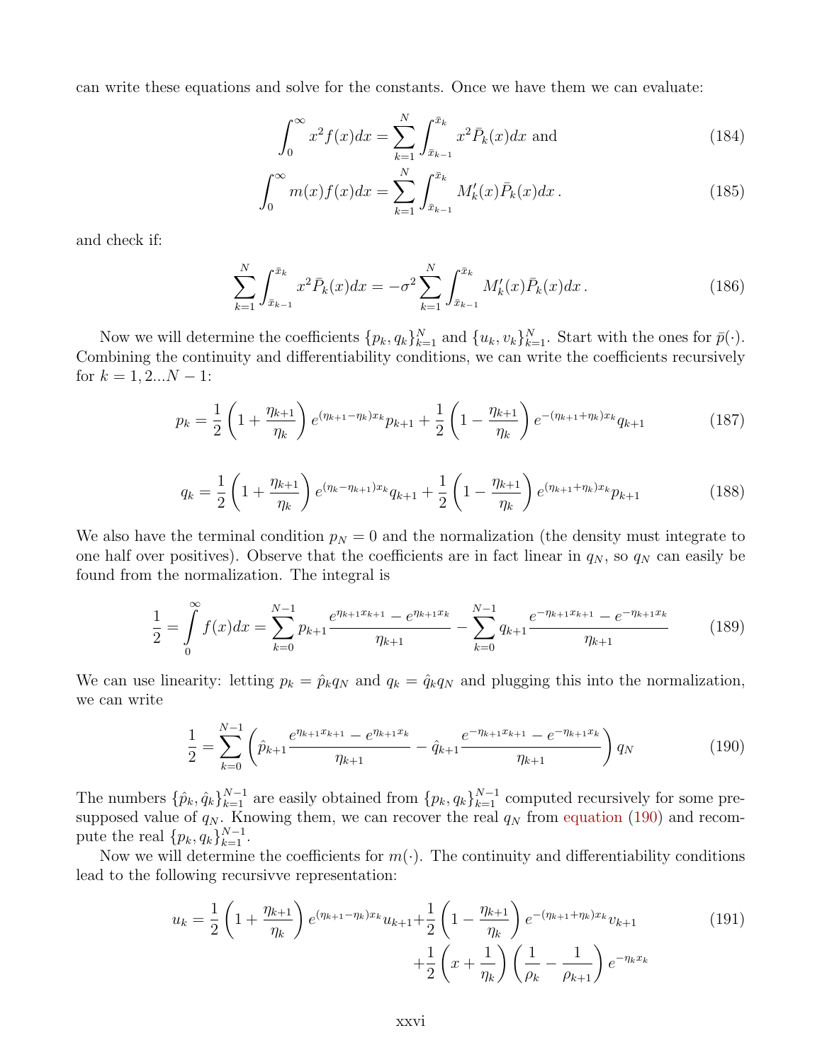can write these equations and solve for the constants. Once we have them we can evaluate:

$$\int_0^\infty x^2 f(x)dx = \sum_{k=1}^{N} \int_{\bar{x}_{k-1}}^{\bar{x}_k} x^2 \bar{P}_k(x)dx \text{ and} \tag{184}$$

$$\int_0^\infty m(x)f(x)dx = \sum_{k=1}^{N} \int_{\bar{x}_{k-1}}^{\bar{x}_k} M_k'(x)\bar{P}_k(x)dx\,. \tag{185}$$

and check if:

$$\sum_{k=1}^{N} \int_{\bar{x}_{k-1}}^{\bar{x}_k} x^2 \bar{P}_k(x)dx = -\sigma^2 \sum_{k=1}^{N} \int_{\bar{x}_{k-1}}^{\bar{x}_k} M_k'(x)\bar{P}_k(x)dx\,. \tag{186}$$

Now we will determine the coefficients $\{p_k, q_k\}_{k=1}^N$ and $\{u_k, v_k\}_{k=1}^N$. Start with the ones for $\bar{p}(\cdot)$. Combining the continuity and differentiability conditions, we can write the coefficients recursively for $k = 1, 2...N-1$:

$$p_k = \frac{1}{2}\left(1 + \frac{\eta_{k+1}}{\eta_k}\right) e^{(\eta_{k+1}-\eta_k)x_k} p_{k+1} + \frac{1}{2}\left(1 - \frac{\eta_{k+1}}{\eta_k}\right) e^{-(\eta_{k+1}+\eta_k)x_k} q_{k+1} \tag{187}$$

$$q_k = \frac{1}{2}\left(1 + \frac{\eta_{k+1}}{\eta_k}\right) e^{(\eta_k-\eta_{k+1})x_k} q_{k+1} + \frac{1}{2}\left(1 - \frac{\eta_{k+1}}{\eta_k}\right) e^{(\eta_{k+1}+\eta_k)x_k} p_{k+1} \tag{188}$$

We also have the terminal condition $p_N = 0$ and the normalization (the density must integrate to one half over positives). Observe that the coefficients are in fact linear in $q_N$, so $q_N$ can easily be found from the normalization. The integral is

$$\frac{1}{2} = \int_0^\infty f(x)dx = \sum_{k=0}^{N-1} p_{k+1} \frac{e^{\eta_{k+1}x_{k+1}} - e^{\eta_{k+1}x_k}}{\eta_{k+1}} - \sum_{k=0}^{N-1} q_{k+1} \frac{e^{-\eta_{k+1}x_{k+1}} - e^{-\eta_{k+1}x_k}}{\eta_{k+1}} \tag{189}$$

We can use linearity: letting $p_k = \hat{p}_k q_N$ and $q_k = \hat{q}_k q_N$ and plugging this into the normalization, we can write

$$\frac{1}{2} = \sum_{k=0}^{N-1} \left( \hat{p}_{k+1} \frac{e^{\eta_{k+1}x_{k+1}} - e^{\eta_{k+1}x_k}}{\eta_{k+1}} - \hat{q}_{k+1} \frac{e^{-\eta_{k+1}x_{k+1}} - e^{-\eta_{k+1}x_k}}{\eta_{k+1}} \right) q_N \tag{190}$$

The numbers $\{\hat{p}_k, \hat{q}_k\}_{k=1}^{N-1}$ are easily obtained from $\{p_k, q_k\}_{k=1}^{N-1}$ computed recursively for some presupposed value of $q_N$. Knowing them, we can recover the real $q_N$ from equation (190) and recompute the real $\{p_k, q_k\}_{k=1}^{N-1}$.

Now we will determine the coefficients for $m(\cdot)$. The continuity and differentiability conditions lead to the following recursivve representation:

$$\begin{aligned} u_k = \frac{1}{2}\left(1 + \frac{\eta_{k+1}}{\eta_k}\right) e^{(\eta_{k+1}-\eta_k)x_k} u_{k+1} &+ \frac{1}{2}\left(1 - \frac{\eta_{k+1}}{\eta_k}\right) e^{-(\eta_{k+1}+\eta_k)x_k} v_{k+1} \\ &+ \frac{1}{2}\left(x + \frac{1}{\eta_k}\right)\left(\frac{1}{\rho_k} - \frac{1}{\rho_{k+1}}\right) e^{-\eta_k x_k} \end{aligned} \tag{191}$$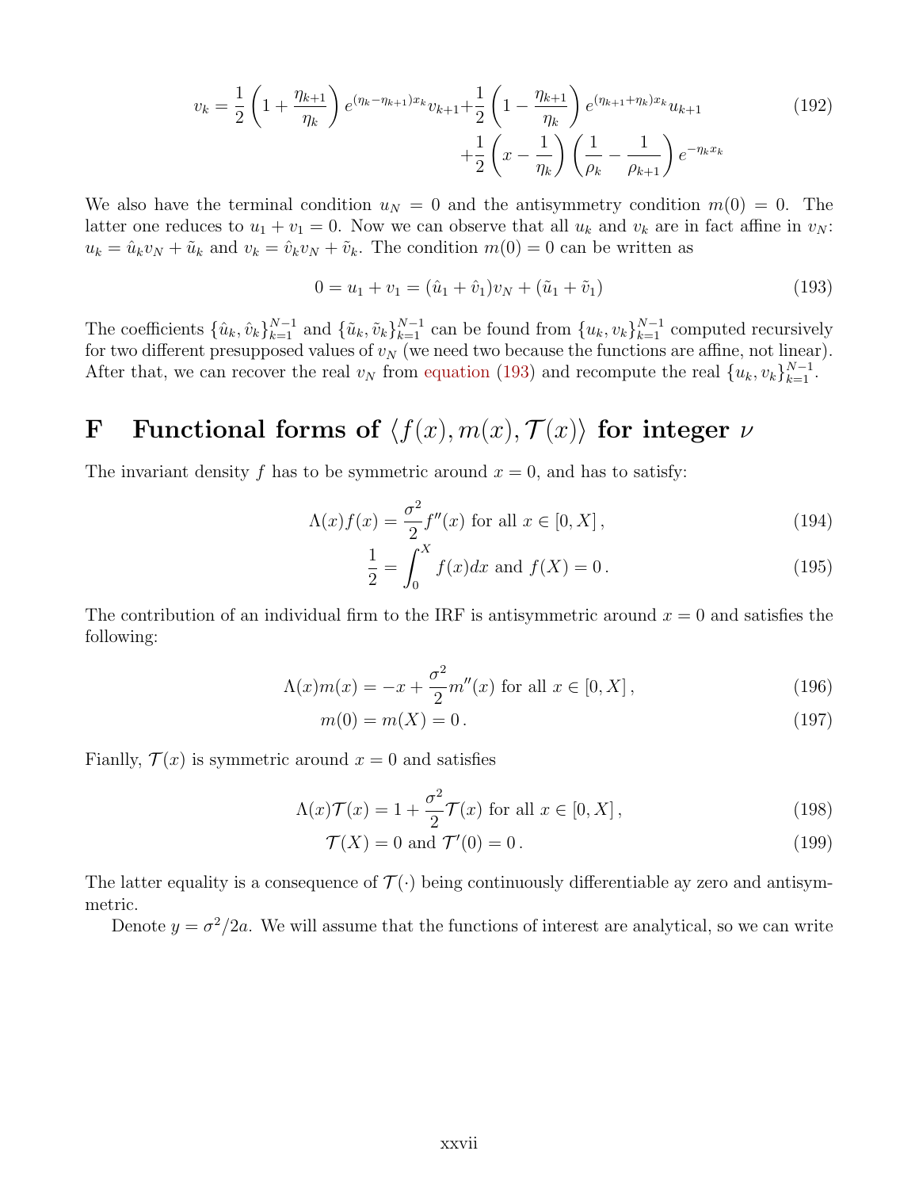$$
v_k = \frac{1}{2}\left(1+\frac{\eta_{k+1}}{\eta_k}\right)e^{(\eta_k-\eta_{k+1})x_k}v_{k+1}+\frac{1}{2}\left(1-\frac{\eta_{k+1}}{\eta_k}\right)e^{(\eta_{k+1}+\eta_k)x_k}u_{k+1} + \frac{1}{2}\left(x-\frac{1}{\eta_k}\right)\left(\frac{1}{\rho_k}-\frac{1}{\rho_{k+1}}\right)e^{-\eta_k x_k} \tag{192}
$$

We also have the terminal condition $u_N = 0$ and the antisymmetry condition $m(0) = 0$. The latter one reduces to $u_1 + v_1 = 0$. Now we can observe that all $u_k$ and $v_k$ are in fact affine in $v_N$: $u_k = \hat{u}_k v_N + \tilde{u}_k$ and $v_k = \hat{v}_k v_N + \tilde{v}_k$. The condition $m(0) = 0$ can be written as

$$
0 = u_1 + v_1 = (\hat{u}_1 + \hat{v}_1)v_N + (\tilde{u}_1 + \tilde{v}_1) \tag{193}
$$

The coefficients $\{\hat{u}_k, \hat{v}_k\}_{k=1}^{N-1}$ and $\{\tilde{u}_k, \tilde{v}_k\}_{k=1}^{N-1}$ can be found from $\{u_k, v_k\}_{k=1}^{N-1}$ computed recursively for two different presupposed values of $v_N$ (we need two because the functions are affine, not linear). After that, we can recover the real $v_N$ from equation (193) and recompute the real $\{u_k, v_k\}_{k=1}^{N-1}$.

# F Functional forms of $\langle f(x), m(x), \mathcal{T}(x)\rangle$ for integer $\nu$

The invariant density $f$ has to be symmetric around $x = 0$, and has to satisfy:

$$
\Lambda(x)f(x) = \frac{\sigma^2}{2}f''(x) \text{ for all } x \in [0, X]\,, \tag{194}
$$

$$
\frac{1}{2} = \int_0^X f(x)dx \text{ and } f(X) = 0\,. \tag{195}
$$

The contribution of an individual firm to the IRF is antisymmetric around $x = 0$ and satisfies the following:

$$
\Lambda(x)m(x) = -x + \frac{\sigma^2}{2}m''(x) \text{ for all } x \in [0, X]\,, \tag{196}
$$

$$
m(0) = m(X) = 0\,. \tag{197}
$$

Fianlly, $\mathcal{T}(x)$ is symmetric around $x = 0$ and satisfies

$$
\Lambda(x)\mathcal{T}(x) = 1 + \frac{\sigma^2}{2}\mathcal{T}(x) \text{ for all } x \in [0, X]\,, \tag{198}
$$

$$
\mathcal{T}(X) = 0 \text{ and } \mathcal{T}'(0) = 0\,. \tag{199}
$$

The latter equality is a consequence of $\mathcal{T}(\cdot)$ being continuously differentiable ay zero and antisymmetric.

Denote $y = \sigma^2/2a$. We will assume that the functions of interest are analytical, so we can write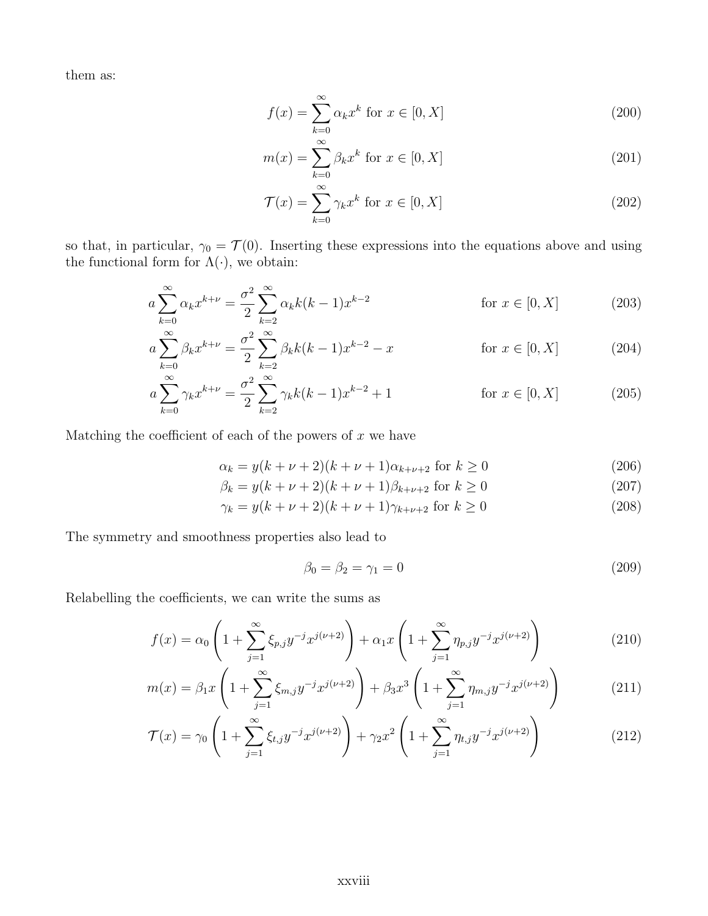them as:

$$f(x) = \sum_{k=0}^{\infty} \alpha_k x^k \text{ for } x \in [0, X] \tag{200}$$

$$m(x) = \sum_{k=0}^{\infty} \beta_k x^k \text{ for } x \in [0, X] \tag{201}$$

$$\mathcal{T}(x) = \sum_{k=0}^{\infty} \gamma_k x^k \text{ for } x \in [0, X] \tag{202}$$

so that, in particular, $\gamma_0 = \mathcal{T}(0)$. Inserting these expressions into the equations above and using the functional form for $\Lambda(\cdot)$, we obtain:

$$a \sum_{k=0}^{\infty} \alpha_k x^{k+\nu} = \frac{\sigma^2}{2} \sum_{k=2}^{\infty} \alpha_k k(k-1) x^{k-2} \qquad \text{for } x \in [0, X] \tag{203}$$

$$a \sum_{k=0}^{\infty} \beta_k x^{k+\nu} = \frac{\sigma^2}{2} \sum_{k=2}^{\infty} \beta_k k(k-1) x^{k-2} - x \qquad \text{for } x \in [0, X] \tag{204}$$

$$a \sum_{k=0}^{\infty} \gamma_k x^{k+\nu} = \frac{\sigma^2}{2} \sum_{k=2}^{\infty} \gamma_k k(k-1) x^{k-2} + 1 \qquad \text{for } x \in [0, X] \tag{205}$$

Matching the coefficient of each of the powers of $x$ we have

$$\alpha_k = y(k+\nu+2)(k+\nu+1)\alpha_{k+\nu+2} \text{ for } k \geq 0 \tag{206}$$

$$\beta_k = y(k+\nu+2)(k+\nu+1)\beta_{k+\nu+2} \text{ for } k \geq 0 \tag{207}$$

$$\gamma_k = y(k+\nu+2)(k+\nu+1)\gamma_{k+\nu+2} \text{ for } k \geq 0 \tag{208}$$

The symmetry and smoothness properties also lead to

$$\beta_0 = \beta_2 = \gamma_1 = 0 \tag{209}$$

Relabelling the coefficients, we can write the sums as

$$f(x) = \alpha_0 \left(1 + \sum_{j=1}^{\infty} \xi_{p,j} y^{-j} x^{j(\nu+2)}\right) + \alpha_1 x \left(1 + \sum_{j=1}^{\infty} \eta_{p,j} y^{-j} x^{j(\nu+2)}\right) \tag{210}$$

$$m(x) = \beta_1 x \left(1 + \sum_{j=1}^{\infty} \xi_{m,j} y^{-j} x^{j(\nu+2)}\right) + \beta_3 x^3 \left(1 + \sum_{j=1}^{\infty} \eta_{m,j} y^{-j} x^{j(\nu+2)}\right) \tag{211}$$

$$\mathcal{T}(x) = \gamma_0 \left(1 + \sum_{j=1}^{\infty} \xi_{t,j} y^{-j} x^{j(\nu+2)}\right) + \gamma_2 x^2 \left(1 + \sum_{j=1}^{\infty} \eta_{t,j} y^{-j} x^{j(\nu+2)}\right) \tag{212}$$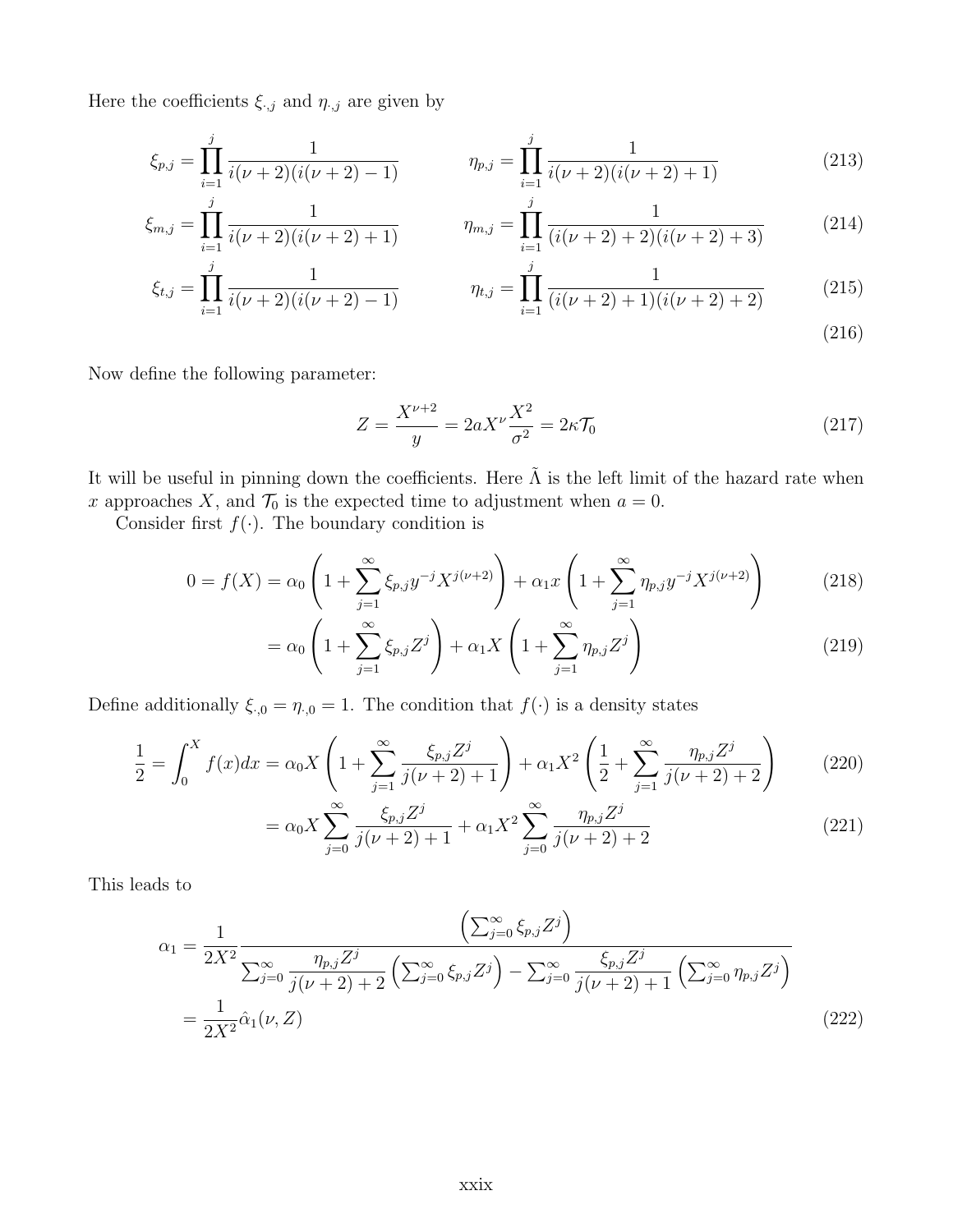Here the coefficients $\xi_{\cdot,j}$ and $\eta_{\cdot,j}$ are given by

$$\xi_{p,j} = \prod_{i=1}^{j} \frac{1}{i(\nu+2)(i(\nu+2)-1)} \qquad \eta_{p,j} = \prod_{i=1}^{j} \frac{1}{i(\nu+2)(i(\nu+2)+1)} \tag{213}$$

$$\xi_{m,j} = \prod_{i=1}^{j} \frac{1}{i(\nu+2)(i(\nu+2)+1)} \qquad \eta_{m,j} = \prod_{i=1}^{j} \frac{1}{(i(\nu+2)+2)(i(\nu+2)+3)} \tag{214}$$

$$\xi_{t,j} = \prod_{i=1}^{j} \frac{1}{i(\nu+2)(i(\nu+2)-1)} \qquad \eta_{t,j} = \prod_{i=1}^{j} \frac{1}{(i(\nu+2)+1)(i(\nu+2)+2)} \tag{215}$$

$$\tag{216}$$

Now define the following parameter:

$$Z = \frac{X^{\nu+2}}{y} = 2aX^{\nu}\frac{X^2}{\sigma^2} = 2\kappa\mathcal{T}_0 \tag{217}$$

It will be useful in pinning down the coefficients. Here $\tilde{\Lambda}$ is the left limit of the hazard rate when $x$ approaches $X$, and $\mathcal{T}_0$ is the expected time to adjustment when $a = 0$.

Consider first $f(\cdot)$. The boundary condition is

$$0 = f(X) = \alpha_0\left(1 + \sum_{j=1}^{\infty} \xi_{p,j} y^{-j} X^{j(\nu+2)}\right) + \alpha_1 x\left(1 + \sum_{j=1}^{\infty} \eta_{p,j} y^{-j} X^{j(\nu+2)}\right) \tag{218}$$

$$= \alpha_0\left(1 + \sum_{j=1}^{\infty} \xi_{p,j} Z^j\right) + \alpha_1 X\left(1 + \sum_{j=1}^{\infty} \eta_{p,j} Z^j\right) \tag{219}$$

Define additionally $\xi_{\cdot,0} = \eta_{\cdot,0} = 1$. The condition that $f(\cdot)$ is a density states

$$\frac{1}{2} = \int_0^X f(x)dx = \alpha_0 X\left(1 + \sum_{j=1}^{\infty} \frac{\xi_{p,j} Z^j}{j(\nu+2)+1}\right) + \alpha_1 X^2\left(\frac{1}{2} + \sum_{j=1}^{\infty} \frac{\eta_{p,j} Z^j}{j(\nu+2)+2}\right) \tag{220}$$

$$= \alpha_0 X \sum_{j=0}^{\infty} \frac{\xi_{p,j} Z^j}{j(\nu+2)+1} + \alpha_1 X^2 \sum_{j=0}^{\infty} \frac{\eta_{p,j} Z^j}{j(\nu+2)+2} \tag{221}$$

This leads to

$$\alpha_1 = \frac{1}{2X^2} \frac{\left(\sum_{j=0}^{\infty} \xi_{p,j} Z^j\right)}{\sum_{j=0}^{\infty} \frac{\eta_{p,j} Z^j}{j(\nu+2)+2}\left(\sum_{j=0}^{\infty} \xi_{p,j} Z^j\right) - \sum_{j=0}^{\infty} \frac{\xi_{p,j} Z^j}{j(\nu+2)+1}\left(\sum_{j=0}^{\infty} \eta_{p,j} Z^j\right)}$$

$$= \frac{1}{2X^2}\hat{\alpha}_1(\nu, Z) \tag{222}$$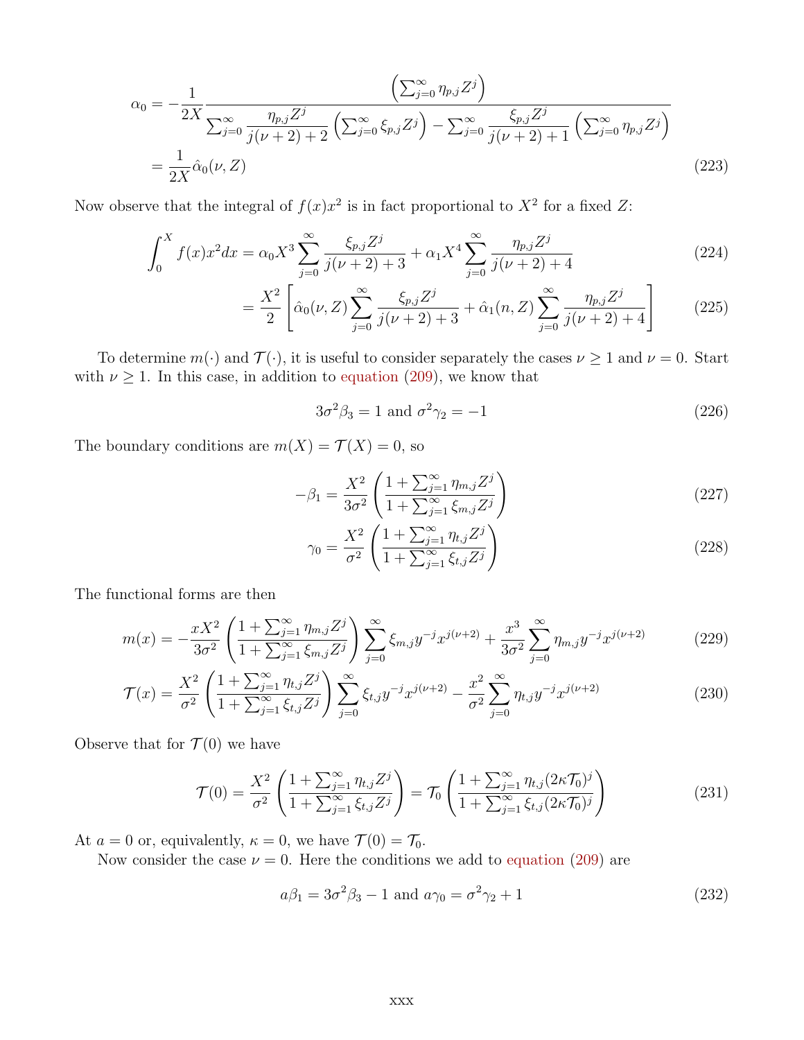$$
\begin{aligned}
\alpha_0 &= -\frac{1}{2X}\frac{\left(\sum_{j=0}^{\infty}\eta_{p,j}Z^j\right)}{\sum_{j=0}^{\infty}\frac{\eta_{p,j}Z^j}{j(\nu+2)+2}\left(\sum_{j=0}^{\infty}\xi_{p,j}Z^j\right)-\sum_{j=0}^{\infty}\frac{\xi_{p,j}Z^j}{j(\nu+2)+1}\left(\sum_{j=0}^{\infty}\eta_{p,j}Z^j\right)} \\
&= \frac{1}{2X}\hat{\alpha}_0(\nu,Z) \qquad (223)
\end{aligned}
$$

Now observe that the integral of $f(x)x^2$ is in fact proportional to $X^2$ for a fixed $Z$:

$$
\int_0^X f(x)x^2 dx = \alpha_0 X^3 \sum_{j=0}^{\infty}\frac{\xi_{p,j}Z^j}{j(\nu+2)+3} + \alpha_1 X^4 \sum_{j=0}^{\infty}\frac{\eta_{p,j}Z^j}{j(\nu+2)+4} \qquad (224)
$$

$$
= \frac{X^2}{2}\left[\hat{\alpha}_0(\nu,Z)\sum_{j=0}^{\infty}\frac{\xi_{p,j}Z^j}{j(\nu+2)+3} + \hat{\alpha}_1(n,Z)\sum_{j=0}^{\infty}\frac{\eta_{p,j}Z^j}{j(\nu+2)+4}\right] \qquad (225)
$$

To determine $m(\cdot)$ and $\mathcal{T}(\cdot)$, it is useful to consider separately the cases $\nu \geq 1$ and $\nu = 0$. Start with $\nu \geq 1$. In this case, in addition to equation (209), we know that

$$
3\sigma^2\beta_3 = 1 \text{ and } \sigma^2\gamma_2 = -1 \qquad (226)
$$

The boundary conditions are $m(X) = \mathcal{T}(X) = 0$, so

$$
-\beta_1 = \frac{X^2}{3\sigma^2}\left(\frac{1+\sum_{j=1}^{\infty}\eta_{m,j}Z^j}{1+\sum_{j=1}^{\infty}\xi_{m,j}Z^j}\right) \qquad (227)
$$

$$
\gamma_0 = \frac{X^2}{\sigma^2}\left(\frac{1+\sum_{j=1}^{\infty}\eta_{t,j}Z^j}{1+\sum_{j=1}^{\infty}\xi_{t,j}Z^j}\right) \qquad (228)
$$

The functional forms are then

$$
m(x) = -\frac{xX^2}{3\sigma^2}\left(\frac{1+\sum_{j=1}^{\infty}\eta_{m,j}Z^j}{1+\sum_{j=1}^{\infty}\xi_{m,j}Z^j}\right)\sum_{j=0}^{\infty}\xi_{m,j}y^{-j}x^{j(\nu+2)} + \frac{x^3}{3\sigma^2}\sum_{j=0}^{\infty}\eta_{m,j}y^{-j}x^{j(\nu+2)} \qquad (229)
$$

$$
\mathcal{T}(x) = \frac{X^2}{\sigma^2}\left(\frac{1+\sum_{j=1}^{\infty}\eta_{t,j}Z^j}{1+\sum_{j=1}^{\infty}\xi_{t,j}Z^j}\right)\sum_{j=0}^{\infty}\xi_{t,j}y^{-j}x^{j(\nu+2)} - \frac{x^2}{\sigma^2}\sum_{j=0}^{\infty}\eta_{t,j}y^{-j}x^{j(\nu+2)} \qquad (230)
$$

Observe that for $\mathcal{T}(0)$ we have

$$
\mathcal{T}(0) = \frac{X^2}{\sigma^2}\left(\frac{1+\sum_{j=1}^{\infty}\eta_{t,j}Z^j}{1+\sum_{j=1}^{\infty}\xi_{t,j}Z^j}\right) = \mathcal{T}_0\left(\frac{1+\sum_{j=1}^{\infty}\eta_{t,j}(2\kappa\mathcal{T}_0)^j}{1+\sum_{j=1}^{\infty}\xi_{t,j}(2\kappa\mathcal{T}_0)^j}\right) \qquad (231)
$$

At $a = 0$ or, equivalently, $\kappa = 0$, we have $\mathcal{T}(0) = \mathcal{T}_0$.

Now consider the case $\nu = 0$. Here the conditions we add to equation (209) are

$$
a\beta_1 = 3\sigma^2\beta_3 - 1 \text{ and } a\gamma_0 = \sigma^2\gamma_2 + 1 \qquad (232)
$$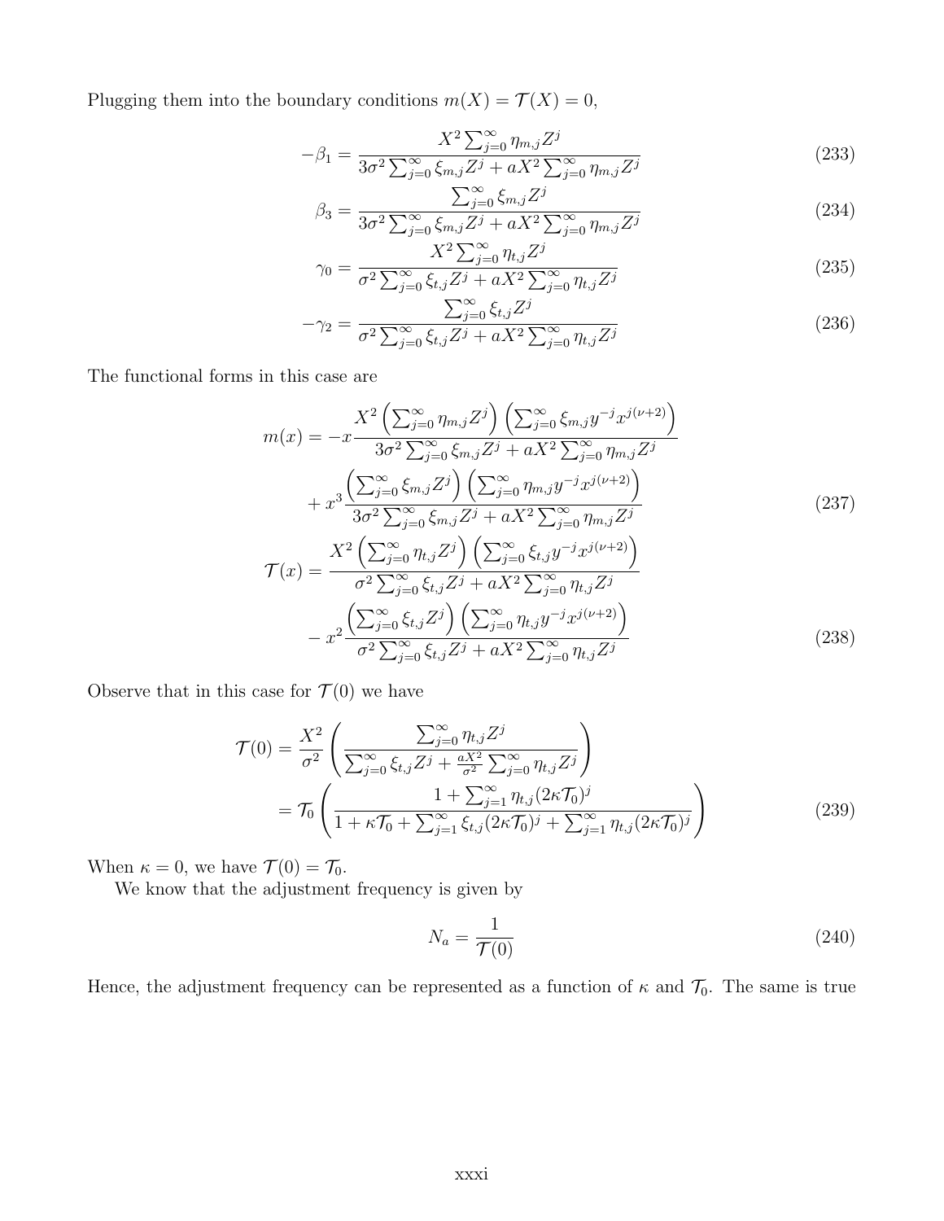Plugging them into the boundary conditions $m(X) = \mathcal{T}(X) = 0$,

$$-\beta_1 = \frac{X^2 \sum_{j=0}^{\infty} \eta_{m,j} Z^j}{3\sigma^2 \sum_{j=0}^{\infty} \xi_{m,j} Z^j + aX^2 \sum_{j=0}^{\infty} \eta_{m,j} Z^j} \tag{233}$$

$$\beta_3 = \frac{\sum_{j=0}^{\infty} \xi_{m,j} Z^j}{3\sigma^2 \sum_{j=0}^{\infty} \xi_{m,j} Z^j + aX^2 \sum_{j=0}^{\infty} \eta_{m,j} Z^j} \tag{234}$$

$$\gamma_0 = \frac{X^2 \sum_{j=0}^{\infty} \eta_{t,j} Z^j}{\sigma^2 \sum_{j=0}^{\infty} \xi_{t,j} Z^j + aX^2 \sum_{j=0}^{\infty} \eta_{t,j} Z^j} \tag{235}$$

$$-\gamma_2 = \frac{\sum_{j=0}^{\infty} \xi_{t,j} Z^j}{\sigma^2 \sum_{j=0}^{\infty} \xi_{t,j} Z^j + aX^2 \sum_{j=0}^{\infty} \eta_{t,j} Z^j} \tag{236}$$

The functional forms in this case are

$$\begin{aligned} m(x) = &-x \frac{X^2 \left(\sum_{j=0}^{\infty} \eta_{m,j} Z^j\right) \left(\sum_{j=0}^{\infty} \xi_{m,j} y^{-j} x^{j(\nu+2)}\right)}{3\sigma^2 \sum_{j=0}^{\infty} \xi_{m,j} Z^j + aX^2 \sum_{j=0}^{\infty} \eta_{m,j} Z^j} \\ &+ x^3 \frac{\left(\sum_{j=0}^{\infty} \xi_{m,j} Z^j\right) \left(\sum_{j=0}^{\infty} \eta_{m,j} y^{-j} x^{j(\nu+2)}\right)}{3\sigma^2 \sum_{j=0}^{\infty} \xi_{m,j} Z^j + aX^2 \sum_{j=0}^{\infty} \eta_{m,j} Z^j} \end{aligned} \tag{237}$$

$$\begin{aligned} \mathcal{T}(x) = &\frac{X^2 \left(\sum_{j=0}^{\infty} \eta_{t,j} Z^j\right) \left(\sum_{j=0}^{\infty} \xi_{t,j} y^{-j} x^{j(\nu+2)}\right)}{\sigma^2 \sum_{j=0}^{\infty} \xi_{t,j} Z^j + aX^2 \sum_{j=0}^{\infty} \eta_{t,j} Z^j} \\ &- x^2 \frac{\left(\sum_{j=0}^{\infty} \xi_{t,j} Z^j\right) \left(\sum_{j=0}^{\infty} \eta_{t,j} y^{-j} x^{j(\nu+2)}\right)}{\sigma^2 \sum_{j=0}^{\infty} \xi_{t,j} Z^j + aX^2 \sum_{j=0}^{\infty} \eta_{t,j} Z^j} \end{aligned} \tag{238}$$

Observe that in this case for $\mathcal{T}(0)$ we have

$$\begin{aligned} \mathcal{T}(0) &= \frac{X^2}{\sigma^2} \left( \frac{\sum_{j=0}^{\infty} \eta_{t,j} Z^j}{\sum_{j=0}^{\infty} \xi_{t,j} Z^j + \frac{aX^2}{\sigma^2} \sum_{j=0}^{\infty} \eta_{t,j} Z^j} \right) \\ &= \mathcal{T}_0 \left( \frac{1 + \sum_{j=1}^{\infty} \eta_{t,j} (2\kappa \mathcal{T}_0)^j}{1 + \kappa \mathcal{T}_0 + \sum_{j=1}^{\infty} \xi_{t,j} (2\kappa \mathcal{T}_0)^j + \sum_{j=1}^{\infty} \eta_{t,j} (2\kappa \mathcal{T}_0)^j} \right) \end{aligned} \tag{239}$$

When $\kappa = 0$, we have $\mathcal{T}(0) = \mathcal{T}_0$.

We know that the adjustment frequency is given by

$$N_a = \frac{1}{\mathcal{T}(0)} \tag{240}$$

Hence, the adjustment frequency can be represented as a function of $\kappa$ and $\mathcal{T}_0$. The same is true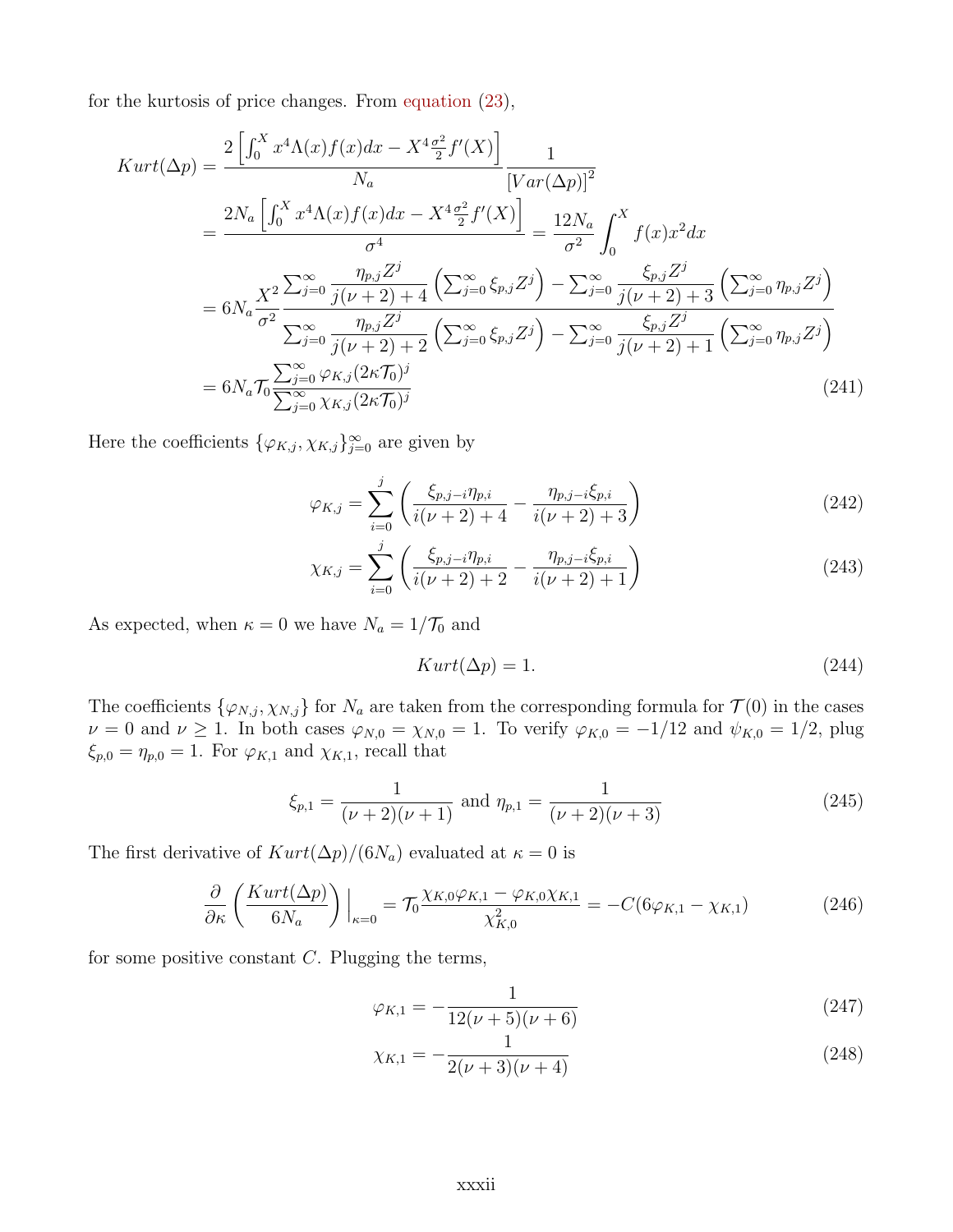for the kurtosis of price changes. From equation (23),

$$
\begin{aligned}
Kurt(\Delta p) &= \frac{2\left[\int_0^X x^4 \Lambda(x) f(x)dx - X^4 \frac{\sigma^2}{2} f'(X)\right]}{N_a} \frac{1}{\left[Var(\Delta p)\right]^2} \\
&= \frac{2N_a\left[\int_0^X x^4 \Lambda(x) f(x)dx - X^4 \frac{\sigma^2}{2} f'(X)\right]}{\sigma^4} = \frac{12N_a}{\sigma^2}\int_0^X f(x)x^2dx \\
&= 6N_a \frac{X^2}{\sigma^2} \frac{\sum_{j=0}^{\infty} \frac{\eta_{p,j}Z^j}{j(\nu+2)+4}\left(\sum_{j=0}^{\infty}\xi_{p,j}Z^j\right) - \sum_{j=0}^{\infty}\frac{\xi_{p,j}Z^j}{j(\nu+2)+3}\left(\sum_{j=0}^{\infty}\eta_{p,j}Z^j\right)}{\sum_{j=0}^{\infty} \frac{\eta_{p,j}Z^j}{j(\nu+2)+2}\left(\sum_{j=0}^{\infty}\xi_{p,j}Z^j\right) - \sum_{j=0}^{\infty}\frac{\xi_{p,j}Z^j}{j(\nu+2)+1}\left(\sum_{j=0}^{\infty}\eta_{p,j}Z^j\right)} \\
&= 6N_a \mathcal{T}_0 \frac{\sum_{j=0}^{\infty}\varphi_{K,j}(2\kappa\mathcal{T}_0)^j}{\sum_{j=0}^{\infty}\chi_{K,j}(2\kappa\mathcal{T}_0)^j} \qquad (241)
\end{aligned}
$$

Here the coefficients $\{\varphi_{K,j},\chi_{K,j}\}_{j=0}^{\infty}$ are given by

$$
\varphi_{K,j} = \sum_{i=0}^{j}\left(\frac{\xi_{p,j-i}\eta_{p,i}}{i(\nu+2)+4} - \frac{\eta_{p,j-i}\xi_{p,i}}{i(\nu+2)+3}\right) \qquad (242)
$$

$$
\chi_{K,j} = \sum_{i=0}^{j}\left(\frac{\xi_{p,j-i}\eta_{p,i}}{i(\nu+2)+2} - \frac{\eta_{p,j-i}\xi_{p,i}}{i(\nu+2)+1}\right) \qquad (243)
$$

As expected, when $\kappa = 0$ we have $N_a = 1/\mathcal{T}_0$ and

$$
Kurt(\Delta p) = 1. \qquad (244)
$$

The coefficients $\{\varphi_{N,j},\chi_{N,j}\}$ for $N_a$ are taken from the corresponding formula for $\mathcal{T}(0)$ in the cases $\nu = 0$ and $\nu \geq 1$. In both cases $\varphi_{N,0} = \chi_{N,0} = 1$. To verify $\varphi_{K,0} = -1/12$ and $\psi_{K,0} = 1/2$, plug $\xi_{p,0} = \eta_{p,0} = 1$. For $\varphi_{K,1}$ and $\chi_{K,1}$, recall that

$$
\xi_{p,1} = \frac{1}{(\nu+2)(\nu+1)} \text{ and } \eta_{p,1} = \frac{1}{(\nu+2)(\nu+3)} \qquad (245)
$$

The first derivative of $Kurt(\Delta p)/(6N_a)$ evaluated at $\kappa = 0$ is

$$
\frac{\partial}{\partial\kappa}\left(\frac{Kurt(\Delta p)}{6N_a}\right)\Big|_{\kappa=0} = \mathcal{T}_0\frac{\chi_{K,0}\varphi_{K,1} - \varphi_{K,0}\chi_{K,1}}{\chi_{K,0}^2} = -C(6\varphi_{K,1} - \chi_{K,1}) \qquad (246)
$$

for some positive constant $C$. Plugging the terms,

$$
\varphi_{K,1} = -\frac{1}{12(\nu+5)(\nu+6)} \qquad (247)
$$

$$
\chi_{K,1} = -\frac{1}{2(\nu+3)(\nu+4)} \qquad (248)
$$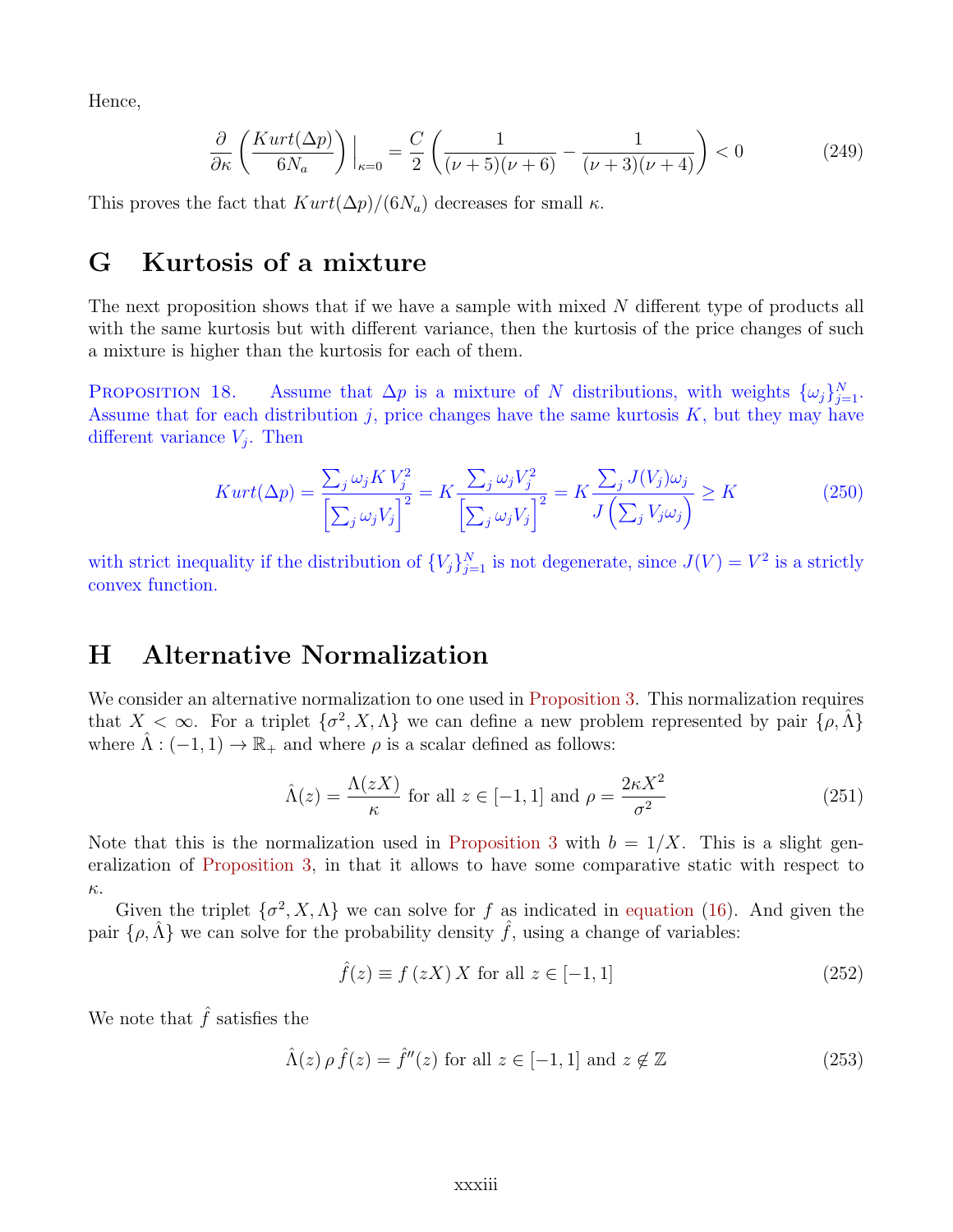Hence,

$$\frac{\partial}{\partial \kappa}\left(\frac{Kurt(\Delta p)}{6N_a}\right)\Big|_{\kappa=0} = \frac{C}{2}\left(\frac{1}{(\nu+5)(\nu+6)} - \frac{1}{(\nu+3)(\nu+4)}\right) < 0 \tag{249}$$

This proves the fact that $Kurt(\Delta p)/(6N_a)$ decreases for small $\kappa$.

## G Kurtosis of a mixture

The next proposition shows that if we have a sample with mixed $N$ different type of products all with the same kurtosis but with different variance, then the kurtosis of the price changes of such a mixture is higher than the kurtosis for each of them.

Proposition 18. Assume that $\Delta p$ is a mixture of $N$ distributions, with weights $\{\omega_j\}_{j=1}^N$. Assume that for each distribution $j$, price changes have the same kurtosis $K$, but they may have different variance $V_j$. Then

$$Kurt(\Delta p) = \frac{\sum_j \omega_j K\, V_j^2}{\left[\sum_j \omega_j V_j\right]^2} = K\,\frac{\sum_j \omega_j V_j^2}{\left[\sum_j \omega_j V_j\right]^2} = K\,\frac{\sum_j J(V_j)\omega_j}{J\left(\sum_j V_j \omega_j\right)} \geq K \tag{250}$$

with strict inequality if the distribution of $\{V_j\}_{j=1}^N$ is not degenerate, since $J(V) = V^2$ is a strictly convex function.

## H Alternative Normalization

We consider an alternative normalization to one used in Proposition 3. This normalization requires that $X < \infty$. For a triplet $\{\sigma^2, X, \Lambda\}$ we can define a new problem represented by pair $\{\rho, \hat{\Lambda}\}$ where $\hat{\Lambda} : (-1,1) \to \mathbb{R}_+$ and where $\rho$ is a scalar defined as follows:

$$\hat{\Lambda}(z) = \frac{\Lambda(zX)}{\kappa} \text{ for all } z \in [-1,1] \text{ and } \rho = \frac{2\kappa X^2}{\sigma^2} \tag{251}$$

Note that this is the normalization used in Proposition 3 with $b = 1/X$. This is a slight generalization of Proposition 3, in that it allows to have some comparative static with respect to $\kappa$.

Given the triplet $\{\sigma^2, X, \Lambda\}$ we can solve for $f$ as indicated in equation (16). And given the pair $\{\rho, \hat{\Lambda}\}$ we can solve for the probability density $\hat{f}$, using a change of variables:

$$\hat{f}(z) \equiv f(zX)\, X \text{ for all } z \in [-1,1] \tag{252}$$

We note that $\hat{f}$ satisfies the

$$\hat{\Lambda}(z)\, \rho\, \hat{f}(z) = \hat{f}''(z) \text{ for all } z \in [-1,1] \text{ and } z \notin \mathbb{Z} \tag{253}$$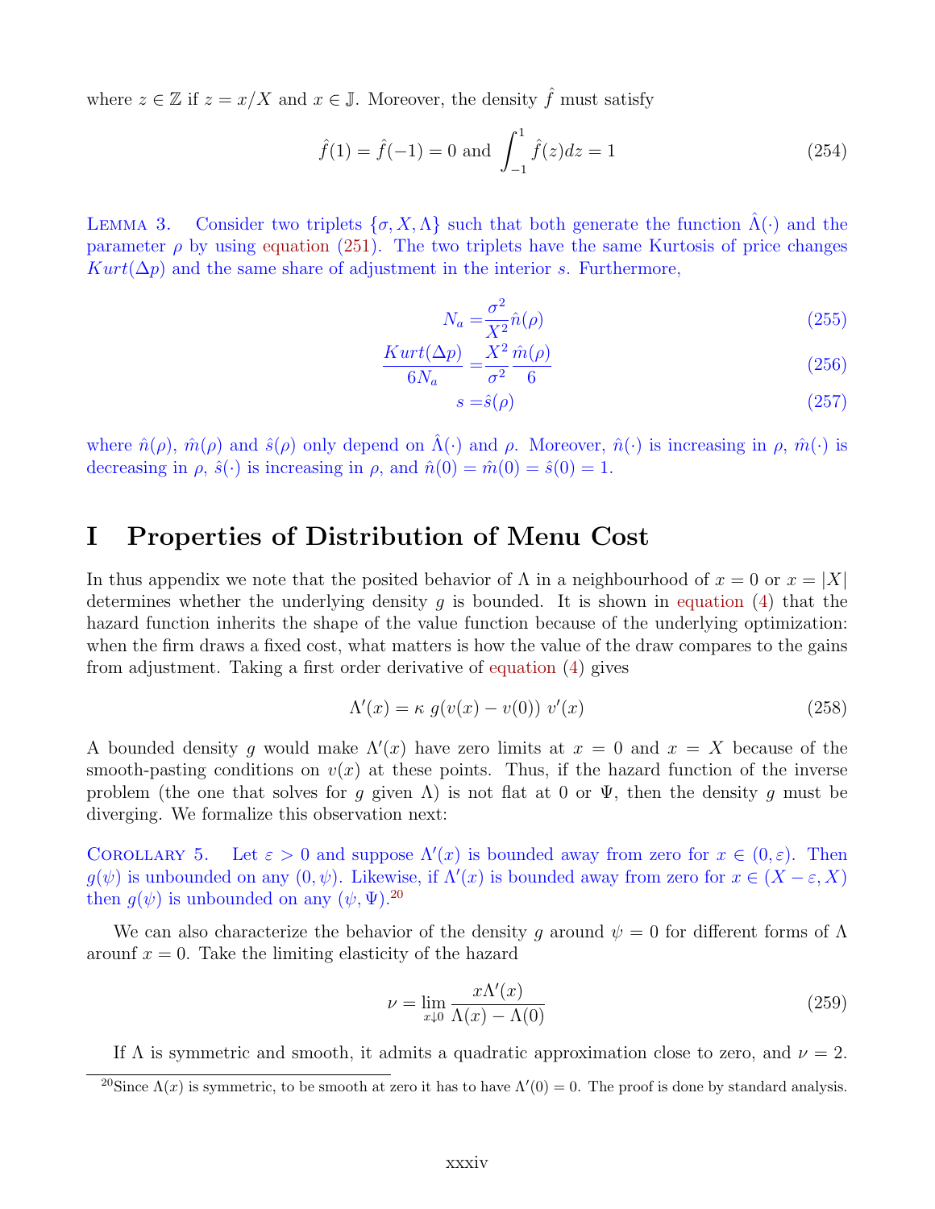where $z \in \mathbb{Z}$ if $z = x/X$ and $x \in \mathbb{J}$. Moreover, the density $\hat{f}$ must satisfy

$$\hat{f}(1) = \hat{f}(-1) = 0 \text{ and } \int_{-1}^{1} \hat{f}(z)dz = 1 \tag{254}$$

Lemma 3. Consider two triplets $\{\sigma, X, \Lambda\}$ such that both generate the function $\hat{\Lambda}(\cdot)$ and the parameter $\rho$ by using equation (251). The two triplets have the same Kurtosis of price changes $Kurt(\Delta p)$ and the same share of adjustment in the interior $s$. Furthermore,

$$N_a = \frac{\sigma^2}{X^2}\hat{n}(\rho) \tag{255}$$

$$\frac{Kurt(\Delta p)}{6N_a} = \frac{X^2}{\sigma^2}\frac{\hat{m}(\rho)}{6} \tag{256}$$

$$s = \hat{s}(\rho) \tag{257}$$

where $\hat{n}(\rho)$, $\hat{m}(\rho)$ and $\hat{s}(\rho)$ only depend on $\hat{\Lambda}(\cdot)$ and $\rho$. Moreover, $\hat{n}(\cdot)$ is increasing in $\rho$, $\hat{m}(\cdot)$ is decreasing in $\rho$, $\hat{s}(\cdot)$ is increasing in $\rho$, and $\hat{n}(0) = \hat{m}(0) = \hat{s}(0) = 1$.

# I Properties of Distribution of Menu Cost

In thus appendix we note that the posited behavior of $\Lambda$ in a neighbourhood of $x = 0$ or $x = |X|$ determines whether the underlying density $g$ is bounded. It is shown in equation (4) that the hazard function inherits the shape of the value function because of the underlying optimization: when the firm draws a fixed cost, what matters is how the value of the draw compares to the gains from adjustment. Taking a first order derivative of equation (4) gives

$$\Lambda'(x) = \kappa \; g(v(x) - v(0)) \; v'(x) \tag{258}$$

A bounded density $g$ would make $\Lambda'(x)$ have zero limits at $x = 0$ and $x = X$ because of the smooth-pasting conditions on $v(x)$ at these points. Thus, if the hazard function of the inverse problem (the one that solves for $g$ given $\Lambda$) is not flat at 0 or $\Psi$, then the density $g$ must be diverging. We formalize this observation next:

Corollary 5. Let $\varepsilon > 0$ and suppose $\Lambda'(x)$ is bounded away from zero for $x \in (0, \varepsilon)$. Then $g(\psi)$ is unbounded on any $(0, \psi)$. Likewise, if $\Lambda'(x)$ is bounded away from zero for $x \in (X - \varepsilon, X)$ then $g(\psi)$ is unbounded on any $(\psi, \Psi)$.[20]

We can also characterize the behavior of the density $g$ around $\psi = 0$ for different forms of $\Lambda$ arounf $x = 0$. Take the limiting elasticity of the hazard

$$\nu = \lim_{x \downarrow 0} \frac{x\Lambda'(x)}{\Lambda(x) - \Lambda(0)} \tag{259}$$

If $\Lambda$ is symmetric and smooth, it admits a quadratic approximation close to zero, and $\nu = 2$.

[20] Since $\Lambda(x)$ is symmetric, to be smooth at zero it has to have $\Lambda'(0) = 0$. The proof is done by standard analysis.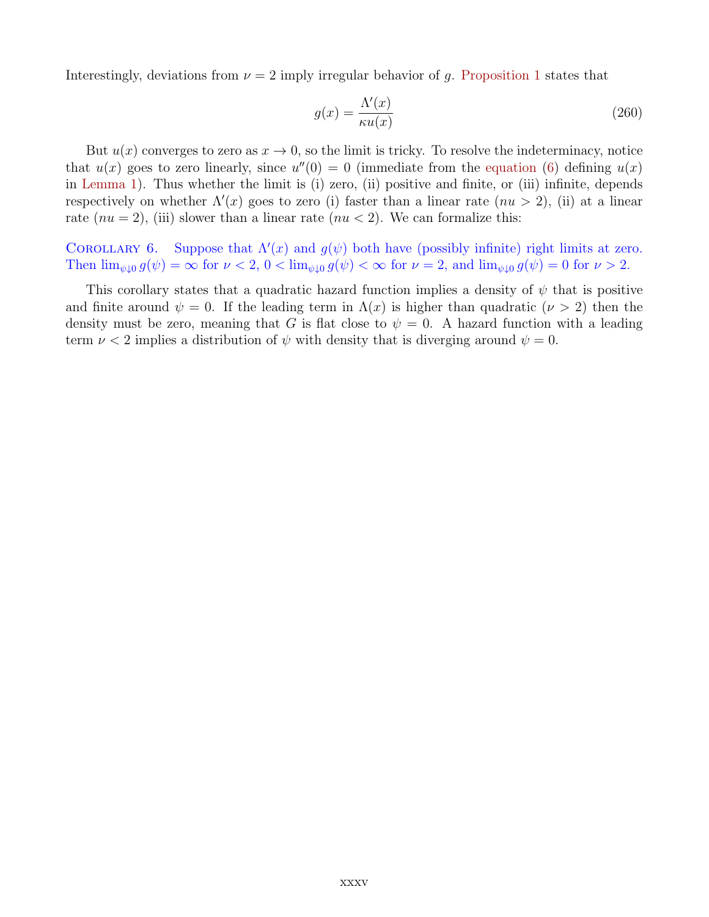Interestingly, deviations from $\nu = 2$ imply irregular behavior of $g$. Proposition 1 states that

$$g(x) = \frac{\Lambda'(x)}{\kappa u(x)} \tag{260}$$

But $u(x)$ converges to zero as $x \to 0$, so the limit is tricky. To resolve the indeterminacy, notice that $u(x)$ goes to zero linearly, since $u''(0) = 0$ (immediate from the equation (6) defining $u(x)$ in Lemma 1). Thus whether the limit is (i) zero, (ii) positive and finite, or (iii) infinite, depends respectively on whether $\Lambda'(x)$ goes to zero (i) faster than a linear rate ($nu > 2$), (ii) at a linear rate ($nu = 2$), (iii) slower than a linear rate ($nu < 2$). We can formalize this:

**Corollary 6.** *Suppose that $\Lambda'(x)$ and $g(\psi)$ both have (possibly infinite) right limits at zero. Then $\lim_{\psi \downarrow 0} g(\psi) = \infty$ for $\nu < 2$, $0 < \lim_{\psi \downarrow 0} g(\psi) < \infty$ for $\nu = 2$, and $\lim_{\psi \downarrow 0} g(\psi) = 0$ for $\nu > 2$.*

This corollary states that a quadratic hazard function implies a density of $\psi$ that is positive and finite around $\psi = 0$. If the leading term in $\Lambda(x)$ is higher than quadratic ($\nu > 2$) then the density must be zero, meaning that $G$ is flat close to $\psi = 0$. A hazard function with a leading term $\nu < 2$ implies a distribution of $\psi$ with density that is diverging around $\psi = 0$.